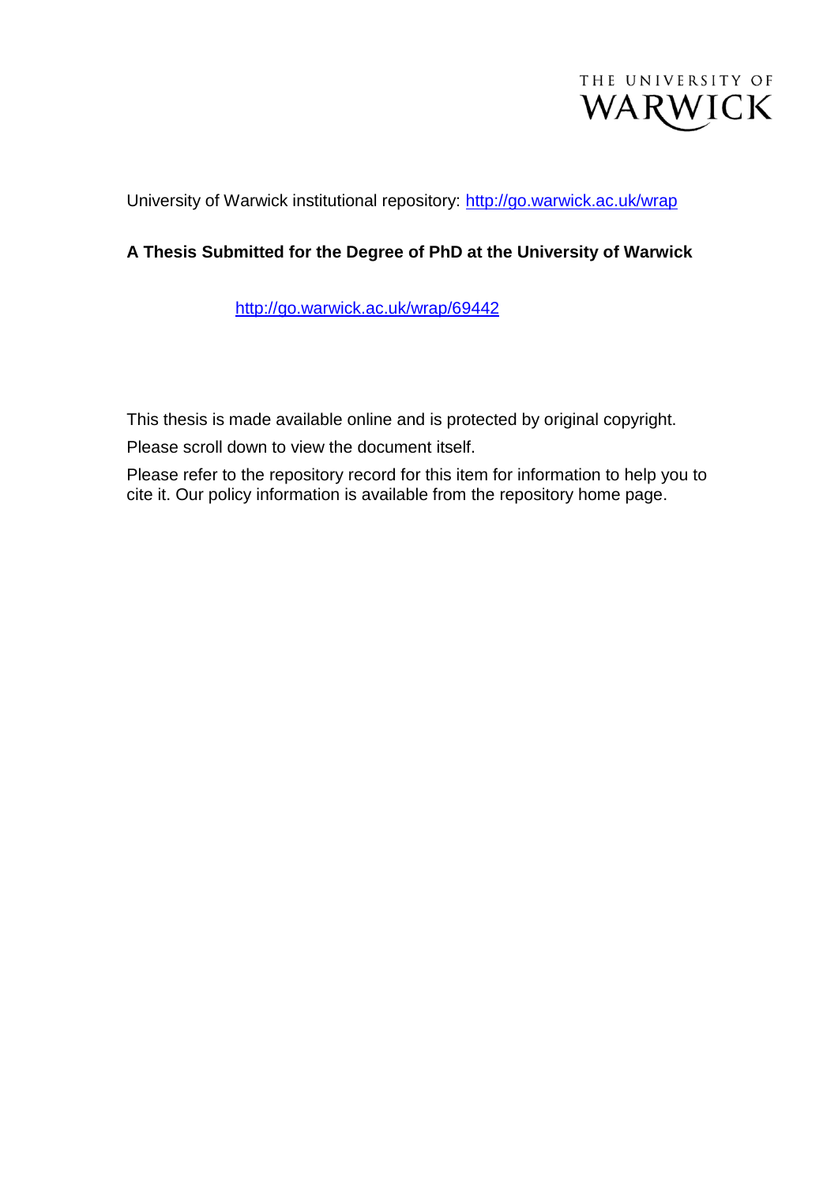THE UNIVERSITY OF WARWICK

University of Warwick institutional repository: http://go.warwick.ac.uk/wrap

**A Thesis Submitted for the Degree of PhD at the University of Warwick**

http://go.warwick.ac.uk/wrap/69442

This thesis is made available online and is protected by original copyright.

Please scroll down to view the document itself.

Please refer to the repository record for this item for information to help you to cite it. Our policy information is available from the repository home page.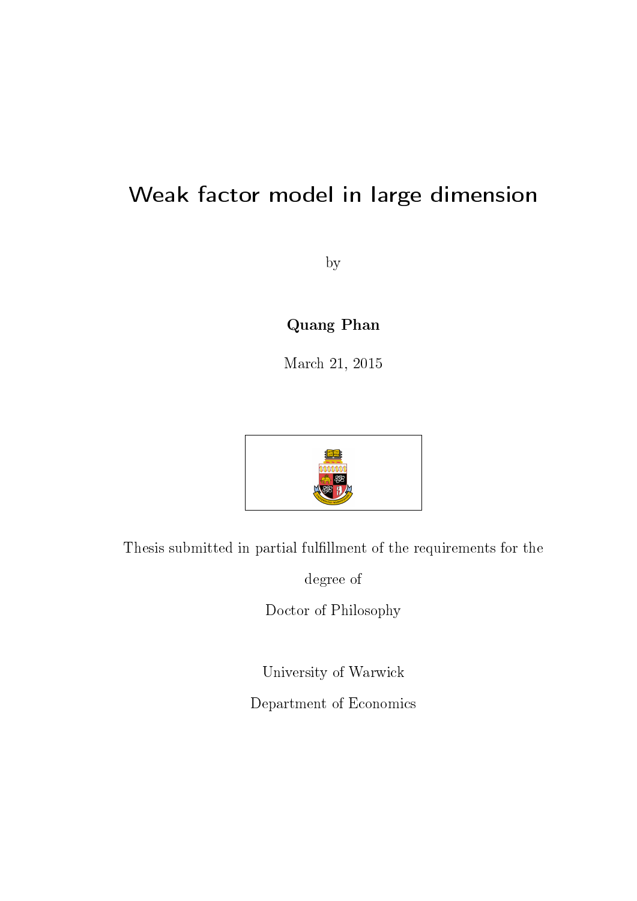# Weak factor model in large dimension

by

**Quang Phan**

March 21, 2015

Thesis submitted in partial fulfillment of the requirements for the degree of

Doctor of Philosophy

University of Warwick

Department of Economics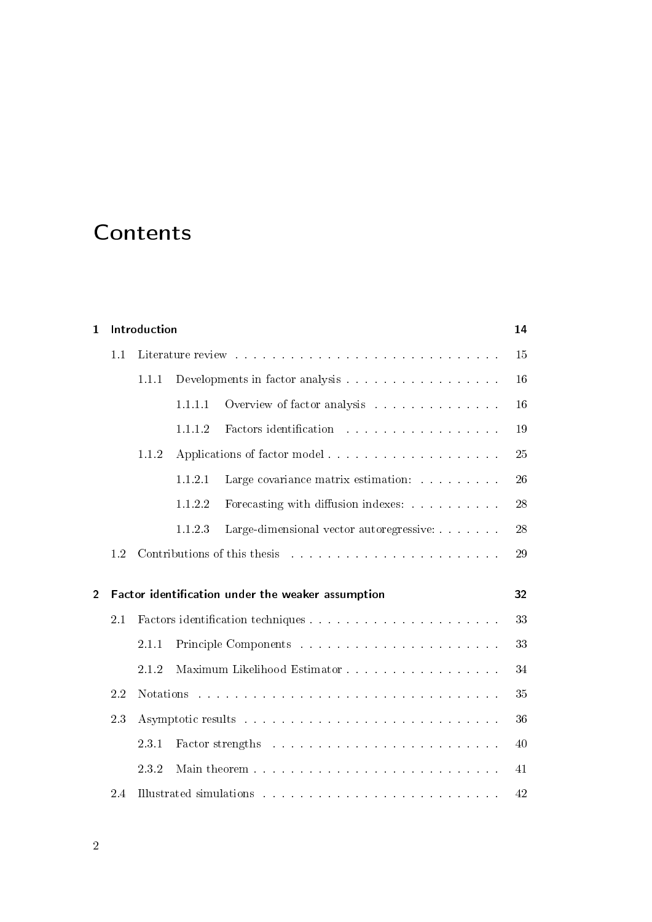# Contents

- **1 Introduction** — 14
  - 1.1 Literature review — 15
    - 1.1.1 Developments in factor analysis — 16
      - 1.1.1.1 Overview of factor analysis — 16
      - 1.1.1.2 Factors identification — 19
    - 1.1.2 Applications of factor model — 25
      - 1.1.2.1 Large covariance matrix estimation: — 26
      - 1.1.2.2 Forecasting with diffusion indexes: — 28
      - 1.1.2.3 Large-dimensional vector autoregressive: — 28
  - 1.2 Contributions of this thesis — 29
- **2 Factor identification under the weaker assumption** — 32
  - 2.1 Factors identification techniques — 33
    - 2.1.1 Principle Components — 33
    - 2.1.2 Maximum Likelihood Estimator — 34
  - 2.2 Notations — 35
  - 2.3 Asymptotic results — 36
    - 2.3.1 Factor strengths — 40
    - 2.3.2 Main theorem — 41
  - 2.4 Illustrated simulations — 42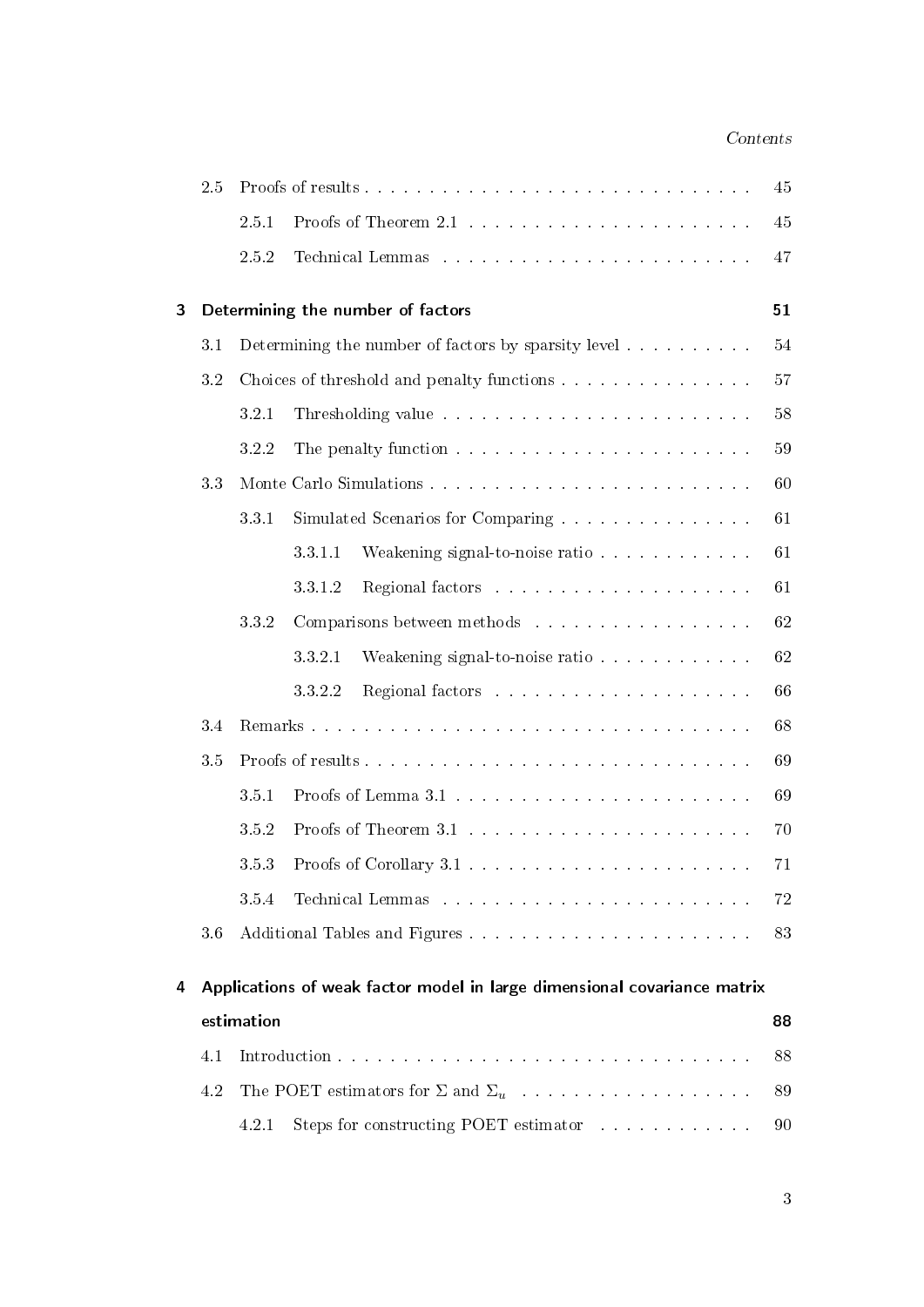- 2.5 Proofs of results . . . . . . . . . . 45
  - 2.5.1 Proofs of Theorem 2.1 . . . . . . . . . . 45
  - 2.5.2 Technical Lemmas . . . . . . . . . . 47

**3 Determining the number of factors** **51**

- 3.1 Determining the number of factors by sparsity level . . . . . . . . . . 54
- 3.2 Choices of threshold and penalty functions . . . . . . . . . . 57
  - 3.2.1 Thresholding value . . . . . . . . . . 58
  - 3.2.2 The penalty function . . . . . . . . . . 59
- 3.3 Monte Carlo Simulations . . . . . . . . . . 60
  - 3.3.1 Simulated Scenarios for Comparing . . . . . . . . . . 61
    - 3.3.1.1 Weakening signal-to-noise ratio . . . . . . . . . . 61
    - 3.3.1.2 Regional factors . . . . . . . . . . 61
  - 3.3.2 Comparisons between methods . . . . . . . . . . 62
    - 3.3.2.1 Weakening signal-to-noise ratio . . . . . . . . . . 62
    - 3.3.2.2 Regional factors . . . . . . . . . . 66
- 3.4 Remarks . . . . . . . . . . 68
- 3.5 Proofs of results . . . . . . . . . . 69
  - 3.5.1 Proofs of Lemma 3.1 . . . . . . . . . . 69
  - 3.5.2 Proofs of Theorem 3.1 . . . . . . . . . . 70
  - 3.5.3 Proofs of Corollary 3.1 . . . . . . . . . . 71
  - 3.5.4 Technical Lemmas . . . . . . . . . . 72
- 3.6 Additional Tables and Figures . . . . . . . . . . 83

**4 Applications of weak factor model in large dimensional covariance matrix estimation** **88**

- 4.1 Introduction . . . . . . . . . . 88
- 4.2 The POET estimators for $\Sigma$ and $\Sigma_u$ . . . . . . . . . . 89
  - 4.2.1 Steps for constructing POET estimator . . . . . . . . . . 90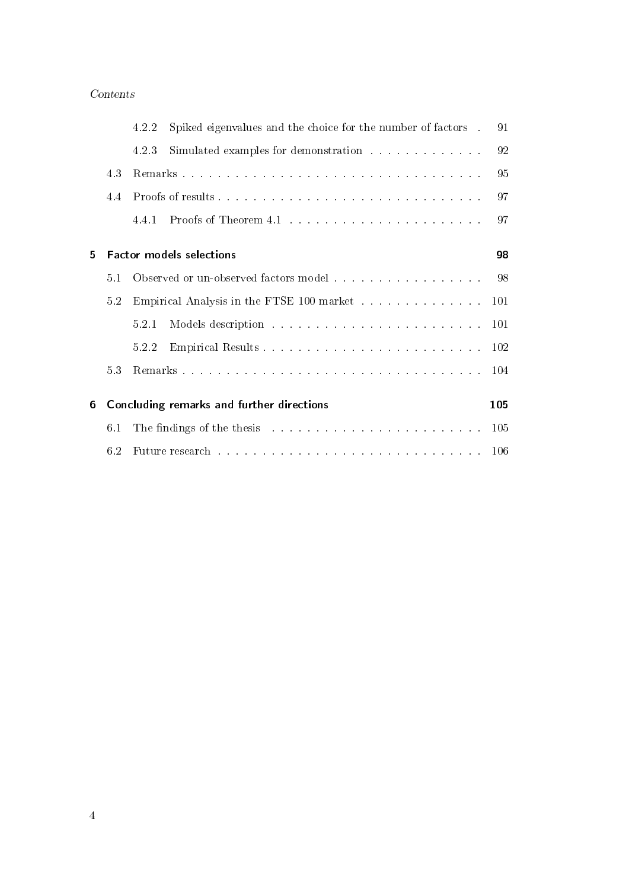4.2.2 Spiked eigenvalues and the choice for the number of factors . 91

4.2.3 Simulated examples for demonstration . . . . . . . . . . . . . 92

4.3 Remarks . . . . . . . . . . . . . . . . . . . . . . . . . . . . . . . . . 95

4.4 Proofs of results . . . . . . . . . . . . . . . . . . . . . . . . . . . . . 97

4.4.1 Proofs of Theorem 4.1 . . . . . . . . . . . . . . . . . . . . . . 97

**5 Factor models selections 98**

5.1 Observed or un-observed factors model . . . . . . . . . . . . . . . . . 98

5.2 Empirical Analysis in the FTSE 100 market . . . . . . . . . . . . . . 101

5.2.1 Models description . . . . . . . . . . . . . . . . . . . . . . . . 101

5.2.2 Empirical Results . . . . . . . . . . . . . . . . . . . . . . . . . 102

5.3 Remarks . . . . . . . . . . . . . . . . . . . . . . . . . . . . . . . . . 104

**6 Concluding remarks and further directions 105**

6.1 The findings of the thesis . . . . . . . . . . . . . . . . . . . . . . . . 105

6.2 Future research . . . . . . . . . . . . . . . . . . . . . . . . . . . . . . 106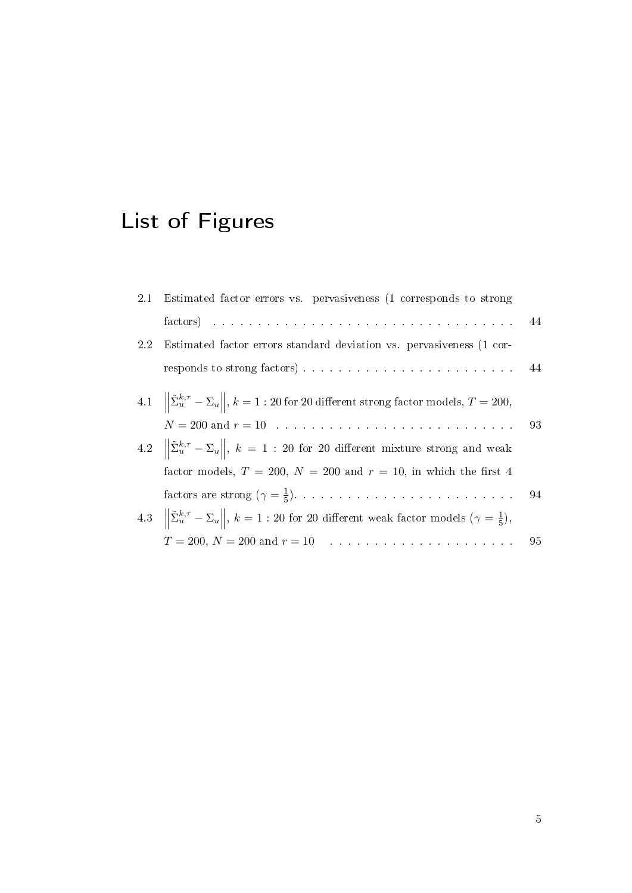# List of Figures

2.1 Estimated factor errors vs. pervasiveness (1 corresponds to strong factors) . . . . . . . . . . . . . . . . . . . . . . . . . . . . . . . . . . 44

2.2 Estimated factor errors standard deviation vs. pervasiveness (1 corresponds to strong factors) . . . . . . . . . . . . . . . . . . . . . . . . 44

4.1 $\left\|\tilde{\Sigma}_u^{k,\tau} - \Sigma_u\right\|$, $k = 1:20$ for 20 different strong factor models, $T = 200$, $N = 200$ and $r = 10$ . . . . . . . . . . . . . . . . . . . . . . . . . . 93

4.2 $\left\|\tilde{\Sigma}_u^{k,\tau} - \Sigma_u\right\|$, $k = 1:20$ for 20 different mixture strong and weak factor models, $T = 200$, $N = 200$ and $r = 10$, in which the first 4 factors are strong ($\gamma = \frac{1}{5}$). . . . . . . . . . . . . . . . . . . . . . . . . . 94

4.3 $\left\|\tilde{\Sigma}_u^{k,\tau} - \Sigma_u\right\|$, $k = 1:20$ for 20 different weak factor models ($\gamma = \frac{1}{5}$), $T = 200$, $N = 200$ and $r = 10$ . . . . . . . . . . . . . . . . . . . . . 95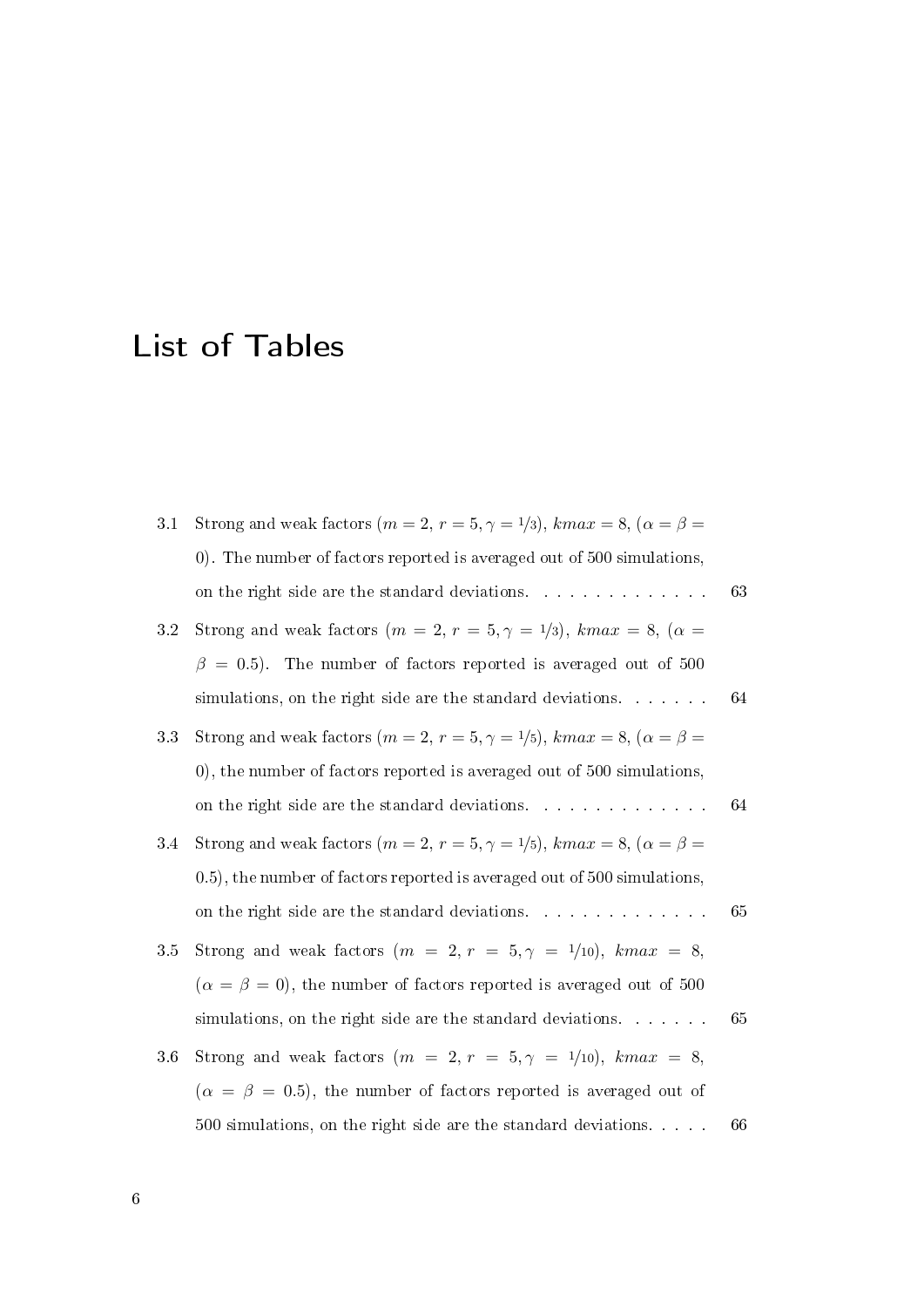# List of Tables

3.1 Strong and weak factors ($m = 2$, $r = 5, \gamma = 1/3$), $kmax = 8$, ($\alpha = \beta = 0$). The number of factors reported is averaged out of 500 simulations, on the right side are the standard deviations. . . . . . . . . . . . . . 63

3.2 Strong and weak factors ($m = 2$, $r = 5, \gamma = 1/3$), $kmax = 8$, ($\alpha = \beta = 0.5$). The number of factors reported is averaged out of 500 simulations, on the right side are the standard deviations. . . . . . . 64

3.3 Strong and weak factors ($m = 2$, $r = 5, \gamma = 1/5$), $kmax = 8$, ($\alpha = \beta = 0$), the number of factors reported is averaged out of 500 simulations, on the right side are the standard deviations. . . . . . . . . . . . . . 64

3.4 Strong and weak factors ($m = 2$, $r = 5, \gamma = 1/5$), $kmax = 8$, ($\alpha = \beta = 0.5$), the number of factors reported is averaged out of 500 simulations, on the right side are the standard deviations. . . . . . . . . . . . . . 65

3.5 Strong and weak factors ($m = 2, r = 5, \gamma = 1/10$), $kmax = 8$, ($\alpha = \beta = 0$), the number of factors reported is averaged out of 500 simulations, on the right side are the standard deviations. . . . . . . 65

3.6 Strong and weak factors ($m = 2, r = 5, \gamma = 1/10$), $kmax = 8$, ($\alpha = \beta = 0.5$), the number of factors reported is averaged out of 500 simulations, on the right side are the standard deviations. . . . . 66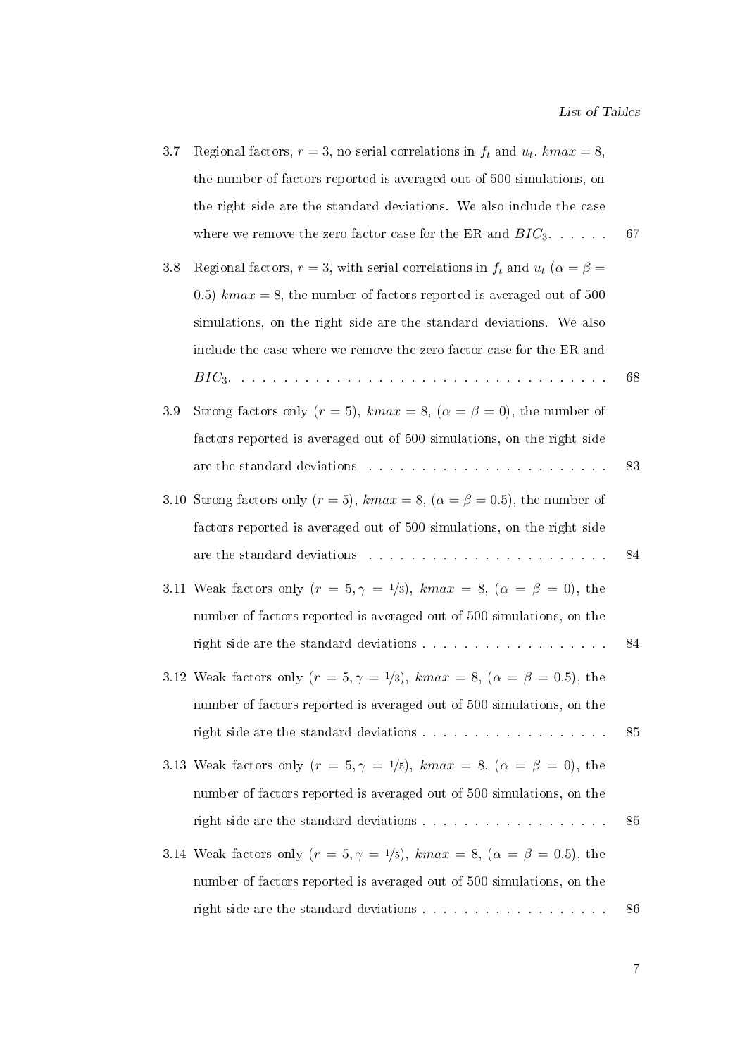3.7 Regional factors, $r = 3$, no serial correlations in $f_t$ and $u_t$, $kmax = 8$, the number of factors reported is averaged out of 500 simulations, on the right side are the standard deviations. We also include the case where we remove the zero factor case for the ER and $BIC_3$. . . . . . 67

3.8 Regional factors, $r = 3$, with serial correlations in $f_t$ and $u_t$ ($\alpha = \beta = 0.5$) $kmax = 8$, the number of factors reported is averaged out of 500 simulations, on the right side are the standard deviations. We also include the case where we remove the zero factor case for the ER and $BIC_3$. . . . . . . . . . . . . . . . . . . . . . . . . . . . . . . . . . 68

3.9 Strong factors only ($r = 5$), $kmax = 8$, ($\alpha = \beta = 0$), the number of factors reported is averaged out of 500 simulations, on the right side are the standard deviations . . . . . . . . . . . . . . . . . . . . . . 83

3.10 Strong factors only ($r = 5$), $kmax = 8$, ($\alpha = \beta = 0.5$), the number of factors reported is averaged out of 500 simulations, on the right side are the standard deviations . . . . . . . . . . . . . . . . . . . . . . 84

3.11 Weak factors only ($r = 5, \gamma = 1/3$), $kmax = 8$, ($\alpha = \beta = 0$), the number of factors reported is averaged out of 500 simulations, on the right side are the standard deviations . . . . . . . . . . . . . . . . . . 84

3.12 Weak factors only ($r = 5, \gamma = 1/3$), $kmax = 8$, ($\alpha = \beta = 0.5$), the number of factors reported is averaged out of 500 simulations, on the right side are the standard deviations . . . . . . . . . . . . . . . . . . 85

3.13 Weak factors only ($r = 5, \gamma = 1/5$), $kmax = 8$, ($\alpha = \beta = 0$), the number of factors reported is averaged out of 500 simulations, on the right side are the standard deviations . . . . . . . . . . . . . . . . . . 85

3.14 Weak factors only ($r = 5, \gamma = 1/5$), $kmax = 8$, ($\alpha = \beta = 0.5$), the number of factors reported is averaged out of 500 simulations, on the right side are the standard deviations . . . . . . . . . . . . . . . . . . 86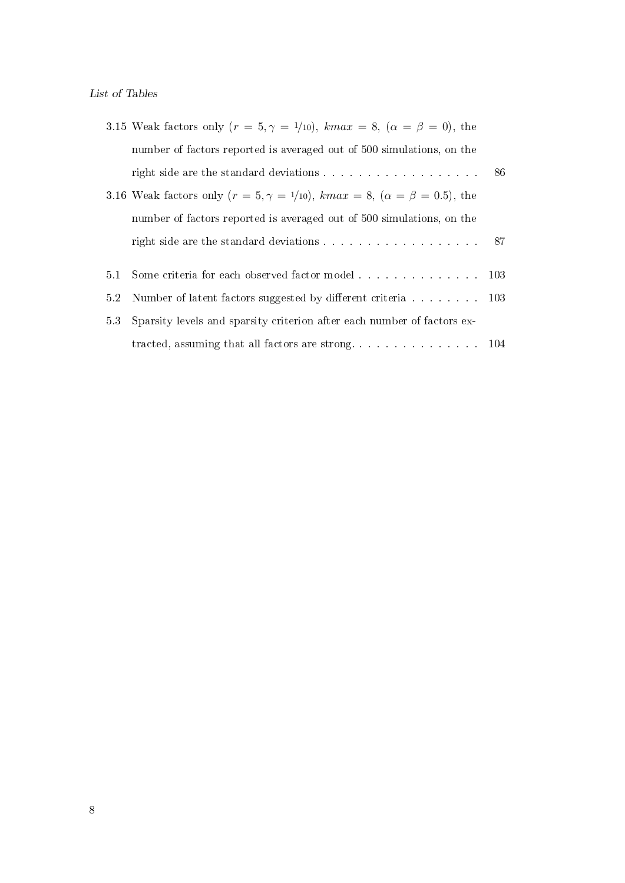3.15 Weak factors only ($r = 5, \gamma = 1/10$), $kmax = 8$, ($\alpha = \beta = 0$), the number of factors reported is averaged out of 500 simulations, on the right side are the standard deviations . . . . . . . . . . . . . . . . . . 86

3.16 Weak factors only ($r = 5, \gamma = 1/10$), $kmax = 8$, ($\alpha = \beta = 0.5$), the number of factors reported is averaged out of 500 simulations, on the right side are the standard deviations . . . . . . . . . . . . . . . . . . 87

5.1 Some criteria for each observed factor model . . . . . . . . . . . . . . 103

5.2 Number of latent factors suggested by different criteria . . . . . . . . 103

5.3 Sparsity levels and sparsity criterion after each number of factors extracted, assuming that all factors are strong. . . . . . . . . . . . . . . 104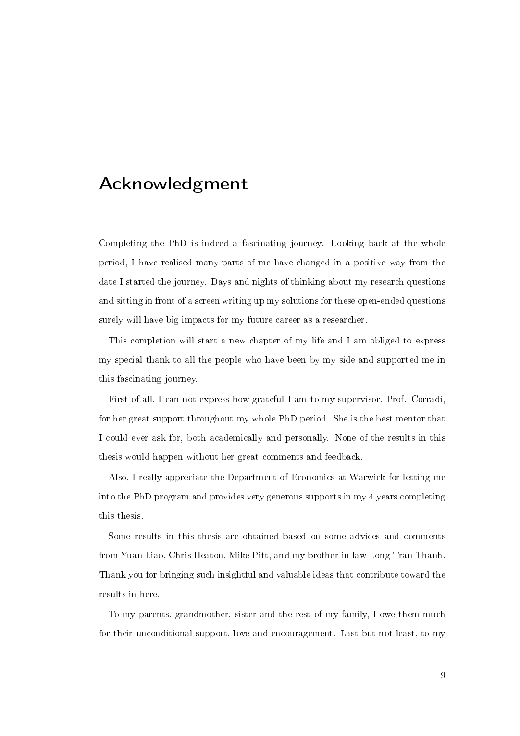# Acknowledgment

Completing the PhD is indeed a fascinating journey. Looking back at the whole period, I have realised many parts of me have changed in a positive way from the date I started the journey. Days and nights of thinking about my research questions and sitting in front of a screen writing up my solutions for these open-ended questions surely will have big impacts for my future career as a researcher.

This completion will start a new chapter of my life and I am obliged to express my special thank to all the people who have been by my side and supported me in this fascinating journey.

First of all, I can not express how grateful I am to my supervisor, Prof. Corradi, for her great support throughout my whole PhD period. She is the best mentor that I could ever ask for, both academically and personally. None of the results in this thesis would happen without her great comments and feedback.

Also, I really appreciate the Department of Economics at Warwick for letting me into the PhD program and provides very generous supports in my 4 years completing this thesis.

Some results in this thesis are obtained based on some advices and comments from Yuan Liao, Chris Heaton, Mike Pitt, and my brother-in-law Long Tran Thanh. Thank you for bringing such insightful and valuable ideas that contribute toward the results in here.

To my parents, grandmother, sister and the rest of my family, I owe them much for their unconditional support, love and encouragement. Last but not least, to my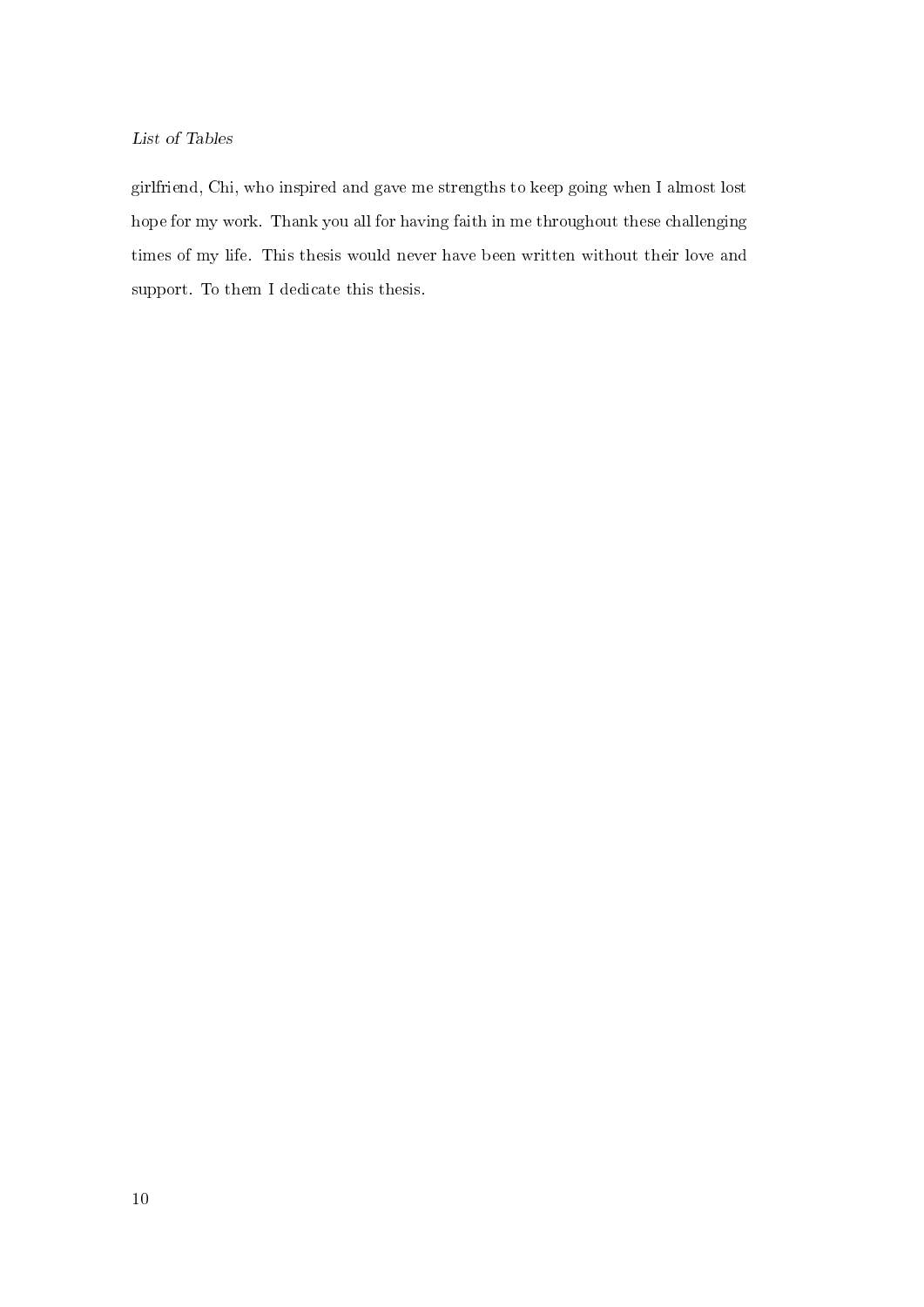girlfriend, Chi, who inspired and gave me strengths to keep going when I almost lost hope for my work. Thank you all for having faith in me throughout these challenging times of my life. This thesis would never have been written without their love and support. To them I dedicate this thesis.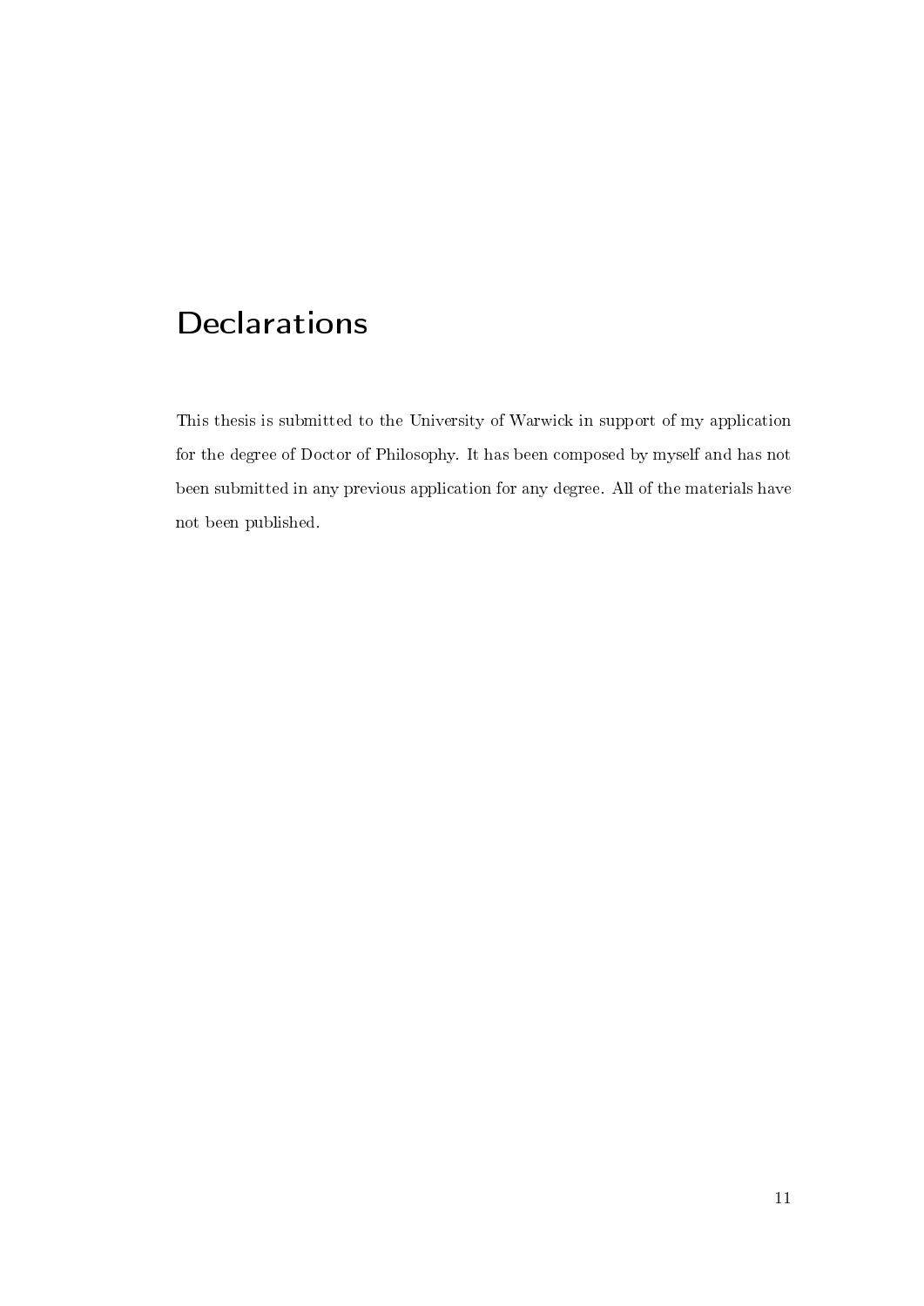# Declarations

This thesis is submitted to the University of Warwick in support of my application for the degree of Doctor of Philosophy. It has been composed by myself and has not been submitted in any previous application for any degree. All of the materials have not been published.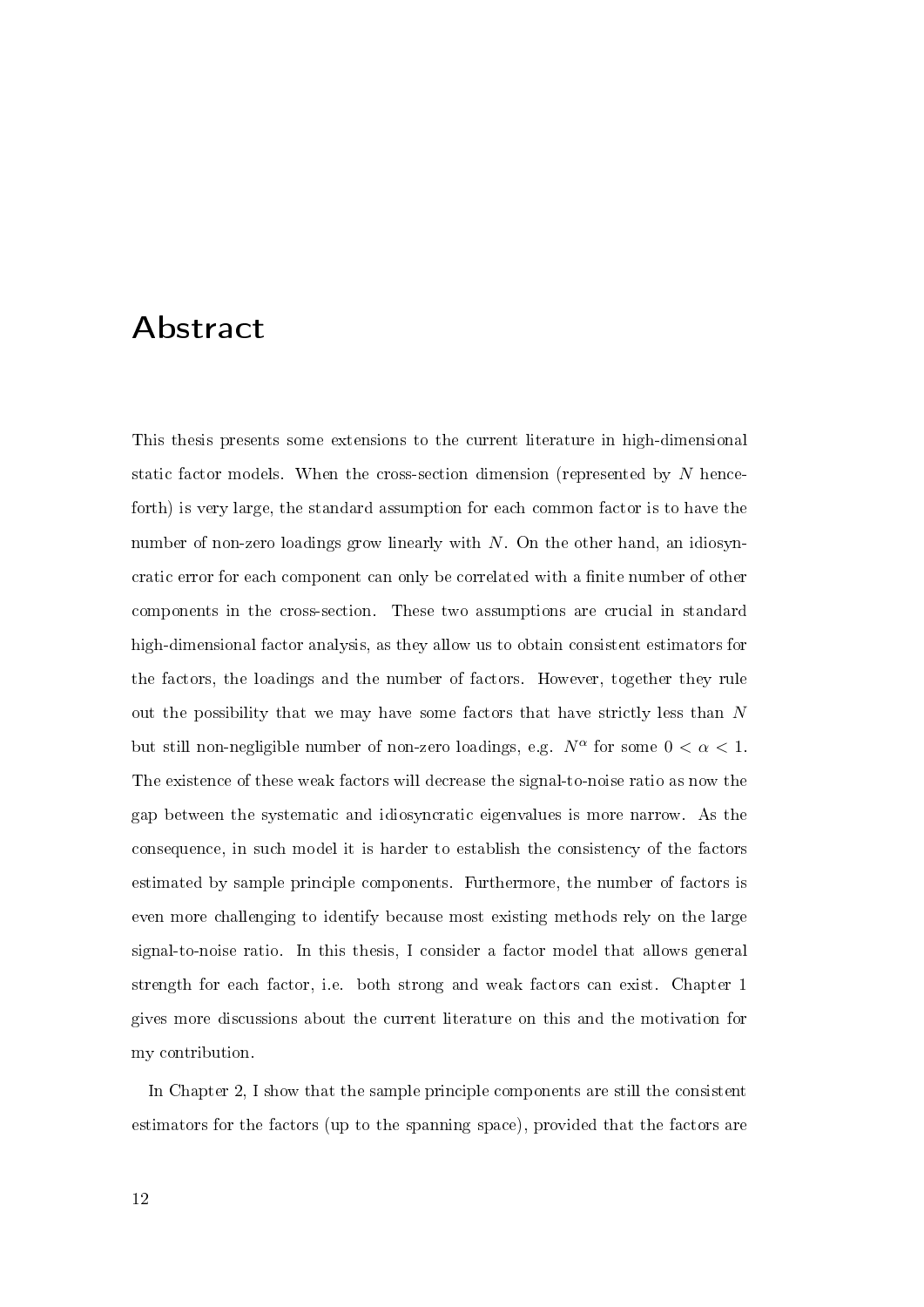# Abstract

This thesis presents some extensions to the current literature in high-dimensional static factor models. When the cross-section dimension (represented by $N$ henceforth) is very large, the standard assumption for each common factor is to have the number of non-zero loadings grow linearly with $N$. On the other hand, an idiosyncratic error for each component can only be correlated with a finite number of other components in the cross-section. These two assumptions are crucial in standard high-dimensional factor analysis, as they allow us to obtain consistent estimators for the factors, the loadings and the number of factors. However, together they rule out the possibility that we may have some factors that have strictly less than $N$ but still non-negligible number of non-zero loadings, e.g. $N^{\alpha}$ for some $0 < \alpha < 1$. The existence of these weak factors will decrease the signal-to-noise ratio as now the gap between the systematic and idiosyncratic eigenvalues is more narrow. As the consequence, in such model it is harder to establish the consistency of the factors estimated by sample principle components. Furthermore, the number of factors is even more challenging to identify because most existing methods rely on the large signal-to-noise ratio. In this thesis, I consider a factor model that allows general strength for each factor, i.e. both strong and weak factors can exist. Chapter 1 gives more discussions about the current literature on this and the motivation for my contribution.

In Chapter 2, I show that the sample principle components are still the consistent estimators for the factors (up to the spanning space), provided that the factors are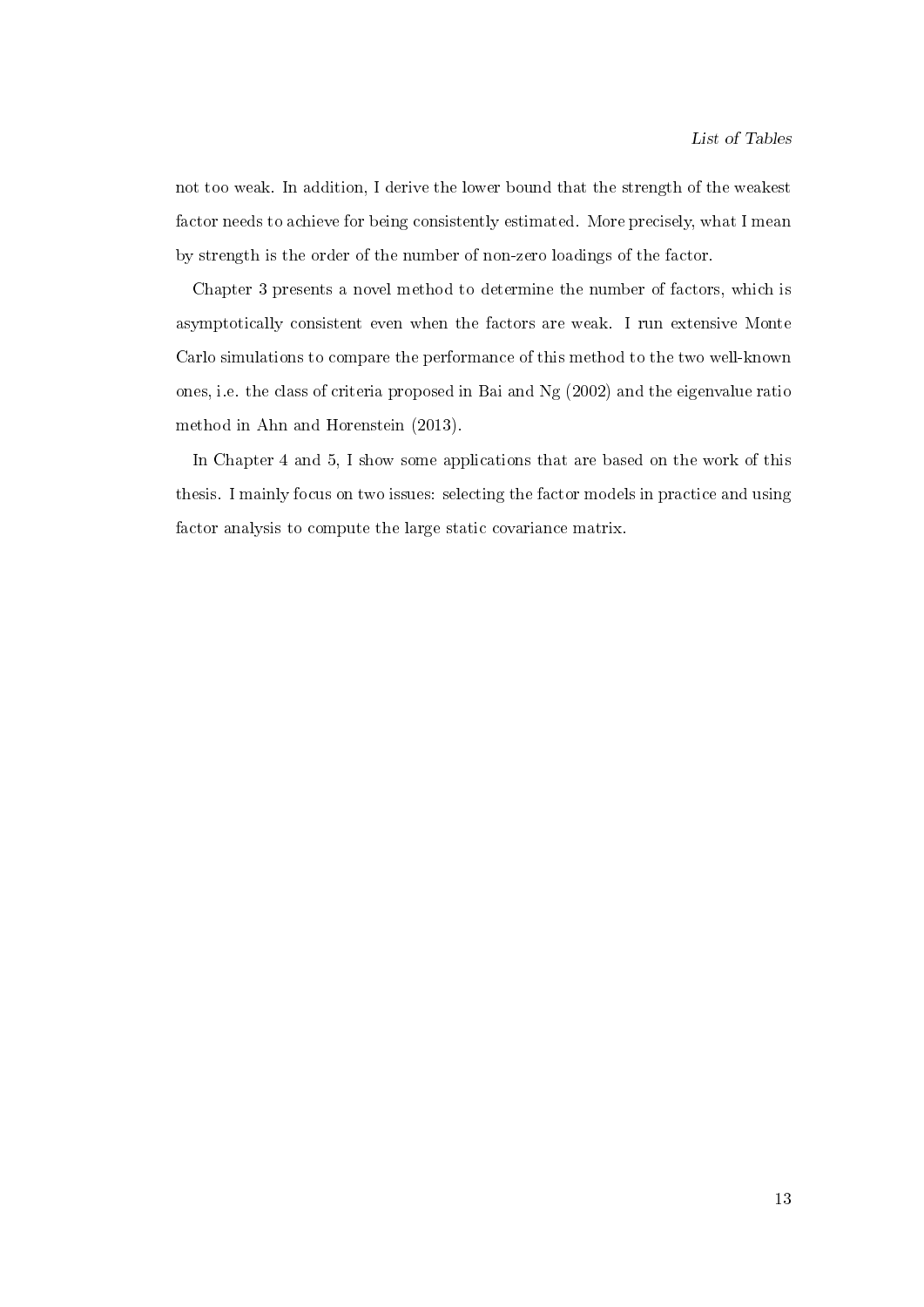not too weak. In addition, I derive the lower bound that the strength of the weakest factor needs to achieve for being consistently estimated. More precisely, what I mean by strength is the order of the number of non-zero loadings of the factor.

Chapter 3 presents a novel method to determine the number of factors, which is asymptotically consistent even when the factors are weak. I run extensive Monte Carlo simulations to compare the performance of this method to the two well-known ones, i.e. the class of criteria proposed in Bai and Ng (2002) and the eigenvalue ratio method in Ahn and Horenstein (2013).

In Chapter 4 and 5, I show some applications that are based on the work of this thesis. I mainly focus on two issues: selecting the factor models in practice and using factor analysis to compute the large static covariance matrix.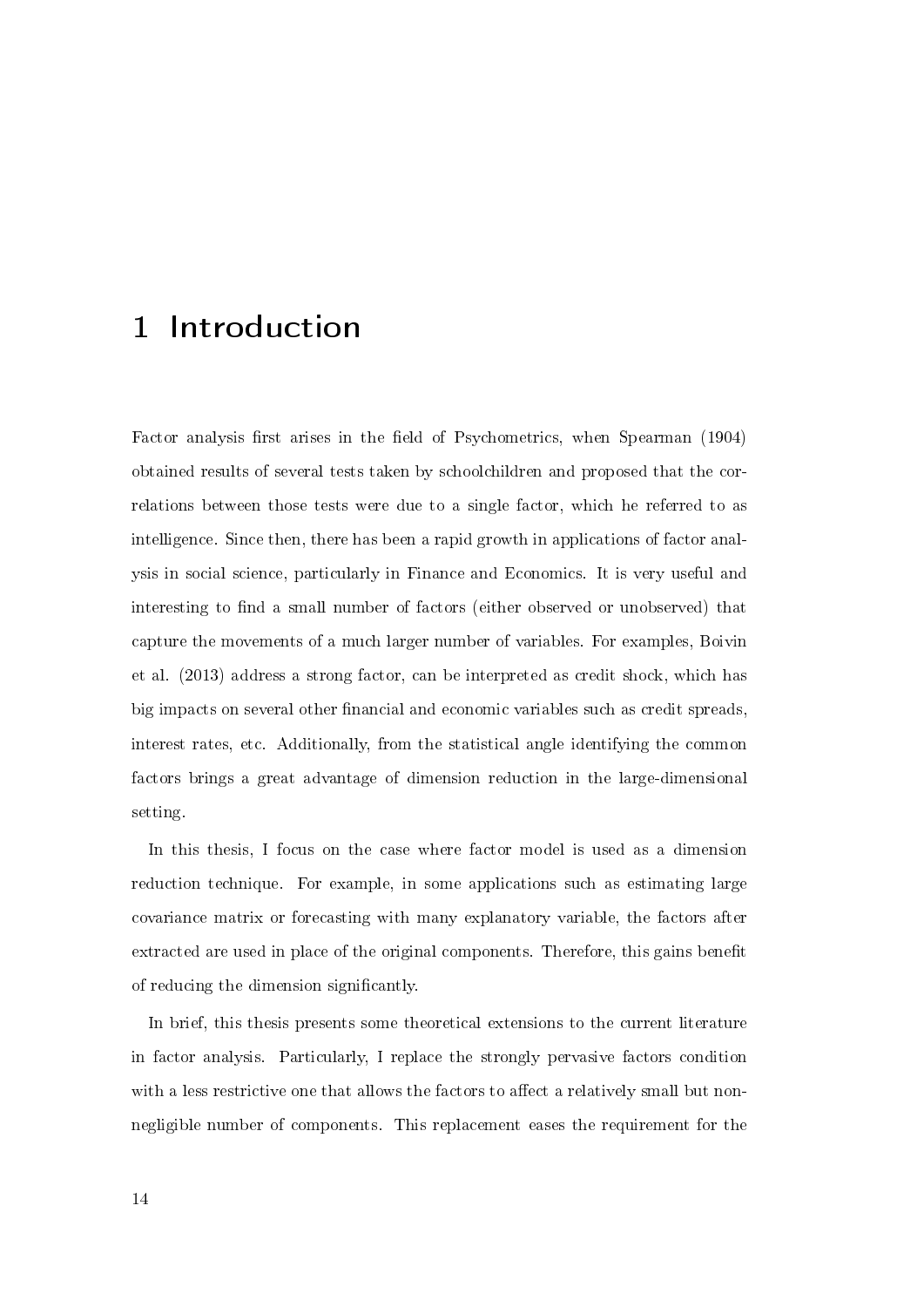# 1 Introduction

Factor analysis first arises in the field of Psychometrics, when Spearman (1904) obtained results of several tests taken by schoolchildren and proposed that the correlations between those tests were due to a single factor, which he referred to as intelligence. Since then, there has been a rapid growth in applications of factor analysis in social science, particularly in Finance and Economics. It is very useful and interesting to find a small number of factors (either observed or unobserved) that capture the movements of a much larger number of variables. For examples, Boivin et al. (2013) address a strong factor, can be interpreted as credit shock, which has big impacts on several other financial and economic variables such as credit spreads, interest rates, etc. Additionally, from the statistical angle identifying the common factors brings a great advantage of dimension reduction in the large-dimensional setting.

In this thesis, I focus on the case where factor model is used as a dimension reduction technique. For example, in some applications such as estimating large covariance matrix or forecasting with many explanatory variable, the factors after extracted are used in place of the original components. Therefore, this gains benefit of reducing the dimension significantly.

In brief, this thesis presents some theoretical extensions to the current literature in factor analysis. Particularly, I replace the strongly pervasive factors condition with a less restrictive one that allows the factors to affect a relatively small but non-negligible number of components. This replacement eases the requirement for the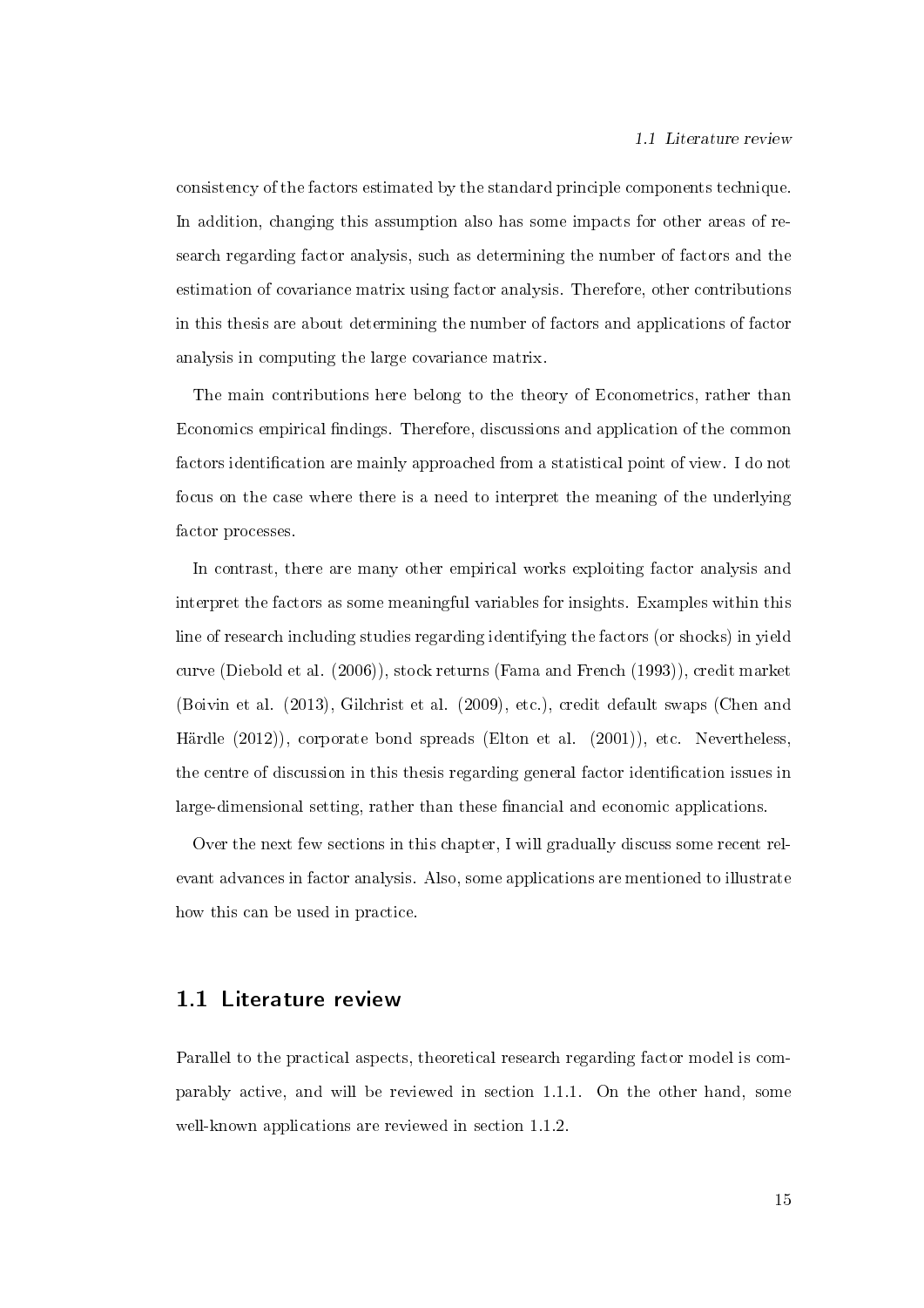consistency of the factors estimated by the standard principle components technique. In addition, changing this assumption also has some impacts for other areas of research regarding factor analysis, such as determining the number of factors and the estimation of covariance matrix using factor analysis. Therefore, other contributions in this thesis are about determining the number of factors and applications of factor analysis in computing the large covariance matrix.

The main contributions here belong to the theory of Econometrics, rather than Economics empirical findings. Therefore, discussions and application of the common factors identification are mainly approached from a statistical point of view. I do not focus on the case where there is a need to interpret the meaning of the underlying factor processes.

In contrast, there are many other empirical works exploiting factor analysis and interpret the factors as some meaningful variables for insights. Examples within this line of research including studies regarding identifying the factors (or shocks) in yield curve (Diebold et al. (2006)), stock returns (Fama and French (1993)), credit market (Boivin et al. (2013), Gilchrist et al. (2009), etc.), credit default swaps (Chen and Härdle (2012)), corporate bond spreads (Elton et al. (2001)), etc. Nevertheless, the centre of discussion in this thesis regarding general factor identification issues in large-dimensional setting, rather than these financial and economic applications.

Over the next few sections in this chapter, I will gradually discuss some recent relevant advances in factor analysis. Also, some applications are mentioned to illustrate how this can be used in practice.

## 1.1 Literature review

Parallel to the practical aspects, theoretical research regarding factor model is comparably active, and will be reviewed in section 1.1.1. On the other hand, some well-known applications are reviewed in section 1.1.2.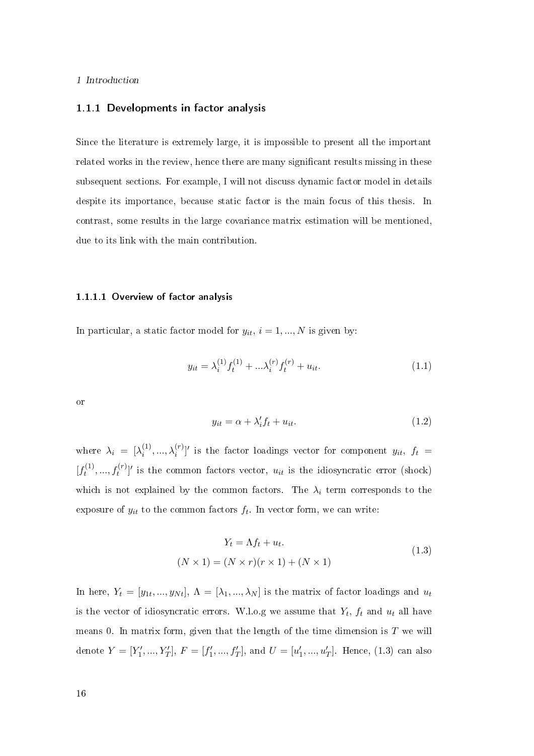### 1.1.1 Developments in factor analysis

Since the literature is extremely large, it is impossible to present all the important related works in the review, hence there are many significant results missing in these subsequent sections. For example, I will not discuss dynamic factor model in details despite its importance, because static factor is the main focus of this thesis. In contrast, some results in the large covariance matrix estimation will be mentioned, due to its link with the main contribution.

#### 1.1.1.1 Overview of factor analysis

In particular, a static factor model for $y_{it}$, $i = 1, ..., N$ is given by:

$$y_{it} = \lambda_i^{(1)} f_t^{(1)} + ...\lambda_i^{(r)} f_t^{(r)} + u_{it}. \tag{1.1}$$

or

$$y_{it} = \alpha + \lambda_i' f_t + u_{it}. \tag{1.2}$$

where $\lambda_i = [\lambda_i^{(1)}, ..., \lambda_i^{(r)}]'$ is the factor loadings vector for component $y_{it}$, $f_t = [f_t^{(1)}, ..., f_t^{(r)}]'$ is the common factors vector, $u_{it}$ is the idiosyncratic error (shock) which is not explained by the common factors. The $\lambda_i$ term corresponds to the exposure of $y_{it}$ to the common factors $f_t$. In vector form, we can write:

$$\begin{gathered} Y_t = \Lambda f_t + u_t. \\ (N \times 1) = (N \times r)(r \times 1) + (N \times 1) \end{gathered} \tag{1.3}$$

In here, $Y_t = [y_{1t}, ..., y_{Nt}]$, $\Lambda = [\lambda_1, ..., \lambda_N]$ is the matrix of factor loadings and $u_t$ is the vector of idiosyncratic errors. W.l.o.g we assume that $Y_t$, $f_t$ and $u_t$ all have means 0. In matrix form, given that the length of the time dimension is $T$ we will denote $Y = [Y_1', ..., Y_T']$, $F = [f_1', ..., f_T']$, and $U = [u_1', ..., u_T']$. Hence, (1.3) can also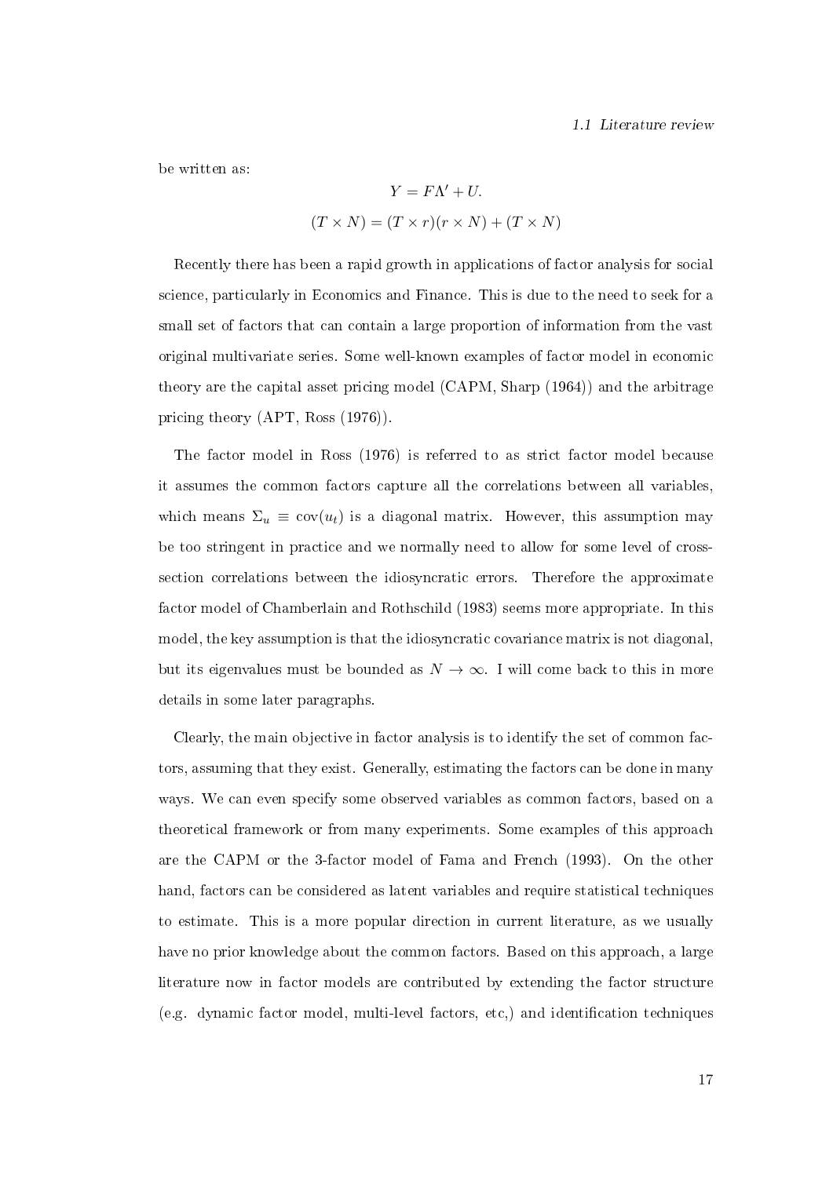be written as:

$$Y = F\Lambda' + U.$$

$$(T \times N) = (T \times r)(r \times N) + (T \times N)$$

Recently there has been a rapid growth in applications of factor analysis for social science, particularly in Economics and Finance. This is due to the need to seek for a small set of factors that can contain a large proportion of information from the vast original multivariate series. Some well-known examples of factor model in economic theory are the capital asset pricing model (CAPM, Sharp (1964)) and the arbitrage pricing theory (APT, Ross (1976)).

The factor model in Ross (1976) is referred to as strict factor model because it assumes the common factors capture all the correlations between all variables, which means $\Sigma_u \equiv \text{cov}(u_t)$ is a diagonal matrix. However, this assumption may be too stringent in practice and we normally need to allow for some level of cross-section correlations between the idiosyncratic errors. Therefore the approximate factor model of Chamberlain and Rothschild (1983) seems more appropriate. In this model, the key assumption is that the idiosyncratic covariance matrix is not diagonal, but its eigenvalues must be bounded as $N \to \infty$. I will come back to this in more details in some later paragraphs.

Clearly, the main objective in factor analysis is to identify the set of common factors, assuming that they exist. Generally, estimating the factors can be done in many ways. We can even specify some observed variables as common factors, based on a theoretical framework or from many experiments. Some examples of this approach are the CAPM or the 3-factor model of Fama and French (1993). On the other hand, factors can be considered as latent variables and require statistical techniques to estimate. This is a more popular direction in current literature, as we usually have no prior knowledge about the common factors. Based on this approach, a large literature now in factor models are contributed by extending the factor structure (e.g. dynamic factor model, multi-level factors, etc,) and identification techniques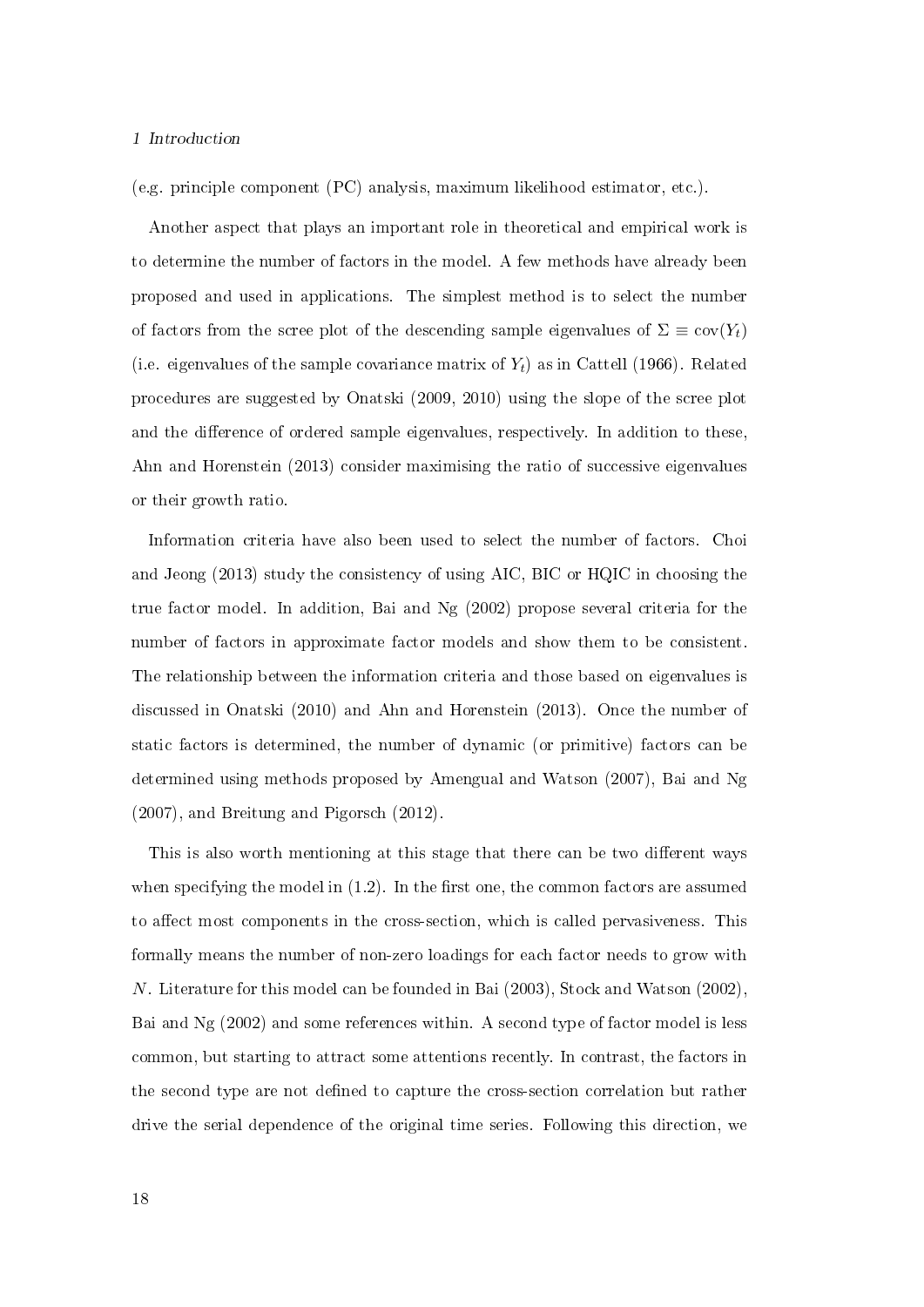(e.g. principle component (PC) analysis, maximum likelihood estimator, etc.).

Another aspect that plays an important role in theoretical and empirical work is to determine the number of factors in the model. A few methods have already been proposed and used in applications. The simplest method is to select the number of factors from the scree plot of the descending sample eigenvalues of $\Sigma \equiv \text{cov}(Y_t)$ (i.e. eigenvalues of the sample covariance matrix of $Y_t$) as in Cattell (1966). Related procedures are suggested by Onatski (2009, 2010) using the slope of the scree plot and the difference of ordered sample eigenvalues, respectively. In addition to these, Ahn and Horenstein (2013) consider maximising the ratio of successive eigenvalues or their growth ratio.

Information criteria have also been used to select the number of factors. Choi and Jeong (2013) study the consistency of using AIC, BIC or HQIC in choosing the true factor model. In addition, Bai and Ng (2002) propose several criteria for the number of factors in approximate factor models and show them to be consistent. The relationship between the information criteria and those based on eigenvalues is discussed in Onatski (2010) and Ahn and Horenstein (2013). Once the number of static factors is determined, the number of dynamic (or primitive) factors can be determined using methods proposed by Amengual and Watson (2007), Bai and Ng (2007), and Breitung and Pigorsch (2012).

This is also worth mentioning at this stage that there can be two different ways when specifying the model in (1.2). In the first one, the common factors are assumed to affect most components in the cross-section, which is called pervasiveness. This formally means the number of non-zero loadings for each factor needs to grow with $N$. Literature for this model can be founded in Bai (2003), Stock and Watson (2002), Bai and Ng (2002) and some references within. A second type of factor model is less common, but starting to attract some attentions recently. In contrast, the factors in the second type are not defined to capture the cross-section correlation but rather drive the serial dependence of the original time series. Following this direction, we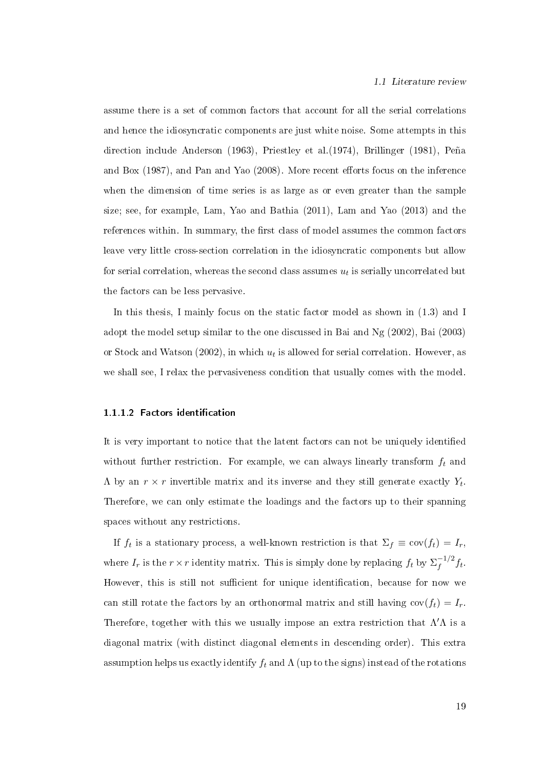assume there is a set of common factors that account for all the serial correlations and hence the idiosyncratic components are just white noise. Some attempts in this direction include Anderson (1963), Priestley et al.(1974), Brillinger (1981), Peña and Box (1987), and Pan and Yao (2008). More recent efforts focus on the inference when the dimension of time series is as large as or even greater than the sample size; see, for example, Lam, Yao and Bathia (2011), Lam and Yao (2013) and the references within. In summary, the first class of model assumes the common factors leave very little cross-section correlation in the idiosyncratic components but allow for serial correlation, whereas the second class assumes $u_t$ is serially uncorrelated but the factors can be less pervasive.

In this thesis, I mainly focus on the static factor model as shown in (1.3) and I adopt the model setup similar to the one discussed in Bai and Ng (2002), Bai (2003) or Stock and Watson (2002), in which $u_t$ is allowed for serial correlation. However, as we shall see, I relax the pervasiveness condition that usually comes with the model.

#### 1.1.1.2 Factors identification

It is very important to notice that the latent factors can not be uniquely identified without further restriction. For example, we can always linearly transform $f_t$ and $\Lambda$ by an $r \times r$ invertible matrix and its inverse and they still generate exactly $Y_t$. Therefore, we can only estimate the loadings and the factors up to their spanning spaces without any restrictions.

If $f_t$ is a stationary process, a well-known restriction is that $\Sigma_f \equiv \mathrm{cov}(f_t) = I_r$, where $I_r$ is the $r \times r$ identity matrix. This is simply done by replacing $f_t$ by $\Sigma_f^{-1/2} f_t$. However, this is still not sufficient for unique identification, because for now we can still rotate the factors by an orthonormal matrix and still having $\mathrm{cov}(f_t) = I_r$. Therefore, together with this we usually impose an extra restriction that $\Lambda'\Lambda$ is a diagonal matrix (with distinct diagonal elements in descending order). This extra assumption helps us exactly identify $f_t$ and $\Lambda$ (up to the signs) instead of the rotations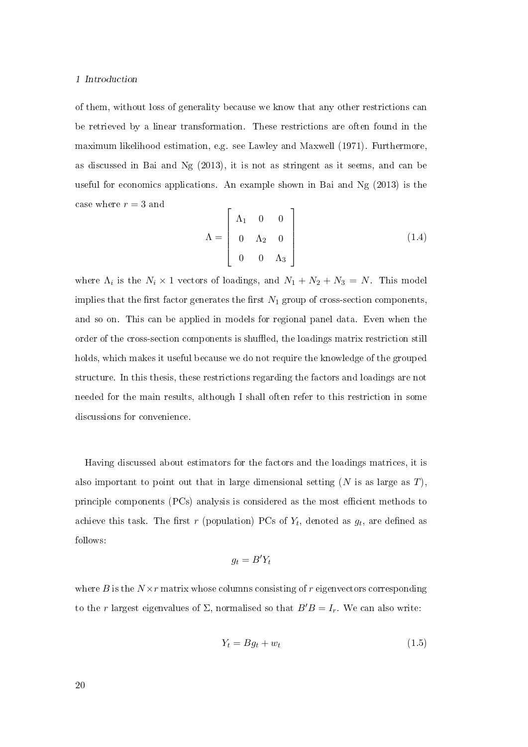of them, without loss of generality because we know that any other restrictions can be retrieved by a linear transformation. These restrictions are often found in the maximum likelihood estimation, e.g. see Lawley and Maxwell (1971). Furthermore, as discussed in Bai and Ng (2013), it is not as stringent as it seems, and can be useful for economics applications. An example shown in Bai and Ng (2013) is the case where $r = 3$ and

$$\Lambda = \begin{bmatrix} \Lambda_1 & 0 & 0 \\ 0 & \Lambda_2 & 0 \\ 0 & 0 & \Lambda_3 \end{bmatrix} \tag{1.4}$$

where $\Lambda_i$ is the $N_i \times 1$ vectors of loadings, and $N_1 + N_2 + N_3 = N$. This model implies that the first factor generates the first $N_1$ group of cross-section components, and so on. This can be applied in models for regional panel data. Even when the order of the cross-section components is shuffled, the loadings matrix restriction still holds, which makes it useful because we do not require the knowledge of the grouped structure. In this thesis, these restrictions regarding the factors and loadings are not needed for the main results, although I shall often refer to this restriction in some discussions for convenience.

Having discussed about estimators for the factors and the loadings matrices, it is also important to point out that in large dimensional setting ($N$ is as large as $T$), principle components (PCs) analysis is considered as the most efficient methods to achieve this task. The first $r$ (population) PCs of $Y_t$, denoted as $g_t$, are defined as follows:

$$g_t = B'Y_t$$

where $B$ is the $N \times r$ matrix whose columns consisting of $r$ eigenvectors corresponding to the $r$ largest eigenvalues of $\Sigma$, normalised so that $B'B = I_r$. We can also write:

$$Y_t = Bg_t + w_t \tag{1.5}$$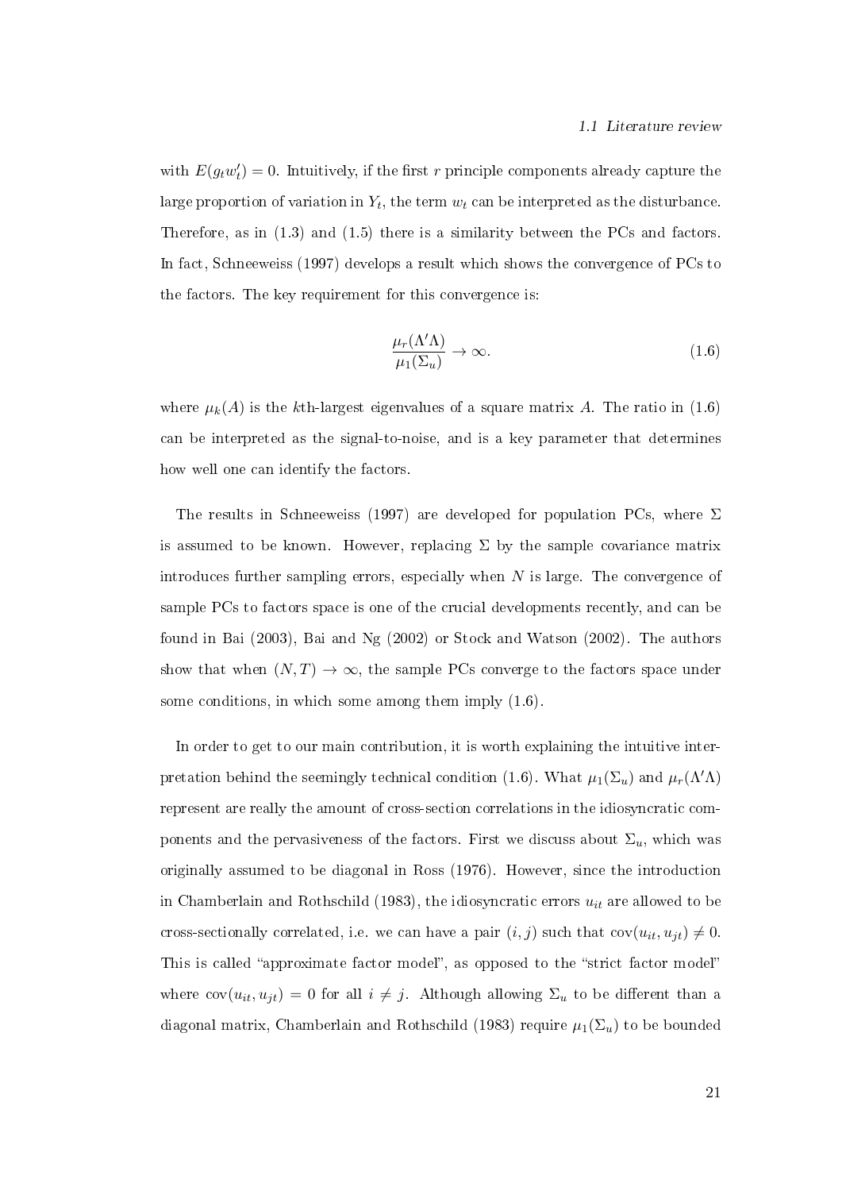with $E(g_t w_t') = 0$. Intuitively, if the first $r$ principle components already capture the large proportion of variation in $Y_t$, the term $w_t$ can be interpreted as the disturbance. Therefore, as in (1.3) and (1.5) there is a similarity between the PCs and factors. In fact, Schneeweiss (1997) develops a result which shows the convergence of PCs to the factors. The key requirement for this convergence is:

$$\frac{\mu_r(\Lambda'\Lambda)}{\mu_1(\Sigma_u)} \to \infty. \tag{1.6}$$

where $\mu_k(A)$ is the $k$th-largest eigenvalues of a square matrix $A$. The ratio in (1.6) can be interpreted as the signal-to-noise, and is a key parameter that determines how well one can identify the factors.

The results in Schneeweiss (1997) are developed for population PCs, where $\Sigma$ is assumed to be known. However, replacing $\Sigma$ by the sample covariance matrix introduces further sampling errors, especially when $N$ is large. The convergence of sample PCs to factors space is one of the crucial developments recently, and can be found in Bai (2003), Bai and Ng (2002) or Stock and Watson (2002). The authors show that when $(N, T) \to \infty$, the sample PCs converge to the factors space under some conditions, in which some among them imply (1.6).

In order to get to our main contribution, it is worth explaining the intuitive interpretation behind the seemingly technical condition (1.6). What $\mu_1(\Sigma_u)$ and $\mu_r(\Lambda'\Lambda)$ represent are really the amount of cross-section correlations in the idiosyncratic components and the pervasiveness of the factors. First we discuss about $\Sigma_u$, which was originally assumed to be diagonal in Ross (1976). However, since the introduction in Chamberlain and Rothschild (1983), the idiosyncratic errors $u_{it}$ are allowed to be cross-sectionally correlated, i.e. we can have a pair $(i, j)$ such that $\text{cov}(u_{it}, u_{jt}) \neq 0$. This is called "approximate factor model", as opposed to the "strict factor model" where $\text{cov}(u_{it}, u_{jt}) = 0$ for all $i \neq j$. Although allowing $\Sigma_u$ to be different than a diagonal matrix, Chamberlain and Rothschild (1983) require $\mu_1(\Sigma_u)$ to be bounded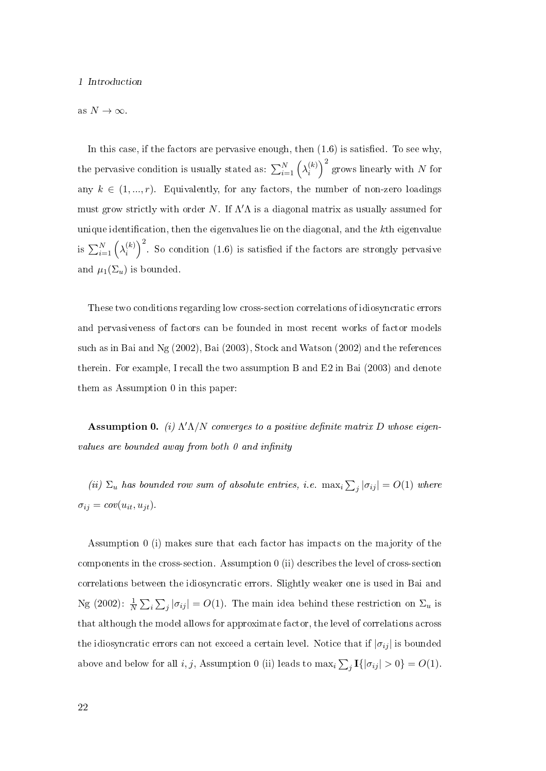as $N \to \infty$.

In this case, if the factors are pervasive enough, then (1.6) is satisfied. To see why, the pervasive condition is usually stated as: $\sum_{i=1}^{N} \left(\lambda_i^{(k)}\right)^2$ grows linearly with $N$ for any $k \in (1, ..., r)$. Equivalently, for any factors, the number of non-zero loadings must grow strictly with order $N$. If $\Lambda'\Lambda$ is a diagonal matrix as usually assumed for unique identification, then the eigenvalues lie on the diagonal, and the $k$th eigenvalue is $\sum_{i=1}^{N} \left(\lambda_i^{(k)}\right)^2$. So condition (1.6) is satisfied if the factors are strongly pervasive and $\mu_1(\Sigma_u)$ is bounded.

These two conditions regarding low cross-section correlations of idiosyncratic errors and pervasiveness of factors can be founded in most recent works of factor models such as in Bai and Ng (2002), Bai (2003), Stock and Watson (2002) and the references therein. For example, I recall the two assumption B and E2 in Bai (2003) and denote them as Assumption 0 in this paper:

**Assumption 0.** *(i) $\Lambda'\Lambda/N$ converges to a positive definite matrix $D$ whose eigenvalues are bounded away from both 0 and infinity*

*(ii) $\Sigma_u$ has bounded row sum of absolute entries, i.e.* $\max_i \sum_j |\sigma_{ij}| = O(1)$ *where* $\sigma_{ij} = cov(u_{it}, u_{jt})$.

Assumption 0 (i) makes sure that each factor has impacts on the majority of the components in the cross-section. Assumption 0 (ii) describes the level of cross-section correlations between the idiosyncratic errors. Slightly weaker one is used in Bai and Ng (2002): $\frac{1}{N}\sum_i \sum_j |\sigma_{ij}| = O(1)$. The main idea behind these restriction on $\Sigma_u$ is that although the model allows for approximate factor, the level of correlations across the idiosyncratic errors can not exceed a certain level. Notice that if $|\sigma_{ij}|$ is bounded above and below for all $i, j$, Assumption 0 (ii) leads to $\max_i \sum_j \mathbf{I}\{|\sigma_{ij}| > 0\} = O(1)$.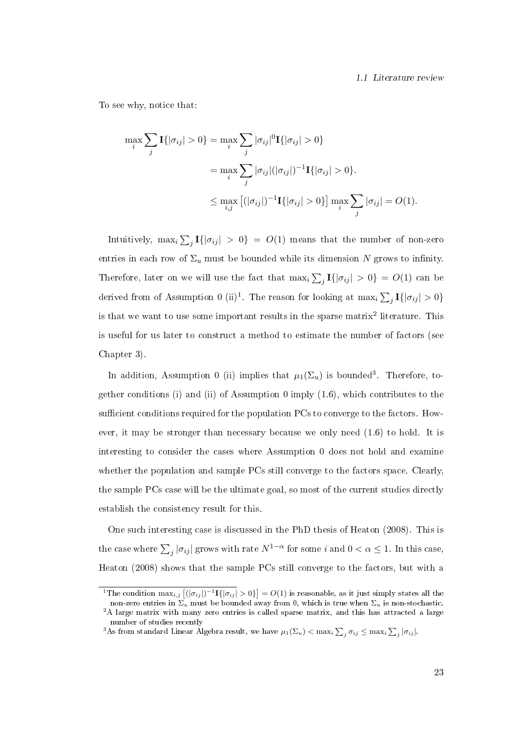To see why, notice that:

$$
\begin{aligned}
\max_i \sum_j \mathbf{I}\{|\sigma_{ij}| > 0\} &= \max_i \sum_j |\sigma_{ij}|^0 \mathbf{I}\{|\sigma_{ij}| > 0\} \\
&= \max_i \sum_j |\sigma_{ij}| (|\sigma_{ij}|)^{-1} \mathbf{I}\{|\sigma_{ij}| > 0\}. \\
&\leq \max_{i,j} \left[ (|\sigma_{ij}|)^{-1} \mathbf{I}\{|\sigma_{ij}| > 0\} \right] \max_i \sum_j |\sigma_{ij}| = O(1).
\end{aligned}
$$

Intuitively, $\max_i \sum_j \mathbf{I}\{|\sigma_{ij}| > 0\} = O(1)$ means that the number of non-zero entries in each row of $\Sigma_u$ must be bounded while its dimension $N$ grows to infinity. Therefore, later on we will use the fact that $\max_i \sum_j \mathbf{I}\{|\sigma_{ij}| > 0\} = O(1)$ can be derived from of Assumption 0 (ii)[1]. The reason for looking at $\max_i \sum_j \mathbf{I}\{|\sigma_{ij}| > 0\}$ is that we want to use some important results in the sparse matrix[2] literature. This is useful for us later to construct a method to estimate the number of factors (see Chapter 3).

In addition, Assumption 0 (ii) implies that $\mu_1(\Sigma_u)$ is bounded[3]. Therefore, together conditions (i) and (ii) of Assumption 0 imply (1.6), which contributes to the sufficient conditions required for the population PCs to converge to the factors. However, it may be stronger than necessary because we only need (1.6) to hold. It is interesting to consider the cases where Assumption 0 does not hold and examine whether the population and sample PCs still converge to the factors space. Clearly, the sample PCs case will be the ultimate goal, so most of the current studies directly establish the consistency result for this.

One such interesting case is discussed in the PhD thesis of Heaton (2008). This is the case where $\sum_j |\sigma_{ij}|$ grows with rate $N^{1-\alpha}$ for some $i$ and $0 < \alpha \leq 1$. In this case, Heaton (2008) shows that the sample PCs still converge to the factors, but with a

---

[1] The condition $\max_{i,j} \left[ (|\sigma_{ij}|)^{-1} \mathbf{I}\{|\sigma_{ij}| > 0\} \right] = O(1)$ is reasonable, as it just simply states all the non-zero entries in $\Sigma_u$ must be bounded away from 0, which is true when $\Sigma_u$ is non-stochastic.

[2] A large matrix with many zero entries is called sparse matrix, and this has attracted a large number of studies recently

[3] As from standard Linear Algebra result, we have $\mu_1(\Sigma_u) < \max_i \sum_j \sigma_{ij} \leq \max_i \sum_j |\sigma_{ij}|$.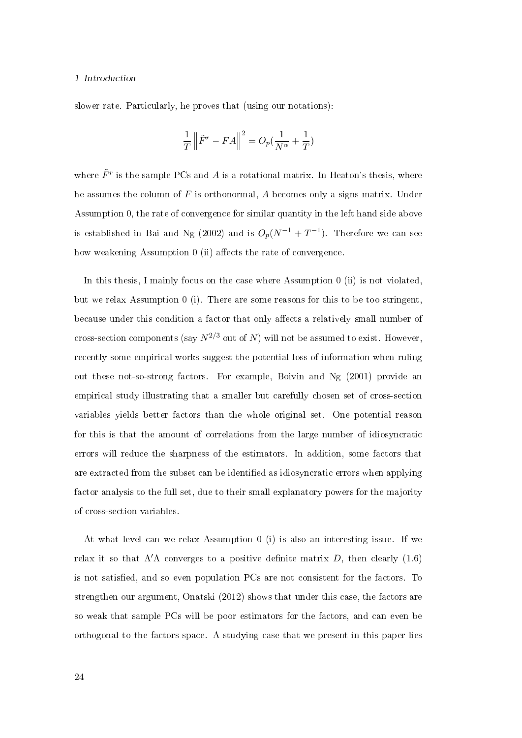slower rate. Particularly, he proves that (using our notations):

$$\frac{1}{T}\left\|\tilde{F}^r - FA\right\|^2 = O_p(\frac{1}{N^{\alpha}} + \frac{1}{T})$$

where $\tilde{F}^r$ is the sample PCs and $A$ is a rotational matrix. In Heaton's thesis, where he assumes the column of $F$ is orthonormal, $A$ becomes only a signs matrix. Under Assumption 0, the rate of convergence for similar quantity in the left hand side above is established in Bai and Ng (2002) and is $O_p(N^{-1} + T^{-1})$. Therefore we can see how weakening Assumption 0 (ii) affects the rate of convergence.

In this thesis, I mainly focus on the case where Assumption 0 (ii) is not violated, but we relax Assumption 0 (i). There are some reasons for this to be too stringent, because under this condition a factor that only affects a relatively small number of cross-section components (say $N^{2/3}$ out of $N$) will not be assumed to exist. However, recently some empirical works suggest the potential loss of information when ruling out these not-so-strong factors. For example, Boivin and Ng (2001) provide an empirical study illustrating that a smaller but carefully chosen set of cross-section variables yields better factors than the whole original set. One potential reason for this is that the amount of correlations from the large number of idiosyncratic errors will reduce the sharpness of the estimators. In addition, some factors that are extracted from the subset can be identified as idiosyncratic errors when applying factor analysis to the full set, due to their small explanatory powers for the majority of cross-section variables.

At what level can we relax Assumption 0 (i) is also an interesting issue. If we relax it so that $\Lambda'\Lambda$ converges to a positive definite matrix $D$, then clearly (1.6) is not satisfied, and so even population PCs are not consistent for the factors. To strengthen our argument, Onatski (2012) shows that under this case, the factors are so weak that sample PCs will be poor estimators for the factors, and can even be orthogonal to the factors space. A studying case that we present in this paper lies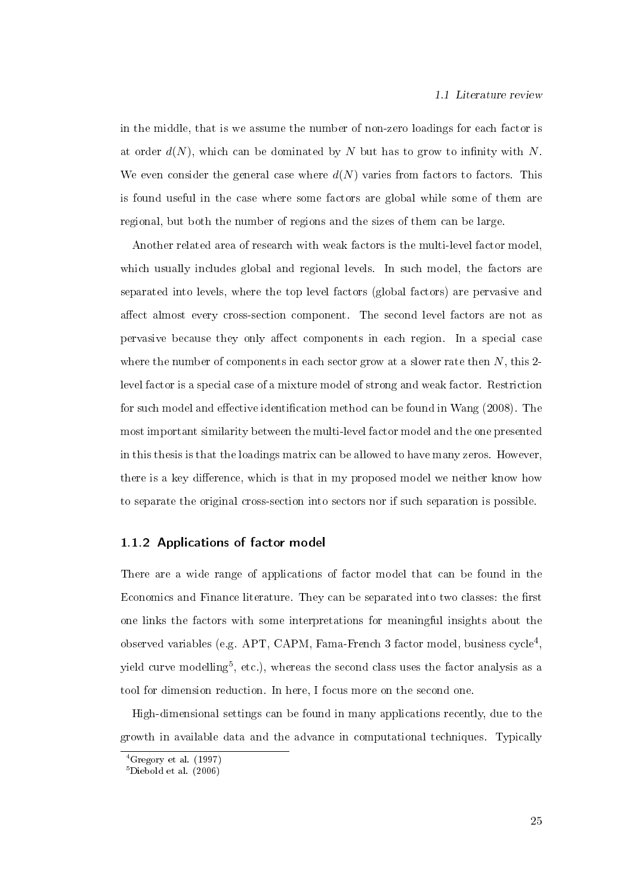in the middle, that is we assume the number of non-zero loadings for each factor is at order $d(N)$, which can be dominated by $N$ but has to grow to infinity with $N$. We even consider the general case where $d(N)$ varies from factors to factors. This is found useful in the case where some factors are global while some of them are regional, but both the number of regions and the sizes of them can be large.

Another related area of research with weak factors is the multi-level factor model, which usually includes global and regional levels. In such model, the factors are separated into levels, where the top level factors (global factors) are pervasive and affect almost every cross-section component. The second level factors are not as pervasive because they only affect components in each region. In a special case where the number of components in each sector grow at a slower rate then $N$, this 2-level factor is a special case of a mixture model of strong and weak factor. Restriction for such model and effective identification method can be found in Wang (2008). The most important similarity between the multi-level factor model and the one presented in this thesis is that the loadings matrix can be allowed to have many zeros. However, there is a key difference, which is that in my proposed model we neither know how to separate the original cross-section into sectors nor if such separation is possible.

### 1.1.2 Applications of factor model

There are a wide range of applications of factor model that can be found in the Economics and Finance literature. They can be separated into two classes: the first one links the factors with some interpretations for meaningful insights about the observed variables (e.g. APT, CAPM, Fama-French 3 factor model, business cycle[4], yield curve modelling[5], etc.), whereas the second class uses the factor analysis as a tool for dimension reduction. In here, I focus more on the second one.

High-dimensional settings can be found in many applications recently, due to the growth in available data and the advance in computational techniques. Typically

[4] Gregory et al. (1997)

[5] Diebold et al. (2006)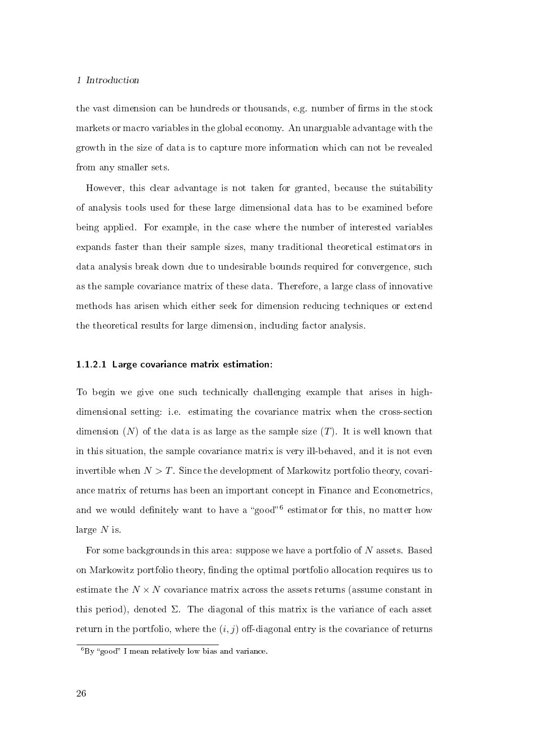the vast dimension can be hundreds or thousands, e.g. number of firms in the stock markets or macro variables in the global economy. An unarguable advantage with the growth in the size of data is to capture more information which can not be revealed from any smaller sets.

However, this clear advantage is not taken for granted, because the suitability of analysis tools used for these large dimensional data has to be examined before being applied. For example, in the case where the number of interested variables expands faster than their sample sizes, many traditional theoretical estimators in data analysis break down due to undesirable bounds required for convergence, such as the sample covariance matrix of these data. Therefore, a large class of innovative methods has arisen which either seek for dimension reducing techniques or extend the theoretical results for large dimension, including factor analysis.

#### 1.1.2.1 Large covariance matrix estimation:

To begin we give one such technically challenging example that arises in high-dimensional setting: i.e. estimating the covariance matrix when the cross-section dimension ($N$) of the data is as large as the sample size ($T$). It is well known that in this situation, the sample covariance matrix is very ill-behaved, and it is not even invertible when $N > T$. Since the development of Markowitz portfolio theory, covariance matrix of returns has been an important concept in Finance and Econometrics, and we would definitely want to have a "good"[6] estimator for this, no matter how large $N$ is.

For some backgrounds in this area: suppose we have a portfolio of $N$ assets. Based on Markowitz portfolio theory, finding the optimal portfolio allocation requires us to estimate the $N \times N$ covariance matrix across the assets returns (assume constant in this period), denoted $\Sigma$. The diagonal of this matrix is the variance of each asset return in the portfolio, where the $(i, j)$ off-diagonal entry is the covariance of returns

[6] By "good" I mean relatively low bias and variance.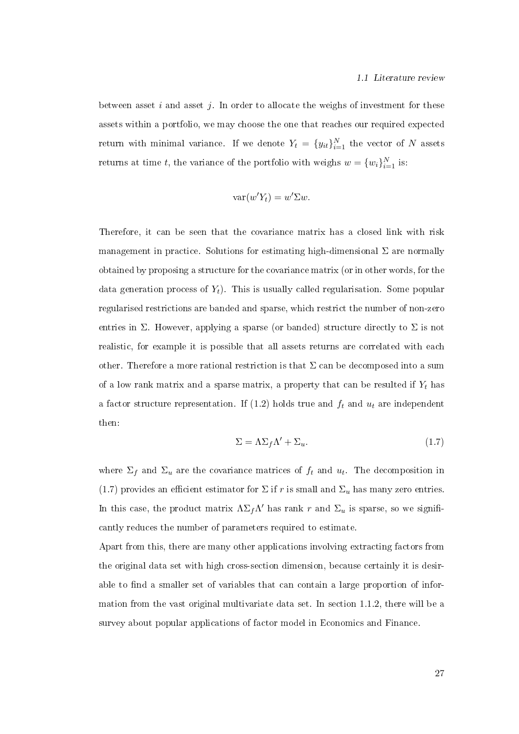between asset $i$ and asset $j$. In order to allocate the weighs of investment for these assets within a portfolio, we may choose the one that reaches our required expected return with minimal variance. If we denote $Y_t = \{y_{it}\}_{i=1}^N$ the vector of $N$ assets returns at time $t$, the variance of the portfolio with weighs $w = \{w_i\}_{i=1}^N$ is:

$$\text{var}(w'Y_t) = w'\Sigma w.$$

Therefore, it can be seen that the covariance matrix has a closed link with risk management in practice. Solutions for estimating high-dimensional $\Sigma$ are normally obtained by proposing a structure for the covariance matrix (or in other words, for the data generation process of $Y_t$). This is usually called regularisation. Some popular regularised restrictions are banded and sparse, which restrict the number of non-zero entries in $\Sigma$. However, applying a sparse (or banded) structure directly to $\Sigma$ is not realistic, for example it is possible that all assets returns are correlated with each other. Therefore a more rational restriction is that $\Sigma$ can be decomposed into a sum of a low rank matrix and a sparse matrix, a property that can be resulted if $Y_t$ has a factor structure representation. If (1.2) holds true and $f_t$ and $u_t$ are independent then:

$$\Sigma = \Lambda\Sigma_f\Lambda' + \Sigma_u. \tag{1.7}$$

where $\Sigma_f$ and $\Sigma_u$ are the covariance matrices of $f_t$ and $u_t$. The decomposition in (1.7) provides an efficient estimator for $\Sigma$ if $r$ is small and $\Sigma_u$ has many zero entries. In this case, the product matrix $\Lambda\Sigma_f\Lambda'$ has rank $r$ and $\Sigma_u$ is sparse, so we significantly reduces the number of parameters required to estimate.

Apart from this, there are many other applications involving extracting factors from the original data set with high cross-section dimension, because certainly it is desirable to find a smaller set of variables that can contain a large proportion of information from the vast original multivariate data set. In section 1.1.2, there will be a survey about popular applications of factor model in Economics and Finance.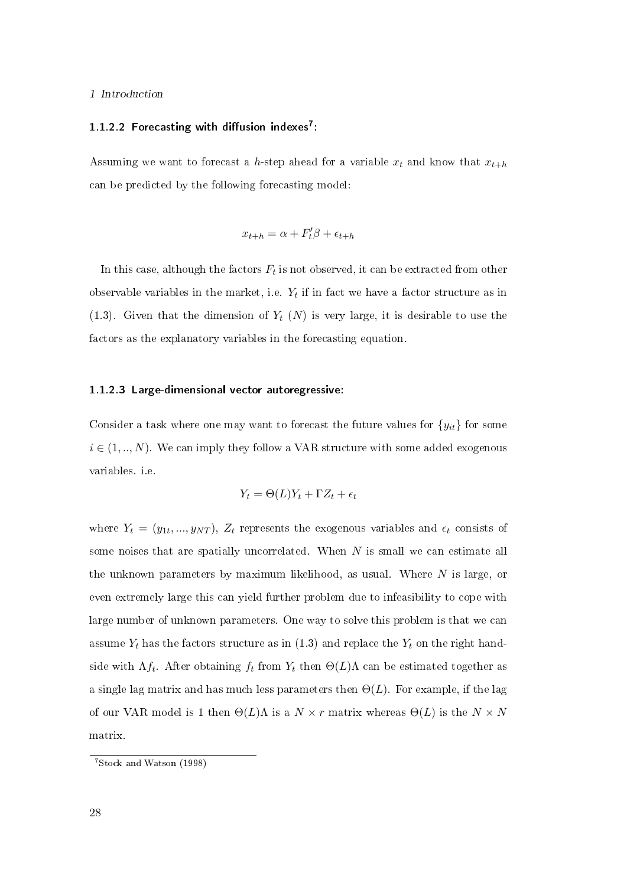#### 1.1.2.2 Forecasting with diffusion indexes[7]:

Assuming we want to forecast a $h$-step ahead for a variable $x_t$ and know that $x_{t+h}$ can be predicted by the following forecasting model:

$$x_{t+h} = \alpha + F_t'\beta + \epsilon_{t+h}$$

In this case, although the factors $F_t$ is not observed, it can be extracted from other observable variables in the market, i.e. $Y_t$ if in fact we have a factor structure as in (1.3). Given that the dimension of $Y_t$ ($N$) is very large, it is desirable to use the factors as the explanatory variables in the forecasting equation.

#### 1.1.2.3 Large-dimensional vector autoregressive:

Consider a task where one may want to forecast the future values for $\{y_{it}\}$ for some $i \in (1, .., N)$. We can imply they follow a VAR structure with some added exogenous variables. i.e.

$$Y_t = \Theta(L)Y_t + \Gamma Z_t + \epsilon_t$$

where $Y_t = (y_{1t}, ..., y_{NT})$, $Z_t$ represents the exogenous variables and $\epsilon_t$ consists of some noises that are spatially uncorrelated. When $N$ is small we can estimate all the unknown parameters by maximum likelihood, as usual. Where $N$ is large, or even extremely large this can yield further problem due to infeasibility to cope with large number of unknown parameters. One way to solve this problem is that we can assume $Y_t$ has the factors structure as in (1.3) and replace the $Y_t$ on the right hand-side with $\Lambda f_t$. After obtaining $f_t$ from $Y_t$ then $\Theta(L)\Lambda$ can be estimated together as a single lag matrix and has much less parameters then $\Theta(L)$. For example, if the lag of our VAR model is 1 then $\Theta(L)\Lambda$ is a $N \times r$ matrix whereas $\Theta(L)$ is the $N \times N$ matrix.

[7] Stock and Watson (1998)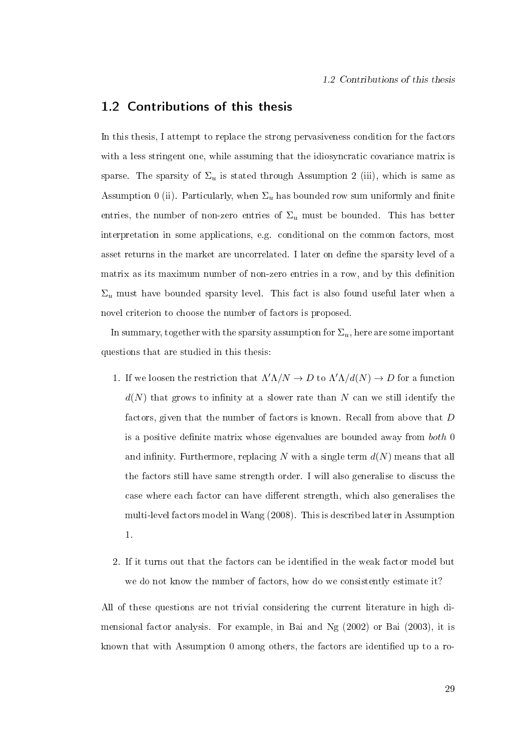## 1.2 Contributions of this thesis

In this thesis, I attempt to replace the strong pervasiveness condition for the factors with a less stringent one, while assuming that the idiosyncratic covariance matrix is sparse. The sparsity of $\Sigma_u$ is stated through Assumption 2 (iii), which is same as Assumption 0 (ii). Particularly, when $\Sigma_u$ has bounded row sum uniformly and finite entries, the number of non-zero entries of $\Sigma_u$ must be bounded. This has better interpretation in some applications, e.g. conditional on the common factors, most asset returns in the market are uncorrelated. I later on define the sparsity level of a matrix as its maximum number of non-zero entries in a row, and by this definition $\Sigma_u$ must have bounded sparsity level. This fact is also found useful later when a novel criterion to choose the number of factors is proposed.

In summary, together with the sparsity assumption for $\Sigma_u$, here are some important questions that are studied in this thesis:

1. If we loosen the restriction that $\Lambda'\Lambda/N \to D$ to $\Lambda'\Lambda/d(N) \to D$ for a function $d(N)$ that grows to infinity at a slower rate than $N$ can we still identify the factors, given that the number of factors is known. Recall from above that $D$ is a positive definite matrix whose eigenvalues are bounded away from *both* 0 and infinity. Furthermore, replacing $N$ with a single term $d(N)$ means that all the factors still have same strength order. I will also generalise to discuss the case where each factor can have different strength, which also generalises the multi-level factors model in Wang (2008). This is described later in Assumption 1.

2. If it turns out that the factors can be identified in the weak factor model but we do not know the number of factors, how do we consistently estimate it?

All of these questions are not trivial considering the current literature in high dimensional factor analysis. For example, in Bai and Ng (2002) or Bai (2003), it is known that with Assumption 0 among others, the factors are identified up to a ro-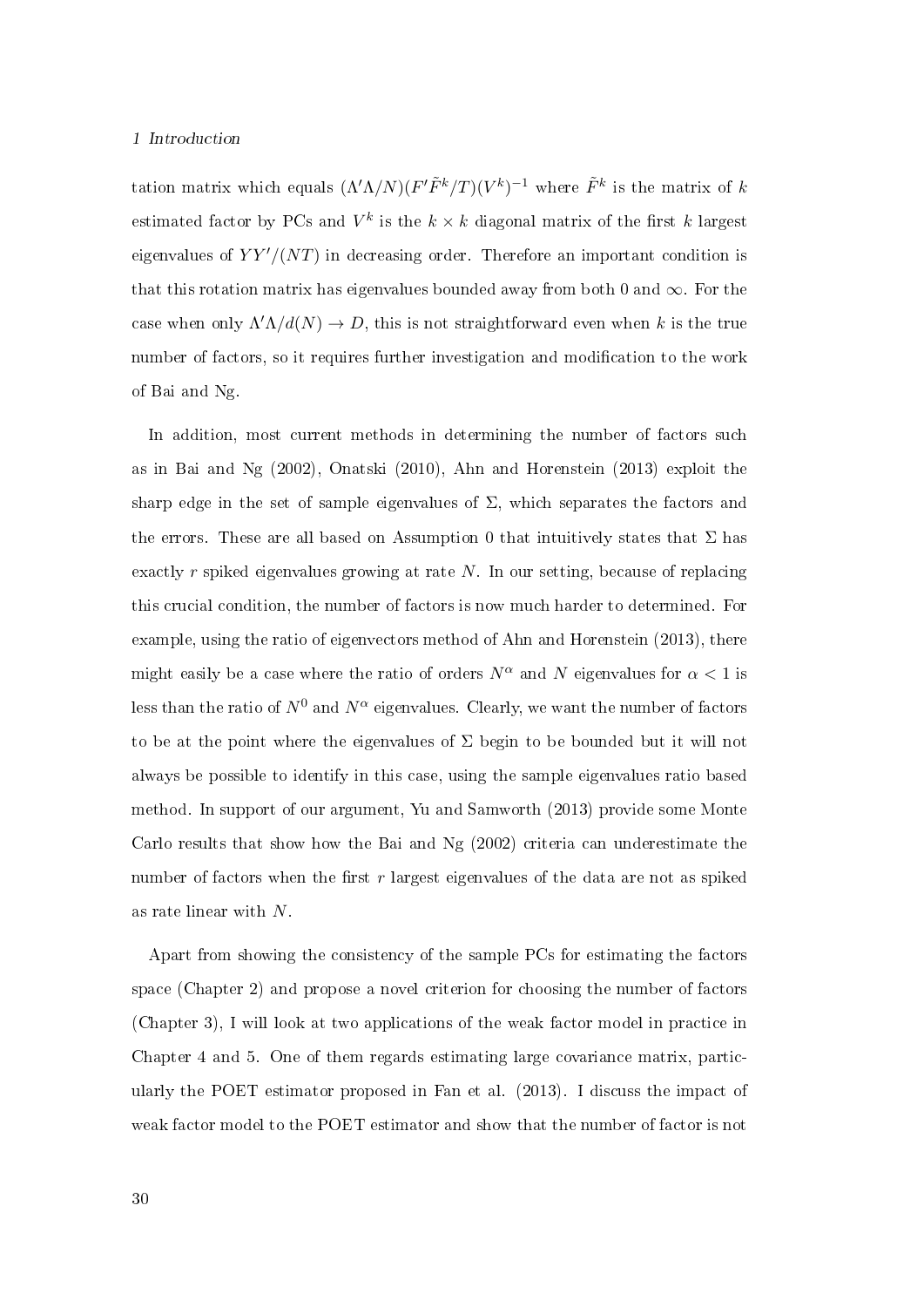tation matrix which equals $(\Lambda'\Lambda/N)(F'\tilde{F}^k/T)(V^k)^{-1}$ where $\tilde{F}^k$ is the matrix of $k$ estimated factor by PCs and $V^k$ is the $k \times k$ diagonal matrix of the first $k$ largest eigenvalues of $YY'/(NT)$ in decreasing order. Therefore an important condition is that this rotation matrix has eigenvalues bounded away from both 0 and $\infty$. For the case when only $\Lambda'\Lambda/d(N) \to D$, this is not straightforward even when $k$ is the true number of factors, so it requires further investigation and modification to the work of Bai and Ng.

In addition, most current methods in determining the number of factors such as in Bai and Ng (2002), Onatski (2010), Ahn and Horenstein (2013) exploit the sharp edge in the set of sample eigenvalues of $\Sigma$, which separates the factors and the errors. These are all based on Assumption 0 that intuitively states that $\Sigma$ has exactly $r$ spiked eigenvalues growing at rate $N$. In our setting, because of replacing this crucial condition, the number of factors is now much harder to determined. For example, using the ratio of eigenvectors method of Ahn and Horenstein (2013), there might easily be a case where the ratio of orders $N^\alpha$ and $N$ eigenvalues for $\alpha < 1$ is less than the ratio of $N^0$ and $N^\alpha$ eigenvalues. Clearly, we want the number of factors to be at the point where the eigenvalues of $\Sigma$ begin to be bounded but it will not always be possible to identify in this case, using the sample eigenvalues ratio based method. In support of our argument, Yu and Samworth (2013) provide some Monte Carlo results that show how the Bai and Ng (2002) criteria can underestimate the number of factors when the first $r$ largest eigenvalues of the data are not as spiked as rate linear with $N$.

Apart from showing the consistency of the sample PCs for estimating the factors space (Chapter 2) and propose a novel criterion for choosing the number of factors (Chapter 3), I will look at two applications of the weak factor model in practice in Chapter 4 and 5. One of them regards estimating large covariance matrix, particularly the POET estimator proposed in Fan et al. (2013). I discuss the impact of weak factor model to the POET estimator and show that the number of factor is not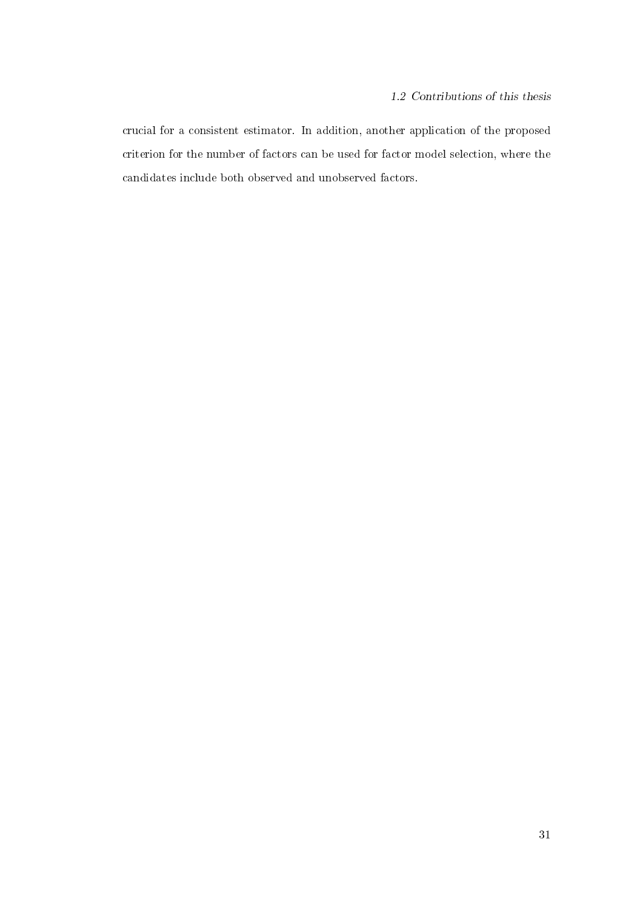crucial for a consistent estimator. In addition, another application of the proposed criterion for the number of factors can be used for factor model selection, where the candidates include both observed and unobserved factors.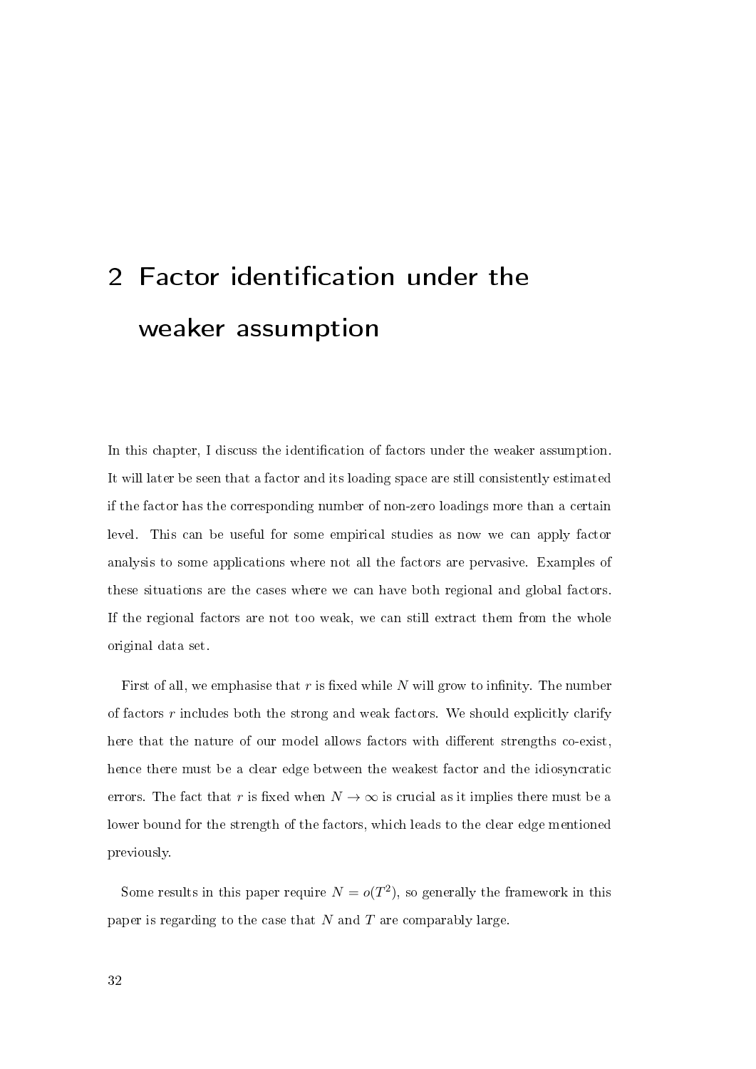# 2 Factor identification under the weaker assumption

In this chapter, I discuss the identification of factors under the weaker assumption. It will later be seen that a factor and its loading space are still consistently estimated if the factor has the corresponding number of non-zero loadings more than a certain level. This can be useful for some empirical studies as now we can apply factor analysis to some applications where not all the factors are pervasive. Examples of these situations are the cases where we can have both regional and global factors. If the regional factors are not too weak, we can still extract them from the whole original data set.

First of all, we emphasise that $r$ is fixed while $N$ will grow to infinity. The number of factors $r$ includes both the strong and weak factors. We should explicitly clarify here that the nature of our model allows factors with different strengths co-exist, hence there must be a clear edge between the weakest factor and the idiosyncratic errors. The fact that $r$ is fixed when $N \to \infty$ is crucial as it implies there must be a lower bound for the strength of the factors, which leads to the clear edge mentioned previously.

Some results in this paper require $N = o(T^2)$, so generally the framework in this paper is regarding to the case that $N$ and $T$ are comparably large.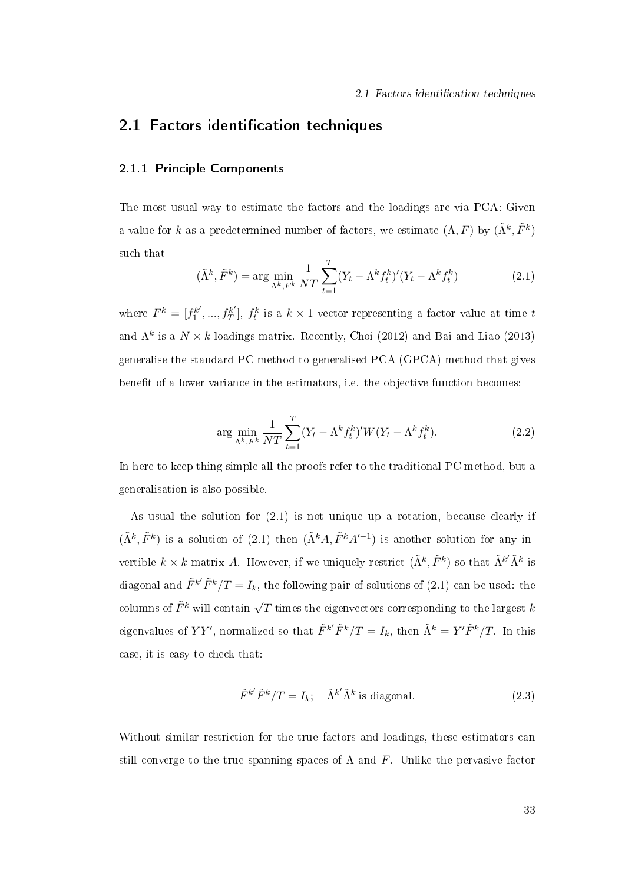## 2.1 Factors identification techniques

### 2.1.1 Principle Components

The most usual way to estimate the factors and the loadings are via PCA: Given a value for $k$ as a predetermined number of factors, we estimate $(\Lambda, F)$ by $(\tilde{\Lambda}^k, \tilde{F}^k)$ such that

$$(\tilde{\Lambda}^k, \tilde{F}^k) = \arg \min_{\Lambda^k, F^k} \frac{1}{NT} \sum_{t=1}^{T} (Y_t - \Lambda^k f_t^k)'(Y_t - \Lambda^k f_t^k) \tag{2.1}$$

where $F^k = [f_1^{k'}, ..., f_T^{k'}]$, $f_t^k$ is a $k \times 1$ vector representing a factor value at time $t$ and $\Lambda^k$ is a $N \times k$ loadings matrix. Recently, Choi (2012) and Bai and Liao (2013) generalise the standard PC method to generalised PCA (GPCA) method that gives benefit of a lower variance in the estimators, i.e. the objective function becomes:

$$\arg \min_{\Lambda^k, F^k} \frac{1}{NT} \sum_{t=1}^{T} (Y_t - \Lambda^k f_t^k)' W (Y_t - \Lambda^k f_t^k). \tag{2.2}$$

In here to keep thing simple all the proofs refer to the traditional PC method, but a generalisation is also possible.

As usual the solution for (2.1) is not unique up a rotation, because clearly if $(\tilde{\Lambda}^k, \tilde{F}^k)$ is a solution of (2.1) then $(\tilde{\Lambda}^k A, \tilde{F}^k A'^{-1})$ is another solution for any invertible $k \times k$ matrix $A$. However, if we uniquely restrict $(\tilde{\Lambda}^k, \tilde{F}^k)$ so that $\tilde{\Lambda}^{k'} \tilde{\Lambda}^k$ is diagonal and $\tilde{F}^{k'} \tilde{F}^k / T = I_k$, the following pair of solutions of (2.1) can be used: the columns of $\tilde{F}^k$ will contain $\sqrt{T}$ times the eigenvectors corresponding to the largest $k$ eigenvalues of $YY'$, normalized so that $\tilde{F}^{k'} \tilde{F}^k / T = I_k$, then $\tilde{\Lambda}^k = Y' \tilde{F}^k / T$. In this case, it is easy to check that:

$$\tilde{F}^{k'} \tilde{F}^k / T = I_k; \quad \tilde{\Lambda}^{k'} \tilde{\Lambda}^k \text{ is diagonal.} \tag{2.3}$$

Without similar restriction for the true factors and loadings, these estimators can still converge to the true spanning spaces of $\Lambda$ and $F$. Unlike the pervasive factor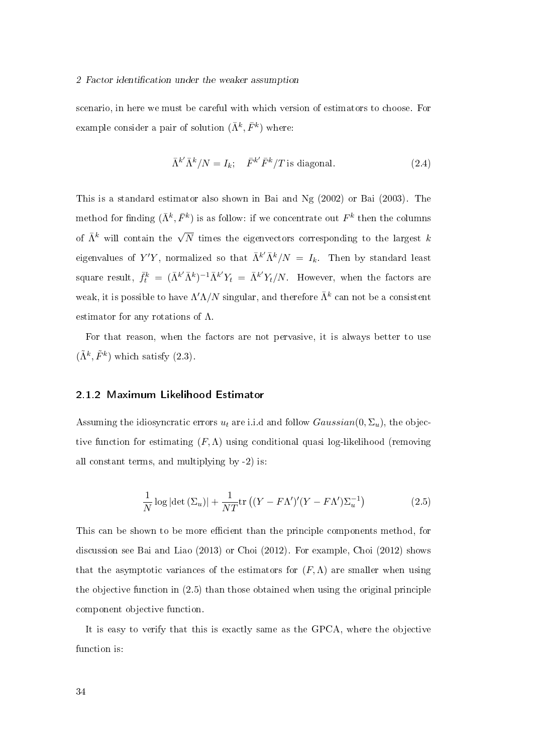scenario, in here we must be careful with which version of estimators to choose. For example consider a pair of solution $(\bar{\Lambda}^k, \bar{F}^k)$ where:

$$\bar{\Lambda}^{k'}\bar{\Lambda}^k/N = I_k; \quad \bar{F}^{k'}\bar{F}^k/T \, \text{is diagonal.} \tag{2.4}$$

This is a standard estimator also shown in Bai and Ng (2002) or Bai (2003). The method for finding $(\bar{\Lambda}^k, \bar{F}^k)$ is as follow: if we concentrate out $F^k$ then the columns of $\bar{\Lambda}^k$ will contain the $\sqrt{N}$ times the eigenvectors corresponding to the largest $k$ eigenvalues of $Y'Y$, normalized so that $\bar{\Lambda}^{k'}\bar{\Lambda}^k/N = I_k$. Then by standard least square result, $\bar{f}_t^k = (\bar{\Lambda}^{k'}\bar{\Lambda}^k)^{-1}\bar{\Lambda}^{k'}Y_t = \bar{\Lambda}^{k'}Y_t/N$. However, when the factors are weak, it is possible to have $\Lambda'\Lambda/N$ singular, and therefore $\bar{\Lambda}^k$ can not be a consistent estimator for any rotations of $\Lambda$.

For that reason, when the factors are not pervasive, it is always better to use $(\tilde{\Lambda}^k, \tilde{F}^k)$ which satisfy (2.3).

### 2.1.2 Maximum Likelihood Estimator

Assuming the idiosyncratic errors $u_t$ are i.i.d and follow $Gaussian(0, \Sigma_u)$, the objective function for estimating $(F, \Lambda)$ using conditional quasi log-likelihood (removing all constant terms, and multiplying by -2) is:

$$\frac{1}{N}\log|\det(\Sigma_u)| + \frac{1}{NT}\text{tr}\left((Y - F\Lambda')'(Y - F\Lambda')\Sigma_u^{-1}\right) \tag{2.5}$$

This can be shown to be more efficient than the principle components method, for discussion see Bai and Liao (2013) or Choi (2012). For example, Choi (2012) shows that the asymptotic variances of the estimators for $(F, \Lambda)$ are smaller when using the objective function in (2.5) than those obtained when using the original principle component objective function.

It is easy to verify that this is exactly same as the GPCA, where the objective function is: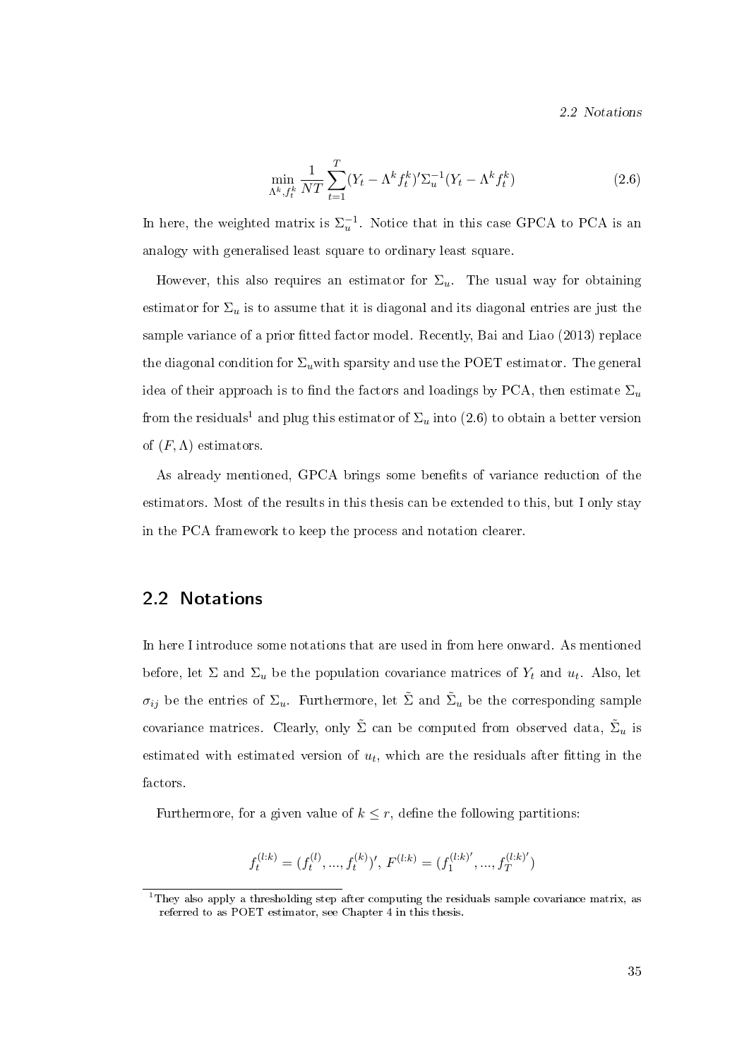$$\min_{\Lambda^k, f_t^k} \frac{1}{NT} \sum_{t=1}^{T} (Y_t - \Lambda^k f_t^k)' \Sigma_u^{-1} (Y_t - \Lambda^k f_t^k) \tag{2.6}$$

In here, the weighted matrix is $\Sigma_u^{-1}$. Notice that in this case GPCA to PCA is an analogy with generalised least square to ordinary least square.

However, this also requires an estimator for $\Sigma_u$. The usual way for obtaining estimator for $\Sigma_u$ is to assume that it is diagonal and its diagonal entries are just the sample variance of a prior fitted factor model. Recently, Bai and Liao (2013) replace the diagonal condition for $\Sigma_u$with sparsity and use the POET estimator. The general idea of their approach is to find the factors and loadings by PCA, then estimate $\Sigma_u$ from the residuals[1] and plug this estimator of $\Sigma_u$ into (2.6) to obtain a better version of $(F, \Lambda)$ estimators.

As already mentioned, GPCA brings some benefits of variance reduction of the estimators. Most of the results in this thesis can be extended to this, but I only stay in the PCA framework to keep the process and notation clearer.

## 2.2 Notations

In here I introduce some notations that are used in from here onward. As mentioned before, let $\Sigma$ and $\Sigma_u$ be the population covariance matrices of $Y_t$ and $u_t$. Also, let $\sigma_{ij}$ be the entries of $\Sigma_u$. Furthermore, let $\tilde{\Sigma}$ and $\tilde{\Sigma}_u$ be the corresponding sample covariance matrices. Clearly, only $\tilde{\Sigma}$ can be computed from observed data, $\tilde{\Sigma}_u$ is estimated with estimated version of $u_t$, which are the residuals after fitting in the factors.

Furthermore, for a given value of $k \leq r$, define the following partitions:

$$f_t^{(l:k)} = (f_t^{(l)}, ..., f_t^{(k)})', \; F^{(l:k)} = (f_1^{(l:k)'}, ..., f_T^{(l:k)'})$$

[1] They also apply a thresholding step after computing the residuals sample covariance matrix, as referred to as POET estimator, see Chapter 4 in this thesis.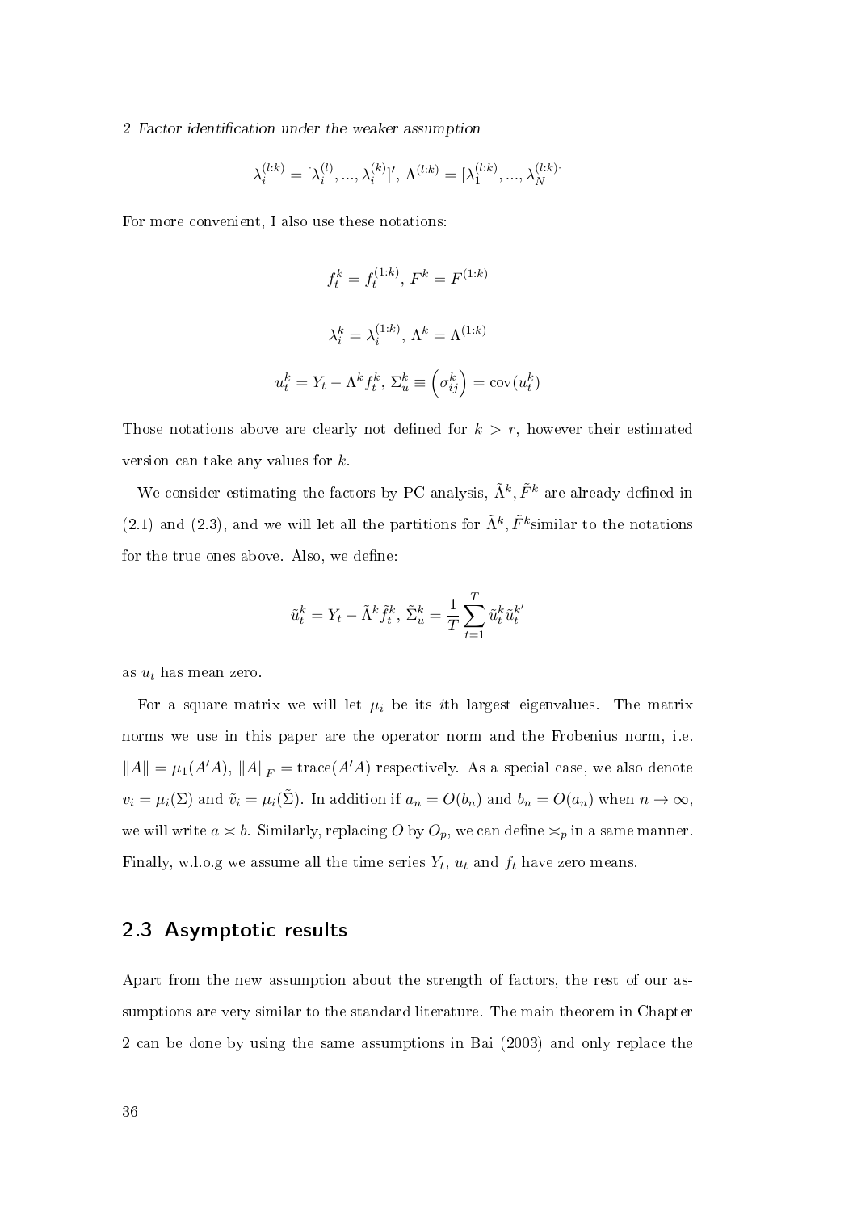$$\lambda_i^{(l:k)} = [\lambda_i^{(l)}, ..., \lambda_i^{(k)}]', \; \Lambda^{(l:k)} = [\lambda_1^{(l:k)}, ..., \lambda_N^{(l:k)}]$$

For more convenient, I also use these notations:

$$f_t^k = f_t^{(1:k)}, \; F^k = F^{(1:k)}$$

$$\lambda_i^k = \lambda_i^{(1:k)}, \; \Lambda^k = \Lambda^{(1:k)}$$

$$u_t^k = Y_t - \Lambda^k f_t^k, \; \Sigma_u^k \equiv \left(\sigma_{ij}^k\right) = \text{cov}(u_t^k)$$

Those notations above are clearly not defined for $k > r$, however their estimated version can take any values for $k$.

We consider estimating the factors by PC analysis, $\tilde{\Lambda}^k, \tilde{F}^k$ are already defined in (2.1) and (2.3), and we will let all the partitions for $\tilde{\Lambda}^k, \tilde{F}^k$similar to the notations for the true ones above. Also, we define:

$$\tilde{u}_t^k = Y_t - \tilde{\Lambda}^k \tilde{f}_t^k, \; \tilde{\Sigma}_u^k = \frac{1}{T}\sum_{t=1}^{T} \tilde{u}_t^k \tilde{u}_t^{k'}$$

as $u_t$ has mean zero.

For a square matrix we will let $\mu_i$ be its $i$th largest eigenvalues. The matrix norms we use in this paper are the operator norm and the Frobenius norm, i.e. $\|A\| = \mu_1(A'A)$, $\|A\|_F = \text{trace}(A'A)$ respectively. As a special case, we also denote $v_i = \mu_i(\Sigma)$ and $\tilde{v}_i = \mu_i(\tilde{\Sigma})$. In addition if $a_n = O(b_n)$ and $b_n = O(a_n)$ when $n \to \infty$, we will write $a \asymp b$. Similarly, replacing $O$ by $O_p$, we can define $\asymp_p$ in a same manner. Finally, w.l.o.g we assume all the time series $Y_t$, $u_t$ and $f_t$ have zero means.

## 2.3 Asymptotic results

Apart from the new assumption about the strength of factors, the rest of our assumptions are very similar to the standard literature. The main theorem in Chapter 2 can be done by using the same assumptions in Bai (2003) and only replace the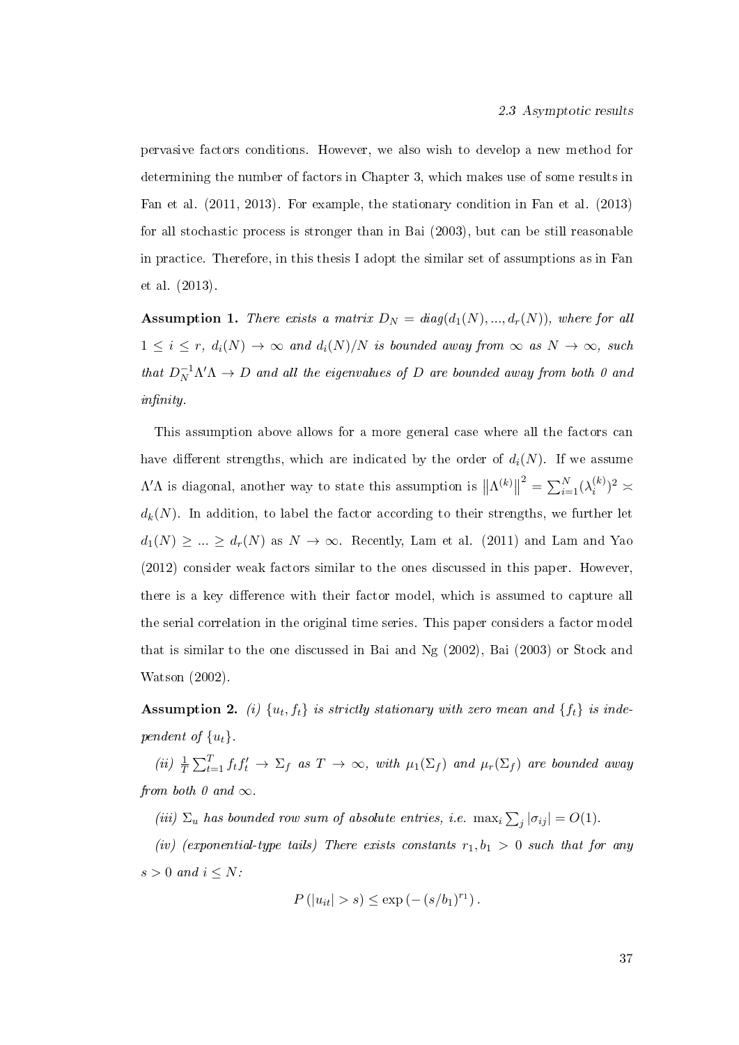pervasive factors conditions. However, we also wish to develop a new method for determining the number of factors in Chapter 3, which makes use of some results in Fan et al. (2011, 2013). For example, the stationary condition in Fan et al. (2013) for all stochastic process is stronger than in Bai (2003), but can be still reasonable in practice. Therefore, in this thesis I adopt the similar set of assumptions as in Fan et al. (2013).

**Assumption 1.** *There exists a matrix $D_N = diag(d_1(N), ..., d_r(N))$, where for all $1 \leq i \leq r$, $d_i(N) \to \infty$ and $d_i(N)/N$ is bounded away from $\infty$ as $N \to \infty$, such that $D_N^{-1}\Lambda'\Lambda \to D$ and all the eigenvalues of $D$ are bounded away from both 0 and infinity.*

This assumption above allows for a more general case where all the factors can have different strengths, which are indicated by the order of $d_i(N)$. If we assume $\Lambda'\Lambda$ is diagonal, another way to state this assumption is $\left\|\Lambda^{(k)}\right\|^2 = \sum_{i=1}^N (\lambda_i^{(k)})^2 \asymp d_k(N)$. In addition, to label the factor according to their strengths, we further let $d_1(N) \geq ... \geq d_r(N)$ as $N \to \infty$. Recently, Lam et al. (2011) and Lam and Yao (2012) consider weak factors similar to the ones discussed in this paper. However, there is a key difference with their factor model, which is assumed to capture all the serial correlation in the original time series. This paper considers a factor model that is similar to the one discussed in Bai and Ng (2002), Bai (2003) or Stock and Watson (2002).

**Assumption 2.** *(i) $\{u_t, f_t\}$ is strictly stationary with zero mean and $\{f_t\}$ is independent of $\{u_t\}$.*

*(ii) $\frac{1}{T}\sum_{t=1}^T f_t f_t' \to \Sigma_f$ as $T \to \infty$, with $\mu_1(\Sigma_f)$ and $\mu_r(\Sigma_f)$ are bounded away from both 0 and $\infty$.*

*(iii) $\Sigma_u$ has bounded row sum of absolute entries, i.e. $\max_i \sum_j |\sigma_{ij}| = O(1)$.*

*(iv) (exponential-type tails) There exists constants $r_1, b_1 > 0$ such that for any $s > 0$ and $i \leq N$:*

$$P\left(|u_{it}| > s\right) \leq \exp\left(-\left(s/b_1\right)^{r_1}\right).$$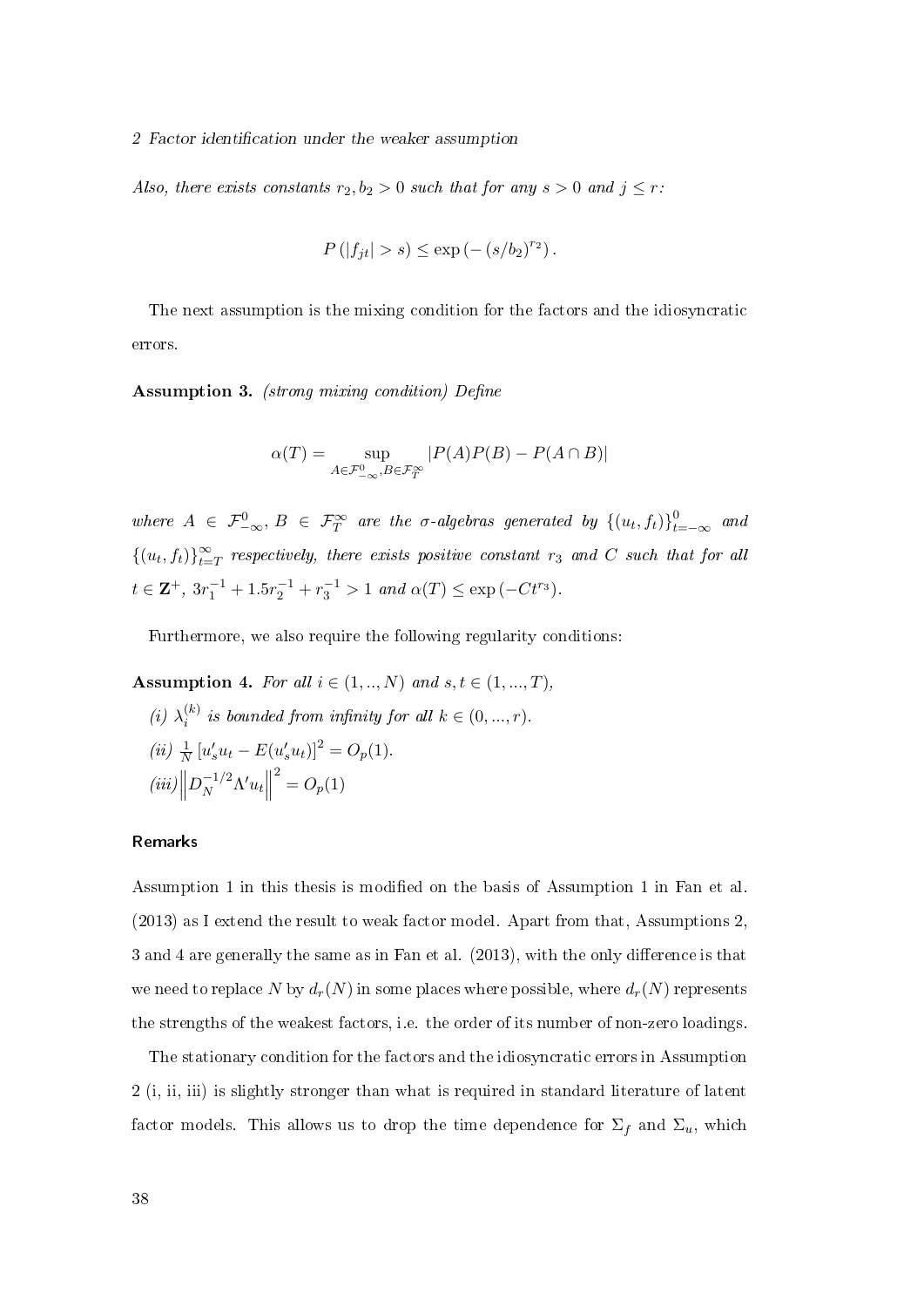*Also, there exists constants $r_2, b_2 > 0$ such that for any $s > 0$ and $j \leq r$:*

$$P\left(|f_{jt}| > s\right) \leq \exp\left(-\left(s/b_2\right)^{r_2}\right).$$

The next assumption is the mixing condition for the factors and the idiosyncratic errors.

**Assumption 3.** *(strong mixing condition) Define*

$$\alpha(T) = \sup_{A \in \mathcal{F}_{-\infty}^{0}, B \in \mathcal{F}_{T}^{\infty}} |P(A)P(B) - P(A \cap B)|$$

*where $A \in \mathcal{F}_{-\infty}^{0}$, $B \in \mathcal{F}_{T}^{\infty}$ are the $\sigma$-algebras generated by $\{(u_t, f_t)\}_{t=-\infty}^{0}$ and $\{(u_t, f_t)\}_{t=T}^{\infty}$ respectively, there exists positive constant $r_3$ and $C$ such that for all $t \in \mathbf{Z}^+$, $3r_1^{-1} + 1.5r_2^{-1} + r_3^{-1} > 1$ and $\alpha(T) \leq \exp\left(-Ct^{r_3}\right)$.*

Furthermore, we also require the following regularity conditions:

**Assumption 4.** *For all $i \in (1, .., N)$ and $s, t \in (1, ..., T)$,*

*(i) $\lambda_i^{(k)}$ is bounded from infinity for all $k \in (0, ..., r)$.*

*(ii) $\frac{1}{N}\left[u_s' u_t - E(u_s' u_t)\right]^2 = O_p(1)$.*

*(iii) $\left\|D_N^{-1/2}\Lambda' u_t\right\|^2 = O_p(1)$*

#### Remarks

Assumption 1 in this thesis is modified on the basis of Assumption 1 in Fan et al. (2013) as I extend the result to weak factor model. Apart from that, Assumptions 2, 3 and 4 are generally the same as in Fan et al. (2013), with the only difference is that we need to replace $N$ by $d_r(N)$ in some places where possible, where $d_r(N)$ represents the strengths of the weakest factors, i.e. the order of its number of non-zero loadings.

The stationary condition for the factors and the idiosyncratic errors in Assumption 2 (i, ii, iii) is slightly stronger than what is required in standard literature of latent factor models. This allows us to drop the time dependence for $\Sigma_f$ and $\Sigma_u$, which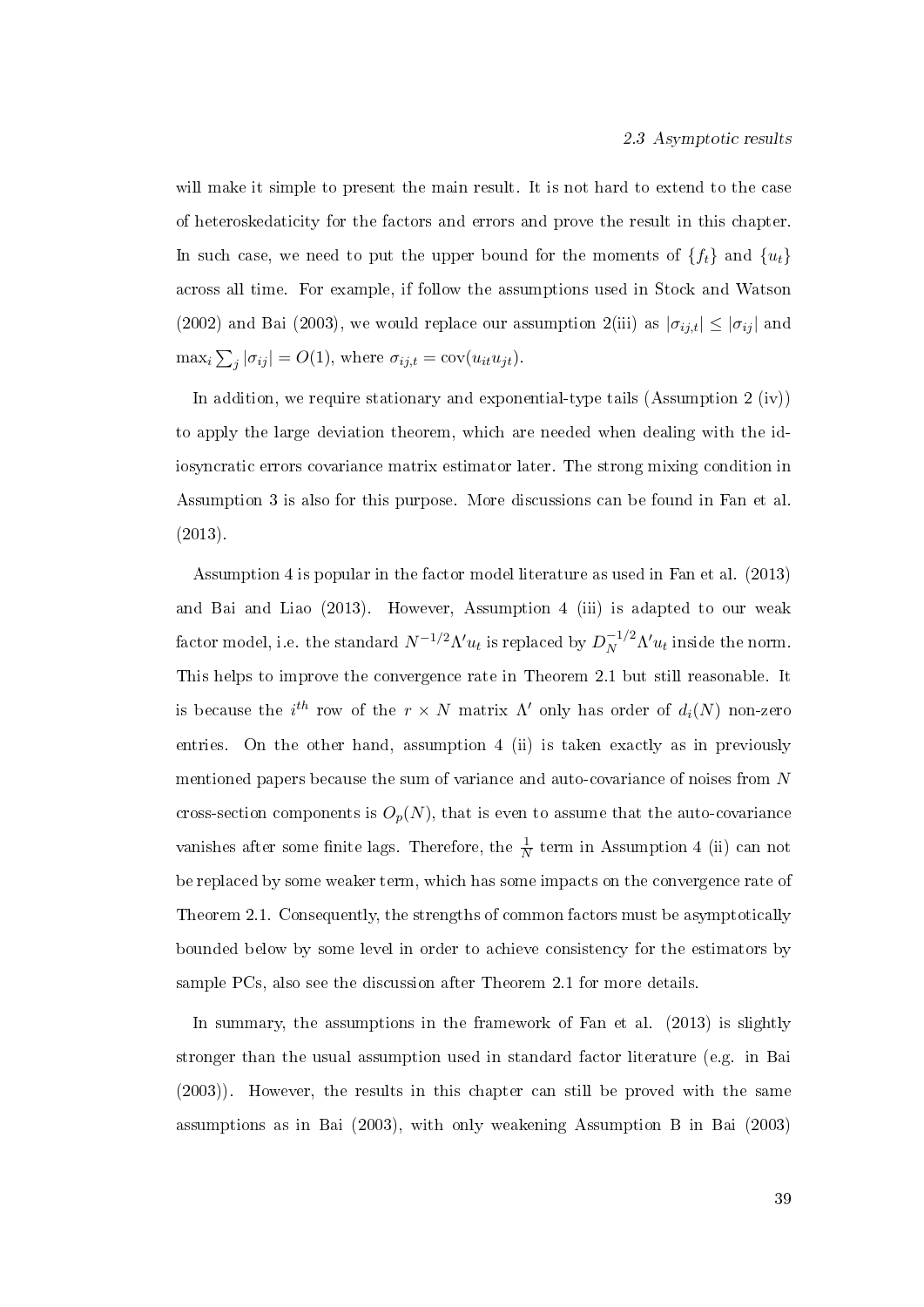will make it simple to present the main result. It is not hard to extend to the case of heteroskedaticity for the factors and errors and prove the result in this chapter. In such case, we need to put the upper bound for the moments of $\{f_t\}$ and $\{u_t\}$ across all time. For example, if follow the assumptions used in Stock and Watson (2002) and Bai (2003), we would replace our assumption 2(iii) as $|\sigma_{ij,t}| \leq |\sigma_{ij}|$ and $\max_i \sum_j |\sigma_{ij}| = O(1)$, where $\sigma_{ij,t} = \text{cov}(u_{it}u_{jt})$.

In addition, we require stationary and exponential-type tails (Assumption 2 (iv)) to apply the large deviation theorem, which are needed when dealing with the idiosyncratic errors covariance matrix estimator later. The strong mixing condition in Assumption 3 is also for this purpose. More discussions can be found in Fan et al. (2013).

Assumption 4 is popular in the factor model literature as used in Fan et al. (2013) and Bai and Liao (2013). However, Assumption 4 (iii) is adapted to our weak factor model, i.e. the standard $N^{-1/2}\Lambda' u_t$ is replaced by $D_N^{-1/2}\Lambda' u_t$ inside the norm. This helps to improve the convergence rate in Theorem 2.1 but still reasonable. It is because the $i^{th}$ row of the $r \times N$ matrix $\Lambda'$ only has order of $d_i(N)$ non-zero entries. On the other hand, assumption 4 (ii) is taken exactly as in previously mentioned papers because the sum of variance and auto-covariance of noises from $N$ cross-section components is $O_p(N)$, that is even to assume that the auto-covariance vanishes after some finite lags. Therefore, the $\frac{1}{N}$ term in Assumption 4 (ii) can not be replaced by some weaker term, which has some impacts on the convergence rate of Theorem 2.1. Consequently, the strengths of common factors must be asymptotically bounded below by some level in order to achieve consistency for the estimators by sample PCs, also see the discussion after Theorem 2.1 for more details.

In summary, the assumptions in the framework of Fan et al. (2013) is slightly stronger than the usual assumption used in standard factor literature (e.g. in Bai (2003)). However, the results in this chapter can still be proved with the same assumptions as in Bai (2003), with only weakening Assumption B in Bai (2003)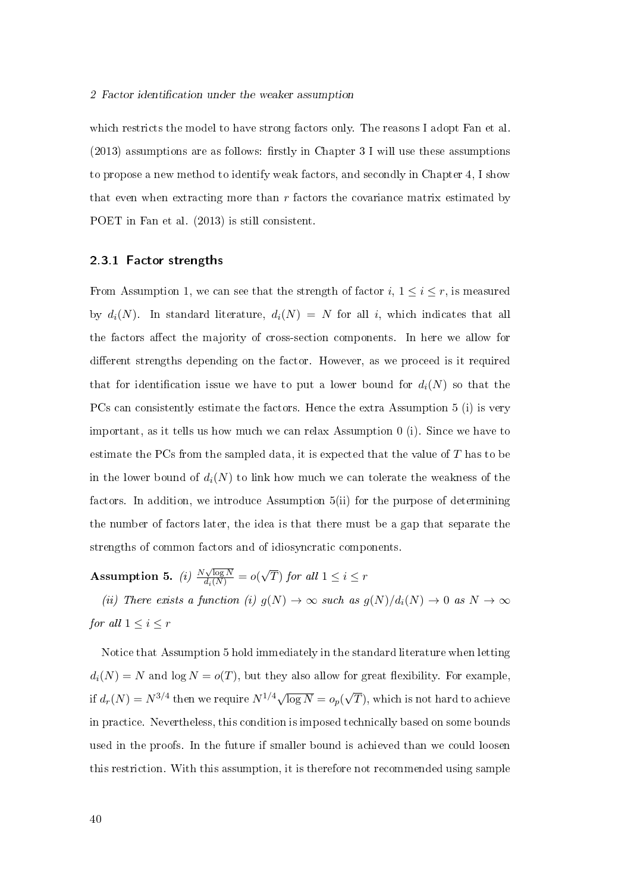which restricts the model to have strong factors only. The reasons I adopt Fan et al. (2013) assumptions are as follows: firstly in Chapter 3 I will use these assumptions to propose a new method to identify weak factors, and secondly in Chapter 4, I show that even when extracting more than $r$ factors the covariance matrix estimated by POET in Fan et al. (2013) is still consistent.

### 2.3.1 Factor strengths

From Assumption 1, we can see that the strength of factor $i$, $1 \leq i \leq r$, is measured by $d_i(N)$. In standard literature, $d_i(N) = N$ for all $i$, which indicates that all the factors affect the majority of cross-section components. In here we allow for different strengths depending on the factor. However, as we proceed is it required that for identification issue we have to put a lower bound for $d_i(N)$ so that the PCs can consistently estimate the factors. Hence the extra Assumption 5 (i) is very important, as it tells us how much we can relax Assumption 0 (i). Since we have to estimate the PCs from the sampled data, it is expected that the value of $T$ has to be in the lower bound of $d_i(N)$ to link how much we can tolerate the weakness of the factors. In addition, we introduce Assumption 5(ii) for the purpose of determining the number of factors later, the idea is that there must be a gap that separate the strengths of common factors and of idiosyncratic components.

**Assumption 5.** *(i)* $\frac{N\sqrt{\log N}}{d_i(N)} = o(\sqrt{T})$ *for all* $1 \leq i \leq r$

*(ii) There exists a function (i)* $g(N) \to \infty$ *such as* $g(N)/d_i(N) \to 0$ *as* $N \to \infty$ *for all* $1 \leq i \leq r$

Notice that Assumption 5 hold immediately in the standard literature when letting $d_i(N) = N$ and $\log N = o(T)$, but they also allow for great flexibility. For example, if $d_r(N) = N^{3/4}$ then we require $N^{1/4}\sqrt{\log N} = o_p(\sqrt{T})$, which is not hard to achieve in practice. Nevertheless, this condition is imposed technically based on some bounds used in the proofs. In the future if smaller bound is achieved than we could loosen this restriction. With this assumption, it is therefore not recommended using sample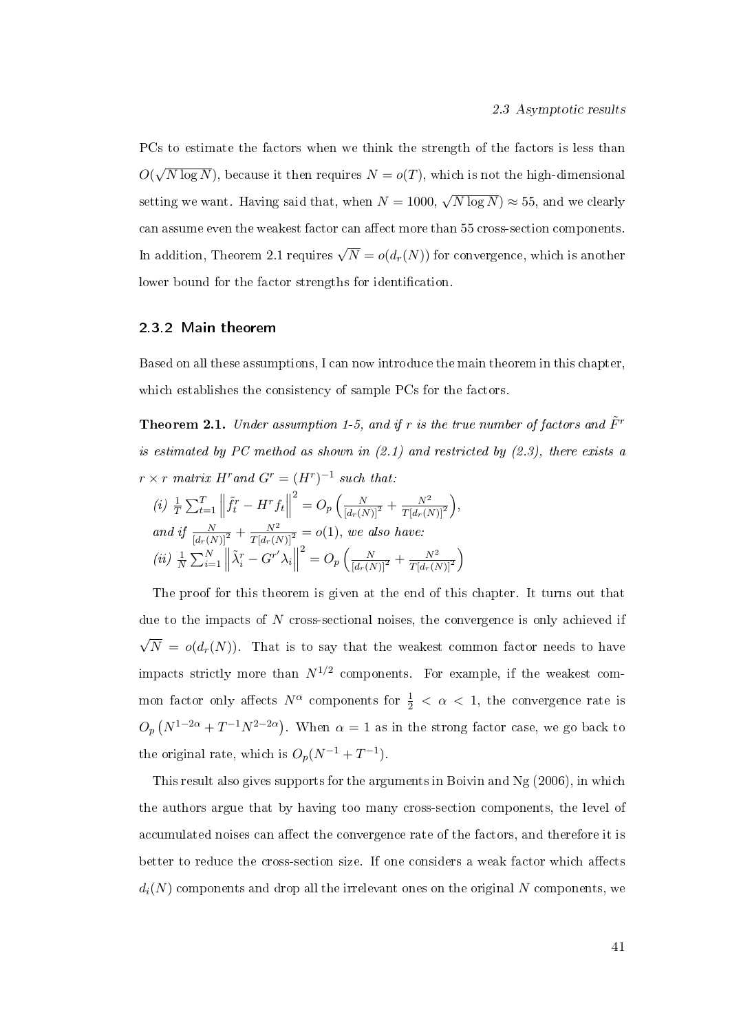PCs to estimate the factors when we think the strength of the factors is less than $O(\sqrt{N \log N})$, because it then requires $N = o(T)$, which is not the high-dimensional setting we want. Having said that, when $N = 1000$, $\sqrt{N \log N}) \approx 55$, and we clearly can assume even the weakest factor can affect more than 55 cross-section components. In addition, Theorem 2.1 requires $\sqrt{N} = o(d_r(N))$ for convergence, which is another lower bound for the factor strengths for identification.

### 2.3.2 Main theorem

Based on all these assumptions, I can now introduce the main theorem in this chapter, which establishes the consistency of sample PCs for the factors.

**Theorem 2.1.** *Under assumption 1-5, and if $r$ is the true number of factors and $\tilde{F}^r$ is estimated by PC method as shown in (2.1) and restricted by (2.3), there exists a $r \times r$ matrix $H^r$ and $G^r = (H^r)^{-1}$ such that:*

*(i)* $\frac{1}{T}\sum_{t=1}^{T}\left\|\tilde{f}_t^r - H^r f_t\right\|^2 = O_p\left(\frac{N}{[d_r(N)]^2} + \frac{N^2}{T[d_r(N)]^2}\right)$,

*and if* $\frac{N}{[d_r(N)]^2} + \frac{N^2}{T[d_r(N)]^2} = o(1)$, *we also have:*

*(ii)* $\frac{1}{N}\sum_{i=1}^{N}\left\|\tilde{\lambda}_i^r - G^{r\prime}\lambda_i\right\|^2 = O_p\left(\frac{N}{[d_r(N)]^2} + \frac{N^2}{T[d_r(N)]^2}\right)$

The proof for this theorem is given at the end of this chapter. It turns out that due to the impacts of $N$ cross-sectional noises, the convergence is only achieved if $\sqrt{N} = o(d_r(N))$. That is to say that the weakest common factor needs to have impacts strictly more than $N^{1/2}$ components. For example, if the weakest common factor only affects $N^{\alpha}$ components for $\frac{1}{2} < \alpha < 1$, the convergence rate is $O_p\left(N^{1-2\alpha} + T^{-1}N^{2-2\alpha}\right)$. When $\alpha = 1$ as in the strong factor case, we go back to the original rate, which is $O_p(N^{-1} + T^{-1})$.

This result also gives supports for the arguments in Boivin and Ng (2006), in which the authors argue that by having too many cross-section components, the level of accumulated noises can affect the convergence rate of the factors, and therefore it is better to reduce the cross-section size. If one considers a weak factor which affects $d_i(N)$ components and drop all the irrelevant ones on the original $N$ components, we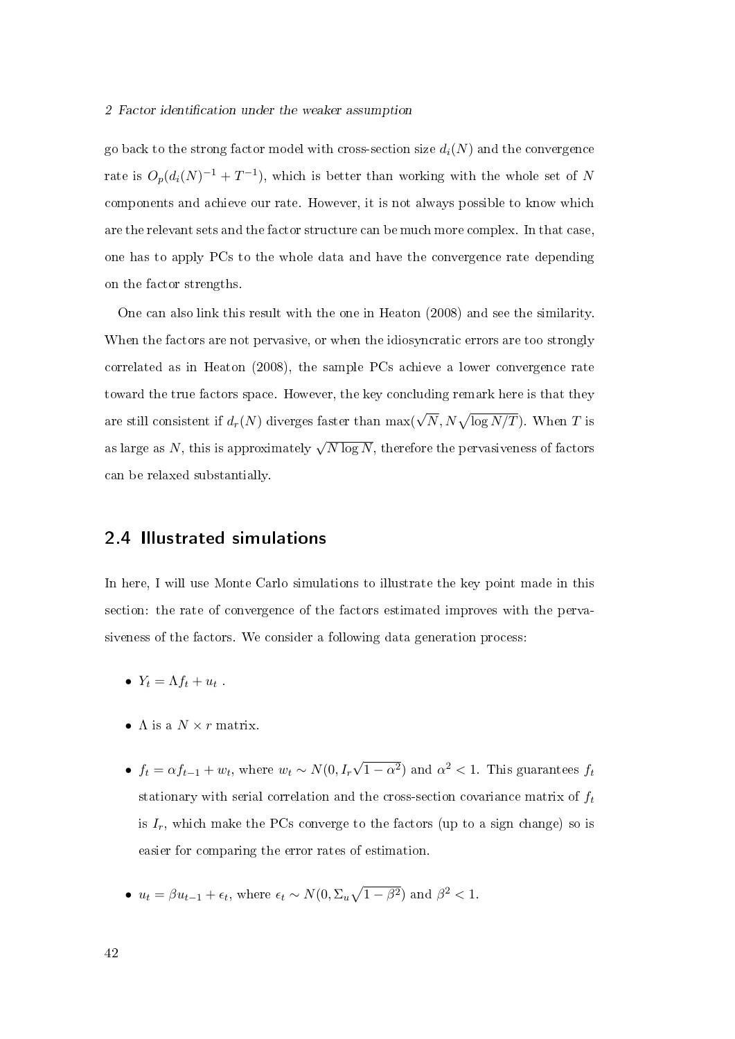go back to the strong factor model with cross-section size $d_i(N)$ and the convergence rate is $O_p(d_i(N)^{-1} + T^{-1})$, which is better than working with the whole set of $N$ components and achieve our rate. However, it is not always possible to know which are the relevant sets and the factor structure can be much more complex. In that case, one has to apply PCs to the whole data and have the convergence rate depending on the factor strengths.

One can also link this result with the one in Heaton (2008) and see the similarity. When the factors are not pervasive, or when the idiosyncratic errors are too strongly correlated as in Heaton (2008), the sample PCs achieve a lower convergence rate toward the true factors space. However, the key concluding remark here is that they are still consistent if $d_r(N)$ diverges faster than $\max(\sqrt{N}, N\sqrt{\log N/T})$. When $T$ is as large as $N$, this is approximately $\sqrt{N \log N}$, therefore the pervasiveness of factors can be relaxed substantially.

## 2.4 Illustrated simulations

In here, I will use Monte Carlo simulations to illustrate the key point made in this section: the rate of convergence of the factors estimated improves with the pervasiveness of the factors. We consider a following data generation process:

- $Y_t = \Lambda f_t + u_t$ .
- $\Lambda$ is a $N \times r$ matrix.
- $f_t = \alpha f_{t-1} + w_t$, where $w_t \sim N(0, I_r\sqrt{1-\alpha^2})$ and $\alpha^2 < 1$. This guarantees $f_t$ stationary with serial correlation and the cross-section covariance matrix of $f_t$ is $I_r$, which make the PCs converge to the factors (up to a sign change) so is easier for comparing the error rates of estimation.
- $u_t = \beta u_{t-1} + \epsilon_t$, where $\epsilon_t \sim N(0, \Sigma_u\sqrt{1-\beta^2})$ and $\beta^2 < 1$.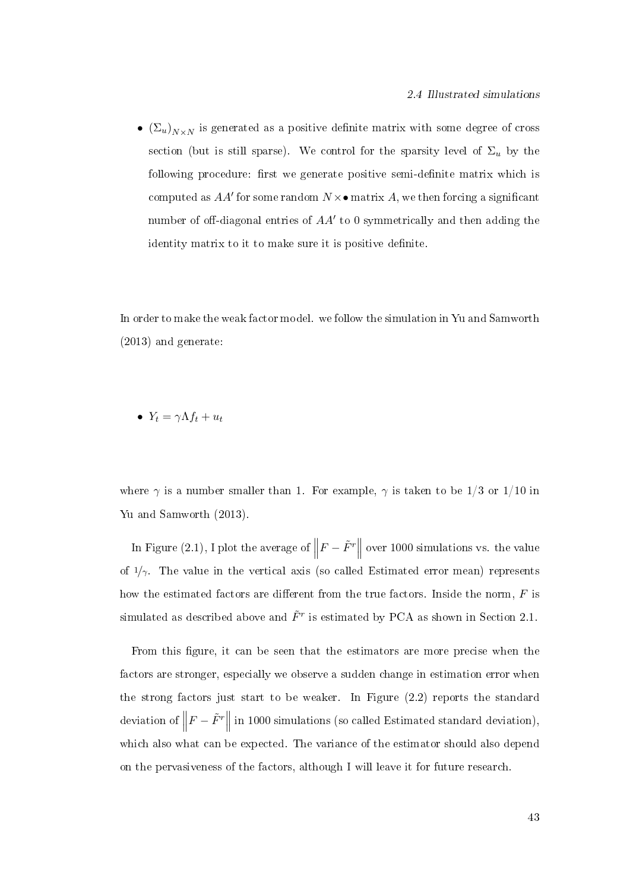- $(\Sigma_u)_{N\times N}$ is generated as a positive definite matrix with some degree of cross section (but is still sparse). We control for the sparsity level of $\Sigma_u$ by the following procedure: first we generate positive semi-definite matrix which is computed as $AA'$ for some random $N \times \bullet$ matrix $A$, we then forcing a significant number of off-diagonal entries of $AA'$ to 0 symmetrically and then adding the identity matrix to it to make sure it is positive definite.

In order to make the weak factor model. we follow the simulation in Yu and Samworth (2013) and generate:

- $Y_t = \gamma \Lambda f_t + u_t$

where $\gamma$ is a number smaller than 1. For example, $\gamma$ is taken to be $1/3$ or $1/10$ in Yu and Samworth (2013).

In Figure (2.1), I plot the average of $\left\| F - \tilde{F}^r \right\|$ over 1000 simulations vs. the value of $1/\gamma$. The value in the vertical axis (so called Estimated error mean) represents how the estimated factors are different from the true factors. Inside the norm, $F$ is simulated as described above and $\tilde{F}^r$ is estimated by PCA as shown in Section 2.1.

From this figure, it can be seen that the estimators are more precise when the factors are stronger, especially we observe a sudden change in estimation error when the strong factors just start to be weaker. In Figure (2.2) reports the standard deviation of $\left\| F - \tilde{F}^r \right\|$ in 1000 simulations (so called Estimated standard deviation), which also what can be expected. The variance of the estimator should also depend on the pervasiveness of the factors, although I will leave it for future research.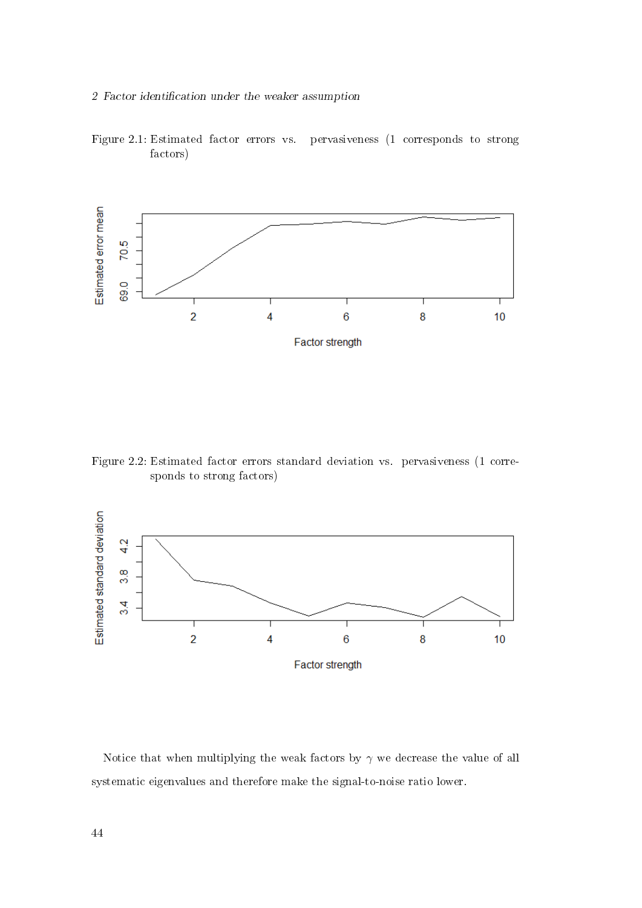Figure 2.1: Estimated factor errors vs. pervasiveness (1 corresponds to strong factors)

Figure 2.2: Estimated factor errors standard deviation vs. pervasiveness (1 corresponds to strong factors)

Notice that when multiplying the weak factors by $\gamma$ we decrease the value of all systematic eigenvalues and therefore make the signal-to-noise ratio lower.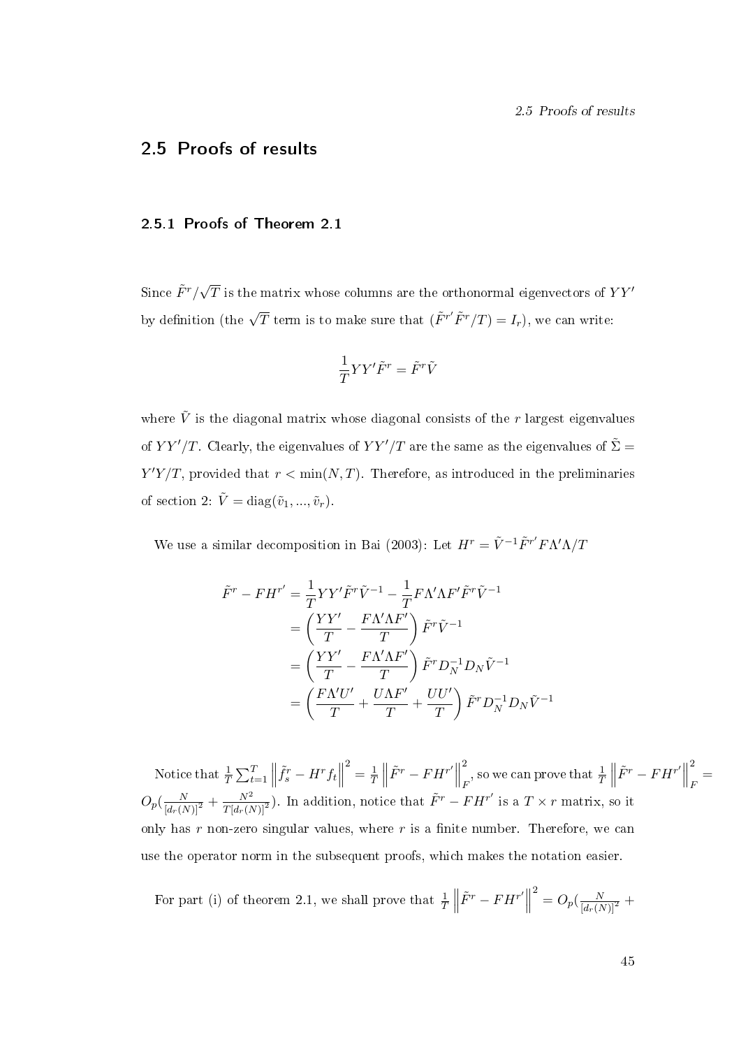## 2.5 Proofs of results

### 2.5.1 Proofs of Theorem 2.1

Since $\tilde{F}^r/\sqrt{T}$ is the matrix whose columns are the orthonormal eigenvectors of $YY'$ by definition (the $\sqrt{T}$ term is to make sure that $(\tilde{F}^{r'}\tilde{F}^r/T) = I_r$), we can write:

$$\frac{1}{T}YY'\tilde{F}^r = \tilde{F}^r\tilde{V}$$

where $\tilde{V}$ is the diagonal matrix whose diagonal consists of the $r$ largest eigenvalues of $YY'/T$. Clearly, the eigenvalues of $YY'/T$ are the same as the eigenvalues of $\tilde{\Sigma} = Y'Y/T$, provided that $r < \min(N, T)$. Therefore, as introduced in the preliminaries of section 2: $\tilde{V} = \text{diag}(\tilde{v}_1, ..., \tilde{v}_r)$.

We use a similar decomposition in Bai (2003): Let $H^r = \tilde{V}^{-1}\tilde{F}^{r'}F\Lambda'\Lambda/T$

$$\begin{aligned}
\tilde{F}^r - FH^{r'} &= \frac{1}{T}YY'\tilde{F}^r\tilde{V}^{-1} - \frac{1}{T}F\Lambda'\Lambda F'\tilde{F}^r\tilde{V}^{-1} \\
&= \left(\frac{YY'}{T} - \frac{F\Lambda'\Lambda F'}{T}\right)\tilde{F}^r\tilde{V}^{-1} \\
&= \left(\frac{YY'}{T} - \frac{F\Lambda'\Lambda F'}{T}\right)\tilde{F}^r D_N^{-1} D_N \tilde{V}^{-1} \\
&= \left(\frac{F\Lambda' U'}{T} + \frac{U\Lambda F'}{T} + \frac{UU'}{T}\right)\tilde{F}^r D_N^{-1} D_N \tilde{V}^{-1}
\end{aligned}$$

Notice that $\frac{1}{T}\sum_{t=1}^{T}\left\|\tilde{f}_s^r - H^r f_t\right\|^2 = \frac{1}{T}\left\|\tilde{F}^r - FH^{r'}\right\|_F^2$, so we can prove that $\frac{1}{T}\left\|\tilde{F}^r - FH^{r'}\right\|_F^2 = O_p(\frac{N}{[d_r(N)]^2} + \frac{N^2}{T[d_r(N)]^2})$. In addition, notice that $\tilde{F}^r - FH^{r'}$ is a $T \times r$ matrix, so it only has $r$ non-zero singular values, where $r$ is a finite number. Therefore, we can use the operator norm in the subsequent proofs, which makes the notation easier.

For part (i) of theorem 2.1, we shall prove that $\frac{1}{T}\left\|\tilde{F}^r - FH^{r'}\right\|^2 = O_p(\frac{N}{[d_r(N)]^2} +$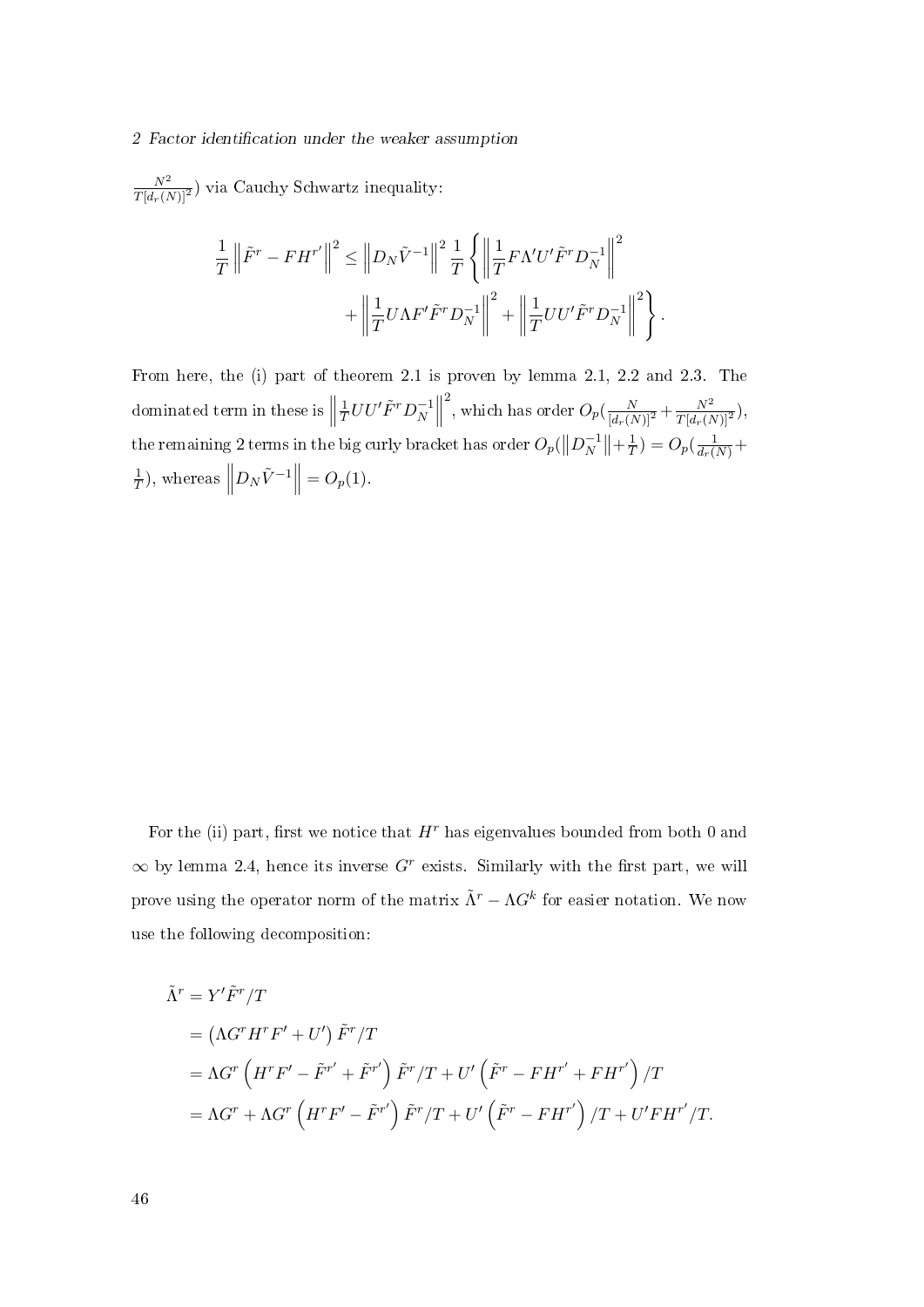$\frac{N^2}{T[d_r(N)]^2}$) via Cauchy Schwartz inequality:

$$\frac{1}{T}\left\|\tilde{F}^r - FH^{r'}\right\|^2 \leq \left\|D_N\tilde{V}^{-1}\right\|^2 \frac{1}{T}\left\{\left\|\frac{1}{T}F\Lambda' U'\tilde{F}^r D_N^{-1}\right\|^2 + \left\|\frac{1}{T}U\Lambda F'\tilde{F}^r D_N^{-1}\right\|^2 + \left\|\frac{1}{T}UU'\tilde{F}^r D_N^{-1}\right\|^2\right\}.$$

From here, the (i) part of theorem 2.1 is proven by lemma 2.1, 2.2 and 2.3. The dominated term in these is $\left\|\frac{1}{T}UU'\tilde{F}^r D_N^{-1}\right\|^2$, which has order $O_p(\frac{N}{[d_r(N)]^2} + \frac{N^2}{T[d_r(N)]^2})$, the remaining 2 terms in the big curly bracket has order $O_p(\left\|D_N^{-1}\right\| + \frac{1}{T}) = O_p(\frac{1}{d_r(N)} + \frac{1}{T})$, whereas $\left\|D_N\tilde{V}^{-1}\right\| = O_p(1)$.

For the (ii) part, first we notice that $H^r$ has eigenvalues bounded from both 0 and $\infty$ by lemma 2.4, hence its inverse $G^r$ exists. Similarly with the first part, we will prove using the operator norm of the matrix $\tilde{\Lambda}^r - \Lambda G^k$ for easier notation. We now use the following decomposition:

$$\begin{aligned}
\tilde{\Lambda}^r &= Y'\tilde{F}^r/T \\
&= \left(\Lambda G^r H^r F' + U'\right)\tilde{F}^r/T \\
&= \Lambda G^r\left(H^r F' - \tilde{F}^{r'} + \tilde{F}^{r'}\right)\tilde{F}^r/T + U'\left(\tilde{F}^r - FH^{r'} + FH^{r'}\right)/T \\
&= \Lambda G^r + \Lambda G^r\left(H^r F' - \tilde{F}^{r'}\right)\tilde{F}^r/T + U'\left(\tilde{F}^r - FH^{r'}\right)/T + U'FH^{r'}/T.
\end{aligned}$$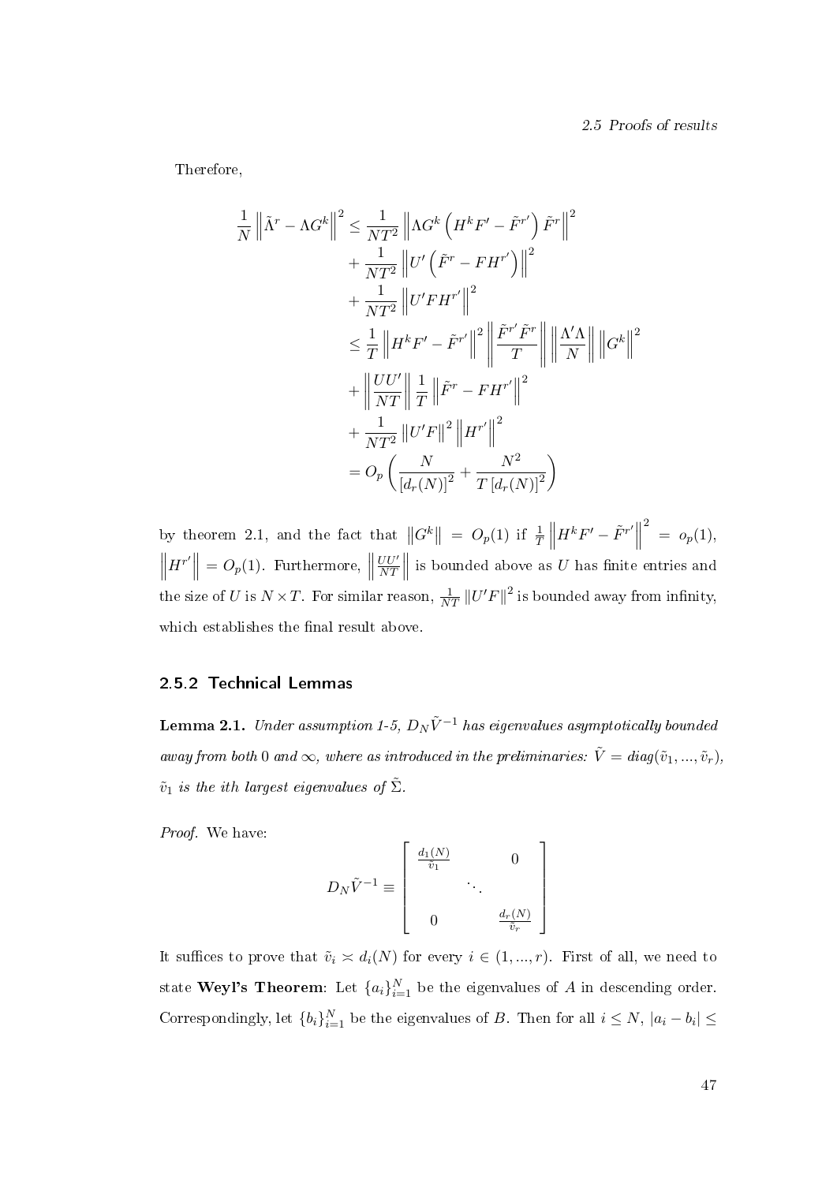Therefore,

$$
\begin{aligned}
\frac{1}{N}\left\|\tilde{\Lambda}^r - \Lambda G^k\right\|^2 &\leq \frac{1}{NT^2}\left\|\Lambda G^k\left(H^k F' - \tilde{F}^{r'}\right)\tilde{F}^r\right\|^2 \\
&+ \frac{1}{NT^2}\left\|U'\left(\tilde{F}^r - FH^{r'}\right)\right\|^2 \\
&+ \frac{1}{NT^2}\left\|U'FH^{r'}\right\|^2 \\
&\leq \frac{1}{T}\left\|H^k F' - \tilde{F}^{r'}\right\|^2 \left\|\frac{\tilde{F}^{r'}\tilde{F}^r}{T}\right\| \left\|\frac{\Lambda'\Lambda}{N}\right\| \left\|G^k\right\|^2 \\
&+ \left\|\frac{UU'}{NT}\right\| \frac{1}{T}\left\|\tilde{F}^r - FH^{r'}\right\|^2 \\
&+ \frac{1}{NT^2}\left\|U'F\right\|^2 \left\|H^{r'}\right\|^2 \\
&= O_p\left(\frac{N}{[d_r(N)]^2} + \frac{N^2}{T\,[d_r(N)]^2}\right)
\end{aligned}
$$

by theorem 2.1, and the fact that $\left\|G^k\right\| = O_p(1)$ if $\frac{1}{T}\left\|H^k F' - \tilde{F}^{r'}\right\|^2 = o_p(1)$, $\left\|H^{r'}\right\| = O_p(1)$. Furthermore, $\left\|\frac{UU'}{NT}\right\|$ is bounded above as $U$ has finite entries and the size of $U$ is $N \times T$. For similar reason, $\frac{1}{NT}\left\|U'F\right\|^2$ is bounded away from infinity, which establishes the final result above.

### 2.5.2 Technical Lemmas

**Lemma 2.1.** *Under assumption 1-5, $D_N\tilde{V}^{-1}$ has eigenvalues asymptotically bounded away from both 0 and $\infty$, where as introduced in the preliminaries: $\tilde{V} = diag(\tilde{v}_1, ..., \tilde{v}_r)$, $\tilde{v}_1$ is the ith largest eigenvalues of $\tilde{\Sigma}$.*

*Proof.* We have:

$$
D_N\tilde{V}^{-1} \equiv \begin{bmatrix} \frac{d_1(N)}{\tilde{v}_1} & & 0 \\ & \ddots & \\ 0 & & \frac{d_r(N)}{\tilde{v}_r} \end{bmatrix}
$$

It suffices to prove that $\tilde{v}_i \asymp d_i(N)$ for every $i \in (1, ..., r)$. First of all, we need to state **Weyl's Theorem**: Let $\{a_i\}_{i=1}^N$ be the eigenvalues of $A$ in descending order. Correspondingly, let $\{b_i\}_{i=1}^N$ be the eigenvalues of $B$. Then for all $i \leq N$, $|a_i - b_i| \leq$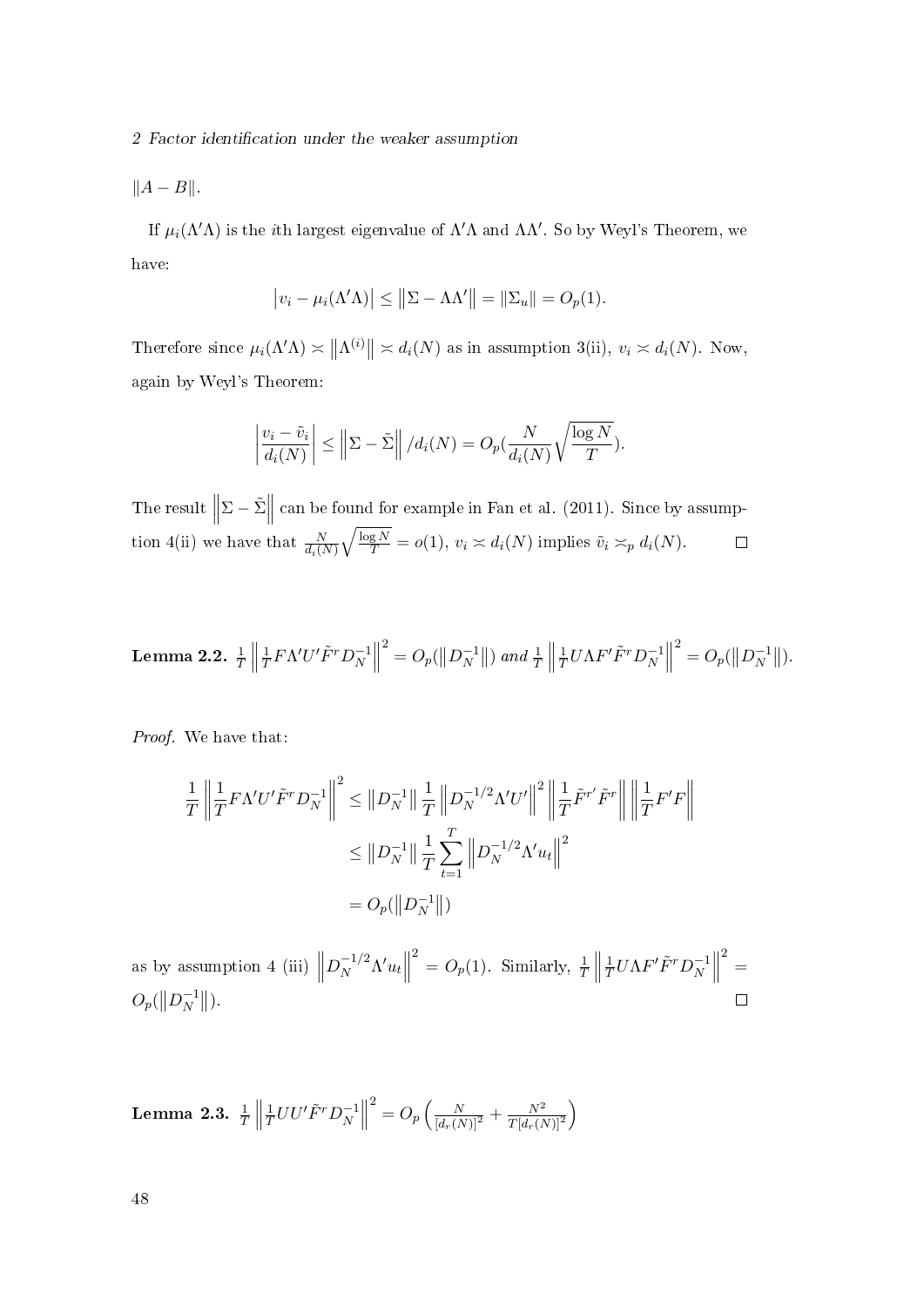$\|A - B\|$.

If $\mu_i(\Lambda'\Lambda)$ is the $i$th largest eigenvalue of $\Lambda'\Lambda$ and $\Lambda\Lambda'$. So by Weyl's Theorem, we have:

$$\left|v_i - \mu_i(\Lambda'\Lambda)\right| \leq \left\|\Sigma - \Lambda\Lambda'\right\| = \|\Sigma_u\| = O_p(1).$$

Therefore since $\mu_i(\Lambda'\Lambda) \asymp \left\|\Lambda^{(i)}\right\| \asymp d_i(N)$ as in assumption 3(ii), $v_i \asymp d_i(N)$. Now, again by Weyl's Theorem:

$$\left|\frac{v_i - \tilde{v}_i}{d_i(N)}\right| \leq \left\|\Sigma - \tilde{\Sigma}\right\| / d_i(N) = O_p\left(\frac{N}{d_i(N)}\sqrt{\frac{\log N}{T}}\right).$$

The result $\left\|\Sigma - \tilde{\Sigma}\right\|$ can be found for example in Fan et al. (2011). Since by assumption 4(ii) we have that $\frac{N}{d_i(N)}\sqrt{\frac{\log N}{T}} = o(1)$, $v_i \asymp d_i(N)$ implies $\tilde{v}_i \asymp_p d_i(N)$. $\square$

**Lemma 2.2.** $\frac{1}{T}\left\|\frac{1}{T}F\Lambda'U'\tilde{F}^r D_N^{-1}\right\|^2 = O_p(\left\|D_N^{-1}\right\|)$ *and* $\frac{1}{T}\left\|\frac{1}{T}U\Lambda F'\tilde{F}^r D_N^{-1}\right\|^2 = O_p(\left\|D_N^{-1}\right\|)$.

*Proof.* We have that:

$$\begin{aligned}
\frac{1}{T}\left\|\frac{1}{T}F\Lambda'U'\tilde{F}^r D_N^{-1}\right\|^2 &\leq \left\|D_N^{-1}\right\| \frac{1}{T}\left\|D_N^{-1/2}\Lambda'U'\right\|^2 \left\|\frac{1}{T}\tilde{F}^{r'}\tilde{F}^r\right\| \left\|\frac{1}{T}F'F\right\| \\
&\leq \left\|D_N^{-1}\right\| \frac{1}{T}\sum_{t=1}^{T}\left\|D_N^{-1/2}\Lambda' u_t\right\|^2 \\
&= O_p(\left\|D_N^{-1}\right\|)
\end{aligned}$$

as by assumption 4 (iii) $\left\|D_N^{-1/2}\Lambda' u_t\right\|^2 = O_p(1)$. Similarly, $\frac{1}{T}\left\|\frac{1}{T}U\Lambda F'\tilde{F}^r D_N^{-1}\right\|^2 = O_p(\left\|D_N^{-1}\right\|)$. $\square$

**Lemma 2.3.** $\frac{1}{T}\left\|\frac{1}{T}UU'\tilde{F}^r D_N^{-1}\right\|^2 = O_p\left(\frac{N}{[d_r(N)]^2} + \frac{N^2}{T[d_r(N)]^2}\right)$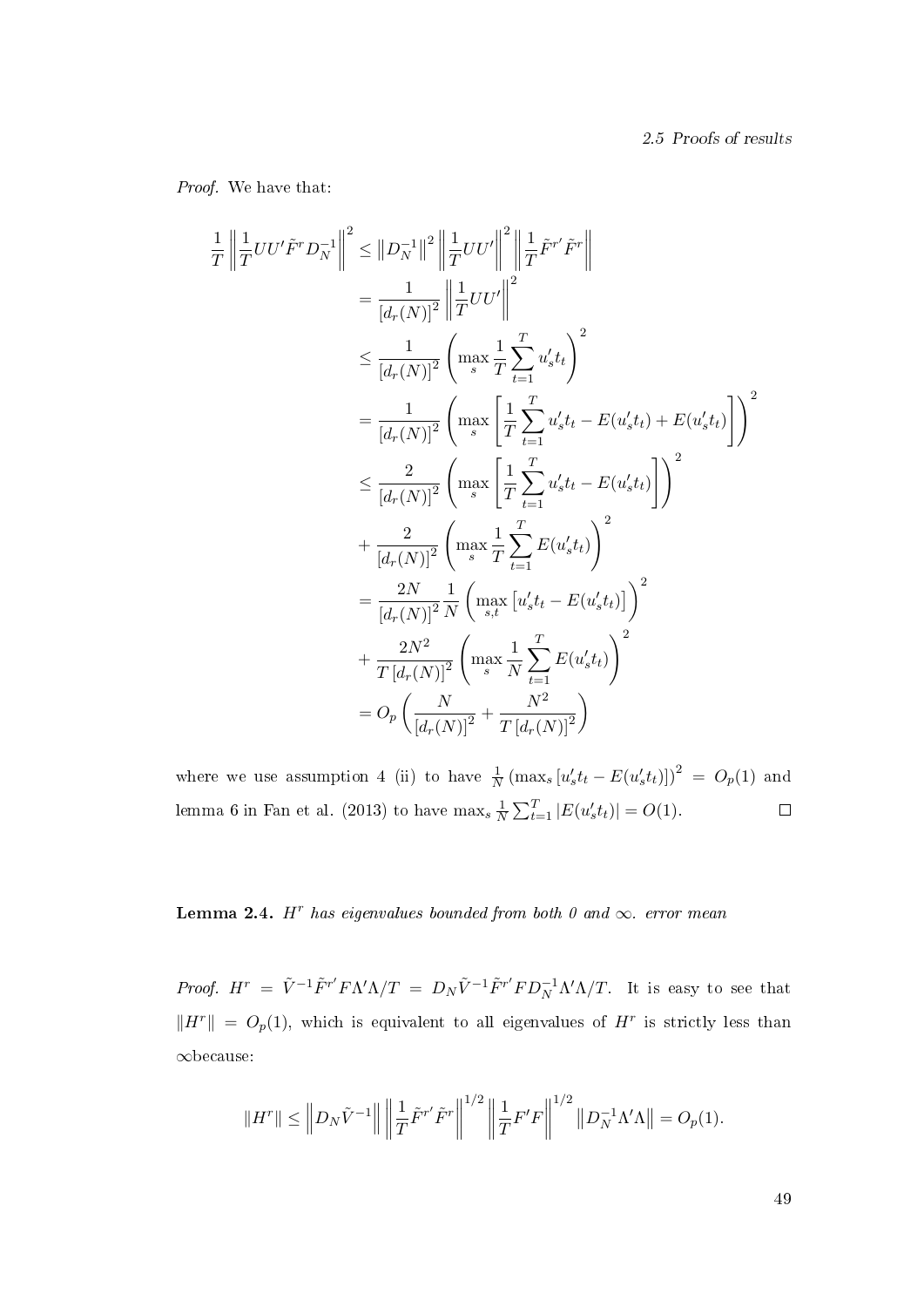*Proof.* We have that:

$$
\begin{aligned}
\frac{1}{T}\left\|\frac{1}{T}UU'\tilde{F}^r D_N^{-1}\right\|^2 &\le \left\|D_N^{-1}\right\|^2 \left\|\frac{1}{T}UU'\right\|^2 \left\|\frac{1}{T}\tilde{F}^{r\prime}\tilde{F}^r\right\| \\
&= \frac{1}{[d_r(N)]^2}\left\|\frac{1}{T}UU'\right\|^2 \\
&\le \frac{1}{[d_r(N)]^2}\left(\max_s \frac{1}{T}\sum_{t=1}^T u_s' t_t\right)^2 \\
&= \frac{1}{[d_r(N)]^2}\left(\max_s \left[\frac{1}{T}\sum_{t=1}^T u_s' t_t - E(u_s' t_t) + E(u_s' t_t)\right]\right)^2 \\
&\le \frac{2}{[d_r(N)]^2}\left(\max_s \left[\frac{1}{T}\sum_{t=1}^T u_s' t_t - E(u_s' t_t)\right]\right)^2 \\
&+ \frac{2}{[d_r(N)]^2}\left(\max_s \frac{1}{T}\sum_{t=1}^T E(u_s' t_t)\right)^2 \\
&= \frac{2N}{[d_r(N)]^2}\frac{1}{N}\left(\max_{s,t}\left[u_s' t_t - E(u_s' t_t)\right]\right)^2 \\
&+ \frac{2N^2}{T\,[d_r(N)]^2}\left(\max_s \frac{1}{N}\sum_{t=1}^T E(u_s' t_t)\right)^2 \\
&= O_p\left(\frac{N}{[d_r(N)]^2} + \frac{N^2}{T\,[d_r(N)]^2}\right)
\end{aligned}
$$

where we use assumption 4 (ii) to have $\frac{1}{N}\left(\max_s\left[u_s' t_t - E(u_s' t_t)\right]\right)^2 = O_p(1)$ and lemma 6 in Fan et al. (2013) to have $\max_s \frac{1}{N}\sum_{t=1}^T |E(u_s' t_t)| = O(1)$. ∎

**Lemma 2.4.** *$H^r$ has eigenvalues bounded from both 0 and $\infty$. error mean*

*Proof.* $H^r = \tilde{V}^{-1}\tilde{F}^{r\prime}F\Lambda'\Lambda/T = D_N\tilde{V}^{-1}\tilde{F}^{r\prime}FD_N^{-1}\Lambda'\Lambda/T$. It is easy to see that $\|H^r\| = O_p(1)$, which is equivalent to all eigenvalues of $H^r$ is strictly less than $\infty$because:

$$
\|H^r\| \le \left\|D_N\tilde{V}^{-1}\right\| \left\|\frac{1}{T}\tilde{F}^{r\prime}\tilde{F}^r\right\|^{1/2}\left\|\frac{1}{T}F'F\right\|^{1/2}\left\|D_N^{-1}\Lambda'\Lambda\right\| = O_p(1).
$$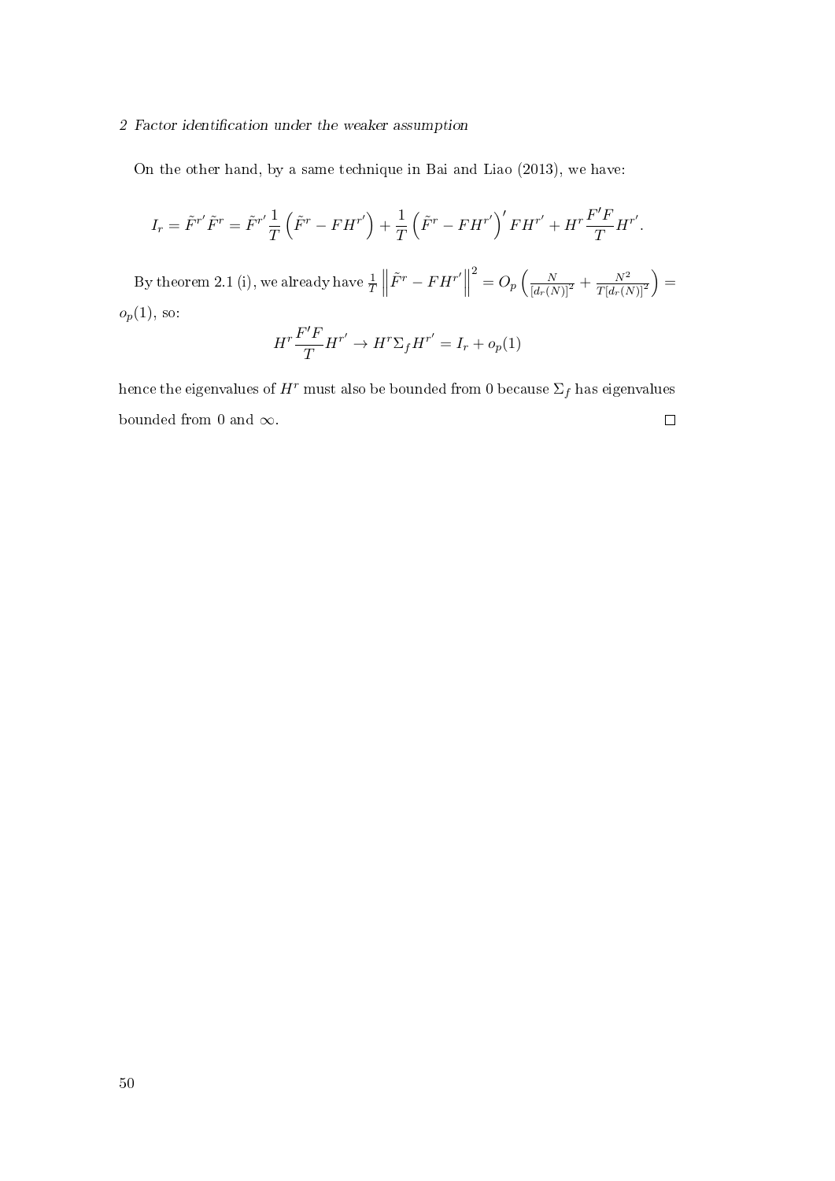On the other hand, by a same technique in Bai and Liao (2013), we have:

$$I_r = \tilde{F}^{r'}\tilde{F}^r = \tilde{F}^{r'}\frac{1}{T}\left(\tilde{F}^r - FH^{r'}\right) + \frac{1}{T}\left(\tilde{F}^r - FH^{r'}\right)' FH^{r'} + H^r\frac{F'F}{T}H^{r'}.$$

By theorem 2.1 (i), we already have $\frac{1}{T}\left\|\tilde{F}^r - FH^{r'}\right\|^2 = O_p\left(\frac{N}{[d_r(N)]^2} + \frac{N^2}{T[d_r(N)]^2}\right) = o_p(1)$, so:

$$H^r\frac{F'F}{T}H^{r'} \to H^r\Sigma_f H^{r'} = I_r + o_p(1)$$

hence the eigenvalues of $H^r$ must also be bounded from 0 because $\Sigma_f$ has eigenvalues bounded from 0 and $\infty$. □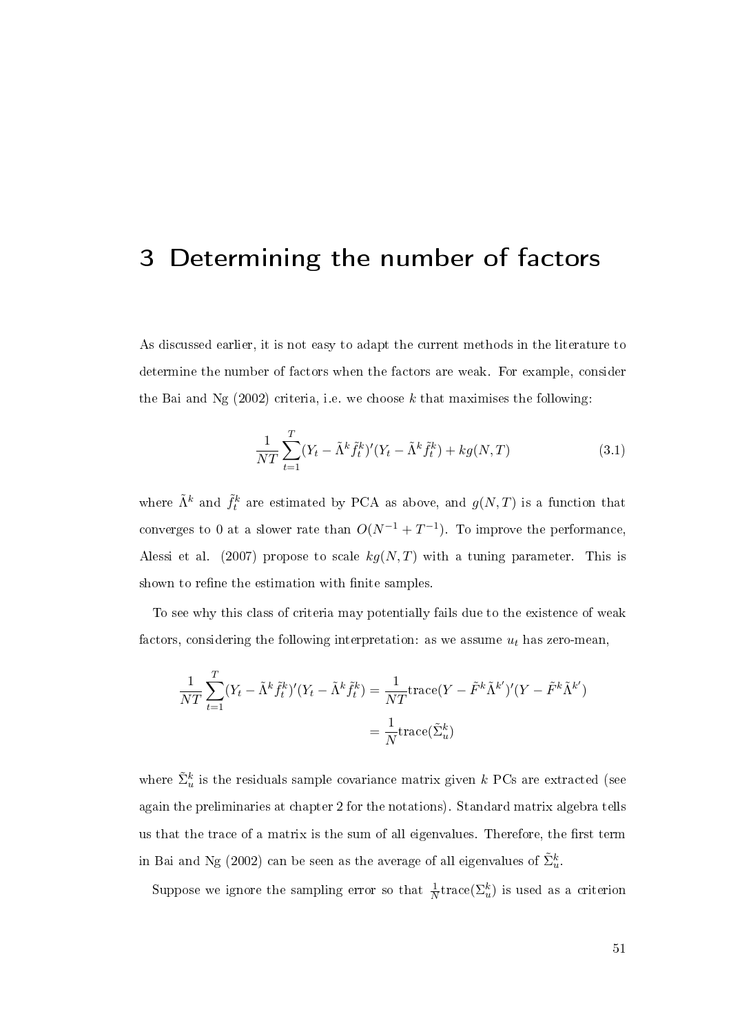# 3 Determining the number of factors

As discussed earlier, it is not easy to adapt the current methods in the literature to determine the number of factors when the factors are weak. For example, consider the Bai and Ng (2002) criteria, i.e. we choose $k$ that maximises the following:

$$\frac{1}{NT}\sum_{t=1}^{T}(Y_t - \tilde{\Lambda}^k \tilde{f}_t^k)'(Y_t - \tilde{\Lambda}^k \tilde{f}_t^k) + kg(N,T) \tag{3.1}$$

where $\tilde{\Lambda}^k$ and $\tilde{f}_t^k$ are estimated by PCA as above, and $g(N,T)$ is a function that converges to 0 at a slower rate than $O(N^{-1} + T^{-1})$. To improve the performance, Alessi et al. (2007) propose to scale $kg(N,T)$ with a tuning parameter. This is shown to refine the estimation with finite samples.

To see why this class of criteria may potentially fails due to the existence of weak factors, considering the following interpretation: as we assume $u_t$ has zero-mean,

$$\begin{aligned}\frac{1}{NT}\sum_{t=1}^{T}(Y_t - \tilde{\Lambda}^k \tilde{f}_t^k)'(Y_t - \tilde{\Lambda}^k \tilde{f}_t^k) &= \frac{1}{NT}\text{trace}(Y - \tilde{F}^k\tilde{\Lambda}^{k'})'(Y - \tilde{F}^k\tilde{\Lambda}^{k'}) \\ &= \frac{1}{N}\text{trace}(\tilde{\Sigma}_u^k)\end{aligned}$$

where $\tilde{\Sigma}_u^k$ is the residuals sample covariance matrix given $k$ PCs are extracted (see again the preliminaries at chapter 2 for the notations). Standard matrix algebra tells us that the trace of a matrix is the sum of all eigenvalues. Therefore, the first term in Bai and Ng (2002) can be seen as the average of all eigenvalues of $\tilde{\Sigma}_u^k$.

Suppose we ignore the sampling error so that $\frac{1}{N}\text{trace}(\Sigma_u^k)$ is used as a criterion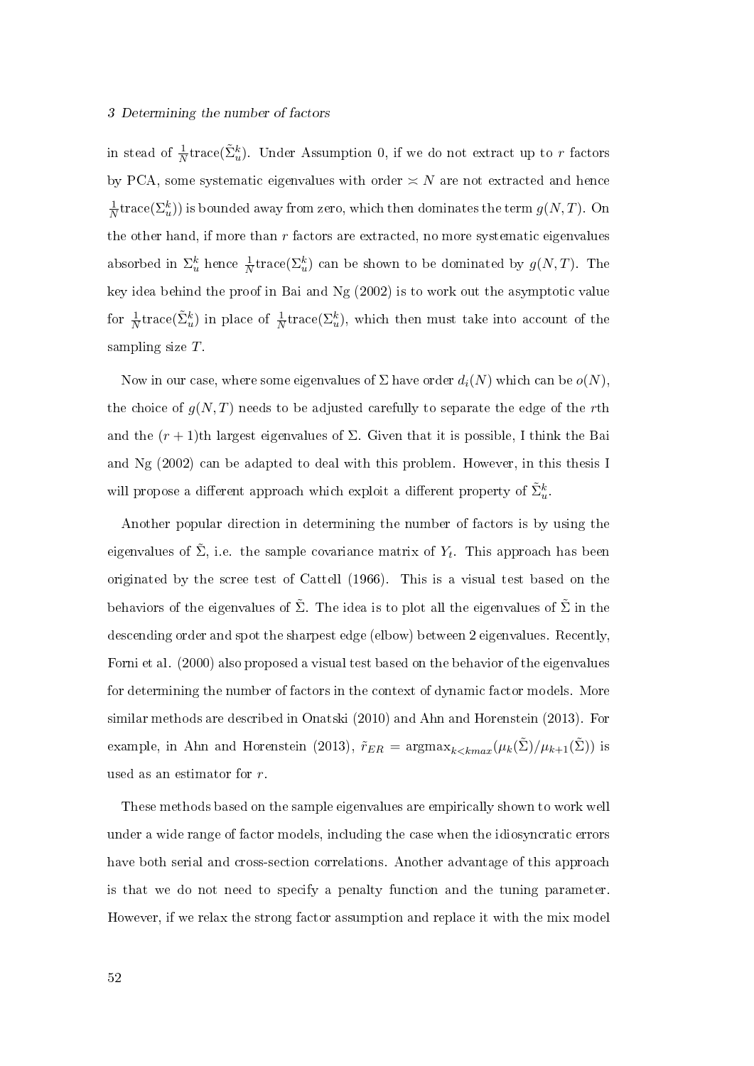in stead of $\frac{1}{N}\text{trace}(\tilde{\Sigma}_u^k)$. Under Assumption 0, if we do not extract up to $r$ factors by PCA, some systematic eigenvalues with order $\asymp N$ are not extracted and hence $\frac{1}{N}\text{trace}(\Sigma_u^k))$ is bounded away from zero, which then dominates the term $g(N,T)$. On the other hand, if more than $r$ factors are extracted, no more systematic eigenvalues absorbed in $\Sigma_u^k$ hence $\frac{1}{N}\text{trace}(\Sigma_u^k)$ can be shown to be dominated by $g(N,T)$. The key idea behind the proof in Bai and Ng (2002) is to work out the asymptotic value for $\frac{1}{N}\text{trace}(\tilde{\Sigma}_u^k)$ in place of $\frac{1}{N}\text{trace}(\Sigma_u^k)$, which then must take into account of the sampling size $T$.

Now in our case, where some eigenvalues of $\Sigma$ have order $d_i(N)$ which can be $o(N)$, the choice of $g(N,T)$ needs to be adjusted carefully to separate the edge of the $r$th and the $(r+1)$th largest eigenvalues of $\Sigma$. Given that it is possible, I think the Bai and Ng (2002) can be adapted to deal with this problem. However, in this thesis I will propose a different approach which exploit a different property of $\tilde{\Sigma}_u^k$.

Another popular direction in determining the number of factors is by using the eigenvalues of $\tilde{\Sigma}$, i.e. the sample covariance matrix of $Y_t$. This approach has been originated by the scree test of Cattell (1966). This is a visual test based on the behaviors of the eigenvalues of $\tilde{\Sigma}$. The idea is to plot all the eigenvalues of $\tilde{\Sigma}$ in the descending order and spot the sharpest edge (elbow) between 2 eigenvalues. Recently, Forni et al. (2000) also proposed a visual test based on the behavior of the eigenvalues for determining the number of factors in the context of dynamic factor models. More similar methods are described in Onatski (2010) and Ahn and Horenstein (2013). For example, in Ahn and Horenstein (2013), $\tilde{r}_{ER} = \text{argmax}_{k<kmax}(\mu_k(\tilde{\Sigma})/\mu_{k+1}(\tilde{\Sigma}))$ is used as an estimator for $r$.

These methods based on the sample eigenvalues are empirically shown to work well under a wide range of factor models, including the case when the idiosyncratic errors have both serial and cross-section correlations. Another advantage of this approach is that we do not need to specify a penalty function and the tuning parameter. However, if we relax the strong factor assumption and replace it with the mix model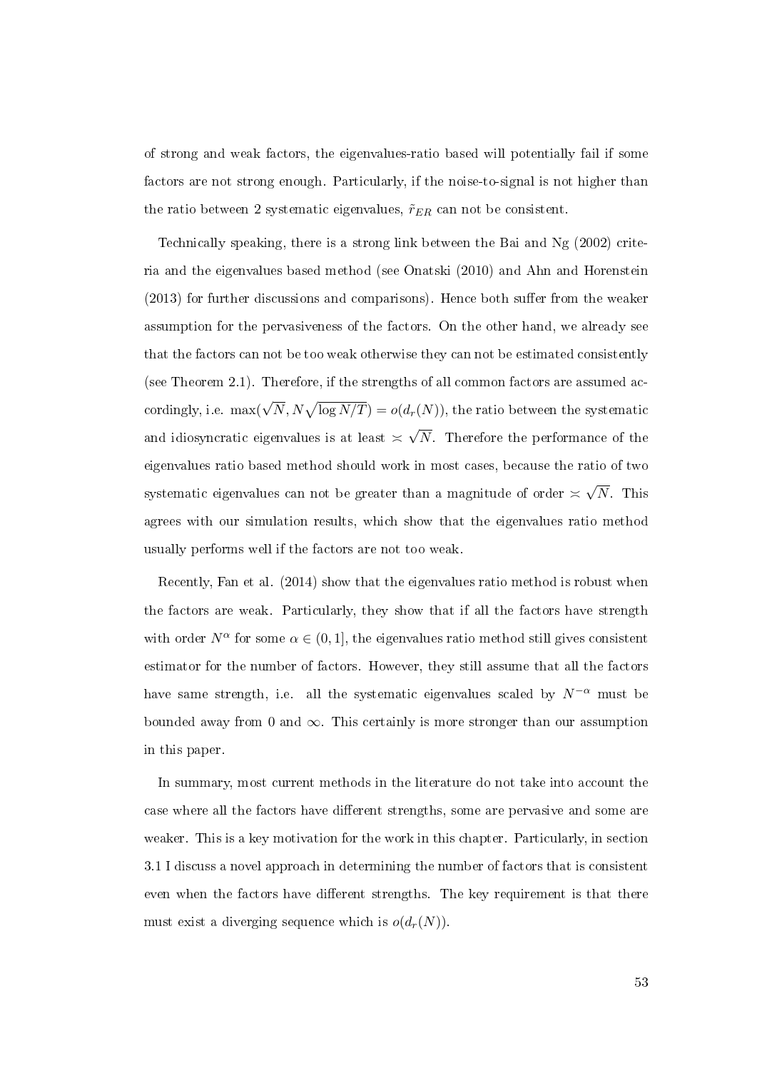of strong and weak factors, the eigenvalues-ratio based will potentially fail if some factors are not strong enough. Particularly, if the noise-to-signal is not higher than the ratio between 2 systematic eigenvalues, $\tilde{r}_{ER}$ can not be consistent.

Technically speaking, there is a strong link between the Bai and Ng (2002) criteria and the eigenvalues based method (see Onatski (2010) and Ahn and Horenstein (2013) for further discussions and comparisons). Hence both suffer from the weaker assumption for the pervasiveness of the factors. On the other hand, we already see that the factors can not be too weak otherwise they can not be estimated consistently (see Theorem 2.1). Therefore, if the strengths of all common factors are assumed accordingly, i.e. $\max(\sqrt{N}, N\sqrt{\log N/T}) = o(d_r(N))$, the ratio between the systematic and idiosyncratic eigenvalues is at least $\asymp \sqrt{N}$. Therefore the performance of the eigenvalues ratio based method should work in most cases, because the ratio of two systematic eigenvalues can not be greater than a magnitude of order $\asymp \sqrt{N}$. This agrees with our simulation results, which show that the eigenvalues ratio method usually performs well if the factors are not too weak.

Recently, Fan et al. (2014) show that the eigenvalues ratio method is robust when the factors are weak. Particularly, they show that if all the factors have strength with order $N^{\alpha}$ for some $\alpha \in (0, 1]$, the eigenvalues ratio method still gives consistent estimator for the number of factors. However, they still assume that all the factors have same strength, i.e. all the systematic eigenvalues scaled by $N^{-\alpha}$ must be bounded away from 0 and $\infty$. This certainly is more stronger than our assumption in this paper.

In summary, most current methods in the literature do not take into account the case where all the factors have different strengths, some are pervasive and some are weaker. This is a key motivation for the work in this chapter. Particularly, in section 3.1 I discuss a novel approach in determining the number of factors that is consistent even when the factors have different strengths. The key requirement is that there must exist a diverging sequence which is $o(d_r(N))$.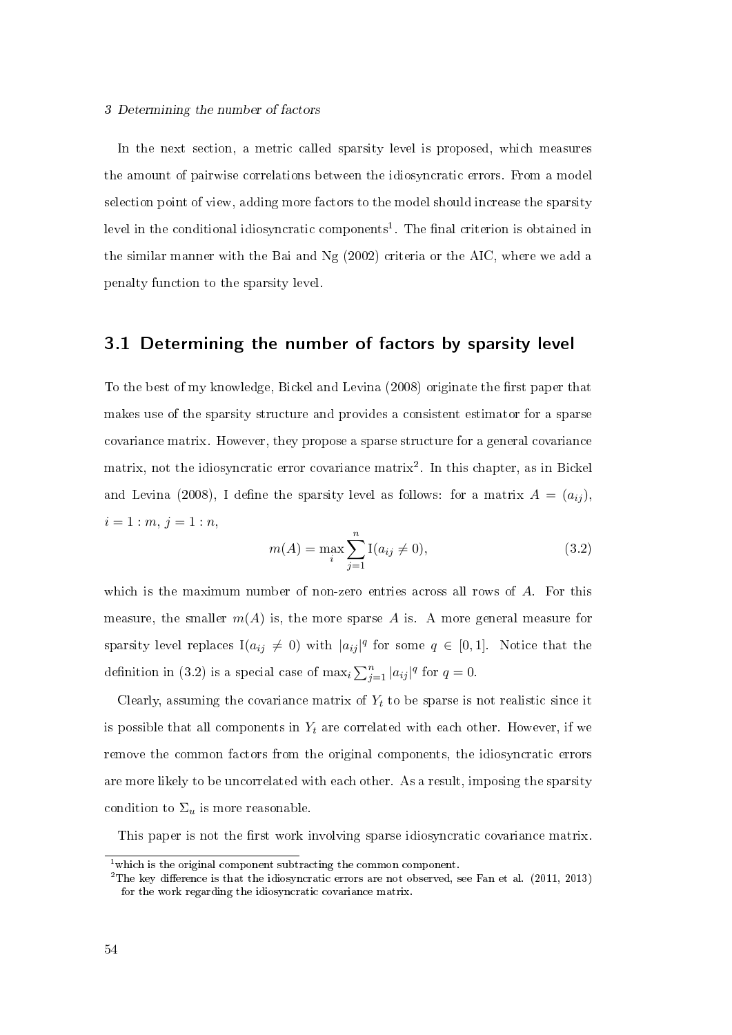In the next section, a metric called sparsity level is proposed, which measures the amount of pairwise correlations between the idiosyncratic errors. From a model selection point of view, adding more factors to the model should increase the sparsity level in the conditional idiosyncratic components[1]. The final criterion is obtained in the similar manner with the Bai and Ng (2002) criteria or the AIC, where we add a penalty function to the sparsity level.

## 3.1 Determining the number of factors by sparsity level

To the best of my knowledge, Bickel and Levina (2008) originate the first paper that makes use of the sparsity structure and provides a consistent estimator for a sparse covariance matrix. However, they propose a sparse structure for a general covariance matrix, not the idiosyncratic error covariance matrix[2]. In this chapter, as in Bickel and Levina (2008), I define the sparsity level as follows: for a matrix $A = (a_{ij})$, $i = 1 : m$, $j = 1 : n$,

$$m(A) = \max_i \sum_{j=1}^{n} \mathrm{I}(a_{ij} \neq 0), \tag{3.2}$$

which is the maximum number of non-zero entries across all rows of $A$. For this measure, the smaller $m(A)$ is, the more sparse $A$ is. A more general measure for sparsity level replaces $\mathrm{I}(a_{ij} \neq 0)$ with $|a_{ij}|^q$ for some $q \in [0, 1]$. Notice that the definition in (3.2) is a special case of $\max_i \sum_{j=1}^{n} |a_{ij}|^q$ for $q = 0$.

Clearly, assuming the covariance matrix of $Y_t$ to be sparse is not realistic since it is possible that all components in $Y_t$ are correlated with each other. However, if we remove the common factors from the original components, the idiosyncratic errors are more likely to be uncorrelated with each other. As a result, imposing the sparsity condition to $\Sigma_u$ is more reasonable.

This paper is not the first work involving sparse idiosyncratic covariance matrix.

[1] which is the original component subtracting the common component.

[2] The key difference is that the idiosyncratic errors are not observed, see Fan et al. (2011, 2013) for the work regarding the idiosyncratic covariance matrix.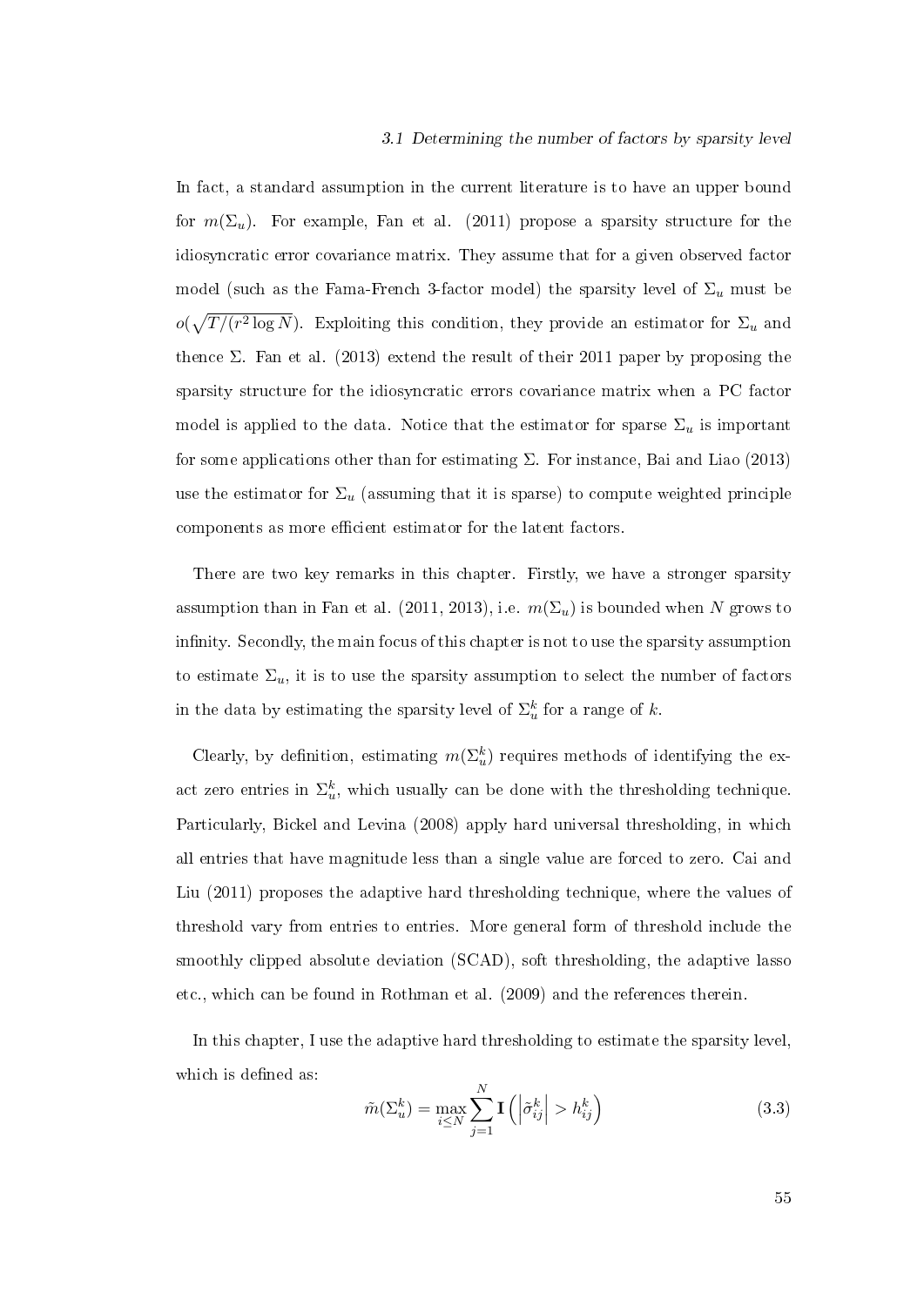In fact, a standard assumption in the current literature is to have an upper bound for $m(\Sigma_u)$. For example, Fan et al. (2011) propose a sparsity structure for the idiosyncratic error covariance matrix. They assume that for a given observed factor model (such as the Fama-French 3-factor model) the sparsity level of $\Sigma_u$ must be $o(\sqrt{T/(r^2 \log N})$. Exploiting this condition, they provide an estimator for $\Sigma_u$ and thence $\Sigma$. Fan et al. (2013) extend the result of their 2011 paper by proposing the sparsity structure for the idiosyncratic errors covariance matrix when a PC factor model is applied to the data. Notice that the estimator for sparse $\Sigma_u$ is important for some applications other than for estimating $\Sigma$. For instance, Bai and Liao (2013) use the estimator for $\Sigma_u$ (assuming that it is sparse) to compute weighted principle components as more efficient estimator for the latent factors.

There are two key remarks in this chapter. Firstly, we have a stronger sparsity assumption than in Fan et al. (2011, 2013), i.e. $m(\Sigma_u)$ is bounded when $N$ grows to infinity. Secondly, the main focus of this chapter is not to use the sparsity assumption to estimate $\Sigma_u$, it is to use the sparsity assumption to select the number of factors in the data by estimating the sparsity level of $\Sigma_u^k$ for a range of $k$.

Clearly, by definition, estimating $m(\Sigma_u^k)$ requires methods of identifying the exact zero entries in $\Sigma_u^k$, which usually can be done with the thresholding technique. Particularly, Bickel and Levina (2008) apply hard universal thresholding, in which all entries that have magnitude less than a single value are forced to zero. Cai and Liu (2011) proposes the adaptive hard thresholding technique, where the values of threshold vary from entries to entries. More general form of threshold include the smoothly clipped absolute deviation (SCAD), soft thresholding, the adaptive lasso etc., which can be found in Rothman et al. (2009) and the references therein.

In this chapter, I use the adaptive hard thresholding to estimate the sparsity level, which is defined as:

$$\tilde{m}(\Sigma_u^k) = \max_{i \leq N} \sum_{j=1}^{N} \mathbf{I}\left( \left| \tilde{\sigma}_{ij}^k \right| > h_{ij}^k \right) \tag{3.3}$$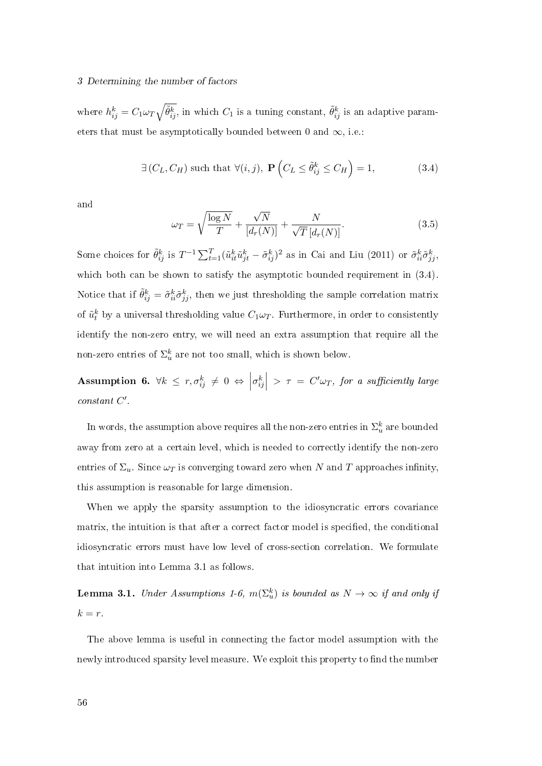where $h_{ij}^k = C_1 \omega_T \sqrt{\tilde{\theta}_{ij}^k}$, in which $C_1$ is a tuning constant, $\tilde{\theta}_{ij}^k$ is an adaptive parameters that must be asymptotically bounded between 0 and $\infty$, i.e.:

$$\exists (C_L, C_H) \text{ such that } \forall (i,j),\ \mathbf{P}\left(C_L \leq \tilde{\theta}_{ij}^k \leq C_H\right) = 1, \tag{3.4}$$

and

$$\omega_T = \sqrt{\frac{\log N}{T}} + \frac{\sqrt{N}}{[d_r(N)]} + \frac{N}{\sqrt{T}\,[d_r(N)]}. \tag{3.5}$$

Some choices for $\tilde{\theta}_{ij}^k$ is $T^{-1}\sum_{t=1}^{T}(\tilde{u}_{it}^k \tilde{u}_{jt}^k - \tilde{\sigma}_{ij}^k)^2$ as in Cai and Liu (2011) or $\tilde{\sigma}_{ii}^k \tilde{\sigma}_{jj}^k$, which both can be shown to satisfy the asymptotic bounded requirement in (3.4). Notice that if $\tilde{\theta}_{ij}^k = \tilde{\sigma}_{ii}^k \tilde{\sigma}_{jj}^k$, then we just thresholding the sample correlation matrix of $\tilde{u}_t^k$ by a universal thresholding value $C_1 \omega_T$. Furthermore, in order to consistently identify the non-zero entry, we will need an extra assumption that require all the non-zero entries of $\Sigma_u^k$ are not too small, which is shown below.

**Assumption 6.** *$\forall k \leq r, \sigma_{ij}^k \neq 0 \Leftrightarrow \left|\sigma_{ij}^k\right| > \tau = C' \omega_T$, for a sufficiently large constant $C'$.*

In words, the assumption above requires all the non-zero entries in $\Sigma_u^k$ are bounded away from zero at a certain level, which is needed to correctly identify the non-zero entries of $\Sigma_u$. Since $\omega_T$ is converging toward zero when $N$ and $T$ approaches infinity, this assumption is reasonable for large dimension.

When we apply the sparsity assumption to the idiosyncratic errors covariance matrix, the intuition is that after a correct factor model is specified, the conditional idiosyncratic errors must have low level of cross-section correlation. We formulate that intuition into Lemma 3.1 as follows.

**Lemma 3.1.** *Under Assumptions 1-6, $m(\Sigma_u^k)$ is bounded as $N \to \infty$ if and only if $k = r$.*

The above lemma is useful in connecting the factor model assumption with the newly introduced sparsity level measure. We exploit this property to find the number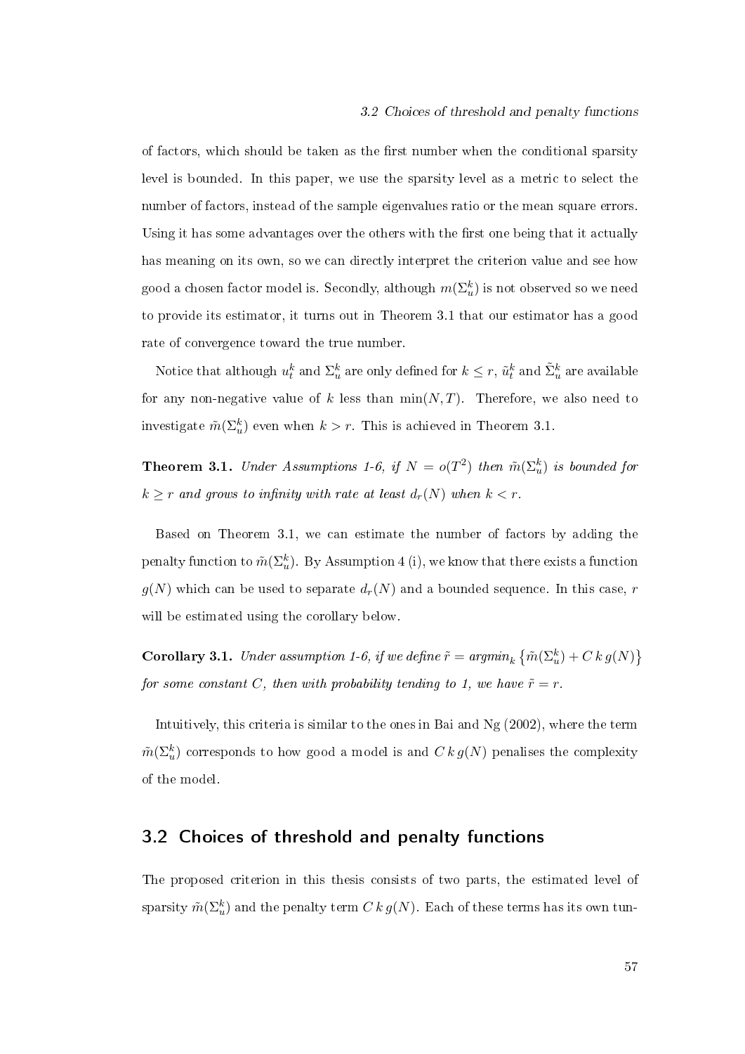of factors, which should be taken as the first number when the conditional sparsity level is bounded. In this paper, we use the sparsity level as a metric to select the number of factors, instead of the sample eigenvalues ratio or the mean square errors. Using it has some advantages over the others with the first one being that it actually has meaning on its own, so we can directly interpret the criterion value and see how good a chosen factor model is. Secondly, although $m(\Sigma_u^k)$ is not observed so we need to provide its estimator, it turns out in Theorem 3.1 that our estimator has a good rate of convergence toward the true number.

Notice that although $u_t^k$ and $\Sigma_u^k$ are only defined for $k \leq r$, $\tilde{u}_t^k$ and $\tilde{\Sigma}_u^k$ are available for any non-negative value of $k$ less than $\min(N, T)$. Therefore, we also need to investigate $\tilde{m}(\Sigma_u^k)$ even when $k > r$. This is achieved in Theorem 3.1.

**Theorem 3.1.** *Under Assumptions 1-6, if $N = o(T^2)$ then $\tilde{m}(\Sigma_u^k)$ is bounded for $k \geq r$ and grows to infinity with rate at least $d_r(N)$ when $k < r$.*

Based on Theorem 3.1, we can estimate the number of factors by adding the penalty function to $\tilde{m}(\Sigma_u^k)$. By Assumption 4 (i), we know that there exists a function $g(N)$ which can be used to separate $d_r(N)$ and a bounded sequence. In this case, $r$ will be estimated using the corollary below.

**Corollary 3.1.** *Under assumption 1-6, if we define $\tilde{r} = argmin_k \left\{\tilde{m}(\Sigma_u^k) + C\, k\, g(N)\right\}$ for some constant $C$, then with probability tending to 1, we have $\tilde{r} = r$.*

Intuitively, this criteria is similar to the ones in Bai and Ng (2002), where the term $\tilde{m}(\Sigma_u^k)$ corresponds to how good a model is and $C\, k\, g(N)$ penalises the complexity of the model.

## 3.2 Choices of threshold and penalty functions

The proposed criterion in this thesis consists of two parts, the estimated level of sparsity $\tilde{m}(\Sigma_u^k)$ and the penalty term $C\, k\, g(N)$. Each of these terms has its own tun-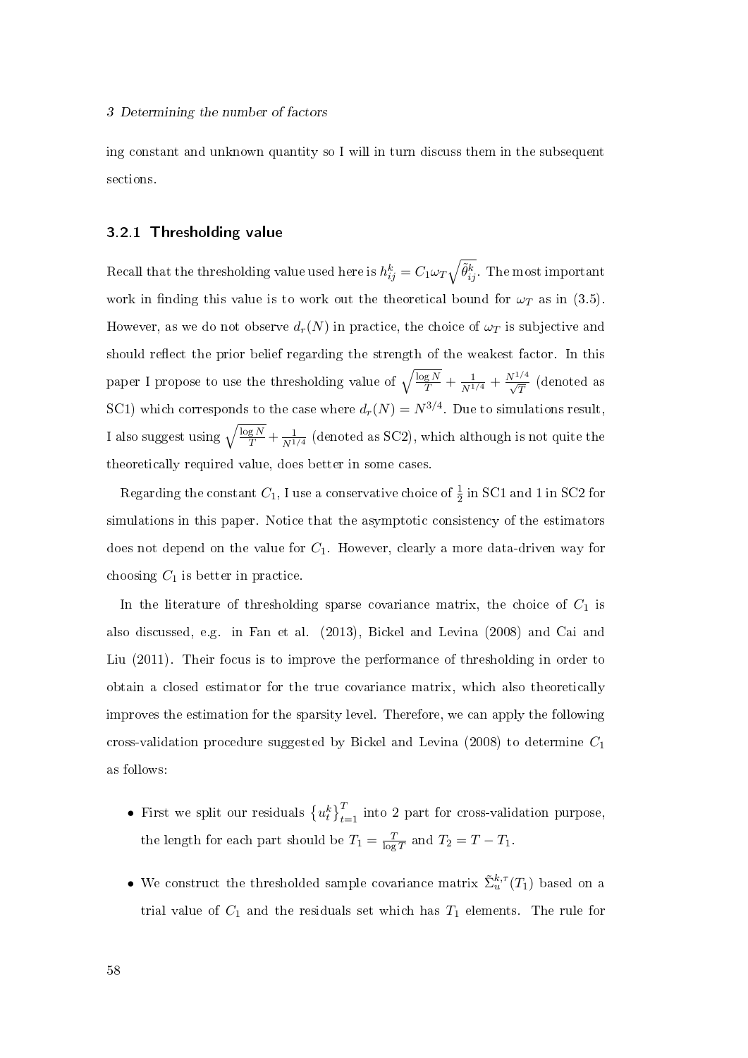ing constant and unknown quantity so I will in turn discuss them in the subsequent sections.

### 3.2.1 Thresholding value

Recall that the thresholding value used here is $h_{ij}^k = C_1 \omega_T \sqrt{\tilde{\theta}_{ij}^k}$. The most important work in finding this value is to work out the theoretical bound for $\omega_T$ as in (3.5). However, as we do not observe $d_r(N)$ in practice, the choice of $\omega_T$ is subjective and should reflect the prior belief regarding the strength of the weakest factor. In this paper I propose to use the thresholding value of $\sqrt{\frac{\log N}{T} + \frac{1}{N^{1/4}} + \frac{N^{1/4}}{\sqrt{T}}}$ (denoted as SC1) which corresponds to the case where $d_r(N) = N^{3/4}$. Due to simulations result, I also suggest using $\sqrt{\frac{\log N}{T} + \frac{1}{N^{1/4}}}$ (denoted as SC2), which although is not quite the theoretically required value, does better in some cases.

Regarding the constant $C_1$, I use a conservative choice of $\frac{1}{2}$ in SC1 and 1 in SC2 for simulations in this paper. Notice that the asymptotic consistency of the estimators does not depend on the value for $C_1$. However, clearly a more data-driven way for choosing $C_1$ is better in practice.

In the literature of thresholding sparse covariance matrix, the choice of $C_1$ is also discussed, e.g. in Fan et al. (2013), Bickel and Levina (2008) and Cai and Liu (2011). Their focus is to improve the performance of thresholding in order to obtain a closed estimator for the true covariance matrix, which also theoretically improves the estimation for the sparsity level. Therefore, we can apply the following cross-validation procedure suggested by Bickel and Levina (2008) to determine $C_1$ as follows:

- First we split our residuals $\left\{u_t^k\right\}_{t=1}^T$ into 2 part for cross-validation purpose, the length for each part should be $T_1 = \frac{T}{\log T}$ and $T_2 = T - T_1$.
- We construct the thresholded sample covariance matrix $\tilde{\Sigma}_u^{k,\tau}(T_1)$ based on a trial value of $C_1$ and the residuals set which has $T_1$ elements. The rule for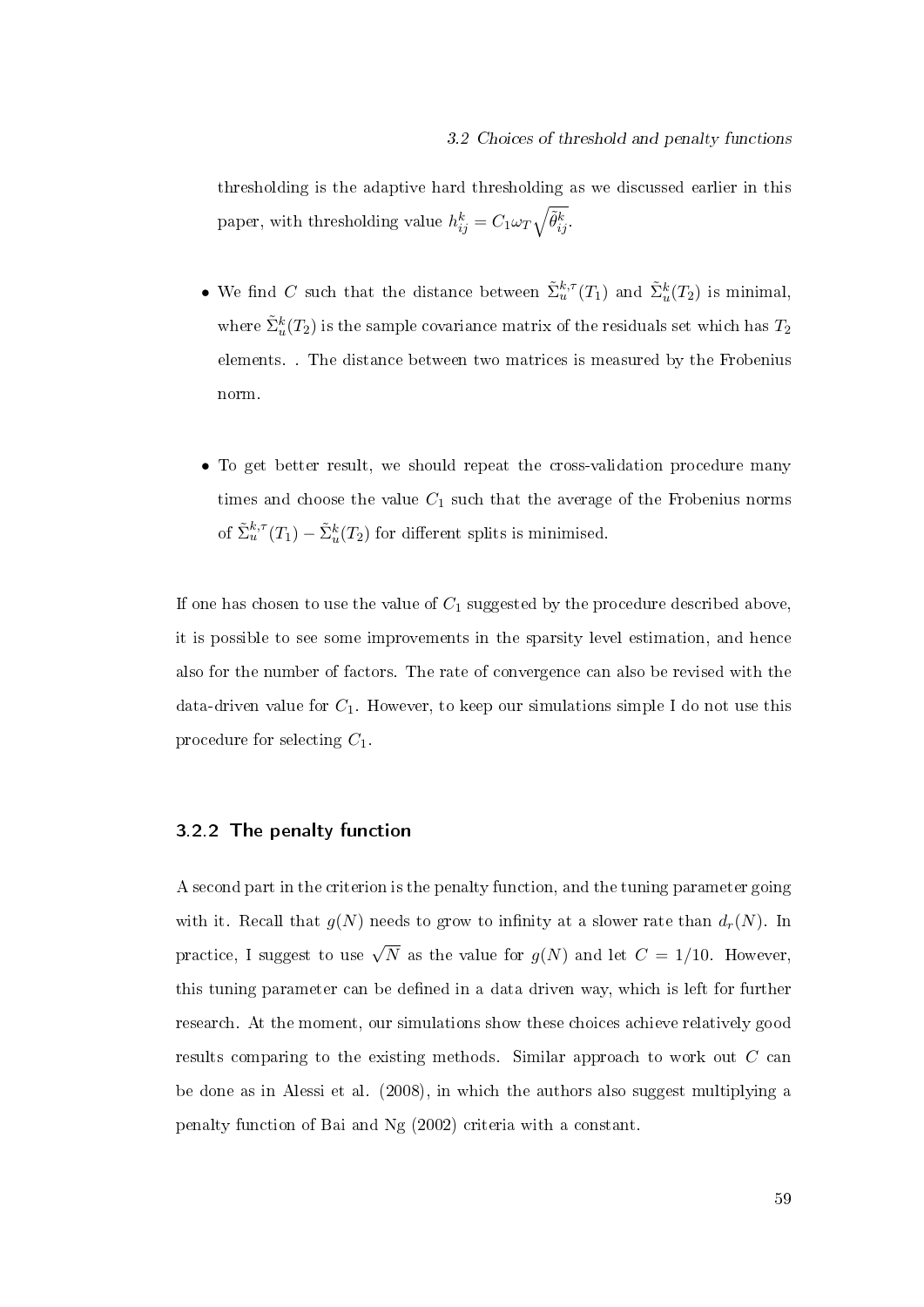thresholding is the adaptive hard thresholding as we discussed earlier in this paper, with thresholding value $h_{ij}^k = C_1 \omega_T \sqrt{\tilde{\theta}_{ij}^k}$.

- We find $C$ such that the distance between $\tilde{\Sigma}_u^{k,\tau}(T_1)$ and $\tilde{\Sigma}_u^k(T_2)$ is minimal, where $\tilde{\Sigma}_u^k(T_2)$ is the sample covariance matrix of the residuals set which has $T_2$ elements. . The distance between two matrices is measured by the Frobenius norm.

- To get better result, we should repeat the cross-validation procedure many times and choose the value $C_1$ such that the average of the Frobenius norms of $\tilde{\Sigma}_u^{k,\tau}(T_1) - \tilde{\Sigma}_u^k(T_2)$ for different splits is minimised.

If one has chosen to use the value of $C_1$ suggested by the procedure described above, it is possible to see some improvements in the sparsity level estimation, and hence also for the number of factors. The rate of convergence can also be revised with the data-driven value for $C_1$. However, to keep our simulations simple I do not use this procedure for selecting $C_1$.

### 3.2.2 The penalty function

A second part in the criterion is the penalty function, and the tuning parameter going with it. Recall that $g(N)$ needs to grow to infinity at a slower rate than $d_r(N)$. In practice, I suggest to use $\sqrt{N}$ as the value for $g(N)$ and let $C = 1/10$. However, this tuning parameter can be defined in a data driven way, which is left for further research. At the moment, our simulations show these choices achieve relatively good results comparing to the existing methods. Similar approach to work out $C$ can be done as in Alessi et al. (2008), in which the authors also suggest multiplying a penalty function of Bai and Ng (2002) criteria with a constant.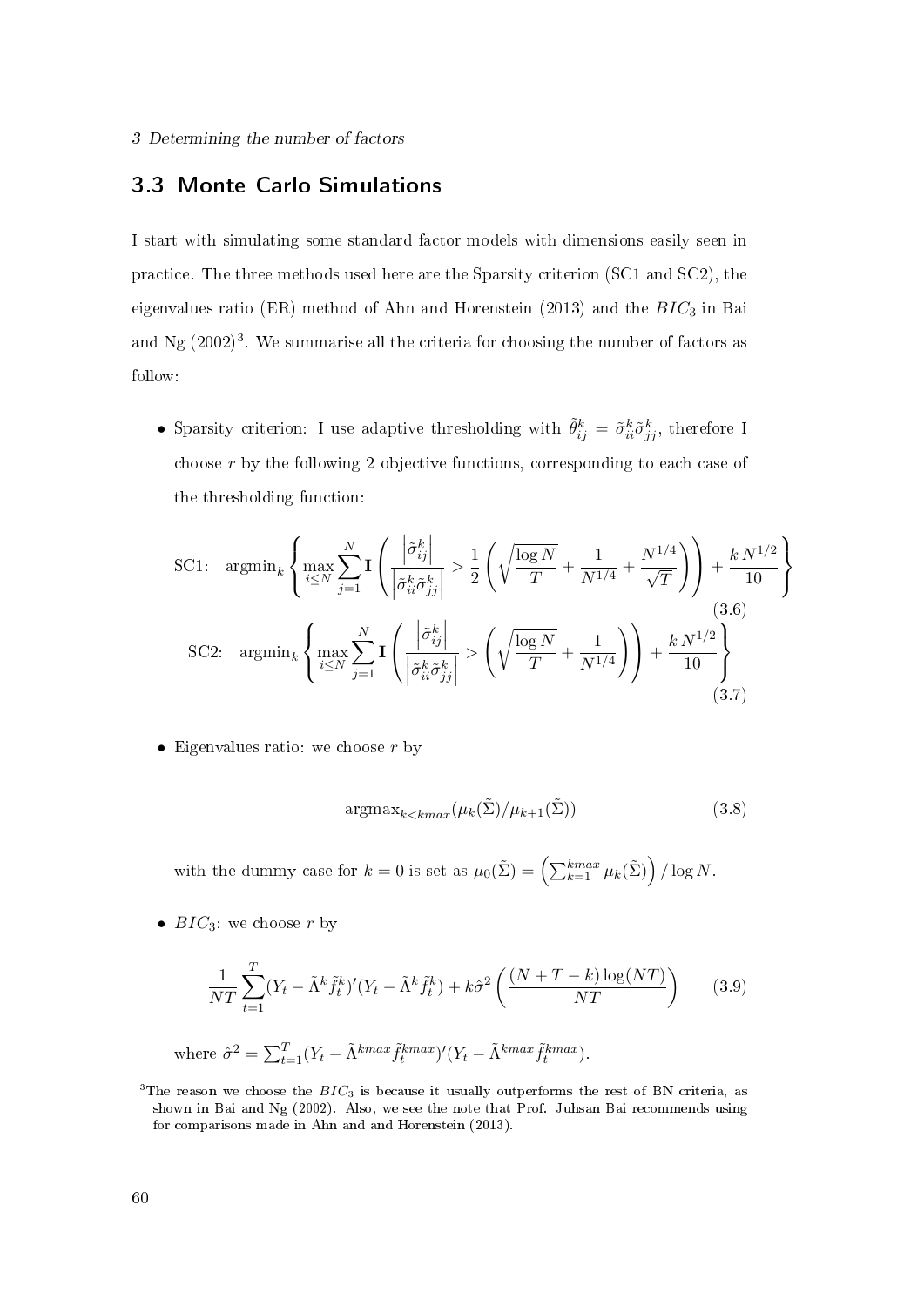## 3.3 Monte Carlo Simulations

I start with simulating some standard factor models with dimensions easily seen in practice. The three methods used here are the Sparsity criterion (SC1 and SC2), the eigenvalues ratio (ER) method of Ahn and Horenstein (2013) and the $BIC_3$ in Bai and Ng (2002)[3]. We summarise all the criteria for choosing the number of factors as follow:

- Sparsity criterion: I use adaptive thresholding with $\tilde{\theta}^k_{ij} = \tilde{\sigma}^k_{ii}\tilde{\sigma}^k_{jj}$, therefore I choose $r$ by the following 2 objective functions, corresponding to each case of the thresholding function:

$$\text{SC1:} \quad \text{argmin}_k \left\{ \max_{i \leq N} \sum_{j=1}^{N} \mathbf{I}\left( \frac{\left|\tilde{\sigma}^k_{ij}\right|}{\left|\tilde{\sigma}^k_{ii}\tilde{\sigma}^k_{jj}\right|} > \frac{1}{2}\left( \sqrt{\frac{\log N}{T}} + \frac{1}{N^{1/4}} + \frac{N^{1/4}}{\sqrt{T}} \right) \right) + \frac{k\, N^{1/2}}{10} \right\} \tag{3.6}$$

$$\text{SC2:} \quad \text{argmin}_k \left\{ \max_{i \leq N} \sum_{j=1}^{N} \mathbf{I}\left( \frac{\left|\tilde{\sigma}^k_{ij}\right|}{\left|\tilde{\sigma}^k_{ii}\tilde{\sigma}^k_{jj}\right|} > \left( \sqrt{\frac{\log N}{T}} + \frac{1}{N^{1/4}} \right) \right) + \frac{k\, N^{1/2}}{10} \right\} \tag{3.7}$$

- Eigenvalues ratio: we choose $r$ by

$$\text{argmax}_{k<kmax}(\mu_k(\tilde{\Sigma})/\mu_{k+1}(\tilde{\Sigma})) \tag{3.8}$$

with the dummy case for $k=0$ is set as $\mu_0(\tilde{\Sigma}) = \left(\sum_{k=1}^{kmax} \mu_k(\tilde{\Sigma})\right)/\log N$.

- $BIC_3$: we choose $r$ by

$$\frac{1}{NT}\sum_{t=1}^{T}(Y_t - \tilde{\Lambda}^k \tilde{f}^k_t)'(Y_t - \tilde{\Lambda}^k \tilde{f}^k_t) + k\hat{\sigma}^2\left(\frac{(N+T-k)\log(NT)}{NT}\right) \tag{3.9}$$

where $\hat{\sigma}^2 = \sum_{t=1}^{T}(Y_t - \tilde{\Lambda}^{kmax}\tilde{f}^{kmax}_t)'(Y_t - \tilde{\Lambda}^{kmax}\tilde{f}^{kmax}_t)$.

[3] The reason we choose the $BIC_3$ is because it usually outperforms the rest of BN criteria, as shown in Bai and Ng (2002). Also, we see the note that Prof. Juhsan Bai recommends using for comparisons made in Ahn and and Horenstein (2013).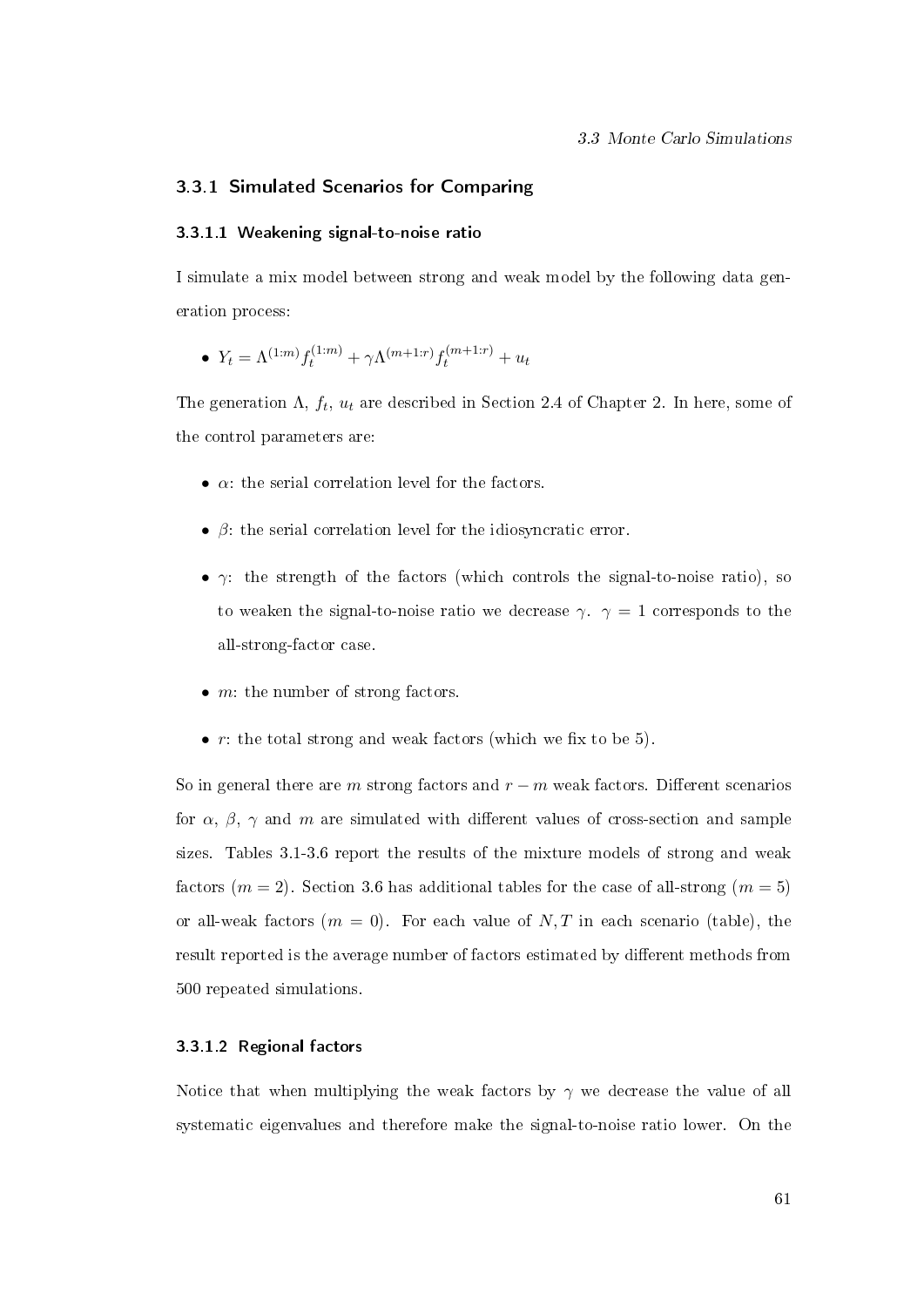### 3.3.1 Simulated Scenarios for Comparing

#### 3.3.1.1 Weakening signal-to-noise ratio

I simulate a mix model between strong and weak model by the following data generation process:

- $Y_t = \Lambda^{(1:m)} f_t^{(1:m)} + \gamma \Lambda^{(m+1:r)} f_t^{(m+1:r)} + u_t$

The generation $\Lambda$, $f_t$, $u_t$ are described in Section 2.4 of Chapter 2. In here, some of the control parameters are:

- $\alpha$: the serial correlation level for the factors.
- $\beta$: the serial correlation level for the idiosyncratic error.
- $\gamma$: the strength of the factors (which controls the signal-to-noise ratio), so to weaken the signal-to-noise ratio we decrease $\gamma$. $\gamma = 1$ corresponds to the all-strong-factor case.
- $m$: the number of strong factors.
- $r$: the total strong and weak factors (which we fix to be 5).

So in general there are $m$ strong factors and $r - m$ weak factors. Different scenarios for $\alpha$, $\beta$, $\gamma$ and $m$ are simulated with different values of cross-section and sample sizes. Tables 3.1-3.6 report the results of the mixture models of strong and weak factors ($m = 2$). Section 3.6 has additional tables for the case of all-strong ($m = 5$) or all-weak factors ($m = 0$). For each value of $N, T$ in each scenario (table), the result reported is the average number of factors estimated by different methods from 500 repeated simulations.

#### 3.3.1.2 Regional factors

Notice that when multiplying the weak factors by $\gamma$ we decrease the value of all systematic eigenvalues and therefore make the signal-to-noise ratio lower. On the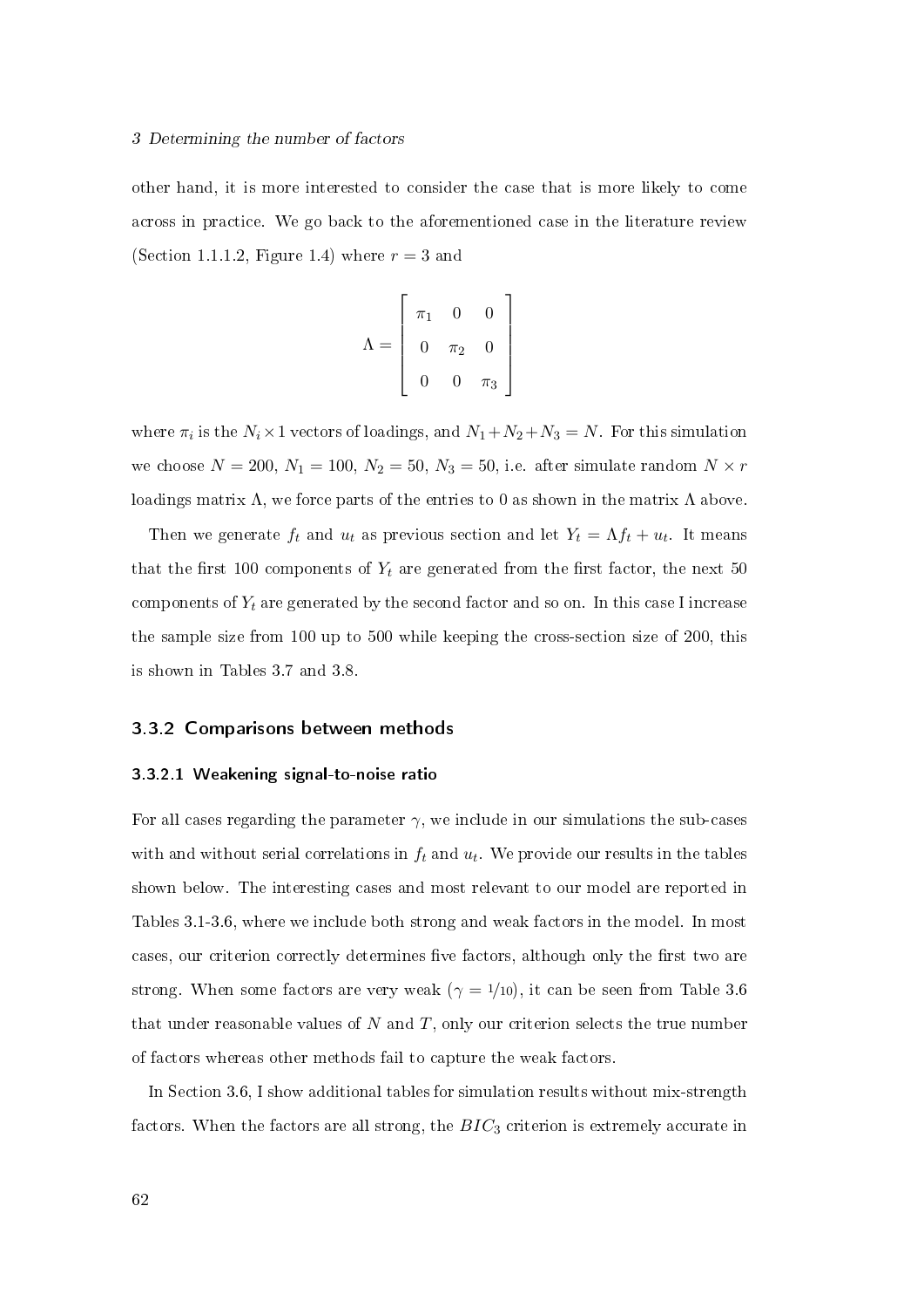other hand, it is more interested to consider the case that is more likely to come across in practice. We go back to the aforementioned case in the literature review (Section 1.1.1.2, Figure 1.4) where $r = 3$ and

$$\Lambda = \begin{bmatrix} \pi_1 & 0 & 0 \\ 0 & \pi_2 & 0 \\ 0 & 0 & \pi_3 \end{bmatrix}$$

where $\pi_i$ is the $N_i \times 1$ vectors of loadings, and $N_1 + N_2 + N_3 = N$. For this simulation we choose $N = 200$, $N_1 = 100$, $N_2 = 50$, $N_3 = 50$, i.e. after simulate random $N \times r$ loadings matrix $\Lambda$, we force parts of the entries to 0 as shown in the matrix $\Lambda$ above.

Then we generate $f_t$ and $u_t$ as previous section and let $Y_t = \Lambda f_t + u_t$. It means that the first 100 components of $Y_t$ are generated from the first factor, the next 50 components of $Y_t$ are generated by the second factor and so on. In this case I increase the sample size from 100 up to 500 while keeping the cross-section size of 200, this is shown in Tables 3.7 and 3.8.

## 3.3.2 Comparisons between methods

### 3.3.2.1 Weakening signal-to-noise ratio

For all cases regarding the parameter $\gamma$, we include in our simulations the sub-cases with and without serial correlations in $f_t$ and $u_t$. We provide our results in the tables shown below. The interesting cases and most relevant to our model are reported in Tables 3.1-3.6, where we include both strong and weak factors in the model. In most cases, our criterion correctly determines five factors, although only the first two are strong. When some factors are very weak ($\gamma = 1/10$), it can be seen from Table 3.6 that under reasonable values of $N$ and $T$, only our criterion selects the true number of factors whereas other methods fail to capture the weak factors.

In Section 3.6, I show additional tables for simulation results without mix-strength factors. When the factors are all strong, the $BIC_3$ criterion is extremely accurate in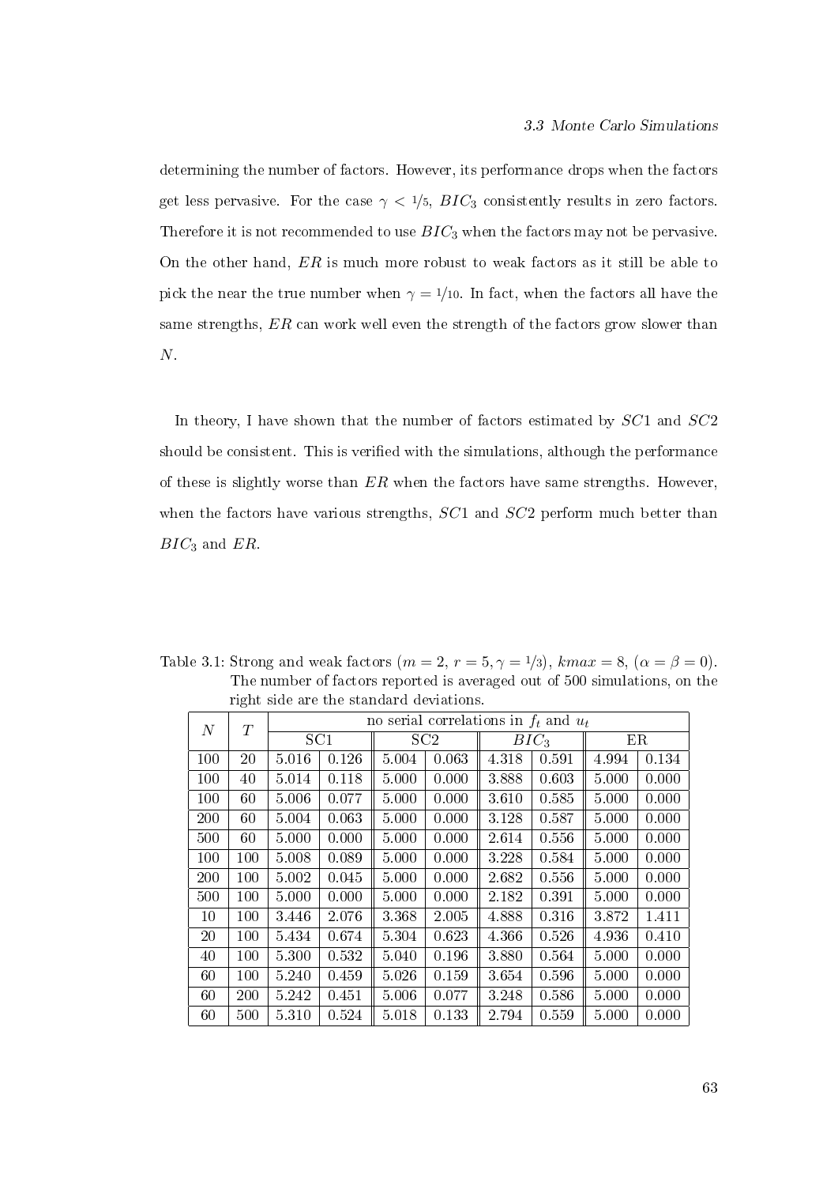determining the number of factors. However, its performance drops when the factors get less pervasive. For the case $\gamma < 1/5$, $BIC_3$ consistently results in zero factors. Therefore it is not recommended to use $BIC_3$ when the factors may not be pervasive. On the other hand, $ER$ is much more robust to weak factors as it still be able to pick the near the true number when $\gamma = 1/10$. In fact, when the factors all have the same strengths, $ER$ can work well even the strength of the factors grow slower than $N$.

In theory, I have shown that the number of factors estimated by $SC1$ and $SC2$ should be consistent. This is verified with the simulations, although the performance of these is slightly worse than $ER$ when the factors have same strengths. However, when the factors have various strengths, $SC1$ and $SC2$ perform much better than $BIC_3$ and $ER$.

Table 3.1: Strong and weak factors ($m = 2$, $r = 5, \gamma = 1/3$), $kmax = 8$, ($\alpha = \beta = 0$). The number of factors reported is averaged out of 500 simulations, on the right side are the standard deviations.

| $N$ | $T$ | no serial correlations in $f_t$ and $u_t$ | | | | | | | |
|---|---|---|---|---|---|---|---|---|---|
| | | SC1 | | SC2 | | $BIC_3$ | | ER | |
| 100 | 20 | 5.016 | 0.126 | 5.004 | 0.063 | 4.318 | 0.591 | 4.994 | 0.134 |
| 100 | 40 | 5.014 | 0.118 | 5.000 | 0.000 | 3.888 | 0.603 | 5.000 | 0.000 |
| 100 | 60 | 5.006 | 0.077 | 5.000 | 0.000 | 3.610 | 0.585 | 5.000 | 0.000 |
| 200 | 60 | 5.004 | 0.063 | 5.000 | 0.000 | 3.128 | 0.587 | 5.000 | 0.000 |
| 500 | 60 | 5.000 | 0.000 | 5.000 | 0.000 | 2.614 | 0.556 | 5.000 | 0.000 |
| 100 | 100 | 5.008 | 0.089 | 5.000 | 0.000 | 3.228 | 0.584 | 5.000 | 0.000 |
| 200 | 100 | 5.002 | 0.045 | 5.000 | 0.000 | 2.682 | 0.556 | 5.000 | 0.000 |
| 500 | 100 | 5.000 | 0.000 | 5.000 | 0.000 | 2.182 | 0.391 | 5.000 | 0.000 |
| 10 | 100 | 3.446 | 2.076 | 3.368 | 2.005 | 4.888 | 0.316 | 3.872 | 1.411 |
| 20 | 100 | 5.434 | 0.674 | 5.304 | 0.623 | 4.366 | 0.526 | 4.936 | 0.410 |
| 40 | 100 | 5.300 | 0.532 | 5.040 | 0.196 | 3.880 | 0.564 | 5.000 | 0.000 |
| 60 | 100 | 5.240 | 0.459 | 5.026 | 0.159 | 3.654 | 0.596 | 5.000 | 0.000 |
| 60 | 200 | 5.242 | 0.451 | 5.006 | 0.077 | 3.248 | 0.586 | 5.000 | 0.000 |
| 60 | 500 | 5.310 | 0.524 | 5.018 | 0.133 | 2.794 | 0.559 | 5.000 | 0.000 |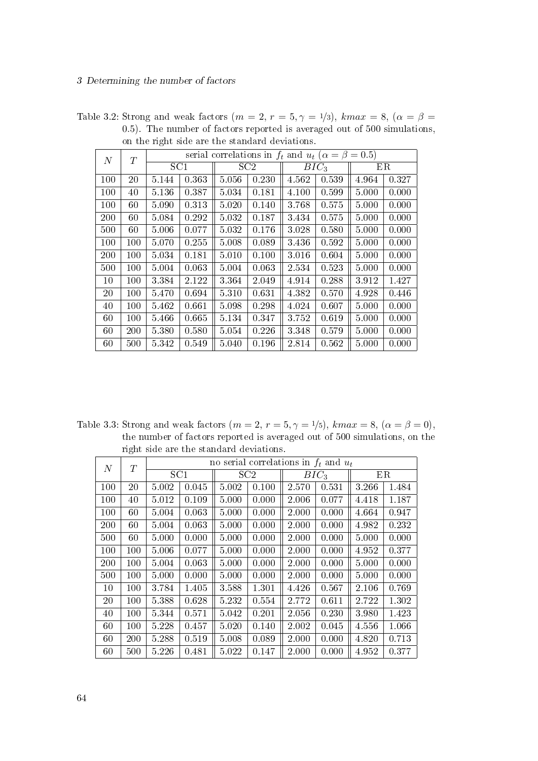Table 3.2: Strong and weak factors ($m = 2$, $r = 5, \gamma = 1/3$), $kmax = 8$, ($\alpha = \beta = 0.5$). The number of factors reported is averaged out of 500 simulations, on the right side are the standard deviations.

| $N$ | $T$ | serial correlations in $f_t$ and $u_t$ ($\alpha = \beta = 0.5$) | | | | | | | |
|---|---|---|---|---|---|---|---|---|---|
| | | SC1 | | SC2 | | $BIC_3$ | | ER | |
| 100 | 20 | 5.144 | 0.363 | 5.056 | 0.230 | 4.562 | 0.539 | 4.964 | 0.327 |
| 100 | 40 | 5.136 | 0.387 | 5.034 | 0.181 | 4.100 | 0.599 | 5.000 | 0.000 |
| 100 | 60 | 5.090 | 0.313 | 5.020 | 0.140 | 3.768 | 0.575 | 5.000 | 0.000 |
| 200 | 60 | 5.084 | 0.292 | 5.032 | 0.187 | 3.434 | 0.575 | 5.000 | 0.000 |
| 500 | 60 | 5.006 | 0.077 | 5.032 | 0.176 | 3.028 | 0.580 | 5.000 | 0.000 |
| 100 | 100 | 5.070 | 0.255 | 5.008 | 0.089 | 3.436 | 0.592 | 5.000 | 0.000 |
| 200 | 100 | 5.034 | 0.181 | 5.010 | 0.100 | 3.016 | 0.604 | 5.000 | 0.000 |
| 500 | 100 | 5.004 | 0.063 | 5.004 | 0.063 | 2.534 | 0.523 | 5.000 | 0.000 |
| 10 | 100 | 3.384 | 2.122 | 3.364 | 2.049 | 4.914 | 0.288 | 3.912 | 1.427 |
| 20 | 100 | 5.470 | 0.694 | 5.310 | 0.631 | 4.382 | 0.570 | 4.928 | 0.446 |
| 40 | 100 | 5.462 | 0.661 | 5.098 | 0.298 | 4.024 | 0.607 | 5.000 | 0.000 |
| 60 | 100 | 5.466 | 0.665 | 5.134 | 0.347 | 3.752 | 0.619 | 5.000 | 0.000 |
| 60 | 200 | 5.380 | 0.580 | 5.054 | 0.226 | 3.348 | 0.579 | 5.000 | 0.000 |
| 60 | 500 | 5.342 | 0.549 | 5.040 | 0.196 | 2.814 | 0.562 | 5.000 | 0.000 |

Table 3.3: Strong and weak factors ($m = 2$, $r = 5, \gamma = 1/5$), $kmax = 8$, ($\alpha = \beta = 0$), the number of factors reported is averaged out of 500 simulations, on the right side are the standard deviations.

| $N$ | $T$ | no serial correlations in $f_t$ and $u_t$ | | | | | | | |
|---|---|---|---|---|---|---|---|---|---|
| | | SC1 | | SC2 | | $BIC_3$ | | ER | |
| 100 | 20 | 5.002 | 0.045 | 5.002 | 0.100 | 2.570 | 0.531 | 3.266 | 1.484 |
| 100 | 40 | 5.012 | 0.109 | 5.000 | 0.000 | 2.006 | 0.077 | 4.418 | 1.187 |
| 100 | 60 | 5.004 | 0.063 | 5.000 | 0.000 | 2.000 | 0.000 | 4.664 | 0.947 |
| 200 | 60 | 5.004 | 0.063 | 5.000 | 0.000 | 2.000 | 0.000 | 4.982 | 0.232 |
| 500 | 60 | 5.000 | 0.000 | 5.000 | 0.000 | 2.000 | 0.000 | 5.000 | 0.000 |
| 100 | 100 | 5.006 | 0.077 | 5.000 | 0.000 | 2.000 | 0.000 | 4.952 | 0.377 |
| 200 | 100 | 5.004 | 0.063 | 5.000 | 0.000 | 2.000 | 0.000 | 5.000 | 0.000 |
| 500 | 100 | 5.000 | 0.000 | 5.000 | 0.000 | 2.000 | 0.000 | 5.000 | 0.000 |
| 10 | 100 | 3.784 | 1.405 | 3.588 | 1.301 | 4.426 | 0.567 | 2.106 | 0.769 |
| 20 | 100 | 5.388 | 0.628 | 5.232 | 0.554 | 2.772 | 0.611 | 2.722 | 1.302 |
| 40 | 100 | 5.344 | 0.571 | 5.042 | 0.201 | 2.056 | 0.230 | 3.980 | 1.423 |
| 60 | 100 | 5.228 | 0.457 | 5.020 | 0.140 | 2.002 | 0.045 | 4.556 | 1.066 |
| 60 | 200 | 5.288 | 0.519 | 5.008 | 0.089 | 2.000 | 0.000 | 4.820 | 0.713 |
| 60 | 500 | 5.226 | 0.481 | 5.022 | 0.147 | 2.000 | 0.000 | 4.952 | 0.377 |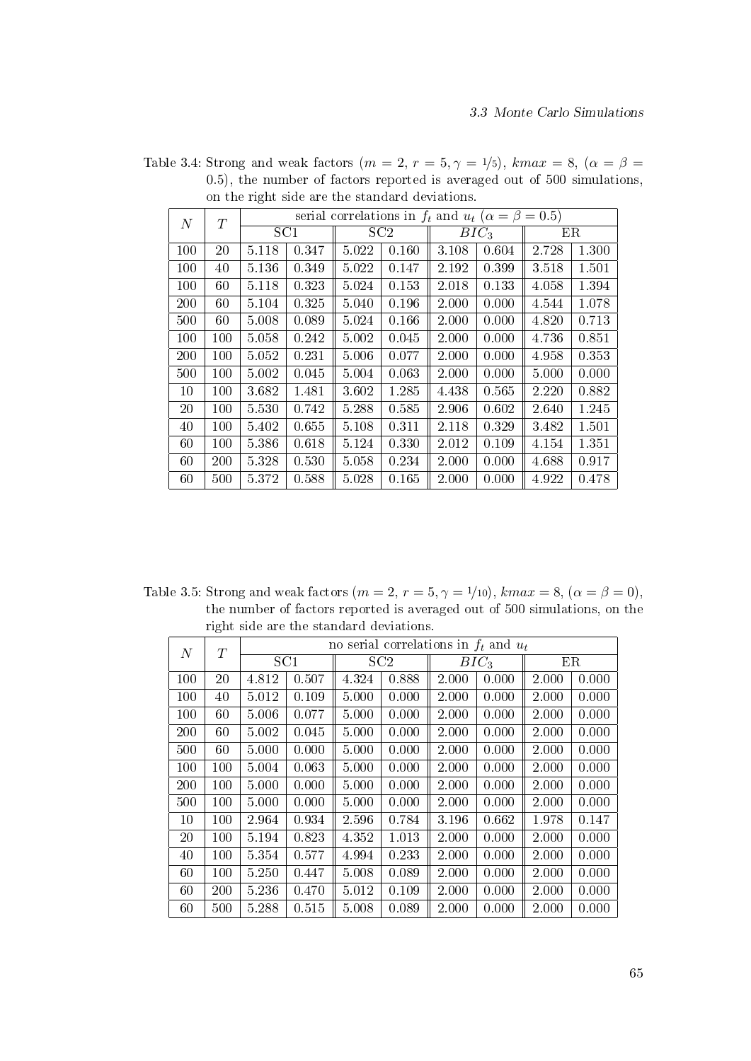Table 3.4: Strong and weak factors ($m = 2$, $r = 5, \gamma = 1/5$), $kmax = 8$, ($\alpha = \beta = 0.5$), the number of factors reported is averaged out of 500 simulations, on the right side are the standard deviations.

| $N$ | $T$ | serial correlations in $f_t$ and $u_t$ ($\alpha = \beta = 0.5$) | | | | | | | |
|---|---|---|---|---|---|---|---|---|---|
| | | SC1 | | SC2 | | $BIC_3$ | | ER | |
| 100 | 20 | 5.118 | 0.347 | 5.022 | 0.160 | 3.108 | 0.604 | 2.728 | 1.300 |
| 100 | 40 | 5.136 | 0.349 | 5.022 | 0.147 | 2.192 | 0.399 | 3.518 | 1.501 |
| 100 | 60 | 5.118 | 0.323 | 5.024 | 0.153 | 2.018 | 0.133 | 4.058 | 1.394 |
| 200 | 60 | 5.104 | 0.325 | 5.040 | 0.196 | 2.000 | 0.000 | 4.544 | 1.078 |
| 500 | 60 | 5.008 | 0.089 | 5.024 | 0.166 | 2.000 | 0.000 | 4.820 | 0.713 |
| 100 | 100 | 5.058 | 0.242 | 5.002 | 0.045 | 2.000 | 0.000 | 4.736 | 0.851 |
| 200 | 100 | 5.052 | 0.231 | 5.006 | 0.077 | 2.000 | 0.000 | 4.958 | 0.353 |
| 500 | 100 | 5.002 | 0.045 | 5.004 | 0.063 | 2.000 | 0.000 | 5.000 | 0.000 |
| 10 | 100 | 3.682 | 1.481 | 3.602 | 1.285 | 4.438 | 0.565 | 2.220 | 0.882 |
| 20 | 100 | 5.530 | 0.742 | 5.288 | 0.585 | 2.906 | 0.602 | 2.640 | 1.245 |
| 40 | 100 | 5.402 | 0.655 | 5.108 | 0.311 | 2.118 | 0.329 | 3.482 | 1.501 |
| 60 | 100 | 5.386 | 0.618 | 5.124 | 0.330 | 2.012 | 0.109 | 4.154 | 1.351 |
| 60 | 200 | 5.328 | 0.530 | 5.058 | 0.234 | 2.000 | 0.000 | 4.688 | 0.917 |
| 60 | 500 | 5.372 | 0.588 | 5.028 | 0.165 | 2.000 | 0.000 | 4.922 | 0.478 |

Table 3.5: Strong and weak factors ($m = 2$, $r = 5, \gamma = 1/10$), $kmax = 8$, ($\alpha = \beta = 0$), the number of factors reported is averaged out of 500 simulations, on the right side are the standard deviations.

| $N$ | $T$ | no serial correlations in $f_t$ and $u_t$ | | | | | | | |
|---|---|---|---|---|---|---|---|---|---|
| | | SC1 | | SC2 | | $BIC_3$ | | ER | |
| 100 | 20 | 4.812 | 0.507 | 4.324 | 0.888 | 2.000 | 0.000 | 2.000 | 0.000 |
| 100 | 40 | 5.012 | 0.109 | 5.000 | 0.000 | 2.000 | 0.000 | 2.000 | 0.000 |
| 100 | 60 | 5.006 | 0.077 | 5.000 | 0.000 | 2.000 | 0.000 | 2.000 | 0.000 |
| 200 | 60 | 5.002 | 0.045 | 5.000 | 0.000 | 2.000 | 0.000 | 2.000 | 0.000 |
| 500 | 60 | 5.000 | 0.000 | 5.000 | 0.000 | 2.000 | 0.000 | 2.000 | 0.000 |
| 100 | 100 | 5.004 | 0.063 | 5.000 | 0.000 | 2.000 | 0.000 | 2.000 | 0.000 |
| 200 | 100 | 5.000 | 0.000 | 5.000 | 0.000 | 2.000 | 0.000 | 2.000 | 0.000 |
| 500 | 100 | 5.000 | 0.000 | 5.000 | 0.000 | 2.000 | 0.000 | 2.000 | 0.000 |
| 10 | 100 | 2.964 | 0.934 | 2.596 | 0.784 | 3.196 | 0.662 | 1.978 | 0.147 |
| 20 | 100 | 5.194 | 0.823 | 4.352 | 1.013 | 2.000 | 0.000 | 2.000 | 0.000 |
| 40 | 100 | 5.354 | 0.577 | 4.994 | 0.233 | 2.000 | 0.000 | 2.000 | 0.000 |
| 60 | 100 | 5.250 | 0.447 | 5.008 | 0.089 | 2.000 | 0.000 | 2.000 | 0.000 |
| 60 | 200 | 5.236 | 0.470 | 5.012 | 0.109 | 2.000 | 0.000 | 2.000 | 0.000 |
| 60 | 500 | 5.288 | 0.515 | 5.008 | 0.089 | 2.000 | 0.000 | 2.000 | 0.000 |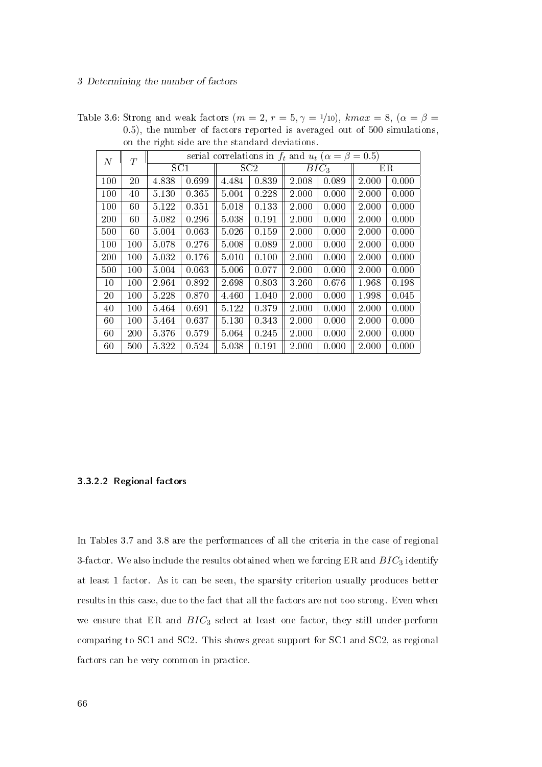Table 3.6: Strong and weak factors ($m = 2$, $r = 5, \gamma = 1/10$), $kmax = 8$, ($\alpha = \beta = 0.5$), the number of factors reported is averaged out of 500 simulations, on the right side are the standard deviations.

| $N$ | $T$ | serial correlations in $f_t$ and $u_t$ ($\alpha = \beta = 0.5$) | | | | | | | |
|---|---|---|---|---|---|---|---|---|---|
| | | SC1 | | SC2 | | $BIC_3$ | | ER | |
| 100 | 20 | 4.838 | 0.699 | 4.484 | 0.839 | 2.008 | 0.089 | 2.000 | 0.000 |
| 100 | 40 | 5.130 | 0.365 | 5.004 | 0.228 | 2.000 | 0.000 | 2.000 | 0.000 |
| 100 | 60 | 5.122 | 0.351 | 5.018 | 0.133 | 2.000 | 0.000 | 2.000 | 0.000 |
| 200 | 60 | 5.082 | 0.296 | 5.038 | 0.191 | 2.000 | 0.000 | 2.000 | 0.000 |
| 500 | 60 | 5.004 | 0.063 | 5.026 | 0.159 | 2.000 | 0.000 | 2.000 | 0.000 |
| 100 | 100 | 5.078 | 0.276 | 5.008 | 0.089 | 2.000 | 0.000 | 2.000 | 0.000 |
| 200 | 100 | 5.032 | 0.176 | 5.010 | 0.100 | 2.000 | 0.000 | 2.000 | 0.000 |
| 500 | 100 | 5.004 | 0.063 | 5.006 | 0.077 | 2.000 | 0.000 | 2.000 | 0.000 |
| 10 | 100 | 2.964 | 0.892 | 2.698 | 0.803 | 3.260 | 0.676 | 1.968 | 0.198 |
| 20 | 100 | 5.228 | 0.870 | 4.460 | 1.040 | 2.000 | 0.000 | 1.998 | 0.045 |
| 40 | 100 | 5.464 | 0.691 | 5.122 | 0.379 | 2.000 | 0.000 | 2.000 | 0.000 |
| 60 | 100 | 5.464 | 0.637 | 5.130 | 0.343 | 2.000 | 0.000 | 2.000 | 0.000 |
| 60 | 200 | 5.376 | 0.579 | 5.064 | 0.245 | 2.000 | 0.000 | 2.000 | 0.000 |
| 60 | 500 | 5.322 | 0.524 | 5.038 | 0.191 | 2.000 | 0.000 | 2.000 | 0.000 |

#### 3.3.2.2 Regional factors

In Tables 3.7 and 3.8 are the performances of all the criteria in the case of regional 3-factor. We also include the results obtained when we forcing ER and $BIC_3$ identify at least 1 factor. As it can be seen, the sparsity criterion usually produces better results in this case, due to the fact that all the factors are not too strong. Even when we ensure that ER and $BIC_3$ select at least one factor, they still under-perform comparing to SC1 and SC2. This shows great support for SC1 and SC2, as regional factors can be very common in practice.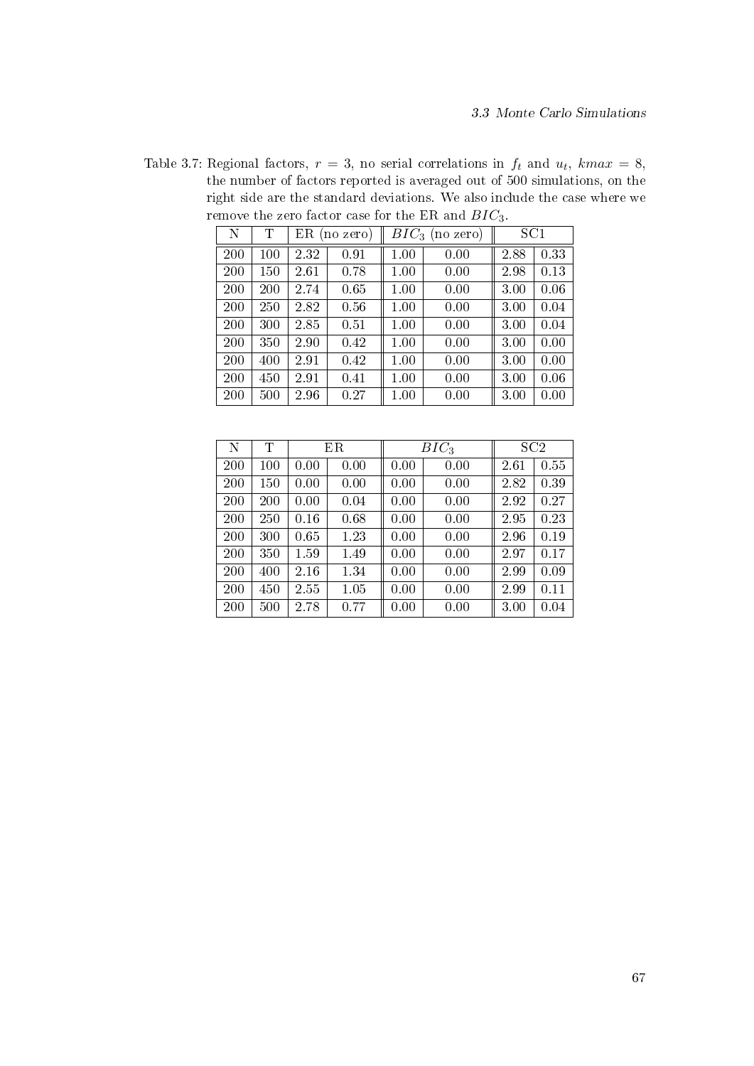Table 3.7: Regional factors, $r = 3$, no serial correlations in $f_t$ and $u_t$, $kmax = 8$, the number of factors reported is averaged out of 500 simulations, on the right side are the standard deviations. We also include the case where we remove the zero factor case for the ER and $BIC_3$.

| N | T | ER (no zero) | | $BIC_3$ (no zero) | | SC1 | |
|---|---|---|---|---|---|---|---|
| 200 | 100 | 2.32 | 0.91 | 1.00 | 0.00 | 2.88 | 0.33 |
| 200 | 150 | 2.61 | 0.78 | 1.00 | 0.00 | 2.98 | 0.13 |
| 200 | 200 | 2.74 | 0.65 | 1.00 | 0.00 | 3.00 | 0.06 |
| 200 | 250 | 2.82 | 0.56 | 1.00 | 0.00 | 3.00 | 0.04 |
| 200 | 300 | 2.85 | 0.51 | 1.00 | 0.00 | 3.00 | 0.04 |
| 200 | 350 | 2.90 | 0.42 | 1.00 | 0.00 | 3.00 | 0.00 |
| 200 | 400 | 2.91 | 0.42 | 1.00 | 0.00 | 3.00 | 0.00 |
| 200 | 450 | 2.91 | 0.41 | 1.00 | 0.00 | 3.00 | 0.06 |
| 200 | 500 | 2.96 | 0.27 | 1.00 | 0.00 | 3.00 | 0.00 |

| N | T | ER | | $BIC_3$ | | SC2 | |
|---|---|---|---|---|---|---|---|
| 200 | 100 | 0.00 | 0.00 | 0.00 | 0.00 | 2.61 | 0.55 |
| 200 | 150 | 0.00 | 0.00 | 0.00 | 0.00 | 2.82 | 0.39 |
| 200 | 200 | 0.00 | 0.04 | 0.00 | 0.00 | 2.92 | 0.27 |
| 200 | 250 | 0.16 | 0.68 | 0.00 | 0.00 | 2.95 | 0.23 |
| 200 | 300 | 0.65 | 1.23 | 0.00 | 0.00 | 2.96 | 0.19 |
| 200 | 350 | 1.59 | 1.49 | 0.00 | 0.00 | 2.97 | 0.17 |
| 200 | 400 | 2.16 | 1.34 | 0.00 | 0.00 | 2.99 | 0.09 |
| 200 | 450 | 2.55 | 1.05 | 0.00 | 0.00 | 2.99 | 0.11 |
| 200 | 500 | 2.78 | 0.77 | 0.00 | 0.00 | 3.00 | 0.04 |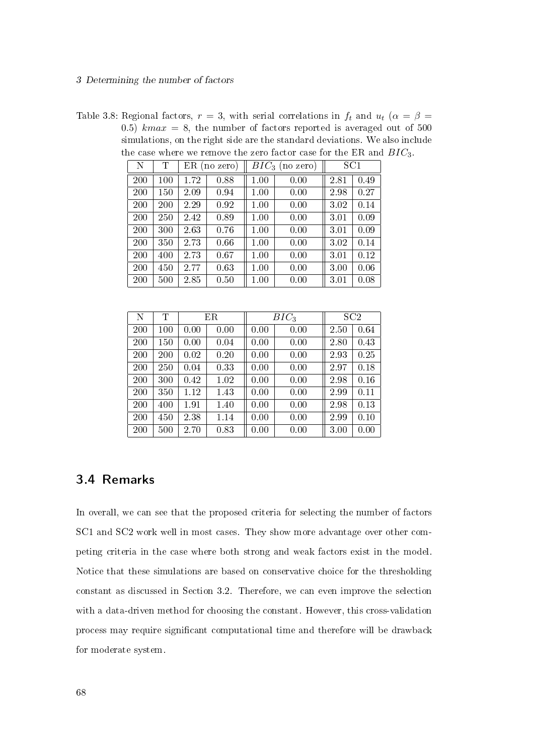Table 3.8: Regional factors, $r = 3$, with serial correlations in $f_t$ and $u_t$ ($\alpha = \beta = 0.5$) $kmax = 8$, the number of factors reported is averaged out of 500 simulations, on the right side are the standard deviations. We also include the case where we remove the zero factor case for the ER and $BIC_3$.

| N | T | ER (no zero) | | $BIC_3$ (no zero) | | SC1 | |
|---|---|---|---|---|---|---|---|
| 200 | 100 | 1.72 | 0.88 | 1.00 | 0.00 | 2.81 | 0.49 |
| 200 | 150 | 2.09 | 0.94 | 1.00 | 0.00 | 2.98 | 0.27 |
| 200 | 200 | 2.29 | 0.92 | 1.00 | 0.00 | 3.02 | 0.14 |
| 200 | 250 | 2.42 | 0.89 | 1.00 | 0.00 | 3.01 | 0.09 |
| 200 | 300 | 2.63 | 0.76 | 1.00 | 0.00 | 3.01 | 0.09 |
| 200 | 350 | 2.73 | 0.66 | 1.00 | 0.00 | 3.02 | 0.14 |
| 200 | 400 | 2.73 | 0.67 | 1.00 | 0.00 | 3.01 | 0.12 |
| 200 | 450 | 2.77 | 0.63 | 1.00 | 0.00 | 3.00 | 0.06 |
| 200 | 500 | 2.85 | 0.50 | 1.00 | 0.00 | 3.01 | 0.08 |

| N | T | ER | | $BIC_3$ | | SC2 | |
|---|---|---|---|---|---|---|---|
| 200 | 100 | 0.00 | 0.00 | 0.00 | 0.00 | 2.50 | 0.64 |
| 200 | 150 | 0.00 | 0.04 | 0.00 | 0.00 | 2.80 | 0.43 |
| 200 | 200 | 0.02 | 0.20 | 0.00 | 0.00 | 2.93 | 0.25 |
| 200 | 250 | 0.04 | 0.33 | 0.00 | 0.00 | 2.97 | 0.18 |
| 200 | 300 | 0.42 | 1.02 | 0.00 | 0.00 | 2.98 | 0.16 |
| 200 | 350 | 1.12 | 1.43 | 0.00 | 0.00 | 2.99 | 0.11 |
| 200 | 400 | 1.91 | 1.40 | 0.00 | 0.00 | 2.98 | 0.13 |
| 200 | 450 | 2.38 | 1.14 | 0.00 | 0.00 | 2.99 | 0.10 |
| 200 | 500 | 2.70 | 0.83 | 0.00 | 0.00 | 3.00 | 0.00 |

## 3.4 Remarks

In overall, we can see that the proposed criteria for selecting the number of factors SC1 and SC2 work well in most cases. They show more advantage over other competing criteria in the case where both strong and weak factors exist in the model. Notice that these simulations are based on conservative choice for the thresholding constant as discussed in Section 3.2. Therefore, we can even improve the selection with a data-driven method for choosing the constant. However, this cross-validation process may require significant computational time and therefore will be drawback for moderate system.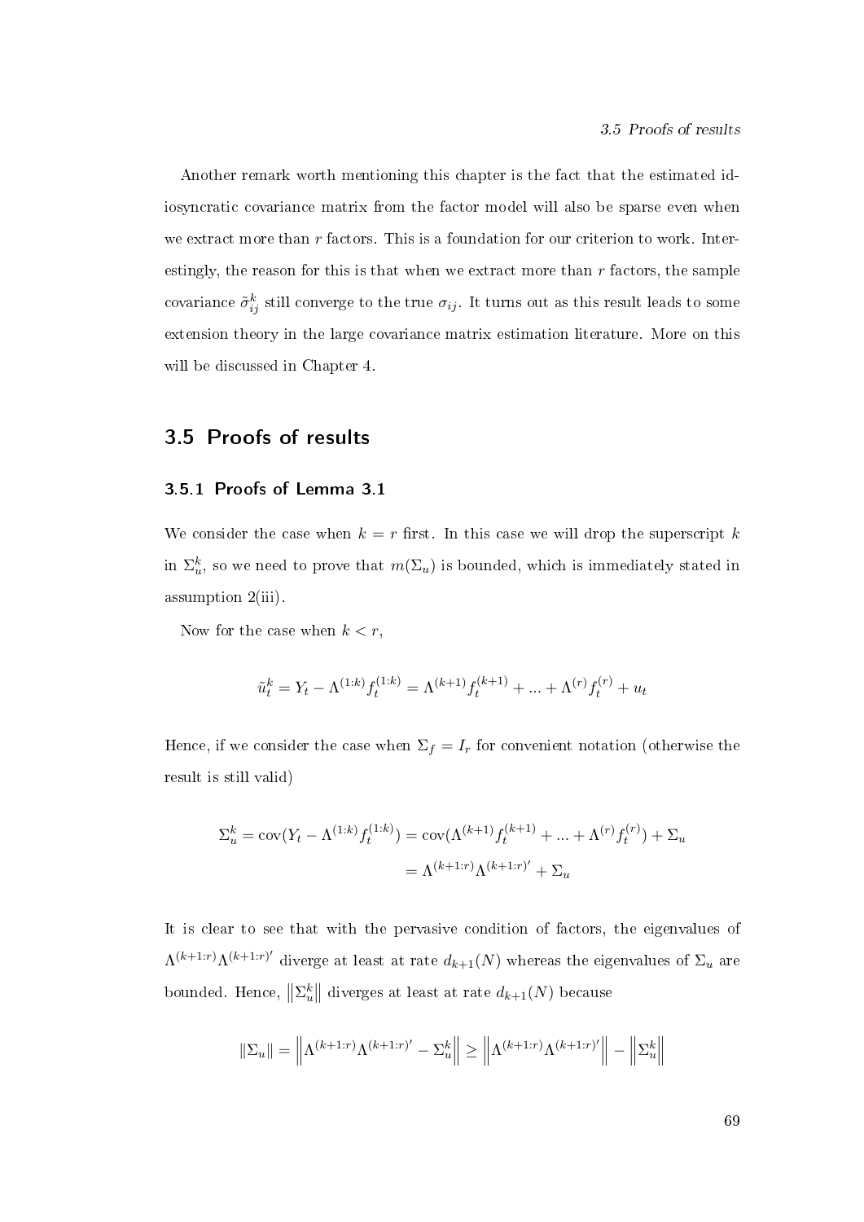Another remark worth mentioning this chapter is the fact that the estimated idiosyncratic covariance matrix from the factor model will also be sparse even when we extract more than $r$ factors. This is a foundation for our criterion to work. Interestingly, the reason for this is that when we extract more than $r$ factors, the sample covariance $\tilde{\sigma}_{ij}^{k}$ still converge to the true $\sigma_{ij}$. It turns out as this result leads to some extension theory in the large covariance matrix estimation literature. More on this will be discussed in Chapter 4.

## 3.5 Proofs of results

### 3.5.1 Proofs of Lemma 3.1

We consider the case when $k = r$ first. In this case we will drop the superscript $k$ in $\Sigma_u^k$, so we need to prove that $m(\Sigma_u)$ is bounded, which is immediately stated in assumption 2(iii).

Now for the case when $k < r$,

$$\tilde{u}_t^k = Y_t - \Lambda^{(1:k)} f_t^{(1:k)} = \Lambda^{(k+1)} f_t^{(k+1)} + ... + \Lambda^{(r)} f_t^{(r)} + u_t$$

Hence, if we consider the case when $\Sigma_f = I_r$ for convenient notation (otherwise the result is still valid)

$$\Sigma_u^k = \text{cov}(Y_t - \Lambda^{(1:k)} f_t^{(1:k)}) = \text{cov}(\Lambda^{(k+1)} f_t^{(k+1)} + ... + \Lambda^{(r)} f_t^{(r)}) + \Sigma_u$$
$$= \Lambda^{(k+1:r)} \Lambda^{(k+1:r)'} + \Sigma_u$$

It is clear to see that with the pervasive condition of factors, the eigenvalues of $\Lambda^{(k+1:r)} \Lambda^{(k+1:r)'}$ diverge at least at rate $d_{k+1}(N)$ whereas the eigenvalues of $\Sigma_u$ are bounded. Hence, $\left\|\Sigma_u^k\right\|$ diverges at least at rate $d_{k+1}(N)$ because

$$\|\Sigma_u\| = \left\|\Lambda^{(k+1:r)} \Lambda^{(k+1:r)'} - \Sigma_u^k\right\| \geq \left\|\Lambda^{(k+1:r)} \Lambda^{(k+1:r)'}\right\| - \left\|\Sigma_u^k\right\|$$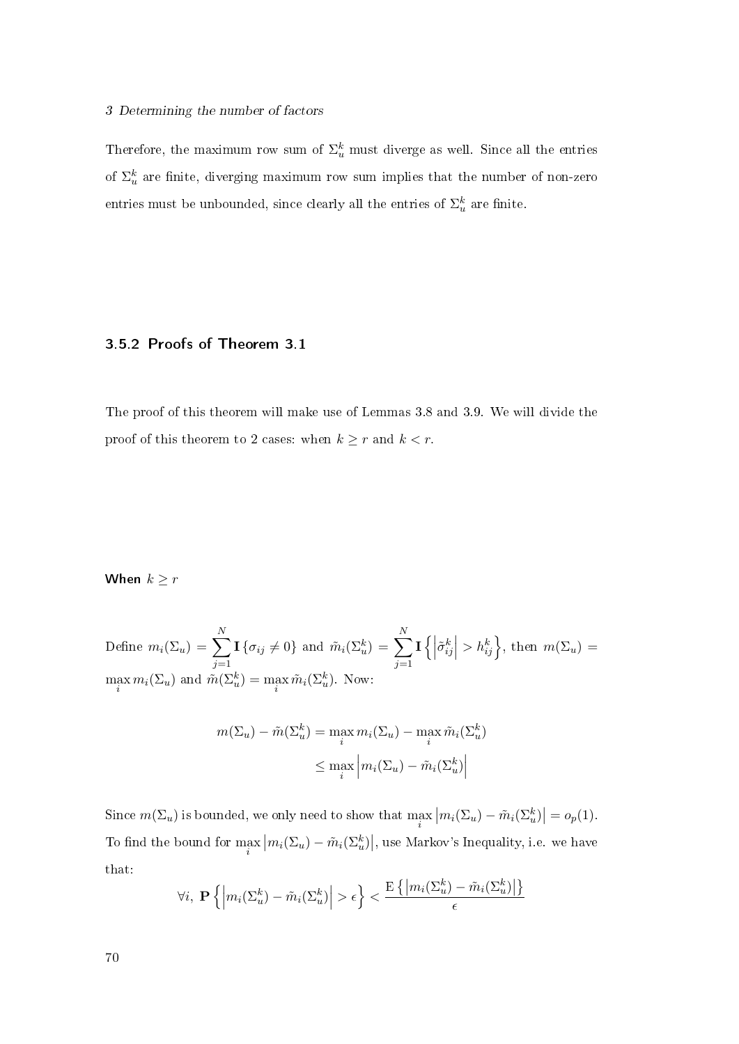Therefore, the maximum row sum of $\Sigma_u^k$ must diverge as well. Since all the entries of $\Sigma_u^k$ are finite, diverging maximum row sum implies that the number of non-zero entries must be unbounded, since clearly all the entries of $\Sigma_u^k$ are finite.

### 3.5.2 Proofs of Theorem 3.1

The proof of this theorem will make use of Lemmas 3.8 and 3.9. We will divide the proof of this theorem to 2 cases: when $k \geq r$ and $k < r$.

#### When $k \geq r$

Define $m_i(\Sigma_u) = \sum_{j=1}^{N} \mathbf{I}\{\sigma_{ij} \neq 0\}$ and $\tilde{m}_i(\Sigma_u^k) = \sum_{j=1}^{N} \mathbf{I}\left\{\left|\tilde{\sigma}_{ij}^k\right| > h_{ij}^k\right\}$, then $m(\Sigma_u) = \max_i m_i(\Sigma_u)$ and $\tilde{m}(\Sigma_u^k) = \max_i \tilde{m}_i(\Sigma_u^k)$. Now:

$$
\begin{aligned}
m(\Sigma_u) - \tilde{m}(\Sigma_u^k) &= \max_i m_i(\Sigma_u) - \max_i \tilde{m}_i(\Sigma_u^k) \\
&\leq \max_i \left| m_i(\Sigma_u) - \tilde{m}_i(\Sigma_u^k) \right|
\end{aligned}
$$

Since $m(\Sigma_u)$ is bounded, we only need to show that $\max_i \left| m_i(\Sigma_u) - \tilde{m}_i(\Sigma_u^k) \right| = o_p(1)$. To find the bound for $\max_i \left| m_i(\Sigma_u) - \tilde{m}_i(\Sigma_u^k) \right|$, use Markov's Inequality, i.e. we have that:

$$
\forall i, \; \mathbf{P}\left\{ \left| m_i(\Sigma_u^k) - \tilde{m}_i(\Sigma_u^k) \right| > \epsilon \right\} < \frac{\mathrm{E}\left\{ \left| m_i(\Sigma_u^k) - \tilde{m}_i(\Sigma_u^k) \right| \right\}}{\epsilon}
$$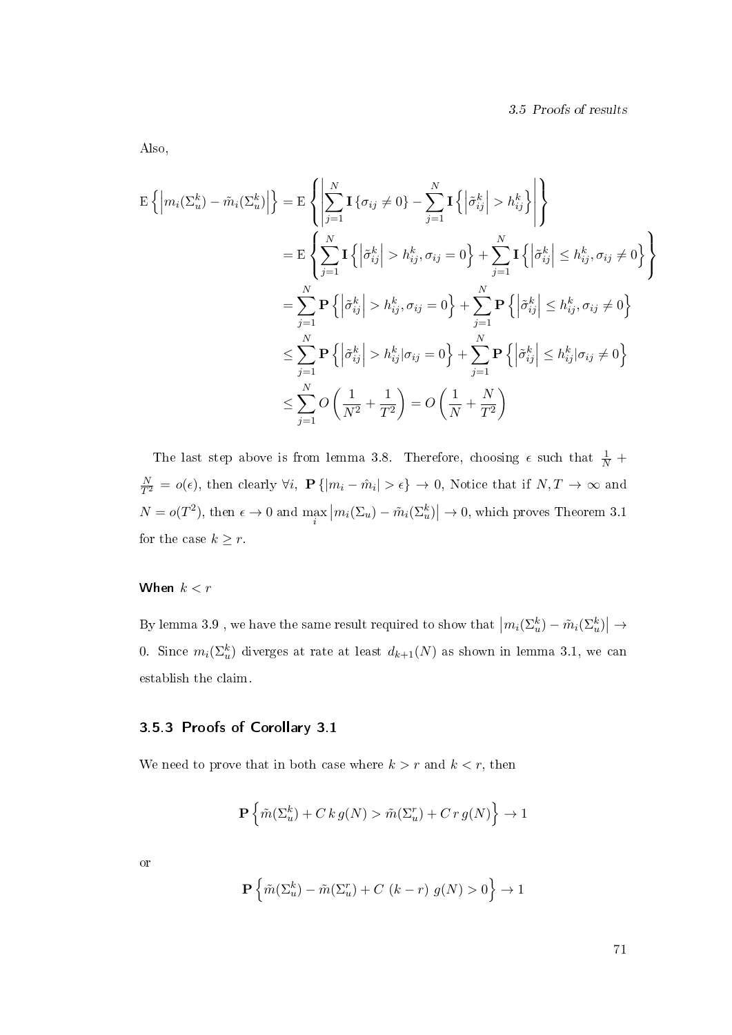Also,

$$
\begin{aligned}
\mathrm{E}\left\{\left|m_i(\Sigma_u^k) - \tilde{m}_i(\Sigma_u^k)\right|\right\} &= \mathrm{E}\left\{\left|\sum_{j=1}^{N} \mathbf{I}\left\{\sigma_{ij} \neq 0\right\} - \sum_{j=1}^{N} \mathbf{I}\left\{\left|\tilde{\sigma}_{ij}^k\right| > h_{ij}^k\right\}\right|\right\} \\
&= \mathrm{E}\left\{\sum_{j=1}^{N} \mathbf{I}\left\{\left|\tilde{\sigma}_{ij}^k\right| > h_{ij}^k, \sigma_{ij} = 0\right\} + \sum_{j=1}^{N} \mathbf{I}\left\{\left|\tilde{\sigma}_{ij}^k\right| \leq h_{ij}^k, \sigma_{ij} \neq 0\right\}\right\} \\
&= \sum_{j=1}^{N} \mathbf{P}\left\{\left|\tilde{\sigma}_{ij}^k\right| > h_{ij}^k, \sigma_{ij} = 0\right\} + \sum_{j=1}^{N} \mathbf{P}\left\{\left|\tilde{\sigma}_{ij}^k\right| \leq h_{ij}^k, \sigma_{ij} \neq 0\right\} \\
&\leq \sum_{j=1}^{N} \mathbf{P}\left\{\left|\tilde{\sigma}_{ij}^k\right| > h_{ij}^k | \sigma_{ij} = 0\right\} + \sum_{j=1}^{N} \mathbf{P}\left\{\left|\tilde{\sigma}_{ij}^k\right| \leq h_{ij}^k | \sigma_{ij} \neq 0\right\} \\
&\leq \sum_{j=1}^{N} O\left(\frac{1}{N^2} + \frac{1}{T^2}\right) = O\left(\frac{1}{N} + \frac{N}{T^2}\right)
\end{aligned}
$$

The last step above is from lemma 3.8. Therefore, choosing $\epsilon$ such that $\frac{1}{N} + \frac{N}{T^2} = o(\epsilon)$, then clearly $\forall i$, $\mathbf{P}\left\{|m_i - \hat{m}_i| > \epsilon\right\} \to 0$, Notice that if $N, T \to \infty$ and $N = o(T^2)$, then $\epsilon \to 0$ and $\max_i \left|m_i(\Sigma_u) - \tilde{m}_i(\Sigma_u^k)\right| \to 0$, which proves Theorem 3.1 for the case $k \geq r$.

#### When $k < r$

By lemma 3.9 , we have the same result required to show that $\left|m_i(\Sigma_u^k) - \tilde{m}_i(\Sigma_u^k)\right| \to 0$. Since $m_i(\Sigma_u^k)$ diverges at rate at least $d_{k+1}(N)$ as shown in lemma 3.1, we can establish the claim.

### 3.5.3 Proofs of Corollary 3.1

We need to prove that in both case where $k > r$ and $k < r$, then

$$
\mathbf{P}\left\{\tilde{m}(\Sigma_u^k) + C\, k\, g(N) > \tilde{m}(\Sigma_u^r) + C\, r\, g(N)\right\} \to 1
$$

or

$$
\mathbf{P}\left\{\tilde{m}(\Sigma_u^k) - \tilde{m}(\Sigma_u^r) + C\ (k - r)\ g(N) > 0\right\} \to 1
$$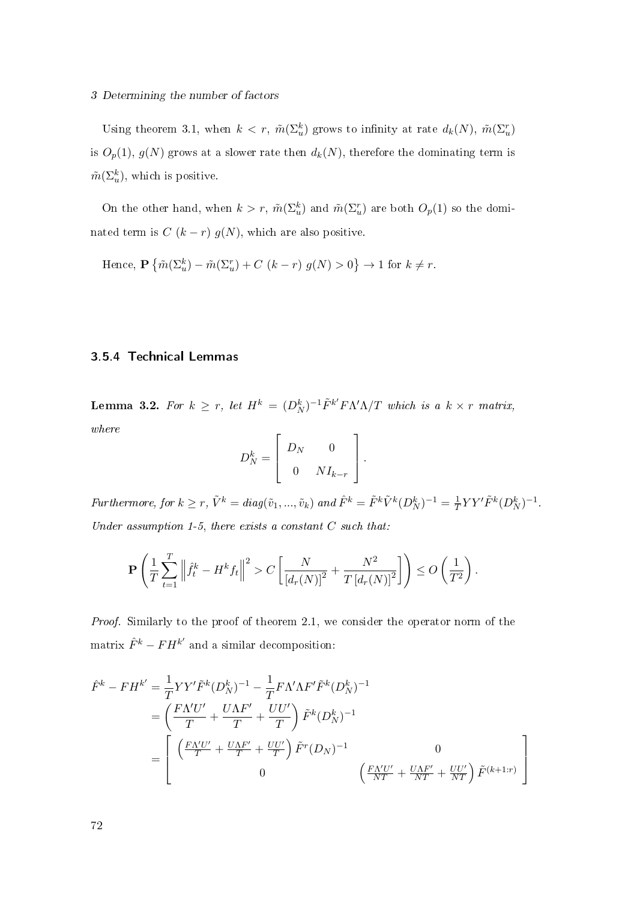Using theorem 3.1, when $k < r$, $\tilde{m}(\Sigma_u^k)$ grows to infinity at rate $d_k(N)$, $\tilde{m}(\Sigma_u^r)$ is $O_p(1)$, $g(N)$ grows at a slower rate then $d_k(N)$, therefore the dominating term is $\tilde{m}(\Sigma_u^k)$, which is positive.

On the other hand, when $k > r$, $\tilde{m}(\Sigma_u^k)$ and $\tilde{m}(\Sigma_u^r)$ are both $O_p(1)$ so the dominated term is $C\ (k-r)\ g(N)$, which are also positive.

Hence, $\mathbf{P}\left\{\tilde{m}(\Sigma_u^k) - \tilde{m}(\Sigma_u^r) + C\ (k-r)\ g(N) > 0\right\} \to 1$ for $k \neq r$.

### 3.5.4 Technical Lemmas

**Lemma 3.2.** *For $k \geq r$, let $H^k = (D_N^k)^{-1}\tilde{F}^{k'}F\Lambda'\Lambda/T$ which is a $k \times r$ matrix, where*

$$D_N^k = \begin{bmatrix} D_N & 0 \\ 0 & NI_{k-r} \end{bmatrix}.$$

*Furthermore, for $k \geq r$, $\tilde{V}^k = diag(\tilde{v}_1, ..., \tilde{v}_k)$ and $\hat{F}^k = \tilde{F}^k\tilde{V}^k(D_N^k)^{-1} = \frac{1}{T}YY'\tilde{F}^k(D_N^k)^{-1}$. Under assumption 1-5, there exists a constant $C$ such that:*

$$\mathbf{P}\left(\frac{1}{T}\sum_{t=1}^{T}\left\|\hat{f}_t^k - H^k f_t\right\|^2 > C\left[\frac{N}{[d_r(N)]^2} + \frac{N^2}{T\,[d_r(N)]^2}\right]\right) \leq O\left(\frac{1}{T^2}\right).$$

*Proof.* Similarly to the proof of theorem 2.1, we consider the operator norm of the matrix $\hat{F}^k - FH^{k'}$ and a similar decomposition:

$$\begin{aligned}
\hat{F}^k - FH^{k'} &= \frac{1}{T}YY'\tilde{F}^k(D_N^k)^{-1} - \frac{1}{T}F\Lambda'\Lambda F'\tilde{F}^k(D_N^k)^{-1} \\
&= \left(\frac{F\Lambda'U'}{T} + \frac{U\Lambda F'}{T} + \frac{UU'}{T}\right)\tilde{F}^k(D_N^k)^{-1} \\
&= \begin{bmatrix} \left(\frac{F\Lambda'U'}{T} + \frac{U\Lambda F'}{T} + \frac{UU'}{T}\right)\tilde{F}^r(D_N)^{-1} & 0 \\ 0 & \left(\frac{F\Lambda'U'}{NT} + \frac{U\Lambda F'}{NT} + \frac{UU'}{NT}\right)\tilde{F}^{(k+1:r)} \end{bmatrix}
\end{aligned}$$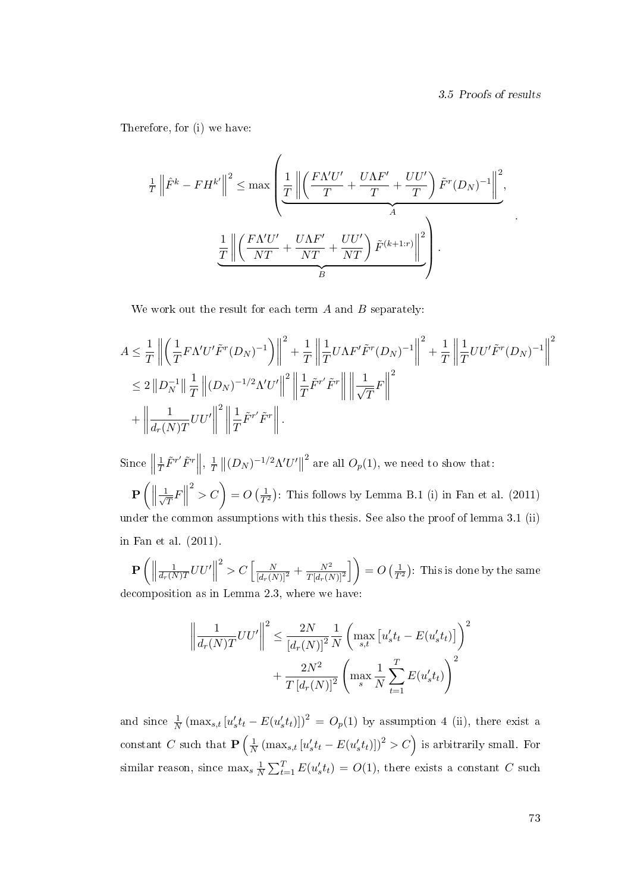Therefore, for (i) we have:

$$\frac{1}{T}\left\|\hat{F}^k - FH^{k'}\right\|^2 \leq \max\left(\underbrace{\frac{1}{T}\left\|\left(\frac{F\Lambda' U'}{T} + \frac{U\Lambda F'}{T} + \frac{UU'}{T}\right)\tilde{F}^r (D_N)^{-1}\right\|^2}_{A}, \underbrace{\frac{1}{T}\left\|\left(\frac{F\Lambda' U'}{NT} + \frac{U\Lambda F'}{NT} + \frac{UU'}{NT}\right)\tilde{F}^{(k+1:r)}\right\|^2}_{B}\right).$$

We work out the result for each term $A$ and $B$ separately:

$$\begin{aligned}
A &\leq \frac{1}{T}\left\|\left(\frac{1}{T}F\Lambda' U'\tilde{F}^r (D_N)^{-1}\right)\right\|^2 + \frac{1}{T}\left\|\frac{1}{T}U\Lambda F'\tilde{F}^r (D_N)^{-1}\right\|^2 + \frac{1}{T}\left\|\frac{1}{T}UU'\tilde{F}^r (D_N)^{-1}\right\|^2 \\
&\leq 2\left\|D_N^{-1}\right\| \frac{1}{T}\left\|(D_N)^{-1/2}\Lambda' U'\right\|^2 \left\|\frac{1}{T}\tilde{F}^{r'}\tilde{F}^r\right\| \left\|\frac{1}{\sqrt{T}}F\right\|^2 \\
&+ \left\|\frac{1}{d_r(N)T}UU'\right\|^2 \left\|\frac{1}{T}\tilde{F}^{r'}\tilde{F}^r\right\|.
\end{aligned}$$

Since $\left\|\frac{1}{T}\tilde{F}^{r'}\tilde{F}^r\right\|$, $\frac{1}{T}\left\|(D_N)^{-1/2}\Lambda' U'\right\|^2$ are all $O_p(1)$, we need to show that:

$\mathbf{P}\left(\left\|\frac{1}{\sqrt{T}}F\right\|^2 > C\right) = O\left(\frac{1}{T^2}\right)$: This follows by Lemma B.1 (i) in Fan et al. (2011) under the common assumptions with this thesis. See also the proof of lemma 3.1 (ii) in Fan et al. (2011).

$\mathbf{P}\left(\left\|\frac{1}{d_r(N)T}UU'\right\|^2 > C\left[\frac{N}{[d_r(N)]^2} + \frac{N^2}{T[d_r(N)]^2}\right]\right) = O\left(\frac{1}{T^2}\right)$: This is done by the same decomposition as in Lemma 2.3, where we have:

$$\begin{aligned}
\left\|\frac{1}{d_r(N)T}UU'\right\|^2 &\leq \frac{2N}{[d_r(N)]^2}\frac{1}{N}\left(\max_{s,t}\left[u_s' t_t - E(u_s' t_t)\right]\right)^2 \\
&+ \frac{2N^2}{T\left[d_r(N)\right]^2}\left(\max_s \frac{1}{N}\sum_{t=1}^T E(u_s' t_t)\right)^2
\end{aligned}$$

and since $\frac{1}{N}\left(\max_{s,t}\left[u_s' t_t - E(u_s' t_t)\right]\right)^2 = O_p(1)$ by assumption 4 (ii), there exist a constant $C$ such that $\mathbf{P}\left(\frac{1}{N}\left(\max_{s,t}\left[u_s' t_t - E(u_s' t_t)\right]\right)^2 > C\right)$ is arbitrarily small. For similar reason, since $\max_s \frac{1}{N}\sum_{t=1}^T E(u_s' t_t) = O(1)$, there exists a constant $C$ such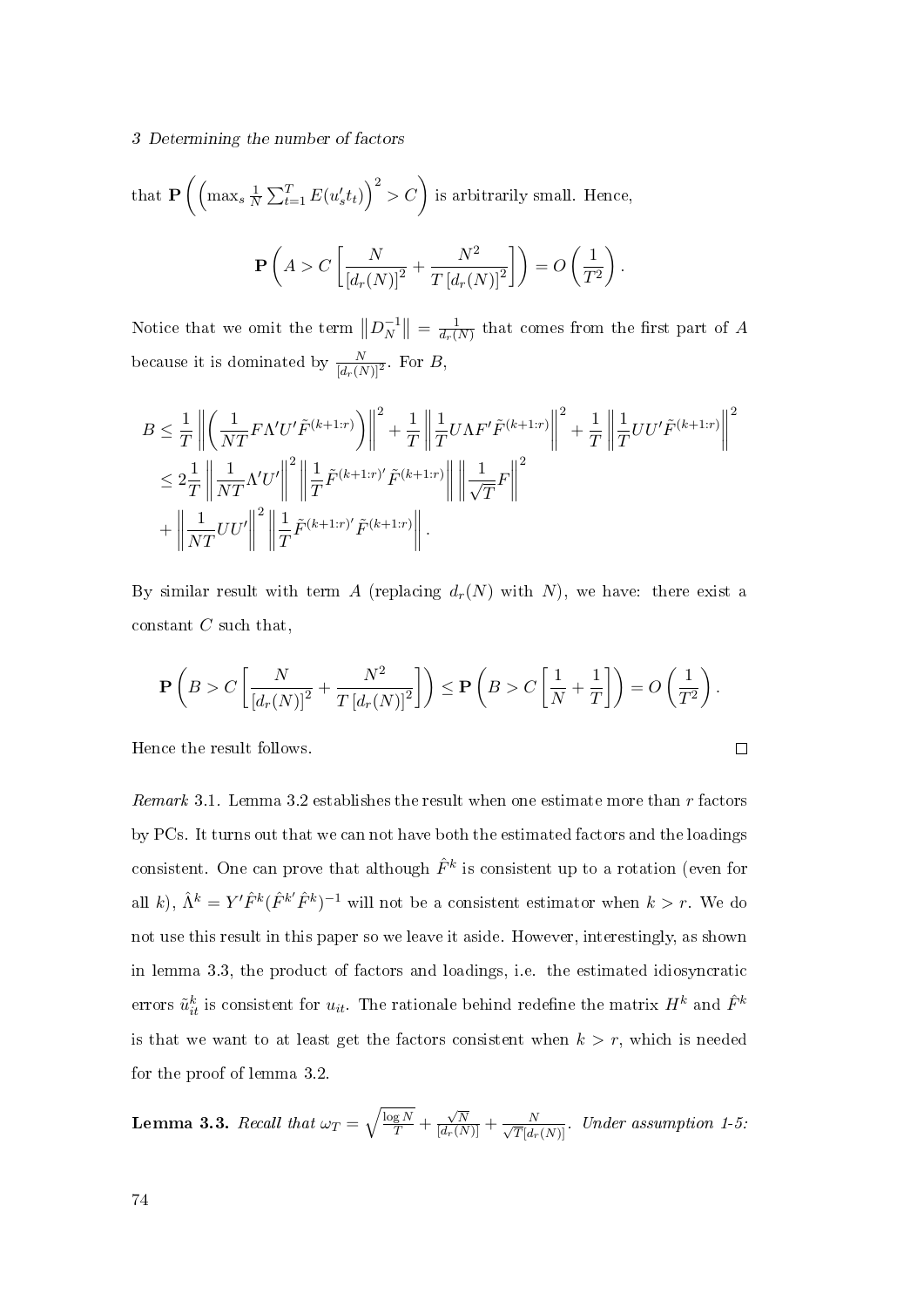that $\mathbf{P}\left(\left(\max_s \frac{1}{N}\sum_{t=1}^{T} E(u_s' t_t)\right)^2 > C\right)$ is arbitrarily small. Hence,

$$\mathbf{P}\left(A > C\left[\frac{N}{[d_r(N)]^2} + \frac{N^2}{T\,[d_r(N)]^2}\right]\right) = O\left(\frac{1}{T^2}\right).$$

Notice that we omit the term $\left\|D_N^{-1}\right\| = \frac{1}{d_r(N)}$ that comes from the first part of $A$ because it is dominated by $\frac{N}{[d_r(N)]^2}$. For $B$,

$$\begin{aligned}
B &\leq \frac{1}{T}\left\|\left(\frac{1}{NT}F\Lambda' U'\tilde{F}^{(k+1:r)}\right)\right\|^2 + \frac{1}{T}\left\|\frac{1}{T}U\Lambda F'\tilde{F}^{(k+1:r)}\right\|^2 + \frac{1}{T}\left\|\frac{1}{T}UU'\tilde{F}^{(k+1:r)}\right\|^2 \\
&\leq 2\frac{1}{T}\left\|\frac{1}{NT}\Lambda' U'\right\|^2 \left\|\frac{1}{T}\tilde{F}^{(k+1:r)\prime}\tilde{F}^{(k+1:r)}\right\| \left\|\frac{1}{\sqrt{T}}F\right\|^2 \\
&+ \left\|\frac{1}{NT}UU'\right\|^2 \left\|\frac{1}{T}\tilde{F}^{(k+1:r)\prime}\tilde{F}^{(k+1:r)}\right\|.
\end{aligned}$$

By similar result with term $A$ (replacing $d_r(N)$ with $N$), we have: there exist a constant $C$ such that,

$$\mathbf{P}\left(B > C\left[\frac{N}{[d_r(N)]^2} + \frac{N^2}{T\,[d_r(N)]^2}\right]\right) \leq \mathbf{P}\left(B > C\left[\frac{1}{N} + \frac{1}{T}\right]\right) = O\left(\frac{1}{T^2}\right).$$

Hence the result follows. $\square$

*Remark* 3.1. Lemma 3.2 establishes the result when one estimate more than $r$ factors by PCs. It turns out that we can not have both the estimated factors and the loadings consistent. One can prove that although $\hat{F}^k$ is consistent up to a rotation (even for all $k$), $\hat{\Lambda}^k = Y'\hat{F}^k(\hat{F}^{k\prime}\hat{F}^k)^{-1}$ will not be a consistent estimator when $k > r$. We do not use this result in this paper so we leave it aside. However, interestingly, as shown in lemma 3.3, the product of factors and loadings, i.e. the estimated idiosyncratic errors $\tilde{u}_{it}^k$ is consistent for $u_{it}$. The rationale behind redefine the matrix $H^k$ and $\hat{F}^k$ is that we want to at least get the factors consistent when $k > r$, which is needed for the proof of lemma 3.2.

**Lemma 3.3.** *Recall that* $\omega_T = \sqrt{\frac{\log N}{T}} + \frac{\sqrt{N}}{[d_r(N)]} + \frac{N}{\sqrt{T}[d_r(N)]}$. *Under assumption 1-5:*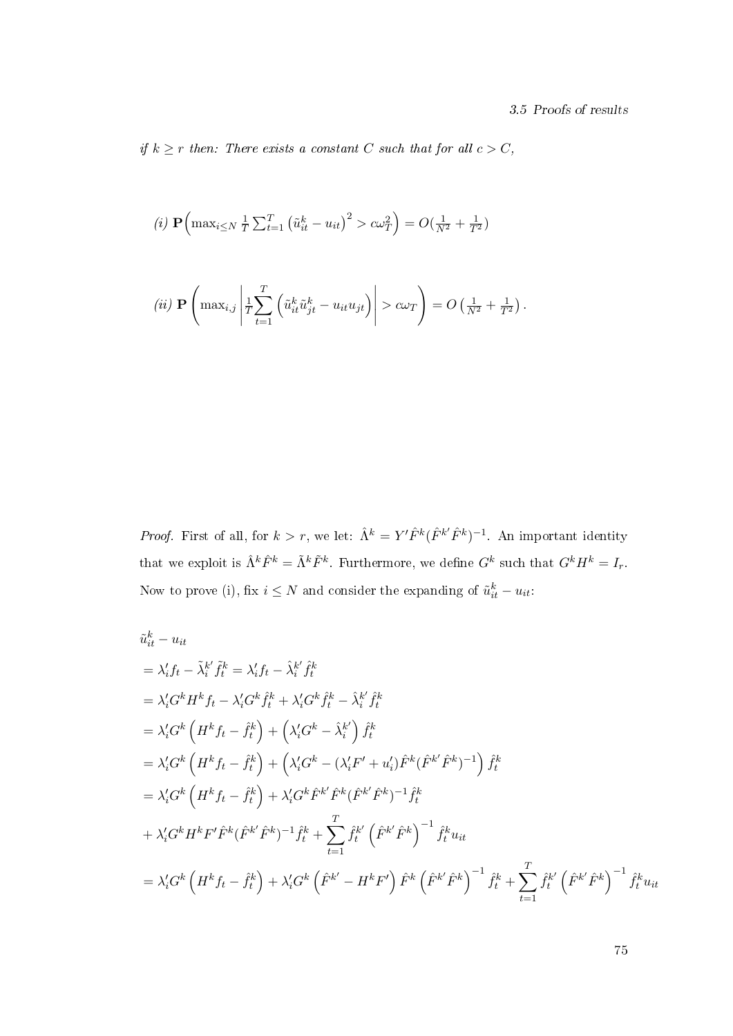*if $k \geq r$ then: There exists a constant $C$ such that for all $c > C$,*

*(i)* $\mathbf{P}\Big(\max_{i \leq N} \frac{1}{T}\sum_{t=1}^{T}\left(\tilde{u}_{it}^{k} - u_{it}\right)^2 > c\omega_T^2\Big) = O(\frac{1}{N^2} + \frac{1}{T^2})$

*(ii)* $\mathbf{P}\left(\max_{i,j}\left|\frac{1}{T}\sum_{t=1}^{T}\left(\tilde{u}_{it}^{k}\tilde{u}_{jt}^{k} - u_{it}u_{jt}\right)\right| > c\omega_T\right) = O\left(\frac{1}{N^2} + \frac{1}{T^2}\right).$

*Proof.* First of all, for $k > r$, we let: $\hat{\Lambda}^k = Y'\hat{F}^k(\hat{F}^{k'}\hat{F}^k)^{-1}$. An important identity that we exploit is $\hat{\Lambda}^k\hat{F}^k = \tilde{\Lambda}^k\tilde{F}^k$. Furthermore, we define $G^k$ such that $G^k H^k = I_r$. Now to prove (i), fix $i \leq N$ and consider the expanding of $\tilde{u}_{it}^k - u_{it}$:

$$
\begin{aligned}
&\tilde{u}_{it}^k - u_{it} \\
&= \lambda_i' f_t - \tilde{\lambda}_i^{k'}\tilde{f}_t^k = \lambda_i' f_t - \hat{\lambda}_i^{k'}\hat{f}_t^k \\
&= \lambda_i' G^k H^k f_t - \lambda_i' G^k \hat{f}_t^k + \lambda_i' G^k \hat{f}_t^k - \hat{\lambda}_i^{k'}\hat{f}_t^k \\
&= \lambda_i' G^k\left(H^k f_t - \hat{f}_t^k\right) + \left(\lambda_i' G^k - \hat{\lambda}_i^{k'}\right)\hat{f}_t^k \\
&= \lambda_i' G^k\left(H^k f_t - \hat{f}_t^k\right) + \left(\lambda_i' G^k - (\lambda_i' F' + u_i')\hat{F}^k(\hat{F}^{k'}\hat{F}^k)^{-1}\right)\hat{f}_t^k \\
&= \lambda_i' G^k\left(H^k f_t - \hat{f}_t^k\right) + \lambda_i' G^k \hat{F}^{k'}\hat{F}^k(\hat{F}^{k'}\hat{F}^k)^{-1}\hat{f}_t^k \\
&+ \lambda_i' G^k H^k F'\hat{F}^k(\hat{F}^{k'}\hat{F}^k)^{-1}\hat{f}_t^k + \sum_{t=1}^{T}\hat{f}_t^{k'}\left(\hat{F}^{k'}\hat{F}^k\right)^{-1}\hat{f}_t^k u_{it} \\
&= \lambda_i' G^k\left(H^k f_t - \hat{f}_t^k\right) + \lambda_i' G^k\left(\hat{F}^{k'} - H^k F'\right)\hat{F}^k\left(\hat{F}^{k'}\hat{F}^k\right)^{-1}\hat{f}_t^k + \sum_{t=1}^{T}\hat{f}_t^{k'}\left(\hat{F}^{k'}\hat{F}^k\right)^{-1}\hat{f}_t^k u_{it}
\end{aligned}
$$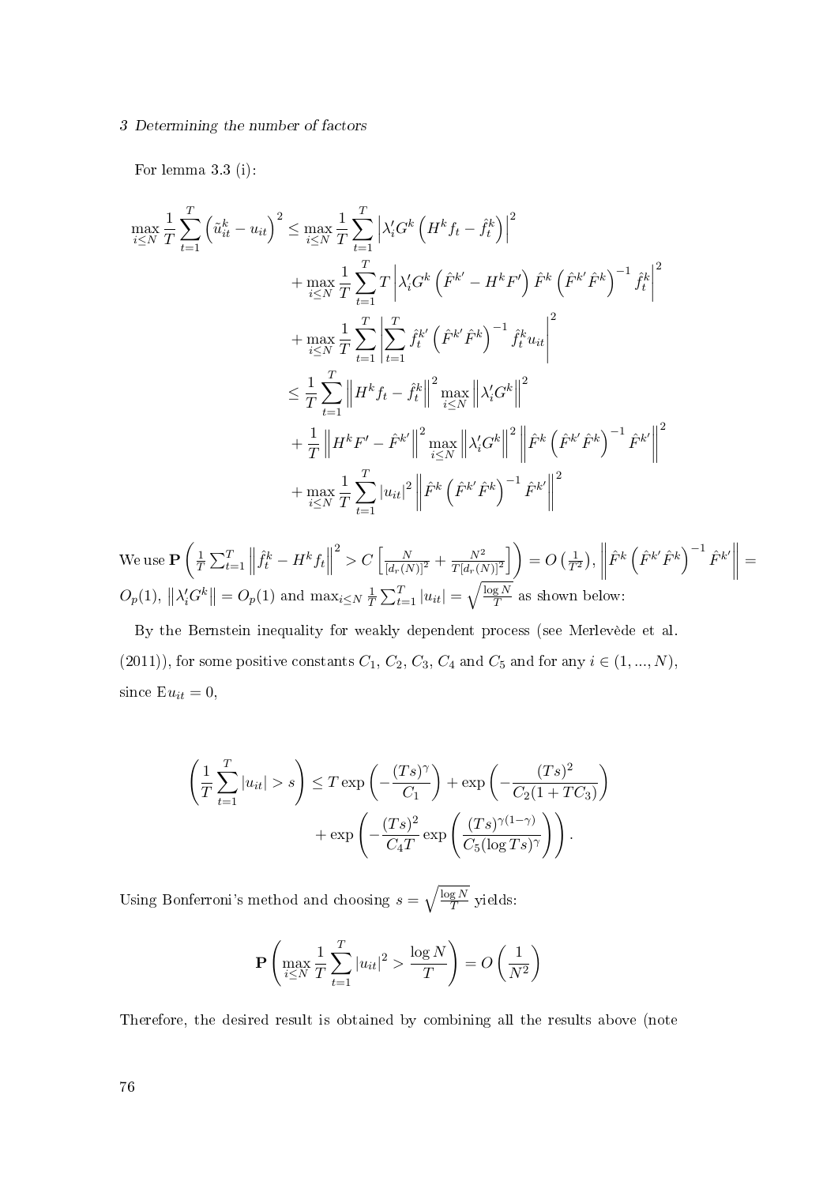For lemma 3.3 (i):

$$
\begin{aligned}
\max_{i\leq N}\frac{1}{T}\sum_{t=1}^{T}\left(\tilde{u}_{it}^{k}-u_{it}\right)^{2} \leq & \max_{i\leq N}\frac{1}{T}\sum_{t=1}^{T}\left|\lambda_i' G^k\left(H^k f_t-\hat{f}_t^k\right)\right|^2 \\
& + \max_{i\leq N}\frac{1}{T}\sum_{t=1}^{T} T\left|\lambda_i' G^k\left(\hat{F}^{k\prime}-H^k F'\right)\hat{F}^k\left(\hat{F}^{k\prime}\hat{F}^k\right)^{-1}\hat{f}_t^k\right|^2 \\
& + \max_{i\leq N}\frac{1}{T}\sum_{t=1}^{T}\left|\sum_{t=1}^{T}\hat{f}_t^{k\prime}\left(\hat{F}^{k\prime}\hat{F}^k\right)^{-1}\hat{f}_t^k u_{it}\right|^2 \\
\leq & \frac{1}{T}\sum_{t=1}^{T}\left\|H^k f_t-\hat{f}_t^k\right\|^2\max_{i\leq N}\left\|\lambda_i' G^k\right\|^2 \\
& + \frac{1}{T}\left\|H^k F'-\hat{F}^{k\prime}\right\|^2\max_{i\leq N}\left\|\lambda_i' G^k\right\|^2\left\|\hat{F}^k\left(\hat{F}^{k\prime}\hat{F}^k\right)^{-1}\hat{F}^{k\prime}\right\|^2 \\
& + \max_{i\leq N}\frac{1}{T}\sum_{t=1}^{T}|u_{it}|^2\left\|\hat{F}^k\left(\hat{F}^{k\prime}\hat{F}^k\right)^{-1}\hat{F}^{k\prime}\right\|^2
\end{aligned}
$$

We use $\mathbf{P}\left(\frac{1}{T}\sum_{t=1}^{T}\left\|\hat{f}_t^k-H^k f_t\right\|^2 > C\left[\frac{N}{[d_r(N)]^2}+\frac{N^2}{T[d_r(N)]^2}\right]\right)=O\left(\frac{1}{T^2}\right)$, $\left\|\hat{F}^k\left(\hat{F}^{k\prime}\hat{F}^k\right)^{-1}\hat{F}^{k\prime}\right\| = O_p(1)$, $\left\|\lambda_i' G^k\right\| = O_p(1)$ and $\max_{i\leq N}\frac{1}{T}\sum_{t=1}^{T}|u_{it}| = \sqrt{\frac{\log N}{T}}$ as shown below:

By the Bernstein inequality for weakly dependent process (see Merlevède et al. (2011)), for some positive constants $C_1$, $C_2$, $C_3$, $C_4$ and $C_5$ and for any $i \in (1, ..., N)$, since $\mathrm{E}u_{it} = 0$,

$$
\begin{aligned}
\left(\frac{1}{T}\sum_{t=1}^{T}|u_{it}| > s\right) \leq & T\exp\left(-\frac{(Ts)^{\gamma}}{C_1}\right)+\exp\left(-\frac{(Ts)^2}{C_2(1+TC_3)}\right) \\
& + \exp\left(-\frac{(Ts)^2}{C_4 T}\exp\left(\frac{(Ts)^{\gamma(1-\gamma)}}{C_5(\log Ts)^{\gamma}}\right)\right).
\end{aligned}
$$

Using Bonferroni's method and choosing $s=\sqrt{\frac{\log N}{T}}$ yields:

$$
\mathbf{P}\left(\max_{i\leq N}\frac{1}{T}\sum_{t=1}^{T}|u_{it}|^2 > \frac{\log N}{T}\right) = O\left(\frac{1}{N^2}\right)
$$

Therefore, the desired result is obtained by combining all the results above (note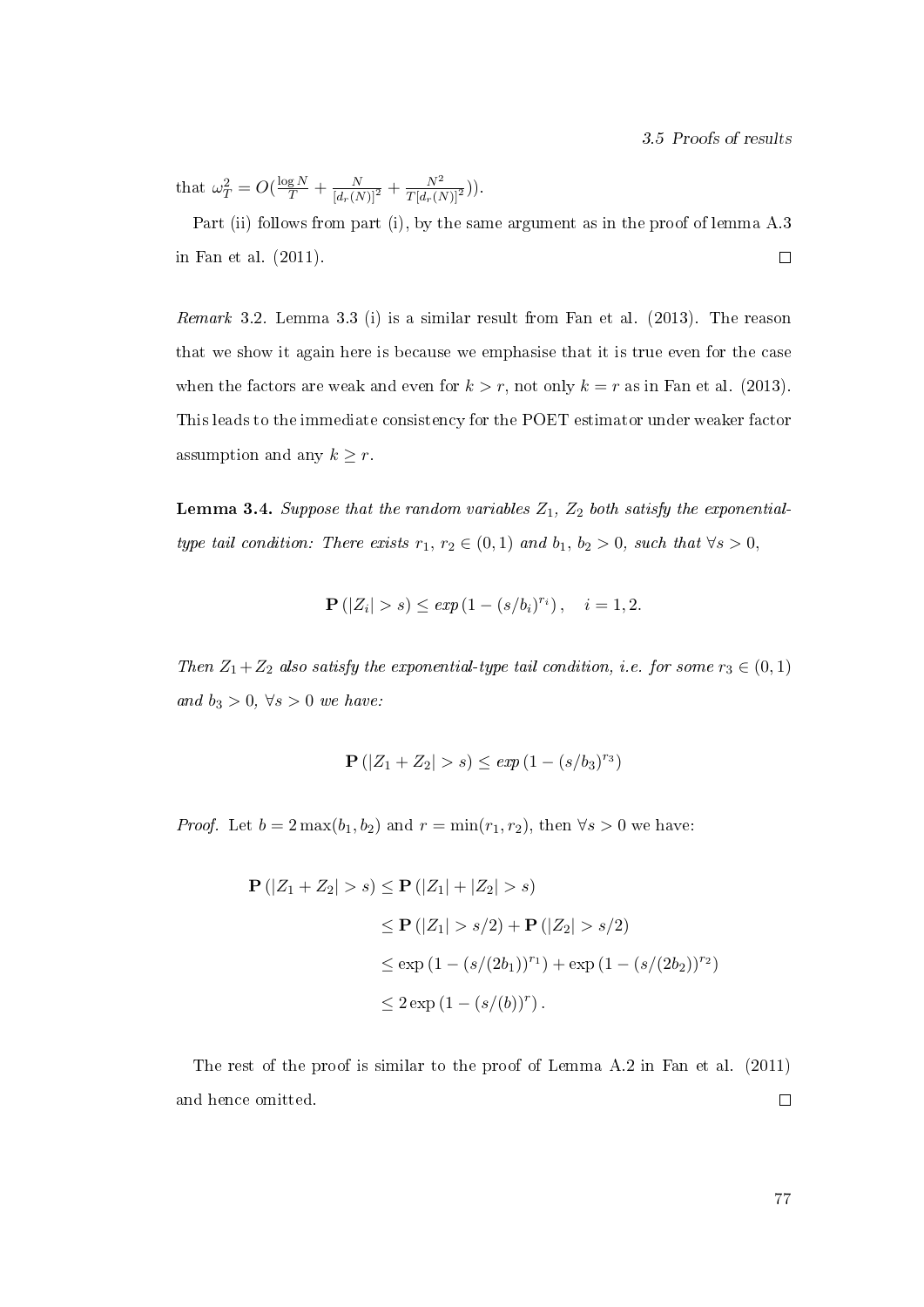that $\omega_T^2 = O(\frac{\log N}{T} + \frac{N}{[d_r(N)]^2} + \frac{N^2}{T[d_r(N)]^2}))$.

Part (ii) follows from part (i), by the same argument as in the proof of lemma A.3 in Fan et al. (2011). □

*Remark* 3.2. Lemma 3.3 (i) is a similar result from Fan et al. (2013). The reason that we show it again here is because we emphasise that it is true even for the case when the factors are weak and even for $k > r$, not only $k = r$ as in Fan et al. (2013). This leads to the immediate consistency for the POET estimator under weaker factor assumption and any $k \geq r$.

**Lemma 3.4.** *Suppose that the random variables $Z_1$, $Z_2$ both satisfy the exponential-type tail condition: There exists $r_1, r_2 \in (0,1)$ and $b_1, b_2 > 0$, such that $\forall s > 0$,*

$$\mathbf{P}\left(|Z_i| > s\right) \leq exp\left(1 - (s/b_i)^{r_i}\right), \quad i = 1, 2.$$

*Then $Z_1 + Z_2$ also satisfy the exponential-type tail condition, i.e. for some $r_3 \in (0,1)$ and $b_3 > 0$, $\forall s > 0$ we have:*

$$\mathbf{P}\left(|Z_1 + Z_2| > s\right) \leq exp\left(1 - (s/b_3)^{r_3}\right)$$

*Proof.* Let $b = 2\max(b_1, b_2)$ and $r = \min(r_1, r_2)$, then $\forall s > 0$ we have:

$$\begin{aligned}
\mathbf{P}\left(|Z_1 + Z_2| > s\right) &\leq \mathbf{P}\left(|Z_1| + |Z_2| > s\right) \\
&\leq \mathbf{P}\left(|Z_1| > s/2\right) + \mathbf{P}\left(|Z_2| > s/2\right) \\
&\leq \exp\left(1 - (s/(2b_1))^{r_1}\right) + \exp\left(1 - (s/(2b_2))^{r_2}\right) \\
&\leq 2\exp\left(1 - (s/(b))^{r}\right).
\end{aligned}$$

The rest of the proof is similar to the proof of Lemma A.2 in Fan et al. (2011) and hence omitted. □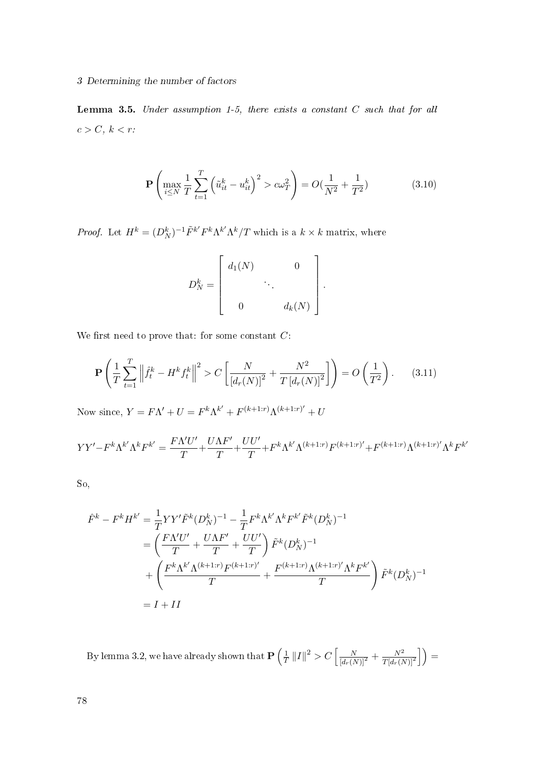**Lemma 3.5.** *Under assumption 1-5, there exists a constant $C$ such that for all $c > C$, $k < r$:*

$$\mathbf{P}\left(\max_{i \leq N} \frac{1}{T} \sum_{t=1}^{T} \left(\tilde{u}_{it}^{k} - u_{it}^{k}\right)^2 > c\omega_T^2\right) = O(\frac{1}{N^2} + \frac{1}{T^2}) \tag{3.10}$$

*Proof.* Let $H^k = (D_N^k)^{-1} \tilde{F}^{k'} F^k \Lambda^{k'} \Lambda^k / T$ which is a $k \times k$ matrix, where

$$D_N^k = \begin{bmatrix} d_1(N) & & 0 \\ & \ddots & \\ 0 & & d_k(N) \end{bmatrix}.$$

We first need to prove that: for some constant $C$:

$$\mathbf{P}\left(\frac{1}{T} \sum_{t=1}^{T} \left\| \hat{f}_t^k - H^k f_t^k \right\|^2 > C\left[\frac{N}{[d_r(N)]^2} + \frac{N^2}{T\,[d_r(N)]^2}\right]\right) = O\left(\frac{1}{T^2}\right). \tag{3.11}$$

Now since, $Y = F\Lambda' + U = F^k \Lambda^{k'} + F^{(k+1:r)} \Lambda^{(k+1:r)'} + U$

$$YY' - F^k \Lambda^{k'} \Lambda^k F^{k'} = \frac{F\Lambda' U'}{T} + \frac{U\Lambda F'}{T} + \frac{UU'}{T} + F^k \Lambda^{k'} \Lambda^{(k+1:r)} F^{(k+1:r)'} + F^{(k+1:r)} \Lambda^{(k+1:r)'} \Lambda^k F^{k'}$$

So,

$$\begin{aligned}
\hat{F}^k - F^k H^{k'} &= \frac{1}{T} YY' \tilde{F}^k (D_N^k)^{-1} - \frac{1}{T} F^k \Lambda^{k'} \Lambda^k F^{k'} \tilde{F}^k (D_N^k)^{-1} \\
&= \left(\frac{F\Lambda' U'}{T} + \frac{U\Lambda F'}{T} + \frac{UU'}{T}\right) \tilde{F}^k (D_N^k)^{-1} \\
&\quad + \left(\frac{F^k \Lambda^{k'} \Lambda^{(k+1:r)} F^{(k+1:r)'}}{T} + \frac{F^{(k+1:r)} \Lambda^{(k+1:r)'} \Lambda^k F^{k'}}{T}\right) \tilde{F}^k (D_N^k)^{-1} \\
&= I + II
\end{aligned}$$

By lemma 3.2, we have already shown that $\mathbf{P}\left(\frac{1}{T} \|I\|^2 > C\left[\frac{N}{[d_r(N)]^2} + \frac{N^2}{T[d_r(N)]^2}\right]\right) =$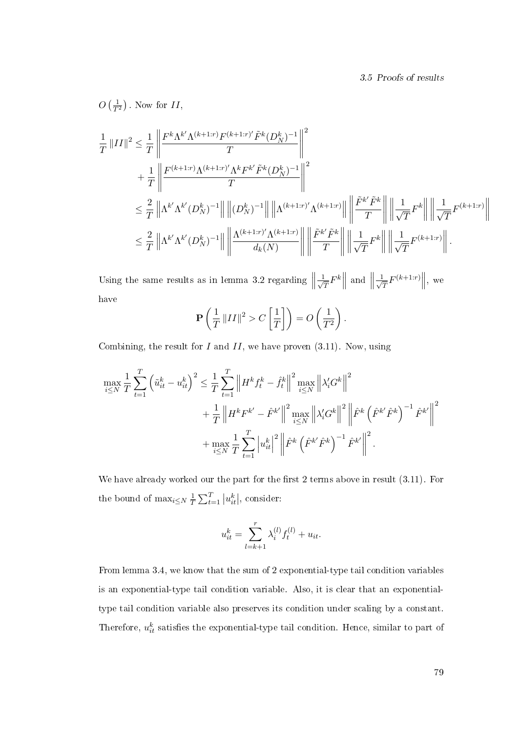$O\left(\frac{1}{T^2}\right)$. Now for $II$,

$$
\begin{aligned}
\frac{1}{T}\|II\|^2 &\leq \frac{1}{T}\left\|\frac{F^k\Lambda^{k'}\Lambda^{(k+1:r)}F^{(k+1:r)'}\tilde{F}^k(D_N^k)^{-1}}{T}\right\|^2 \\
&\quad + \frac{1}{T}\left\|\frac{F^{(k+1:r)}\Lambda^{(k+1:r)'}\Lambda^k F^{k'}\tilde{F}^k(D_N^k)^{-1}}{T}\right\|^2 \\
&\leq \frac{2}{T}\left\|\Lambda^{k'}\Lambda^{k'}(D_N^k)^{-1}\right\|\left\|(D_N^k)^{-1}\right\|\left\|\Lambda^{(k+1:r)'}\Lambda^{(k+1:r)}\right\|\left\|\frac{\tilde{F}^{k'}\tilde{F}^k}{T}\right\|\left\|\frac{1}{\sqrt{T}}F^k\right\|\left\|\frac{1}{\sqrt{T}}F^{(k+1:r)}\right\| \\
&\leq \frac{2}{T}\left\|\Lambda^{k'}\Lambda^{k'}(D_N^k)^{-1}\right\|\left\|\frac{\Lambda^{(k+1:r)'}\Lambda^{(k+1:r)}}{d_k(N)}\right\|\left\|\frac{\tilde{F}^{k'}\tilde{F}^k}{T}\right\|\left\|\frac{1}{\sqrt{T}}F^k\right\|\left\|\frac{1}{\sqrt{T}}F^{(k+1:r)}\right\|.
\end{aligned}
$$

Using the same results as in lemma 3.2 regarding $\left\|\frac{1}{\sqrt{T}}F^k\right\|$ and $\left\|\frac{1}{\sqrt{T}}F^{(k+1:r)}\right\|$, we have

$$
\mathbf{P}\left(\frac{1}{T}\|II\|^2 > C\left[\frac{1}{T}\right]\right) = O\left(\frac{1}{T^2}\right).
$$

Combining, the result for $I$ and $II$, we have proven (3.11). Now, using

$$
\begin{aligned}
\max_{i\leq N}\frac{1}{T}\sum_{t=1}^{T}\left(\tilde{u}_{it}^k - u_{it}^k\right)^2 &\leq \frac{1}{T}\sum_{t=1}^{T}\left\|H^k f_t^k - \hat{f}_t^k\right\|^2 \max_{i\leq N}\left\|\lambda_i' G^k\right\|^2 \\
&\quad + \frac{1}{T}\left\|H^k F^{k'} - \hat{F}^{k'}\right\|^2 \max_{i\leq N}\left\|\lambda_i' G^k\right\|^2 \left\|\hat{F}^k\left(\hat{F}^{k'}\hat{F}^k\right)^{-1}\hat{F}^{k'}\right\|^2 \\
&\quad + \max_{i\leq N}\frac{1}{T}\sum_{t=1}^{T}\left|u_{it}^k\right|^2 \left\|\hat{F}^k\left(\hat{F}^{k'}\hat{F}^k\right)^{-1}\hat{F}^{k'}\right\|^2.
\end{aligned}
$$

We have already worked our the part for the first 2 terms above in result (3.11). For the bound of $\max_{i\leq N}\frac{1}{T}\sum_{t=1}^{T}\left|u_{it}^k\right|$, consider:

$$
u_{it}^k = \sum_{l=k+1}^{r}\lambda_i^{(l)}f_t^{(l)} + u_{it}.
$$

From lemma 3.4, we know that the sum of 2 exponential-type tail condition variables is an exponential-type tail condition variable. Also, it is clear that an exponential-type tail condition variable also preserves its condition under scaling by a constant. Therefore, $u_{it}^k$ satisfies the exponential-type tail condition. Hence, similar to part of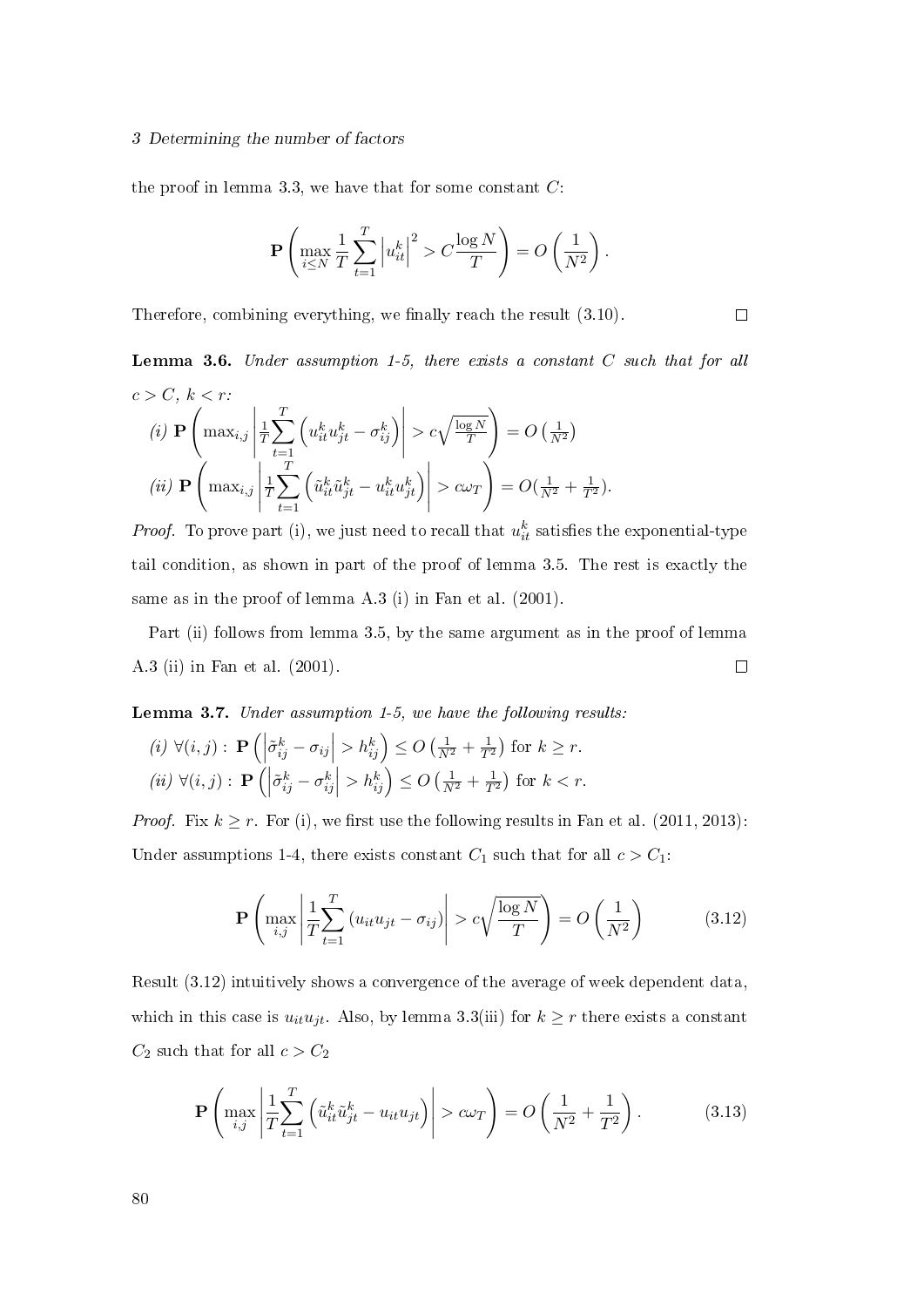the proof in lemma 3.3, we have that for some constant $C$:

$$\mathbf{P}\left(\max_{i\leq N}\frac{1}{T}\sum_{t=1}^{T}\left|u_{it}^{k}\right|^{2}>C\frac{\log N}{T}\right)=O\left(\frac{1}{N^{2}}\right).$$

Therefore, combining everything, we finally reach the result (3.10). $\square$

**Lemma 3.6.** *Under assumption 1-5, there exists a constant $C$ such that for all $c > C$, $k < r$:*

*(i)* $\mathbf{P}\left(\max_{i,j}\left|\frac{1}{T}\sum_{t=1}^{T}\left(u_{it}^{k}u_{jt}^{k}-\sigma_{ij}^{k}\right)\right|>c\sqrt{\frac{\log N}{T}}\right)=O\left(\frac{1}{N^{2}}\right)$

*(ii)* $\mathbf{P}\left(\max_{i,j}\left|\frac{1}{T}\sum_{t=1}^{T}\left(\tilde{u}_{it}^{k}\tilde{u}_{jt}^{k}-u_{it}^{k}u_{jt}^{k}\right)\right|>c\omega_{T}\right)=O(\frac{1}{N^{2}}+\frac{1}{T^{2}})$.

*Proof.* To prove part (i), we just need to recall that $u_{it}^{k}$ satisfies the exponential-type tail condition, as shown in part of the proof of lemma 3.5. The rest is exactly the same as in the proof of lemma A.3 (i) in Fan et al. (2001).

Part (ii) follows from lemma 3.5, by the same argument as in the proof of lemma A.3 (ii) in Fan et al. (2001). $\square$

**Lemma 3.7.** *Under assumption 1-5, we have the following results:*

*(i)* $\forall(i,j):\ \mathbf{P}\left(\left|\tilde{\sigma}_{ij}^{k}-\sigma_{ij}\right|>h_{ij}^{k}\right)\leq O\left(\frac{1}{N^{2}}+\frac{1}{T^{2}}\right)$ for $k\geq r$.

*(ii)* $\forall(i,j):\ \mathbf{P}\left(\left|\tilde{\sigma}_{ij}^{k}-\sigma_{ij}^{k}\right|>h_{ij}^{k}\right)\leq O\left(\frac{1}{N^{2}}+\frac{1}{T^{2}}\right)$ for $k<r$.

*Proof.* Fix $k\geq r$. For (i), we first use the following results in Fan et al. (2011, 2013): Under assumptions 1-4, there exists constant $C_1$ such that for all $c > C_1$:

$$\mathbf{P}\left(\max_{i,j}\left|\frac{1}{T}\sum_{t=1}^{T}\left(u_{it}u_{jt}-\sigma_{ij}\right)\right|>c\sqrt{\frac{\log N}{T}}\right)=O\left(\frac{1}{N^{2}}\right)\tag{3.12}$$

Result (3.12) intuitively shows a convergence of the average of week dependent data, which in this case is $u_{it}u_{jt}$. Also, by lemma 3.3(iii) for $k\geq r$ there exists a constant $C_2$ such that for all $c > C_2$

$$\mathbf{P}\left(\max_{i,j}\left|\frac{1}{T}\sum_{t=1}^{T}\left(\tilde{u}_{it}^{k}\tilde{u}_{jt}^{k}-u_{it}u_{jt}\right)\right|>c\omega_{T}\right)=O\left(\frac{1}{N^{2}}+\frac{1}{T^{2}}\right).\tag{3.13}$$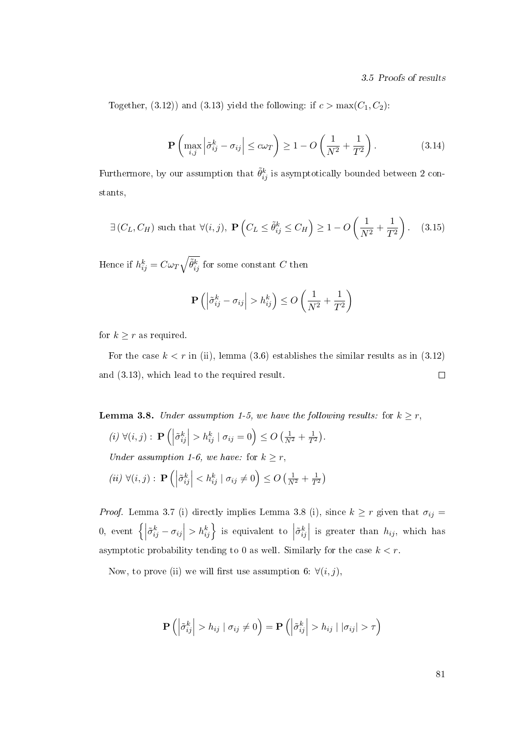Together, (3.12)) and (3.13) yield the following: if $c > \max(C_1, C_2)$:

$$\mathbf{P}\left(\max_{i,j}\left|\tilde{\sigma}_{ij}^{k} - \sigma_{ij}\right| \leq c\omega_T\right) \geq 1 - O\left(\frac{1}{N^2} + \frac{1}{T^2}\right). \tag{3.14}$$

Furthermore, by our assumption that $\tilde{\theta}_{ij}^{k}$ is asymptotically bounded between 2 constants,

$$\exists\,(C_L, C_H) \text{ such that } \forall (i,j),\ \mathbf{P}\left(C_L \leq \tilde{\theta}_{ij}^{k} \leq C_H\right) \geq 1 - O\left(\frac{1}{N^2} + \frac{1}{T^2}\right). \tag{3.15}$$

Hence if $h_{ij}^{k} = C\omega_T\sqrt{\tilde{\theta}_{ij}^{k}}$ for some constant $C$ then

$$\mathbf{P}\left(\left|\tilde{\sigma}_{ij}^{k} - \sigma_{ij}\right| > h_{ij}^{k}\right) \leq O\left(\frac{1}{N^2} + \frac{1}{T^2}\right)$$

for $k \geq r$ as required.

For the case $k < r$ in (ii), lemma (3.6) establishes the similar results as in (3.12) and (3.13), which lead to the required result. □

**Lemma 3.8.** *Under assumption 1-5, we have the following results:* for $k \geq r$,

*(i)* $\forall (i,j):\ \mathbf{P}\left(\left|\tilde{\sigma}_{ij}^{k}\right| > h_{ij}^{k} \mid \sigma_{ij} = 0\right) \leq O\left(\frac{1}{N^2} + \frac{1}{T^2}\right)$.

*Under assumption 1-6, we have:* for $k \geq r$,

*(ii)* $\forall (i,j):\ \mathbf{P}\left(\left|\tilde{\sigma}_{ij}^{k}\right| < h_{ij}^{k} \mid \sigma_{ij} \neq 0\right) \leq O\left(\frac{1}{N^2} + \frac{1}{T^2}\right)$

*Proof.* Lemma 3.7 (i) directly implies Lemma 3.8 (i), since $k \geq r$ given that $\sigma_{ij} = 0$, event $\left\{\left|\tilde{\sigma}_{ij}^{k} - \sigma_{ij}\right| > h_{ij}^{k}\right\}$ is equivalent to $\left|\tilde{\sigma}_{ij}^{k}\right|$ is greater than $h_{ij}$, which has asymptotic probability tending to 0 as well. Similarly for the case $k < r$.

Now, to prove (ii) we will first use assumption 6: $\forall (i,j)$,

$$\mathbf{P}\left(\left|\tilde{\sigma}_{ij}^{k}\right| > h_{ij} \mid \sigma_{ij} \neq 0\right) = \mathbf{P}\left(\left|\tilde{\sigma}_{ij}^{k}\right| > h_{ij} \mid |\sigma_{ij}| > \tau\right)$$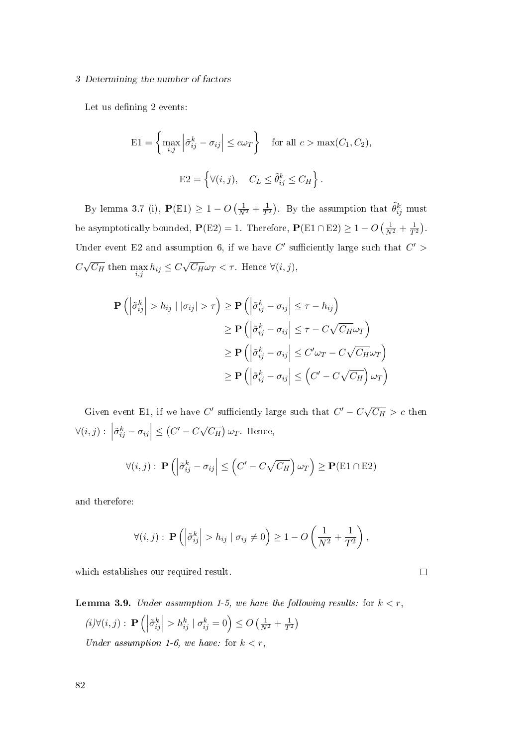Let us defining 2 events:

$$\text{E1} = \left\{ \max_{i,j} \left| \tilde{\sigma}_{ij}^{k} - \sigma_{ij} \right| \leq c\omega_T \right\} \quad \text{for all } c > \max(C_1, C_2),$$

$$\text{E2} = \left\{ \forall (i,j), \quad C_L \leq \tilde{\theta}_{ij}^{k} \leq C_H \right\}.$$

By lemma 3.7 (i), $\mathbf{P}(\text{E1}) \geq 1 - O\left(\frac{1}{N^2} + \frac{1}{T^2}\right)$. By the assumption that $\tilde{\theta}_{ij}^{k}$ must be asymptotically bounded, $\mathbf{P}(\text{E2}) = 1$. Therefore, $\mathbf{P}(\text{E1} \cap \text{E2}) \geq 1 - O\left(\frac{1}{N^2} + \frac{1}{T^2}\right)$. Under event E2 and assumption 6, if we have $C'$ sufficiently large such that $C' > C\sqrt{C_H}$ then $\max_{i,j} h_{ij} \leq C\sqrt{C_H}\omega_T < \tau$. Hence $\forall (i,j)$,

$$\begin{aligned}
\mathbf{P}\left( \left| \tilde{\sigma}_{ij}^{k} \right| > h_{ij} \mid |\sigma_{ij}| > \tau \right) &\geq \mathbf{P}\left( \left| \tilde{\sigma}_{ij}^{k} - \sigma_{ij} \right| \leq \tau - h_{ij} \right) \\
&\geq \mathbf{P}\left( \left| \tilde{\sigma}_{ij}^{k} - \sigma_{ij} \right| \leq \tau - C\sqrt{C_H}\omega_T \right) \\
&\geq \mathbf{P}\left( \left| \tilde{\sigma}_{ij}^{k} - \sigma_{ij} \right| \leq C'\omega_T - C\sqrt{C_H}\omega_T \right) \\
&\geq \mathbf{P}\left( \left| \tilde{\sigma}_{ij}^{k} - \sigma_{ij} \right| \leq \left( C' - C\sqrt{C_H} \right) \omega_T \right)
\end{aligned}$$

Given event E1, if we have $C'$ sufficiently large such that $C' - C\sqrt{C_H} > c$ then $\forall (i,j) : \left| \tilde{\sigma}_{ij}^{k} - \sigma_{ij} \right| \leq \left( C' - C\sqrt{C_H} \right) \omega_T$. Hence,

$$\forall (i,j) : \mathbf{P}\left( \left| \tilde{\sigma}_{ij}^{k} - \sigma_{ij} \right| \leq \left( C' - C\sqrt{C_H} \right) \omega_T \right) \geq \mathbf{P}(\text{E1} \cap \text{E2})$$

and therefore:

$$\forall (i,j) : \mathbf{P}\left( \left| \tilde{\sigma}_{ij}^{k} \right| > h_{ij} \mid \sigma_{ij} \neq 0 \right) \geq 1 - O\left( \frac{1}{N^2} + \frac{1}{T^2} \right),$$

which establishes our required result. □

**Lemma 3.9.** *Under assumption 1-5, we have the following results:* for $k < r$,

*(i)* $\forall (i,j) : \mathbf{P}\left( \left| \tilde{\sigma}_{ij}^{k} \right| > h_{ij}^{k} \mid \sigma_{ij}^{k} = 0 \right) \leq O\left( \frac{1}{N^2} + \frac{1}{T^2} \right)$

*Under assumption 1-6, we have:* for $k < r$,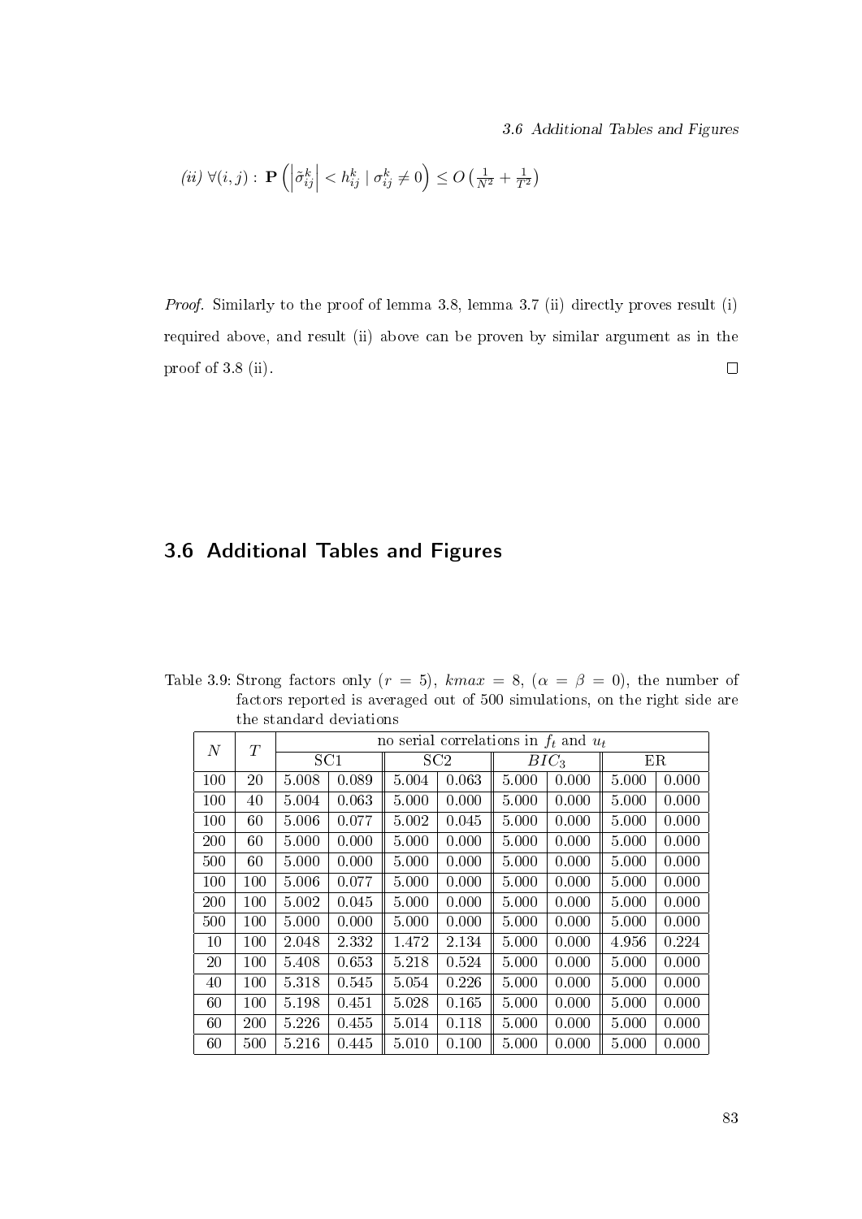*(ii)* $\forall(i,j):\ \mathbf{P}\left(\left|\tilde{\sigma}_{ij}^{k}\right| < h_{ij}^{k} \mid \sigma_{ij}^{k} \neq 0\right) \leq O\left(\frac{1}{N^2} + \frac{1}{T^2}\right)$

*Proof.* Similarly to the proof of lemma 3.8, lemma 3.7 (ii) directly proves result (i) required above, and result (ii) above can be proven by similar argument as in the proof of 3.8 (ii). □

## 3.6 Additional Tables and Figures

Table 3.9: Strong factors only ($r = 5$), $kmax = 8$, ($\alpha = \beta = 0$), the number of factors reported is averaged out of 500 simulations, on the right side are the standard deviations

| $N$ | $T$ | no serial correlations in $f_t$ and $u_t$ | | | | | | | |
|---|---|---|---|---|---|---|---|---|---|
| | | SC1 | | SC2 | | $BIC_3$ | | ER | |
| 100 | 20 | 5.008 | 0.089 | 5.004 | 0.063 | 5.000 | 0.000 | 5.000 | 0.000 |
| 100 | 40 | 5.004 | 0.063 | 5.000 | 0.000 | 5.000 | 0.000 | 5.000 | 0.000 |
| 100 | 60 | 5.006 | 0.077 | 5.002 | 0.045 | 5.000 | 0.000 | 5.000 | 0.000 |
| 200 | 60 | 5.000 | 0.000 | 5.000 | 0.000 | 5.000 | 0.000 | 5.000 | 0.000 |
| 500 | 60 | 5.000 | 0.000 | 5.000 | 0.000 | 5.000 | 0.000 | 5.000 | 0.000 |
| 100 | 100 | 5.006 | 0.077 | 5.000 | 0.000 | 5.000 | 0.000 | 5.000 | 0.000 |
| 200 | 100 | 5.002 | 0.045 | 5.000 | 0.000 | 5.000 | 0.000 | 5.000 | 0.000 |
| 500 | 100 | 5.000 | 0.000 | 5.000 | 0.000 | 5.000 | 0.000 | 5.000 | 0.000 |
| 10 | 100 | 2.048 | 2.332 | 1.472 | 2.134 | 5.000 | 0.000 | 4.956 | 0.224 |
| 20 | 100 | 5.408 | 0.653 | 5.218 | 0.524 | 5.000 | 0.000 | 5.000 | 0.000 |
| 40 | 100 | 5.318 | 0.545 | 5.054 | 0.226 | 5.000 | 0.000 | 5.000 | 0.000 |
| 60 | 100 | 5.198 | 0.451 | 5.028 | 0.165 | 5.000 | 0.000 | 5.000 | 0.000 |
| 60 | 200 | 5.226 | 0.455 | 5.014 | 0.118 | 5.000 | 0.000 | 5.000 | 0.000 |
| 60 | 500 | 5.216 | 0.445 | 5.010 | 0.100 | 5.000 | 0.000 | 5.000 | 0.000 |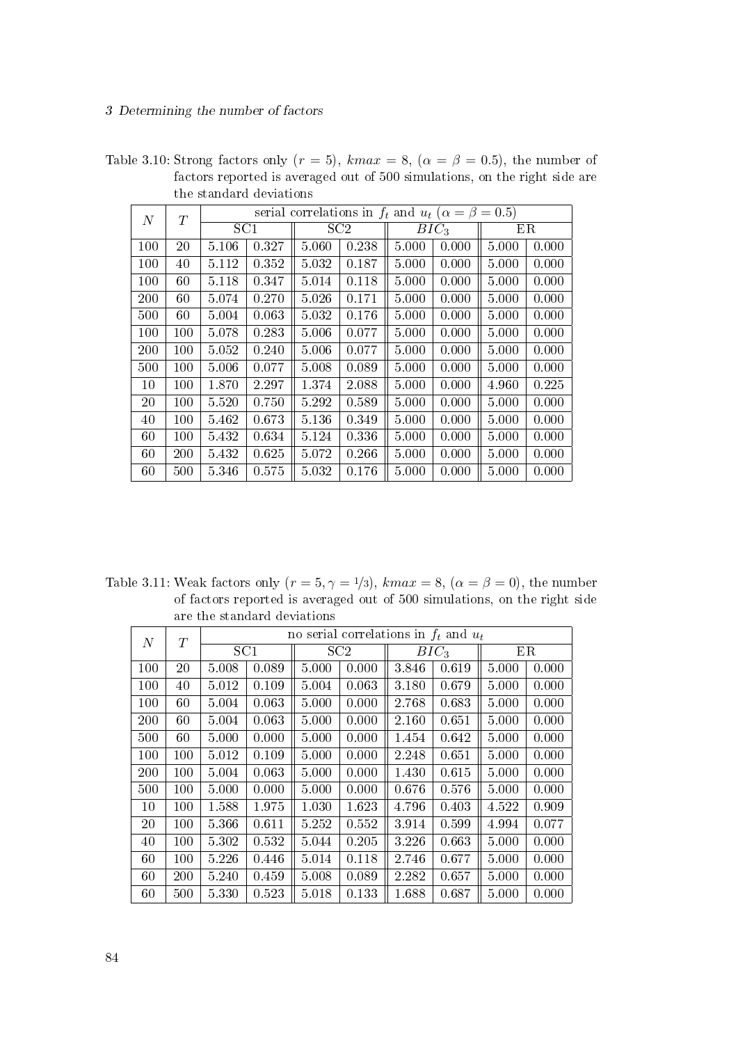Table 3.10: Strong factors only ($r = 5$), $kmax = 8$, ($\alpha = \beta = 0.5$), the number of factors reported is averaged out of 500 simulations, on the right side are the standard deviations

| $N$ | $T$ | serial correlations in $f_t$ and $u_t$ ($\alpha = \beta = 0.5$) | | | | | | | |
|---|---|---|---|---|---|---|---|---|---|
| | | SC1 | | SC2 | | $BIC_3$ | | ER | |
| 100 | 20 | 5.106 | 0.327 | 5.060 | 0.238 | 5.000 | 0.000 | 5.000 | 0.000 |
| 100 | 40 | 5.112 | 0.352 | 5.032 | 0.187 | 5.000 | 0.000 | 5.000 | 0.000 |
| 100 | 60 | 5.118 | 0.347 | 5.014 | 0.118 | 5.000 | 0.000 | 5.000 | 0.000 |
| 200 | 60 | 5.074 | 0.270 | 5.026 | 0.171 | 5.000 | 0.000 | 5.000 | 0.000 |
| 500 | 60 | 5.004 | 0.063 | 5.032 | 0.176 | 5.000 | 0.000 | 5.000 | 0.000 |
| 100 | 100 | 5.078 | 0.283 | 5.006 | 0.077 | 5.000 | 0.000 | 5.000 | 0.000 |
| 200 | 100 | 5.052 | 0.240 | 5.006 | 0.077 | 5.000 | 0.000 | 5.000 | 0.000 |
| 500 | 100 | 5.006 | 0.077 | 5.008 | 0.089 | 5.000 | 0.000 | 5.000 | 0.000 |
| 10 | 100 | 1.870 | 2.297 | 1.374 | 2.088 | 5.000 | 0.000 | 4.960 | 0.225 |
| 20 | 100 | 5.520 | 0.750 | 5.292 | 0.589 | 5.000 | 0.000 | 5.000 | 0.000 |
| 40 | 100 | 5.462 | 0.673 | 5.136 | 0.349 | 5.000 | 0.000 | 5.000 | 0.000 |
| 60 | 100 | 5.432 | 0.634 | 5.124 | 0.336 | 5.000 | 0.000 | 5.000 | 0.000 |
| 60 | 200 | 5.432 | 0.625 | 5.072 | 0.266 | 5.000 | 0.000 | 5.000 | 0.000 |
| 60 | 500 | 5.346 | 0.575 | 5.032 | 0.176 | 5.000 | 0.000 | 5.000 | 0.000 |

Table 3.11: Weak factors only ($r = 5, \gamma = 1/3$), $kmax = 8$, ($\alpha = \beta = 0$), the number of factors reported is averaged out of 500 simulations, on the right side are the standard deviations

| $N$ | $T$ | no serial correlations in $f_t$ and $u_t$ | | | | | | | |
|---|---|---|---|---|---|---|---|---|---|
| | | SC1 | | SC2 | | $BIC_3$ | | ER | |
| 100 | 20 | 5.008 | 0.089 | 5.000 | 0.000 | 3.846 | 0.619 | 5.000 | 0.000 |
| 100 | 40 | 5.012 | 0.109 | 5.004 | 0.063 | 3.180 | 0.679 | 5.000 | 0.000 |
| 100 | 60 | 5.004 | 0.063 | 5.000 | 0.000 | 2.768 | 0.683 | 5.000 | 0.000 |
| 200 | 60 | 5.004 | 0.063 | 5.000 | 0.000 | 2.160 | 0.651 | 5.000 | 0.000 |
| 500 | 60 | 5.000 | 0.000 | 5.000 | 0.000 | 1.454 | 0.642 | 5.000 | 0.000 |
| 100 | 100 | 5.012 | 0.109 | 5.000 | 0.000 | 2.248 | 0.651 | 5.000 | 0.000 |
| 200 | 100 | 5.004 | 0.063 | 5.000 | 0.000 | 1.430 | 0.615 | 5.000 | 0.000 |
| 500 | 100 | 5.000 | 0.000 | 5.000 | 0.000 | 0.676 | 0.576 | 5.000 | 0.000 |
| 10 | 100 | 1.588 | 1.975 | 1.030 | 1.623 | 4.796 | 0.403 | 4.522 | 0.909 |
| 20 | 100 | 5.366 | 0.611 | 5.252 | 0.552 | 3.914 | 0.599 | 4.994 | 0.077 |
| 40 | 100 | 5.302 | 0.532 | 5.044 | 0.205 | 3.226 | 0.663 | 5.000 | 0.000 |
| 60 | 100 | 5.226 | 0.446 | 5.014 | 0.118 | 2.746 | 0.677 | 5.000 | 0.000 |
| 60 | 200 | 5.240 | 0.459 | 5.008 | 0.089 | 2.282 | 0.657 | 5.000 | 0.000 |
| 60 | 500 | 5.330 | 0.523 | 5.018 | 0.133 | 1.688 | 0.687 | 5.000 | 0.000 |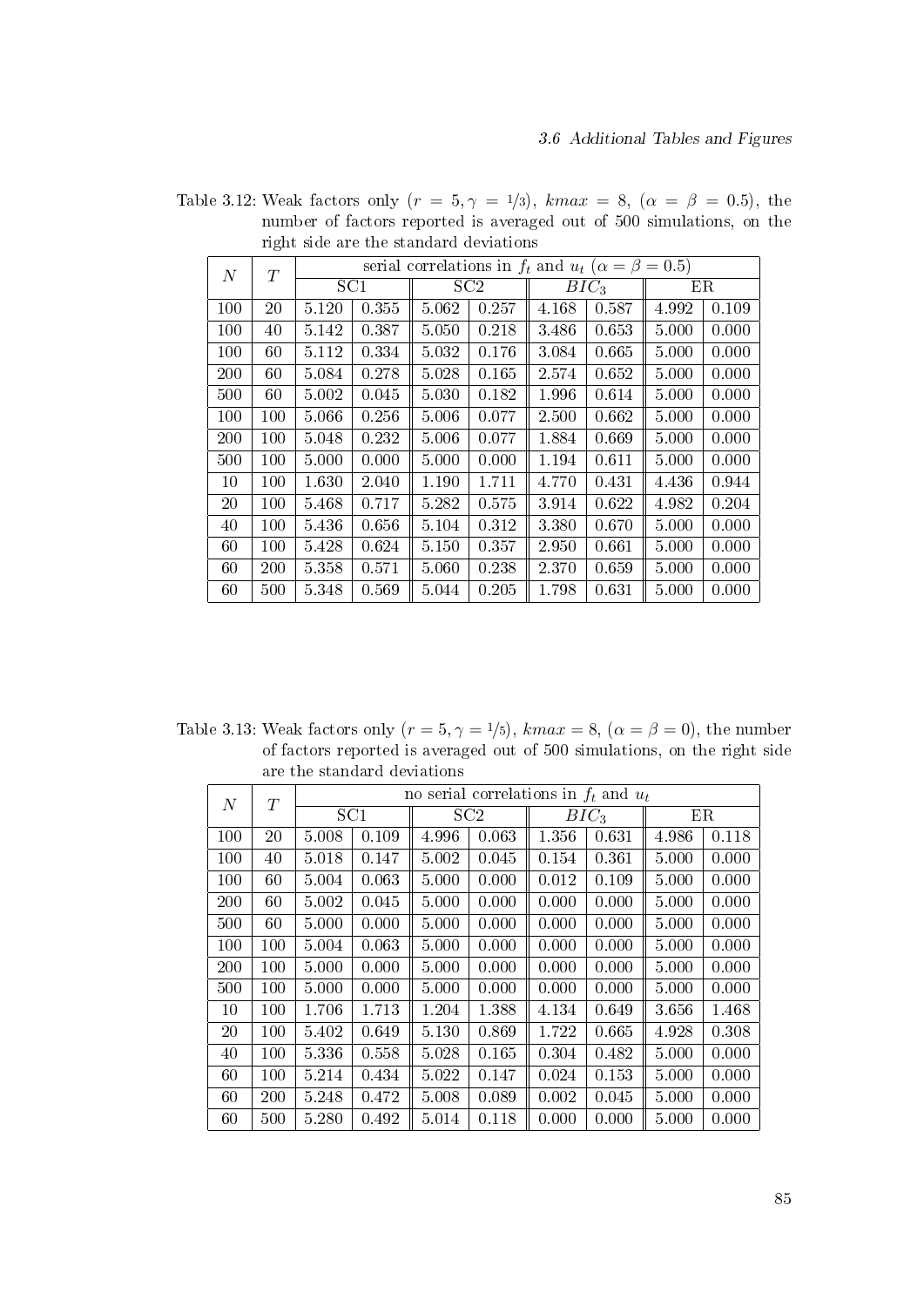Table 3.12: Weak factors only ($r = 5, \gamma = 1/3$), $kmax = 8$, ($\alpha = \beta = 0.5$), the number of factors reported is averaged out of 500 simulations, on the right side are the standard deviations

| $N$ | $T$ | serial correlations in $f_t$ and $u_t$ ($\alpha = \beta = 0.5$) | | | | | | | |
|---|---|---|---|---|---|---|---|---|---|
| | | SC1 | | SC2 | | $BIC_3$ | | ER | |
| 100 | 20 | 5.120 | 0.355 | 5.062 | 0.257 | 4.168 | 0.587 | 4.992 | 0.109 |
| 100 | 40 | 5.142 | 0.387 | 5.050 | 0.218 | 3.486 | 0.653 | 5.000 | 0.000 |
| 100 | 60 | 5.112 | 0.334 | 5.032 | 0.176 | 3.084 | 0.665 | 5.000 | 0.000 |
| 200 | 60 | 5.084 | 0.278 | 5.028 | 0.165 | 2.574 | 0.652 | 5.000 | 0.000 |
| 500 | 60 | 5.002 | 0.045 | 5.030 | 0.182 | 1.996 | 0.614 | 5.000 | 0.000 |
| 100 | 100 | 5.066 | 0.256 | 5.006 | 0.077 | 2.500 | 0.662 | 5.000 | 0.000 |
| 200 | 100 | 5.048 | 0.232 | 5.006 | 0.077 | 1.884 | 0.669 | 5.000 | 0.000 |
| 500 | 100 | 5.000 | 0.000 | 5.000 | 0.000 | 1.194 | 0.611 | 5.000 | 0.000 |
| 10 | 100 | 1.630 | 2.040 | 1.190 | 1.711 | 4.770 | 0.431 | 4.436 | 0.944 |
| 20 | 100 | 5.468 | 0.717 | 5.282 | 0.575 | 3.914 | 0.622 | 4.982 | 0.204 |
| 40 | 100 | 5.436 | 0.656 | 5.104 | 0.312 | 3.380 | 0.670 | 5.000 | 0.000 |
| 60 | 100 | 5.428 | 0.624 | 5.150 | 0.357 | 2.950 | 0.661 | 5.000 | 0.000 |
| 60 | 200 | 5.358 | 0.571 | 5.060 | 0.238 | 2.370 | 0.659 | 5.000 | 0.000 |
| 60 | 500 | 5.348 | 0.569 | 5.044 | 0.205 | 1.798 | 0.631 | 5.000 | 0.000 |

Table 3.13: Weak factors only ($r = 5, \gamma = 1/5$), $kmax = 8$, ($\alpha = \beta = 0$), the number of factors reported is averaged out of 500 simulations, on the right side are the standard deviations

| $N$ | $T$ | no serial correlations in $f_t$ and $u_t$ | | | | | | | |
|---|---|---|---|---|---|---|---|---|---|
| | | SC1 | | SC2 | | $BIC_3$ | | ER | |
| 100 | 20 | 5.008 | 0.109 | 4.996 | 0.063 | 1.356 | 0.631 | 4.986 | 0.118 |
| 100 | 40 | 5.018 | 0.147 | 5.002 | 0.045 | 0.154 | 0.361 | 5.000 | 0.000 |
| 100 | 60 | 5.004 | 0.063 | 5.000 | 0.000 | 0.012 | 0.109 | 5.000 | 0.000 |
| 200 | 60 | 5.002 | 0.045 | 5.000 | 0.000 | 0.000 | 0.000 | 5.000 | 0.000 |
| 500 | 60 | 5.000 | 0.000 | 5.000 | 0.000 | 0.000 | 0.000 | 5.000 | 0.000 |
| 100 | 100 | 5.004 | 0.063 | 5.000 | 0.000 | 0.000 | 0.000 | 5.000 | 0.000 |
| 200 | 100 | 5.000 | 0.000 | 5.000 | 0.000 | 0.000 | 0.000 | 5.000 | 0.000 |
| 500 | 100 | 5.000 | 0.000 | 5.000 | 0.000 | 0.000 | 0.000 | 5.000 | 0.000 |
| 10 | 100 | 1.706 | 1.713 | 1.204 | 1.388 | 4.134 | 0.649 | 3.656 | 1.468 |
| 20 | 100 | 5.402 | 0.649 | 5.130 | 0.869 | 1.722 | 0.665 | 4.928 | 0.308 |
| 40 | 100 | 5.336 | 0.558 | 5.028 | 0.165 | 0.304 | 0.482 | 5.000 | 0.000 |
| 60 | 100 | 5.214 | 0.434 | 5.022 | 0.147 | 0.024 | 0.153 | 5.000 | 0.000 |
| 60 | 200 | 5.248 | 0.472 | 5.008 | 0.089 | 0.002 | 0.045 | 5.000 | 0.000 |
| 60 | 500 | 5.280 | 0.492 | 5.014 | 0.118 | 0.000 | 0.000 | 5.000 | 0.000 |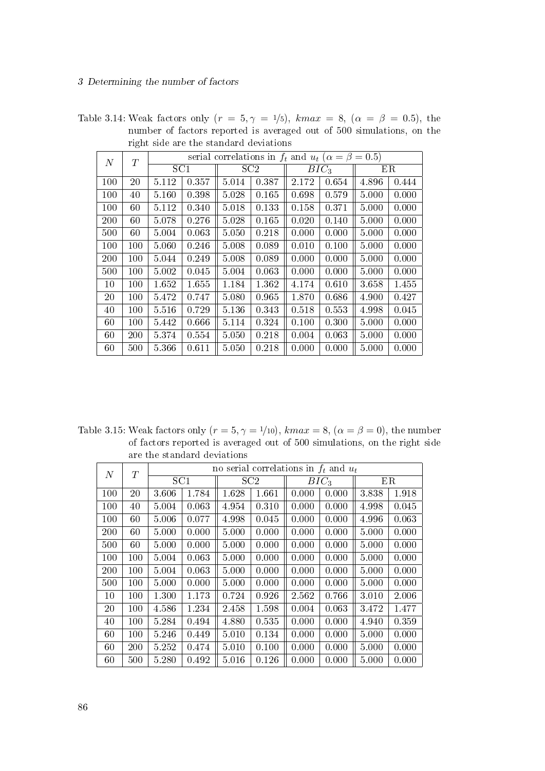Table 3.14: Weak factors only ($r = 5, \gamma = 1/5$), $kmax = 8$, ($\alpha = \beta = 0.5$), the number of factors reported is averaged out of 500 simulations, on the right side are the standard deviations

| $N$ | $T$ | serial correlations in $f_t$ and $u_t$ ($\alpha = \beta = 0.5$) | | | | | | | |
|---|---|---|---|---|---|---|---|---|---|
| | | SC1 | | SC2 | | $BIC_3$ | | ER | |
| 100 | 20 | 5.112 | 0.357 | 5.014 | 0.387 | 2.172 | 0.654 | 4.896 | 0.444 |
| 100 | 40 | 5.160 | 0.398 | 5.028 | 0.165 | 0.698 | 0.579 | 5.000 | 0.000 |
| 100 | 60 | 5.112 | 0.340 | 5.018 | 0.133 | 0.158 | 0.371 | 5.000 | 0.000 |
| 200 | 60 | 5.078 | 0.276 | 5.028 | 0.165 | 0.020 | 0.140 | 5.000 | 0.000 |
| 500 | 60 | 5.004 | 0.063 | 5.050 | 0.218 | 0.000 | 0.000 | 5.000 | 0.000 |
| 100 | 100 | 5.060 | 0.246 | 5.008 | 0.089 | 0.010 | 0.100 | 5.000 | 0.000 |
| 200 | 100 | 5.044 | 0.249 | 5.008 | 0.089 | 0.000 | 0.000 | 5.000 | 0.000 |
| 500 | 100 | 5.002 | 0.045 | 5.004 | 0.063 | 0.000 | 0.000 | 5.000 | 0.000 |
| 10 | 100 | 1.652 | 1.655 | 1.184 | 1.362 | 4.174 | 0.610 | 3.658 | 1.455 |
| 20 | 100 | 5.472 | 0.747 | 5.080 | 0.965 | 1.870 | 0.686 | 4.900 | 0.427 |
| 40 | 100 | 5.516 | 0.729 | 5.136 | 0.343 | 0.518 | 0.553 | 4.998 | 0.045 |
| 60 | 100 | 5.442 | 0.666 | 5.114 | 0.324 | 0.100 | 0.300 | 5.000 | 0.000 |
| 60 | 200 | 5.374 | 0.554 | 5.050 | 0.218 | 0.004 | 0.063 | 5.000 | 0.000 |
| 60 | 500 | 5.366 | 0.611 | 5.050 | 0.218 | 0.000 | 0.000 | 5.000 | 0.000 |

Table 3.15: Weak factors only ($r = 5, \gamma = 1/10$), $kmax = 8$, ($\alpha = \beta = 0$), the number of factors reported is averaged out of 500 simulations, on the right side are the standard deviations

| $N$ | $T$ | no serial correlations in $f_t$ and $u_t$ | | | | | | | |
|---|---|---|---|---|---|---|---|---|---|
| | | SC1 | | SC2 | | $BIC_3$ | | ER | |
| 100 | 20 | 3.606 | 1.784 | 1.628 | 1.661 | 0.000 | 0.000 | 3.838 | 1.918 |
| 100 | 40 | 5.004 | 0.063 | 4.954 | 0.310 | 0.000 | 0.000 | 4.998 | 0.045 |
| 100 | 60 | 5.006 | 0.077 | 4.998 | 0.045 | 0.000 | 0.000 | 4.996 | 0.063 |
| 200 | 60 | 5.000 | 0.000 | 5.000 | 0.000 | 0.000 | 0.000 | 5.000 | 0.000 |
| 500 | 60 | 5.000 | 0.000 | 5.000 | 0.000 | 0.000 | 0.000 | 5.000 | 0.000 |
| 100 | 100 | 5.004 | 0.063 | 5.000 | 0.000 | 0.000 | 0.000 | 5.000 | 0.000 |
| 200 | 100 | 5.004 | 0.063 | 5.000 | 0.000 | 0.000 | 0.000 | 5.000 | 0.000 |
| 500 | 100 | 5.000 | 0.000 | 5.000 | 0.000 | 0.000 | 0.000 | 5.000 | 0.000 |
| 10 | 100 | 1.300 | 1.173 | 0.724 | 0.926 | 2.562 | 0.766 | 3.010 | 2.006 |
| 20 | 100 | 4.586 | 1.234 | 2.458 | 1.598 | 0.004 | 0.063 | 3.472 | 1.477 |
| 40 | 100 | 5.284 | 0.494 | 4.880 | 0.535 | 0.000 | 0.000 | 4.940 | 0.359 |
| 60 | 100 | 5.246 | 0.449 | 5.010 | 0.134 | 0.000 | 0.000 | 5.000 | 0.000 |
| 60 | 200 | 5.252 | 0.474 | 5.010 | 0.100 | 0.000 | 0.000 | 5.000 | 0.000 |
| 60 | 500 | 5.280 | 0.492 | 5.016 | 0.126 | 0.000 | 0.000 | 5.000 | 0.000 |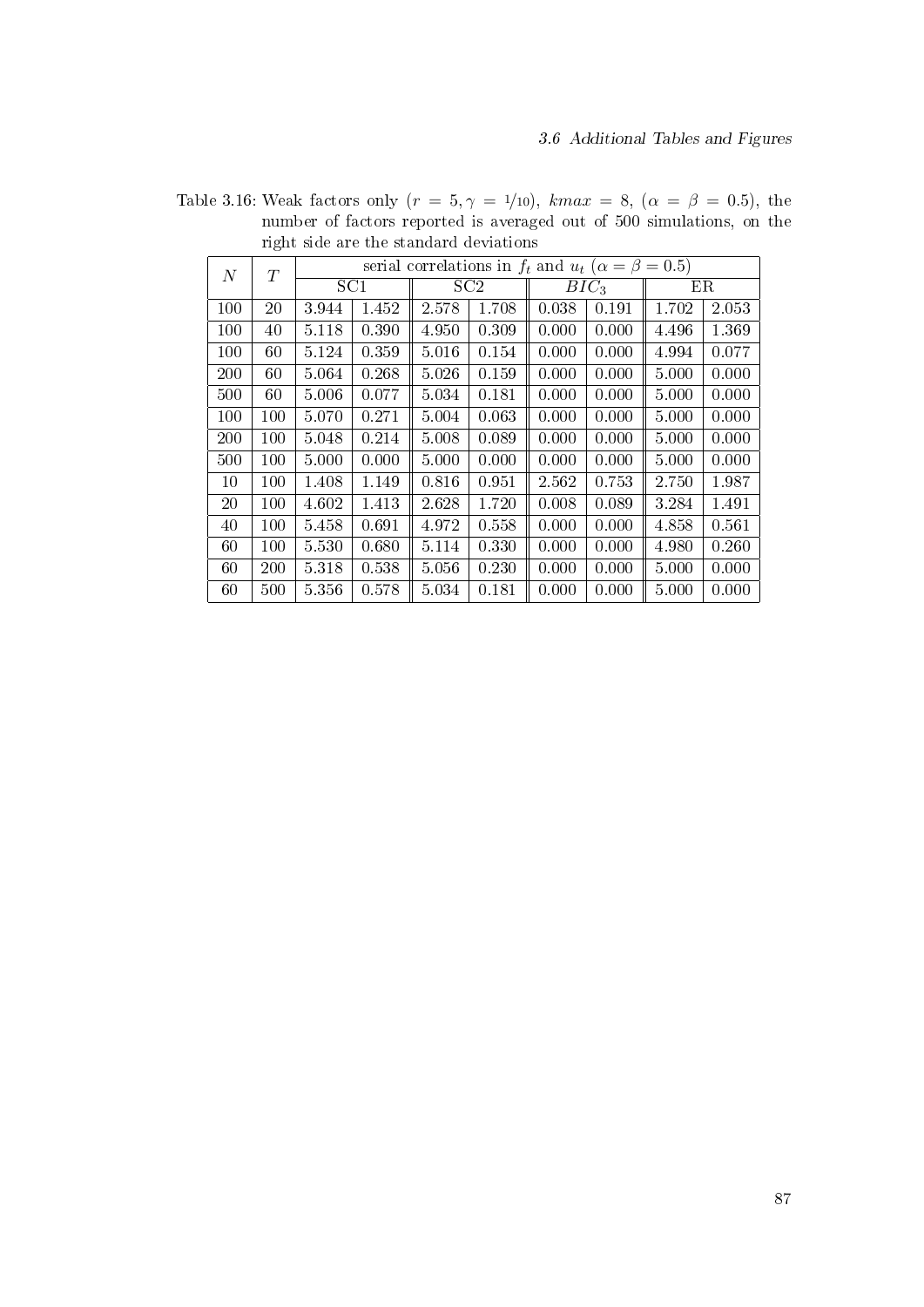Table 3.16: Weak factors only ($r = 5, \gamma = 1/10$), $kmax = 8$, ($\alpha = \beta = 0.5$), the number of factors reported is averaged out of 500 simulations, on the right side are the standard deviations

| $N$ | $T$ | serial correlations in $f_t$ and $u_t$ ($\alpha = \beta = 0.5$) | | | | | | | |
|---|---|---|---|---|---|---|---|---|---|
| | | SC1 | | SC2 | | $BIC_3$ | | ER | |
| 100 | 20 | 3.944 | 1.452 | 2.578 | 1.708 | 0.038 | 0.191 | 1.702 | 2.053 |
| 100 | 40 | 5.118 | 0.390 | 4.950 | 0.309 | 0.000 | 0.000 | 4.496 | 1.369 |
| 100 | 60 | 5.124 | 0.359 | 5.016 | 0.154 | 0.000 | 0.000 | 4.994 | 0.077 |
| 200 | 60 | 5.064 | 0.268 | 5.026 | 0.159 | 0.000 | 0.000 | 5.000 | 0.000 |
| 500 | 60 | 5.006 | 0.077 | 5.034 | 0.181 | 0.000 | 0.000 | 5.000 | 0.000 |
| 100 | 100 | 5.070 | 0.271 | 5.004 | 0.063 | 0.000 | 0.000 | 5.000 | 0.000 |
| 200 | 100 | 5.048 | 0.214 | 5.008 | 0.089 | 0.000 | 0.000 | 5.000 | 0.000 |
| 500 | 100 | 5.000 | 0.000 | 5.000 | 0.000 | 0.000 | 0.000 | 5.000 | 0.000 |
| 10 | 100 | 1.408 | 1.149 | 0.816 | 0.951 | 2.562 | 0.753 | 2.750 | 1.987 |
| 20 | 100 | 4.602 | 1.413 | 2.628 | 1.720 | 0.008 | 0.089 | 3.284 | 1.491 |
| 40 | 100 | 5.458 | 0.691 | 4.972 | 0.558 | 0.000 | 0.000 | 4.858 | 0.561 |
| 60 | 100 | 5.530 | 0.680 | 5.114 | 0.330 | 0.000 | 0.000 | 4.980 | 0.260 |
| 60 | 200 | 5.318 | 0.538 | 5.056 | 0.230 | 0.000 | 0.000 | 5.000 | 0.000 |
| 60 | 500 | 5.356 | 0.578 | 5.034 | 0.181 | 0.000 | 0.000 | 5.000 | 0.000 |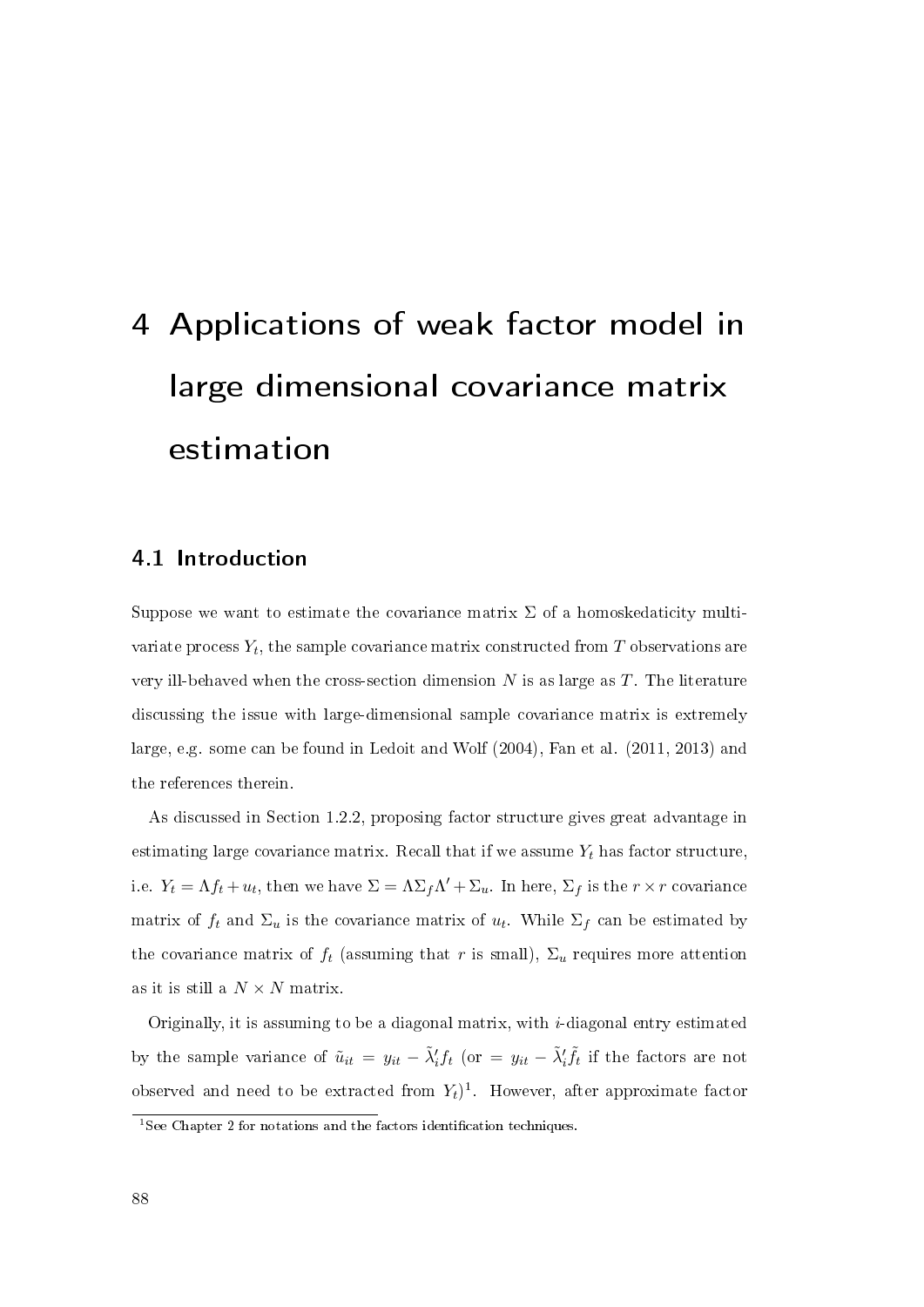# 4 Applications of weak factor model in large dimensional covariance matrix estimation

## 4.1 Introduction

Suppose we want to estimate the covariance matrix $\Sigma$ of a homoskedaticity multivariate process $Y_t$, the sample covariance matrix constructed from $T$ observations are very ill-behaved when the cross-section dimension $N$ is as large as $T$. The literature discussing the issue with large-dimensional sample covariance matrix is extremely large, e.g. some can be found in Ledoit and Wolf (2004), Fan et al. (2011, 2013) and the references therein.

As discussed in Section 1.2.2, proposing factor structure gives great advantage in estimating large covariance matrix. Recall that if we assume $Y_t$ has factor structure, i.e. $Y_t = \Lambda f_t + u_t$, then we have $\Sigma = \Lambda \Sigma_f \Lambda' + \Sigma_u$. In here, $\Sigma_f$ is the $r \times r$ covariance matrix of $f_t$ and $\Sigma_u$ is the covariance matrix of $u_t$. While $\Sigma_f$ can be estimated by the covariance matrix of $f_t$ (assuming that $r$ is small), $\Sigma_u$ requires more attention as it is still a $N \times N$ matrix.

Originally, it is assuming to be a diagonal matrix, with $i$-diagonal entry estimated by the sample variance of $\tilde{u}_{it} = y_{it} - \tilde{\lambda}_i' f_t$ (or $= y_{it} - \tilde{\lambda}_i' \tilde{f}_t$ if the factors are not observed and need to be extracted from $Y_t$)[1]. However, after approximate factor

[1] See Chapter 2 for notations and the factors identification techniques.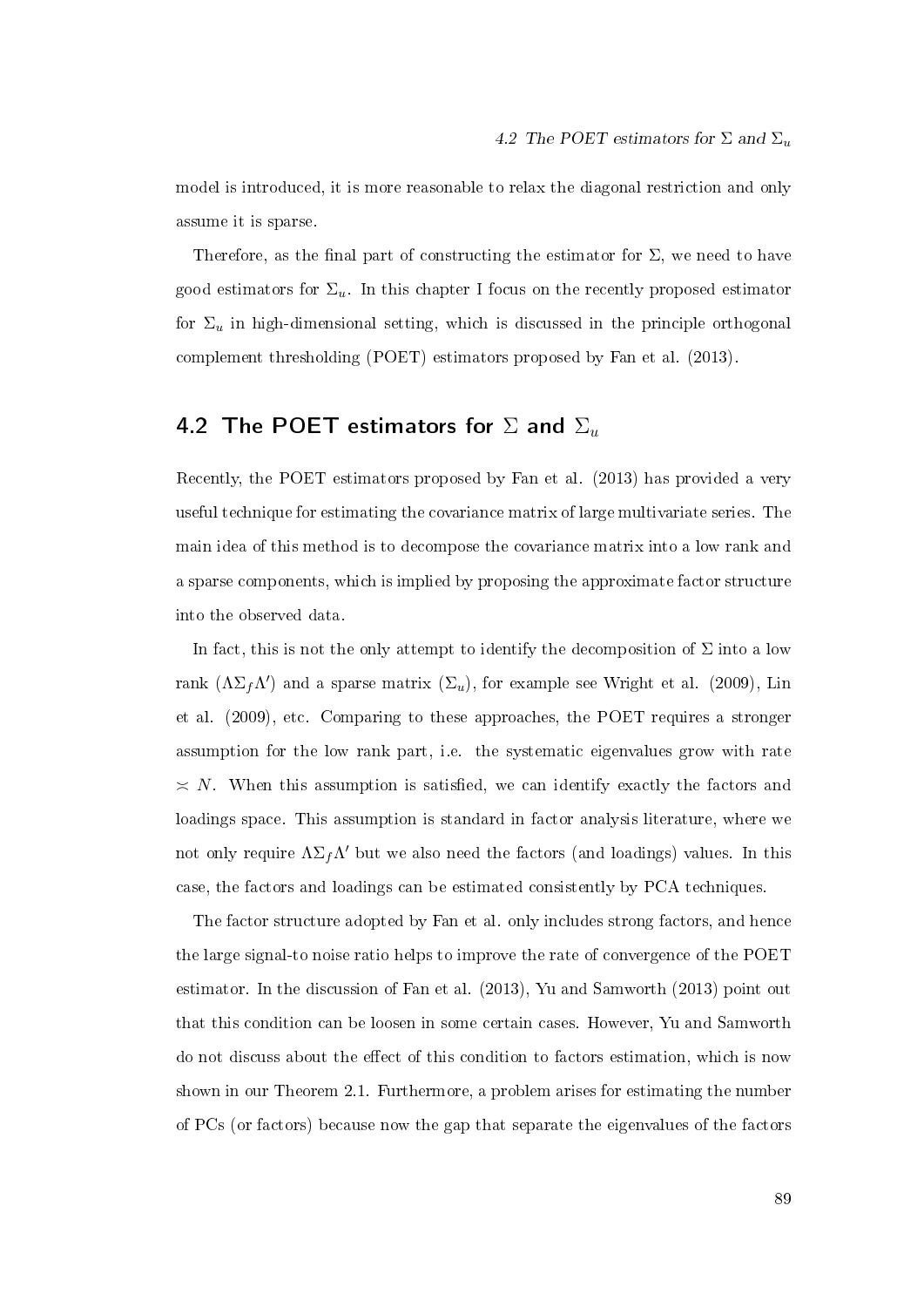model is introduced, it is more reasonable to relax the diagonal restriction and only assume it is sparse.

Therefore, as the final part of constructing the estimator for $\Sigma$, we need to have good estimators for $\Sigma_u$. In this chapter I focus on the recently proposed estimator for $\Sigma_u$ in high-dimensional setting, which is discussed in the principle orthogonal complement thresholding (POET) estimators proposed by Fan et al. (2013).

## 4.2 The POET estimators for $\Sigma$ and $\Sigma_u$

Recently, the POET estimators proposed by Fan et al. (2013) has provided a very useful technique for estimating the covariance matrix of large multivariate series. The main idea of this method is to decompose the covariance matrix into a low rank and a sparse components, which is implied by proposing the approximate factor structure into the observed data.

In fact, this is not the only attempt to identify the decomposition of $\Sigma$ into a low rank ($\Lambda\Sigma_f\Lambda'$) and a sparse matrix ($\Sigma_u$), for example see Wright et al. (2009), Lin et al. (2009), etc. Comparing to these approaches, the POET requires a stronger assumption for the low rank part, i.e. the systematic eigenvalues grow with rate $\asymp N$. When this assumption is satisfied, we can identify exactly the factors and loadings space. This assumption is standard in factor analysis literature, where we not only require $\Lambda\Sigma_f\Lambda'$ but we also need the factors (and loadings) values. In this case, the factors and loadings can be estimated consistently by PCA techniques.

The factor structure adopted by Fan et al. only includes strong factors, and hence the large signal-to noise ratio helps to improve the rate of convergence of the POET estimator. In the discussion of Fan et al. (2013), Yu and Samworth (2013) point out that this condition can be loosen in some certain cases. However, Yu and Samworth do not discuss about the effect of this condition to factors estimation, which is now shown in our Theorem 2.1. Furthermore, a problem arises for estimating the number of PCs (or factors) because now the gap that separate the eigenvalues of the factors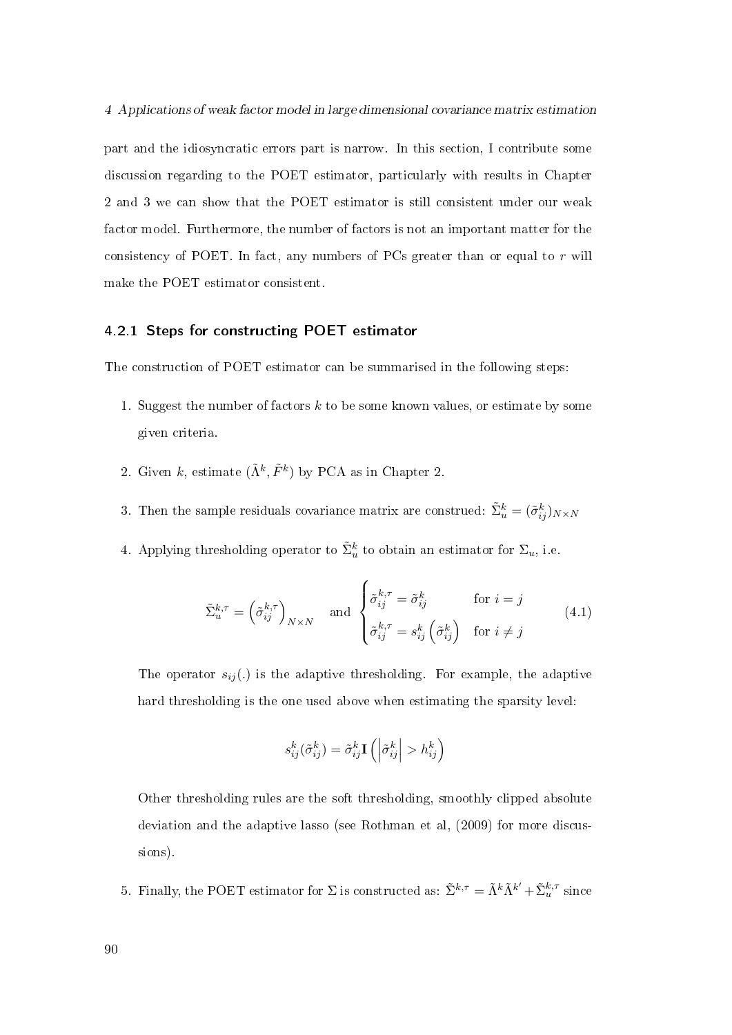part and the idiosyncratic errors part is narrow. In this section, I contribute some discussion regarding to the POET estimator, particularly with results in Chapter 2 and 3 we can show that the POET estimator is still consistent under our weak factor model. Furthermore, the number of factors is not an important matter for the consistency of POET. In fact, any numbers of PCs greater than or equal to $r$ will make the POET estimator consistent.

### 4.2.1 Steps for constructing POET estimator

The construction of POET estimator can be summarised in the following steps:

1. Suggest the number of factors $k$ to be some known values, or estimate by some given criteria.

2. Given $k$, estimate $(\tilde{\Lambda}^k, \tilde{F}^k)$ by PCA as in Chapter 2.

3. Then the sample residuals covariance matrix are construed: $\tilde{\Sigma}_u^k = (\tilde{\sigma}_{ij}^k)_{N\times N}$

4. Applying thresholding operator to $\tilde{\Sigma}_u^k$ to obtain an estimator for $\Sigma_u$, i.e.

$$\tilde{\Sigma}_u^{k,\tau} = \left(\tilde{\sigma}_{ij}^{k,\tau}\right)_{N\times N} \quad \text{and} \quad \begin{cases} \tilde{\sigma}_{ij}^{k,\tau} = \tilde{\sigma}_{ij}^k & \text{for } i = j \\ \tilde{\sigma}_{ij}^{k,\tau} = s_{ij}^k\left(\tilde{\sigma}_{ij}^k\right) & \text{for } i \neq j \end{cases} \tag{4.1}$$

   The operator $s_{ij}(.)$ is the adaptive thresholding. For example, the adaptive hard thresholding is the one used above when estimating the sparsity level:

$$s_{ij}^k(\tilde{\sigma}_{ij}^k) = \tilde{\sigma}_{ij}^k \mathbf{I}\left(\left|\tilde{\sigma}_{ij}^k\right| > h_{ij}^k\right)$$

   Other thresholding rules are the soft thresholding, smoothly clipped absolute deviation and the adaptive lasso (see Rothman et al, (2009) for more discussions).

5. Finally, the POET estimator for $\Sigma$ is constructed as: $\tilde{\Sigma}^{k,\tau} = \tilde{\Lambda}^k\tilde{\Lambda}^{k\prime} + \tilde{\Sigma}_u^{k,\tau}$ since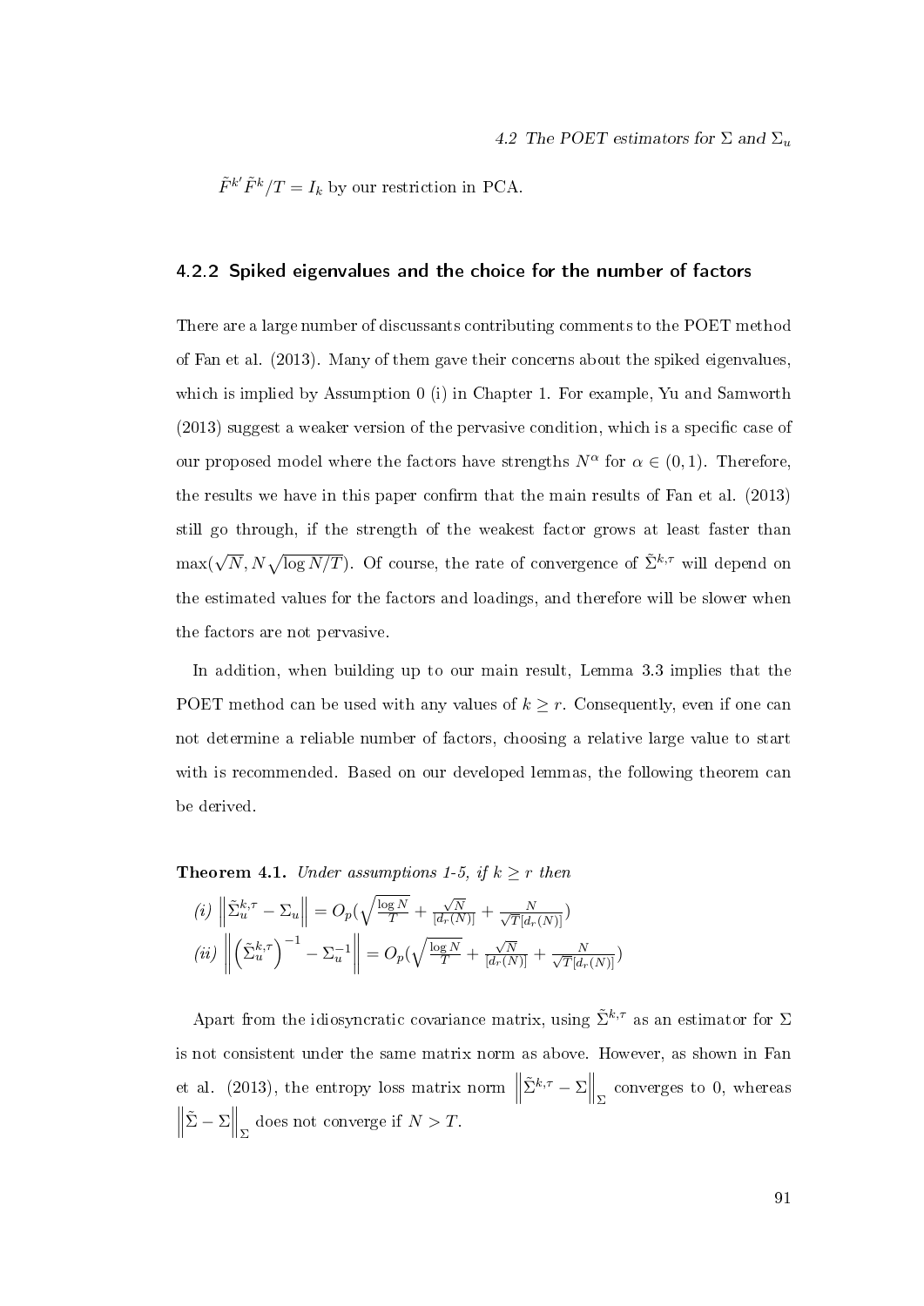$\tilde{F}^{k\prime}\tilde{F}^{k}/T = I_k$ by our restriction in PCA.

### 4.2.2 Spiked eigenvalues and the choice for the number of factors

There are a large number of discussants contributing comments to the POET method of Fan et al. (2013). Many of them gave their concerns about the spiked eigenvalues, which is implied by Assumption 0 (i) in Chapter 1. For example, Yu and Samworth (2013) suggest a weaker version of the pervasive condition, which is a specific case of our proposed model where the factors have strengths $N^{\alpha}$ for $\alpha \in (0, 1)$. Therefore, the results we have in this paper confirm that the main results of Fan et al. (2013) still go through, if the strength of the weakest factor grows at least faster than $\max(\sqrt{N}, N\sqrt{\log N/T})$. Of course, the rate of convergence of $\tilde{\Sigma}^{k,\tau}$ will depend on the estimated values for the factors and loadings, and therefore will be slower when the factors are not pervasive.

In addition, when building up to our main result, Lemma 3.3 implies that the POET method can be used with any values of $k \geq r$. Consequently, even if one can not determine a reliable number of factors, choosing a relative large value to start with is recommended. Based on our developed lemmas, the following theorem can be derived.

**Theorem 4.1.** *Under assumptions 1-5, if $k \geq r$ then*

*(i)* $\left\|\tilde{\Sigma}_u^{k,\tau} - \Sigma_u\right\| = O_p\left(\sqrt{\frac{\log N}{T}} + \frac{\sqrt{N}}{[d_r(N)]} + \frac{N}{\sqrt{T}[d_r(N)]}\right)$

*(ii)* $\left\|\left(\tilde{\Sigma}_u^{k,\tau}\right)^{-1} - \Sigma_u^{-1}\right\| = O_p\left(\sqrt{\frac{\log N}{T}} + \frac{\sqrt{N}}{[d_r(N)]} + \frac{N}{\sqrt{T}[d_r(N)]}\right)$

Apart from the idiosyncratic covariance matrix, using $\tilde{\Sigma}^{k,\tau}$ as an estimator for $\Sigma$ is not consistent under the same matrix norm as above. However, as shown in Fan et al. (2013), the entropy loss matrix norm $\left\|\tilde{\Sigma}^{k,\tau} - \Sigma\right\|_{\Sigma}$ converges to 0, whereas $\left\|\tilde{\Sigma} - \Sigma\right\|_{\Sigma}$ does not converge if $N > T$.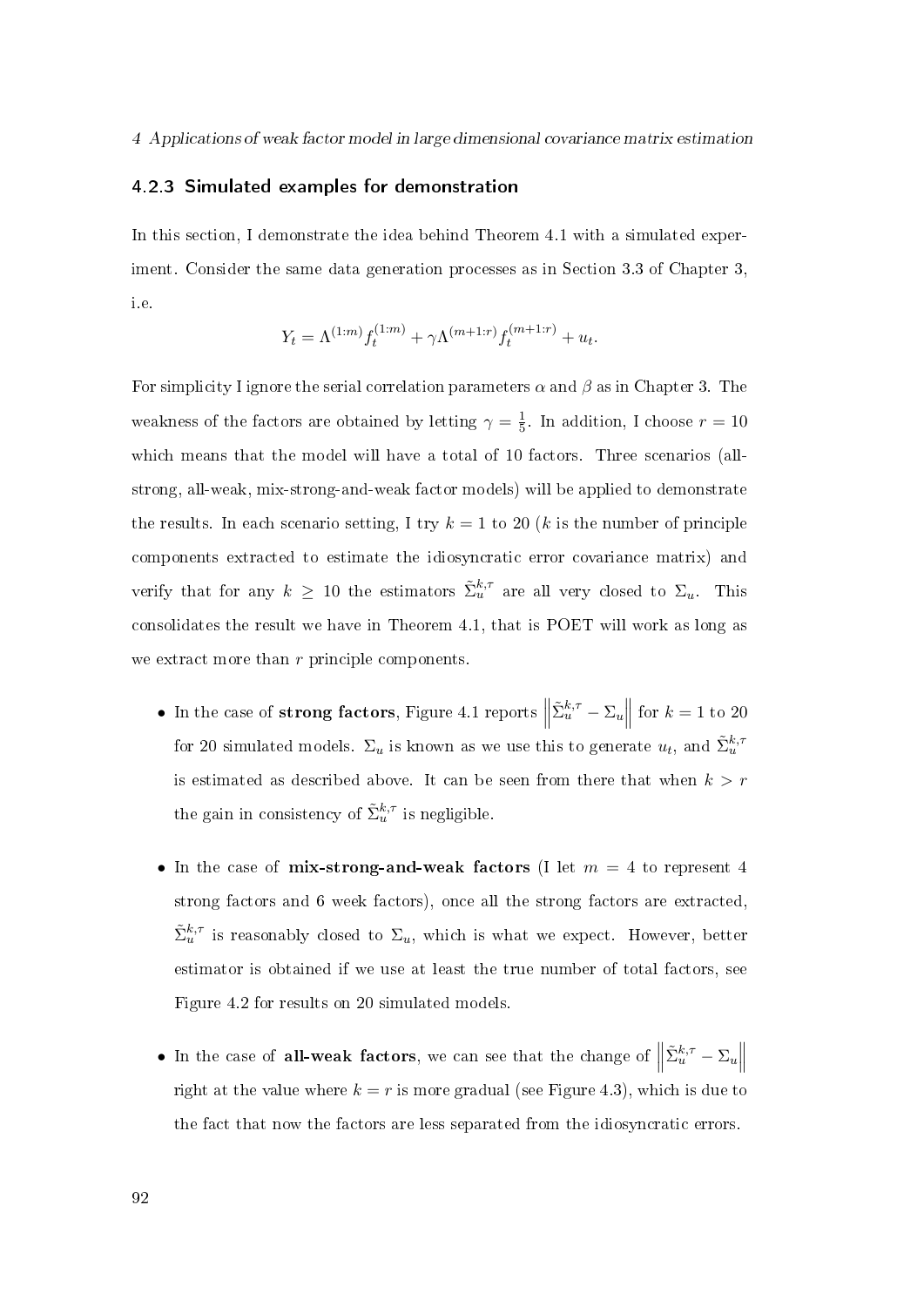### 4.2.3 Simulated examples for demonstration

In this section, I demonstrate the idea behind Theorem 4.1 with a simulated experiment. Consider the same data generation processes as in Section 3.3 of Chapter 3, i.e.

$$Y_t = \Lambda^{(1:m)} f_t^{(1:m)} + \gamma \Lambda^{(m+1:r)} f_t^{(m+1:r)} + u_t.$$

For simplicity I ignore the serial correlation parameters $\alpha$ and $\beta$ as in Chapter 3. The weakness of the factors are obtained by letting $\gamma = \frac{1}{5}$. In addition, I choose $r = 10$ which means that the model will have a total of 10 factors. Three scenarios (all-strong, all-weak, mix-strong-and-weak factor models) will be applied to demonstrate the results. In each scenario setting, I try $k = 1$ to 20 ($k$ is the number of principle components extracted to estimate the idiosyncratic error covariance matrix) and verify that for any $k \geq 10$ the estimators $\tilde{\Sigma}_u^{k,\tau}$ are all very closed to $\Sigma_u$. This consolidates the result we have in Theorem 4.1, that is POET will work as long as we extract more than $r$ principle components.

- In the case of **strong factors**, Figure 4.1 reports $\left\| \tilde{\Sigma}_u^{k,\tau} - \Sigma_u \right\|$ for $k = 1$ to 20 for 20 simulated models. $\Sigma_u$ is known as we use this to generate $u_t$, and $\tilde{\Sigma}_u^{k,\tau}$ is estimated as described above. It can be seen from there that when $k > r$ the gain in consistency of $\tilde{\Sigma}_u^{k,\tau}$ is negligible.

- In the case of **mix-strong-and-weak factors** (I let $m = 4$ to represent 4 strong factors and 6 week factors), once all the strong factors are extracted, $\tilde{\Sigma}_u^{k,\tau}$ is reasonably closed to $\Sigma_u$, which is what we expect. However, better estimator is obtained if we use at least the true number of total factors, see Figure 4.2 for results on 20 simulated models.

- In the case of **all-weak factors**, we can see that the change of $\left\| \tilde{\Sigma}_u^{k,\tau} - \Sigma_u \right\|$ right at the value where $k = r$ is more gradual (see Figure 4.3), which is due to the fact that now the factors are less separated from the idiosyncratic errors.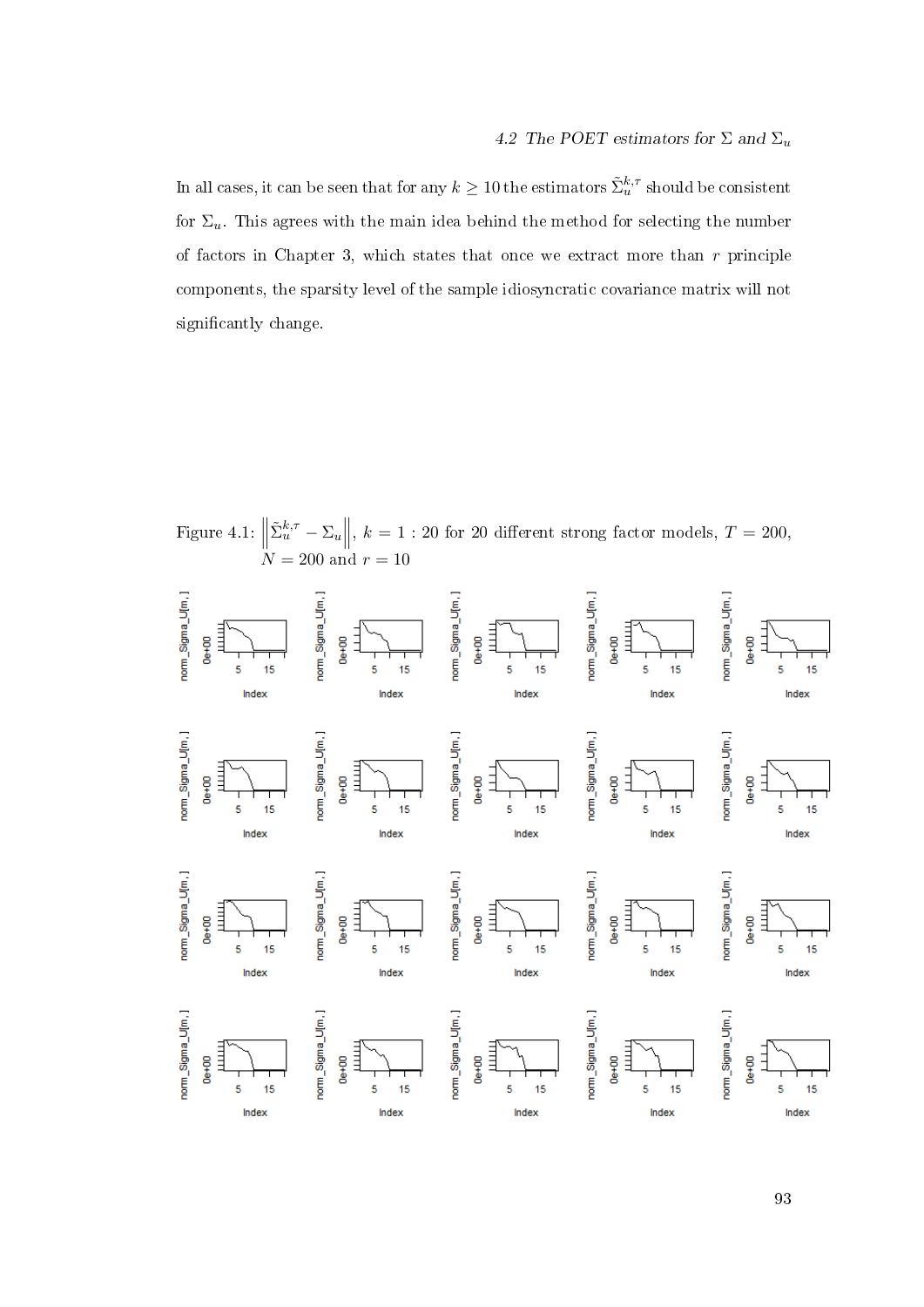In all cases, it can be seen that for any $k \geq 10$ the estimators $\tilde{\Sigma}_u^{k,\tau}$ should be consistent for $\Sigma_u$. This agrees with the main idea behind the method for selecting the number of factors in Chapter 3, which states that once we extract more than $r$ principle components, the sparsity level of the sample idiosyncratic covariance matrix will not significantly change.

Figure 4.1: $\left\|\tilde{\Sigma}_u^{k,\tau} - \Sigma_u\right\|$, $k = 1:20$ for 20 different strong factor models, $T = 200$, $N = 200$ and $r = 10$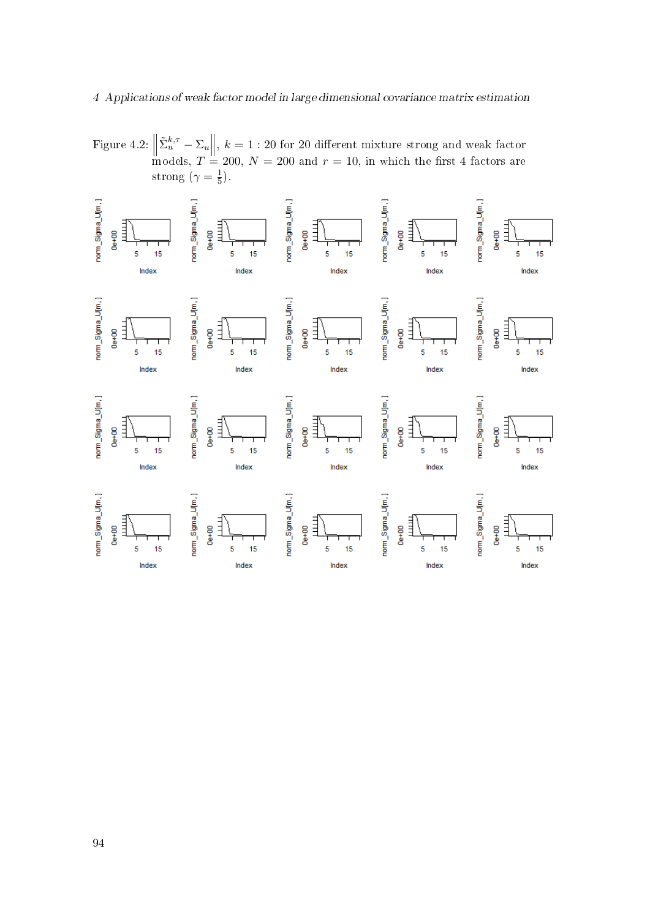Figure 4.2: $\left\|\tilde{\Sigma}_u^{k,\tau} - \Sigma_u\right\|$, $k = 1:20$ for 20 different mixture strong and weak factor models, $T = 200$, $N = 200$ and $r = 10$, in which the first 4 factors are strong ($\gamma = \frac{1}{5}$).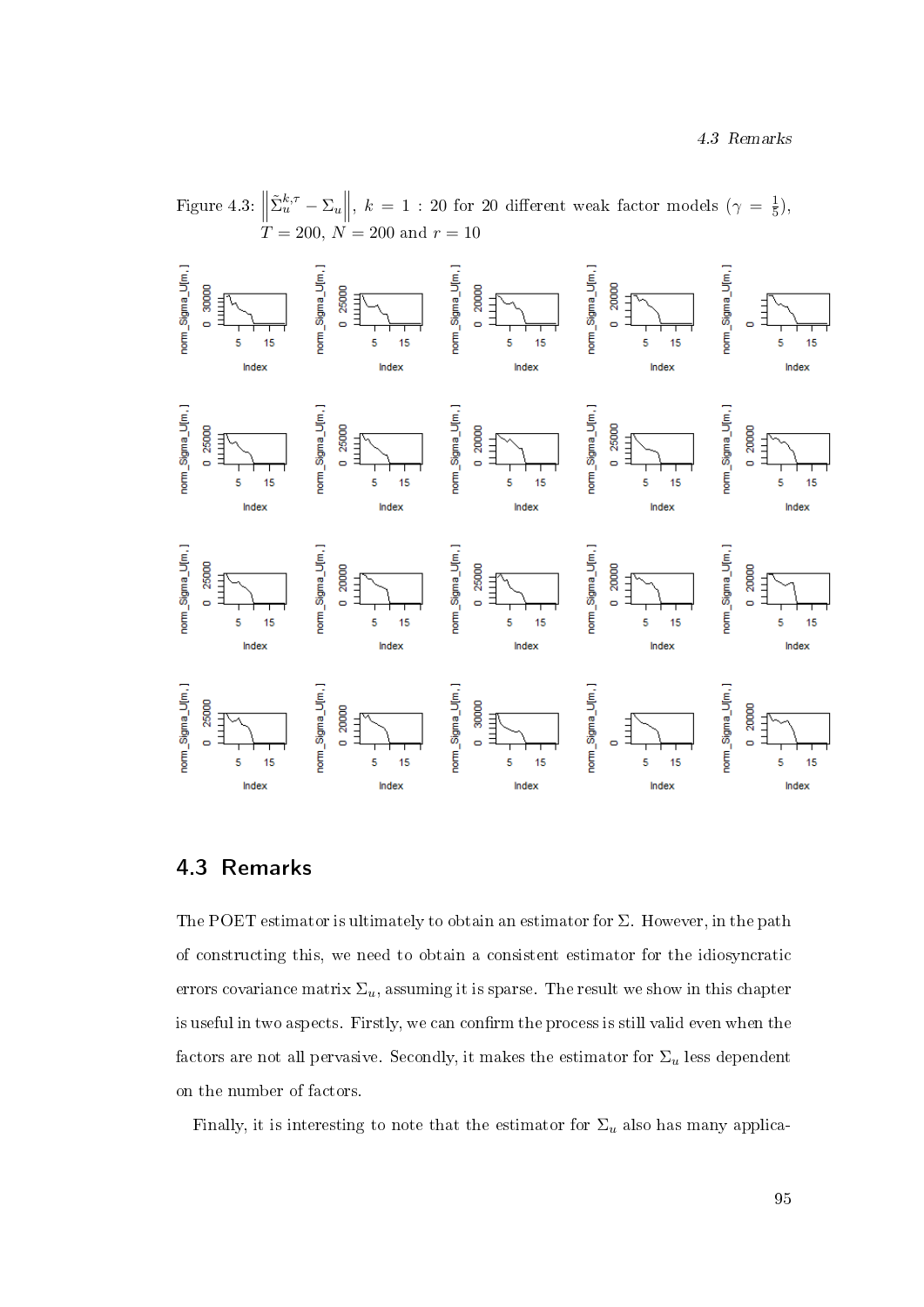Figure 4.3: $\left\|\tilde{\Sigma}_u^{k,\tau} - \Sigma_u\right\|$, $k = 1 : 20$ for 20 different weak factor models ($\gamma = \frac{1}{5}$), $T = 200$, $N = 200$ and $r = 10$

## 4.3 Remarks

The POET estimator is ultimately to obtain an estimator for $\Sigma$. However, in the path of constructing this, we need to obtain a consistent estimator for the idiosyncratic errors covariance matrix $\Sigma_u$, assuming it is sparse. The result we show in this chapter is useful in two aspects. Firstly, we can confirm the process is still valid even when the factors are not all pervasive. Secondly, it makes the estimator for $\Sigma_u$ less dependent on the number of factors.

Finally, it is interesting to note that the estimator for $\Sigma_u$ also has many applica-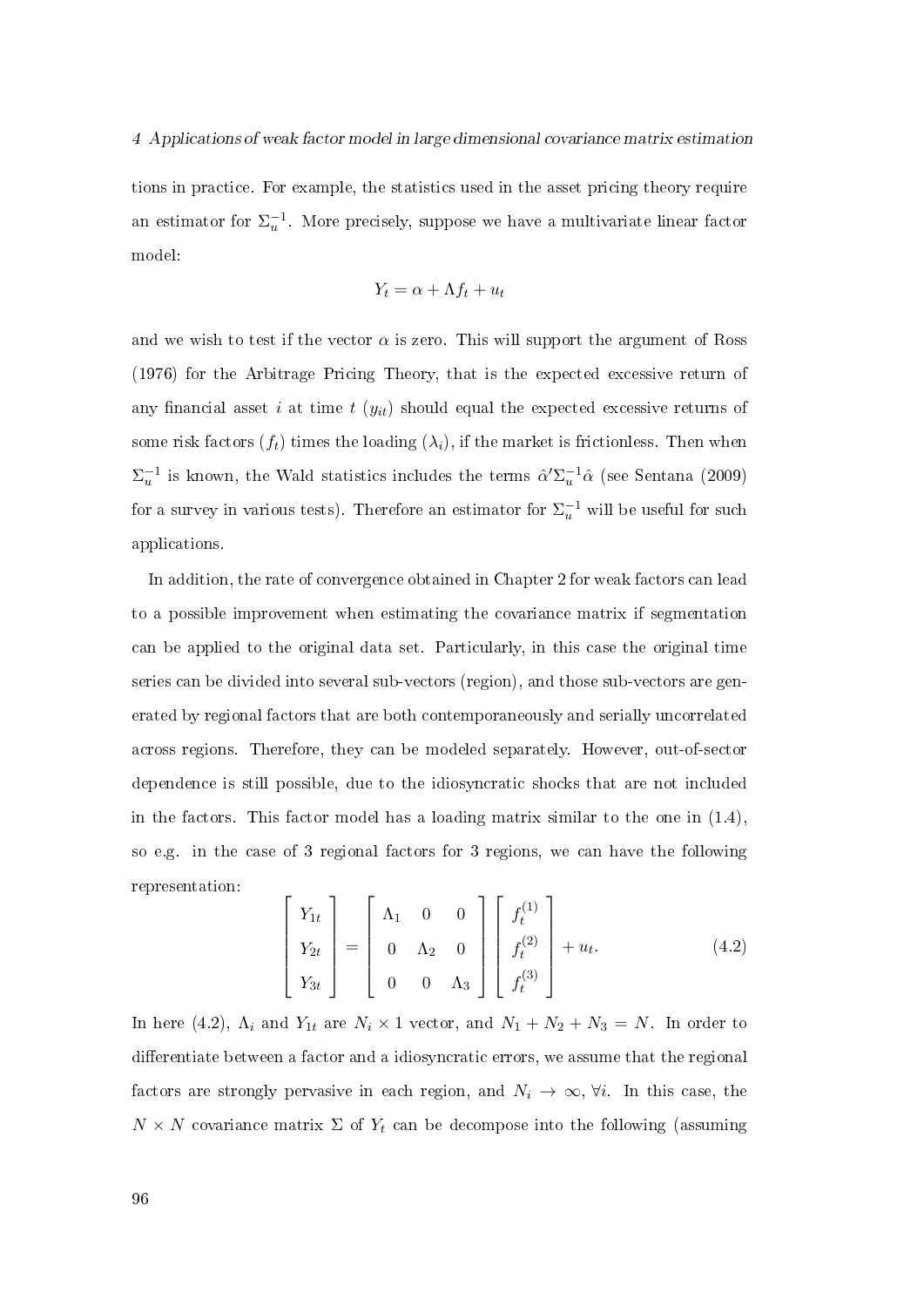tions in practice. For example, the statistics used in the asset pricing theory require an estimator for $\Sigma_u^{-1}$. More precisely, suppose we have a multivariate linear factor model:

$$Y_t = \alpha + \Lambda f_t + u_t$$

and we wish to test if the vector $\alpha$ is zero. This will support the argument of Ross (1976) for the Arbitrage Pricing Theory, that is the expected excessive return of any financial asset $i$ at time $t$ ($y_{it}$) should equal the expected excessive returns of some risk factors ($f_t$) times the loading ($\lambda_i$), if the market is frictionless. Then when $\Sigma_u^{-1}$ is known, the Wald statistics includes the terms $\hat{\alpha}'\Sigma_u^{-1}\hat{\alpha}$ (see Sentana (2009) for a survey in various tests). Therefore an estimator for $\Sigma_u^{-1}$ will be useful for such applications.

In addition, the rate of convergence obtained in Chapter 2 for weak factors can lead to a possible improvement when estimating the covariance matrix if segmentation can be applied to the original data set. Particularly, in this case the original time series can be divided into several sub-vectors (region), and those sub-vectors are generated by regional factors that are both contemporaneously and serially uncorrelated across regions. Therefore, they can be modeled separately. However, out-of-sector dependence is still possible, due to the idiosyncratic shocks that are not included in the factors. This factor model has a loading matrix similar to the one in (1.4), so e.g. in the case of 3 regional factors for 3 regions, we can have the following representation:

$$\begin{bmatrix} Y_{1t} \\ Y_{2t} \\ Y_{3t} \end{bmatrix} = \begin{bmatrix} \Lambda_1 & 0 & 0 \\ 0 & \Lambda_2 & 0 \\ 0 & 0 & \Lambda_3 \end{bmatrix} \begin{bmatrix} f_t^{(1)} \\ f_t^{(2)} \\ f_t^{(3)} \end{bmatrix} + u_t. \tag{4.2}$$

In here (4.2), $\Lambda_i$ and $Y_{1t}$ are $N_i \times 1$ vector, and $N_1 + N_2 + N_3 = N$. In order to differentiate between a factor and a idiosyncratic errors, we assume that the regional factors are strongly pervasive in each region, and $N_i \to \infty, \forall i$. In this case, the $N \times N$ covariance matrix $\Sigma$ of $Y_t$ can be decompose into the following (assuming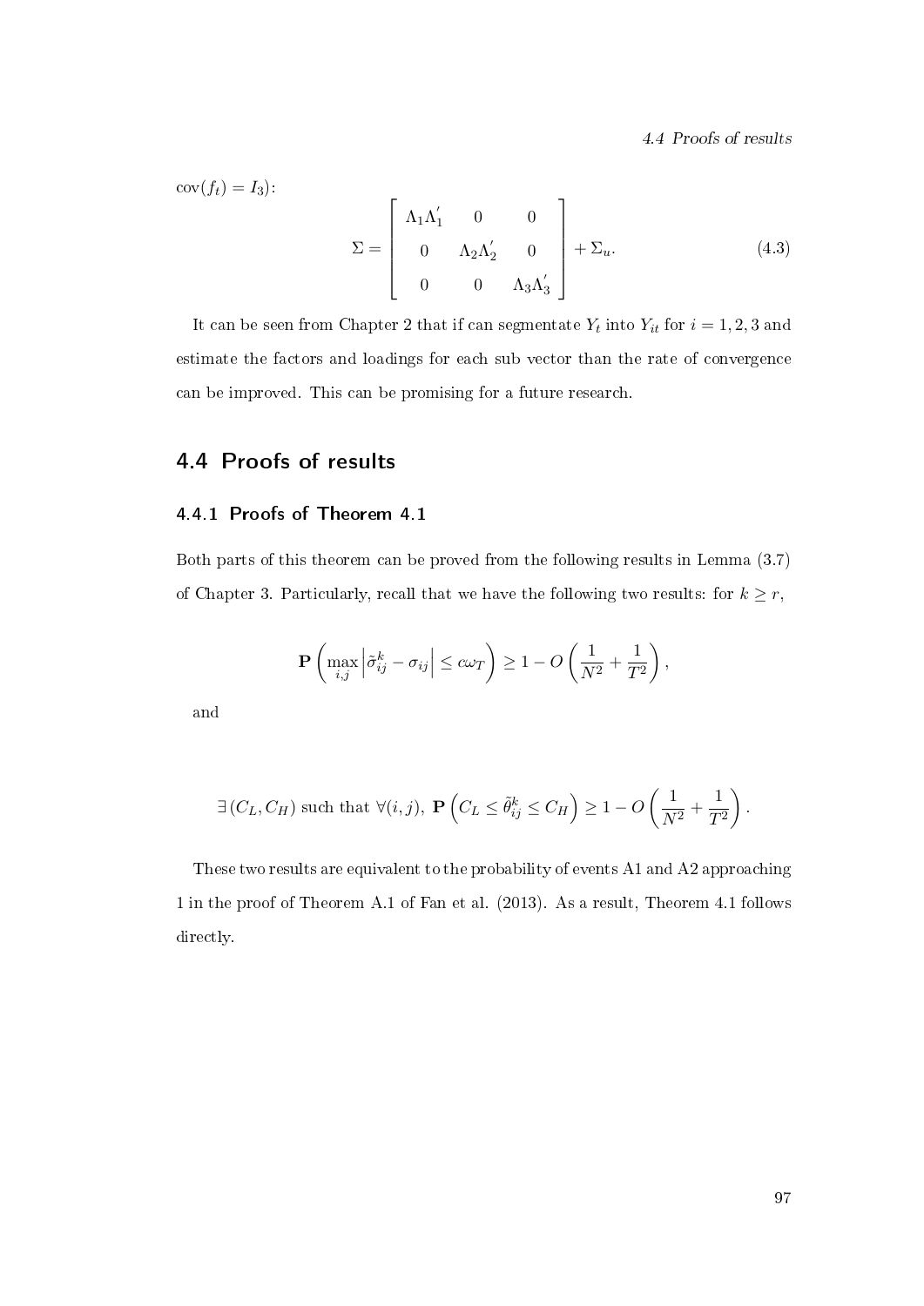$\text{cov}(f_t) = I_3$):

$$\Sigma = \begin{bmatrix} \Lambda_1 \Lambda_1^{'} & 0 & 0 \\ 0 & \Lambda_2 \Lambda_2^{'} & 0 \\ 0 & 0 & \Lambda_3 \Lambda_3^{'} \end{bmatrix} + \Sigma_u. \tag{4.3}$$

It can be seen from Chapter 2 that if can segmentate $Y_t$ into $Y_{it}$ for $i = 1, 2, 3$ and estimate the factors and loadings for each sub vector than the rate of convergence can be improved. This can be promising for a future research.

## 4.4 Proofs of results

### 4.4.1 Proofs of Theorem 4.1

Both parts of this theorem can be proved from the following results in Lemma (3.7) of Chapter 3. Particularly, recall that we have the following two results: for $k \geq r$,

$$\mathbf{P}\left(\max_{i,j} \left|\tilde{\sigma}_{ij}^k - \sigma_{ij}\right| \leq c\omega_T\right) \geq 1 - O\left(\frac{1}{N^2} + \frac{1}{T^2}\right),$$

and

$$\exists\,(C_L, C_H) \text{ such that } \forall (i,j),\ \mathbf{P}\left(C_L \leq \tilde{\theta}_{ij}^k \leq C_H\right) \geq 1 - O\left(\frac{1}{N^2} + \frac{1}{T^2}\right).$$

These two results are equivalent to the probability of events A1 and A2 approaching 1 in the proof of Theorem A.1 of Fan et al. (2013). As a result, Theorem 4.1 follows directly.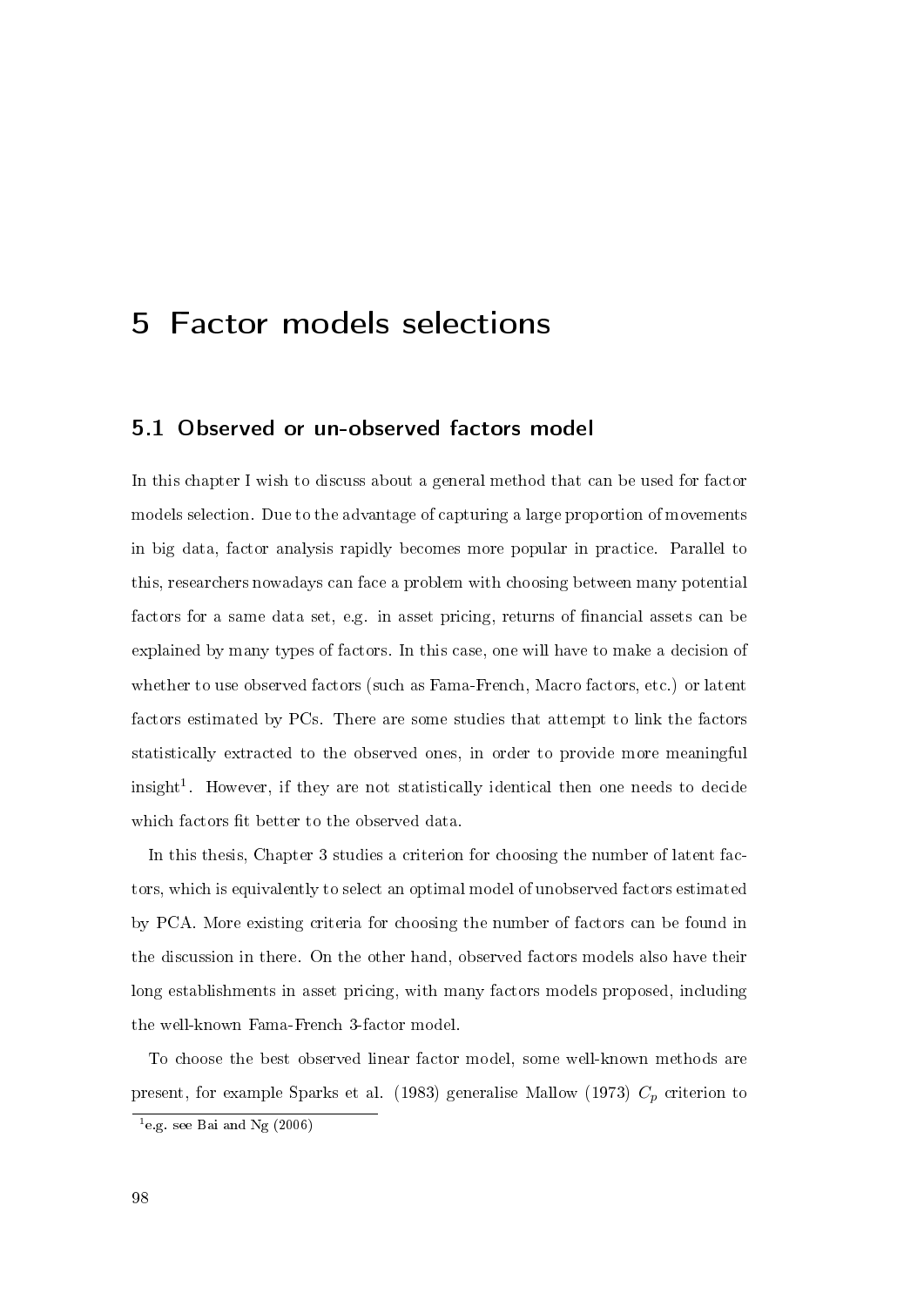# 5 Factor models selections

## 5.1 Observed or un-observed factors model

In this chapter I wish to discuss about a general method that can be used for factor models selection. Due to the advantage of capturing a large proportion of movements in big data, factor analysis rapidly becomes more popular in practice. Parallel to this, researchers nowadays can face a problem with choosing between many potential factors for a same data set, e.g. in asset pricing, returns of financial assets can be explained by many types of factors. In this case, one will have to make a decision of whether to use observed factors (such as Fama-French, Macro factors, etc.) or latent factors estimated by PCs. There are some studies that attempt to link the factors statistically extracted to the observed ones, in order to provide more meaningful insight[1]. However, if they are not statistically identical then one needs to decide which factors fit better to the observed data.

In this thesis, Chapter 3 studies a criterion for choosing the number of latent factors, which is equivalently to select an optimal model of unobserved factors estimated by PCA. More existing criteria for choosing the number of factors can be found in the discussion in there. On the other hand, observed factors models also have their long establishments in asset pricing, with many factors models proposed, including the well-known Fama-French 3-factor model.

To choose the best observed linear factor model, some well-known methods are present, for example Sparks et al. (1983) generalise Mallow (1973) $C_p$ criterion to

[1] e.g. see Bai and Ng (2006)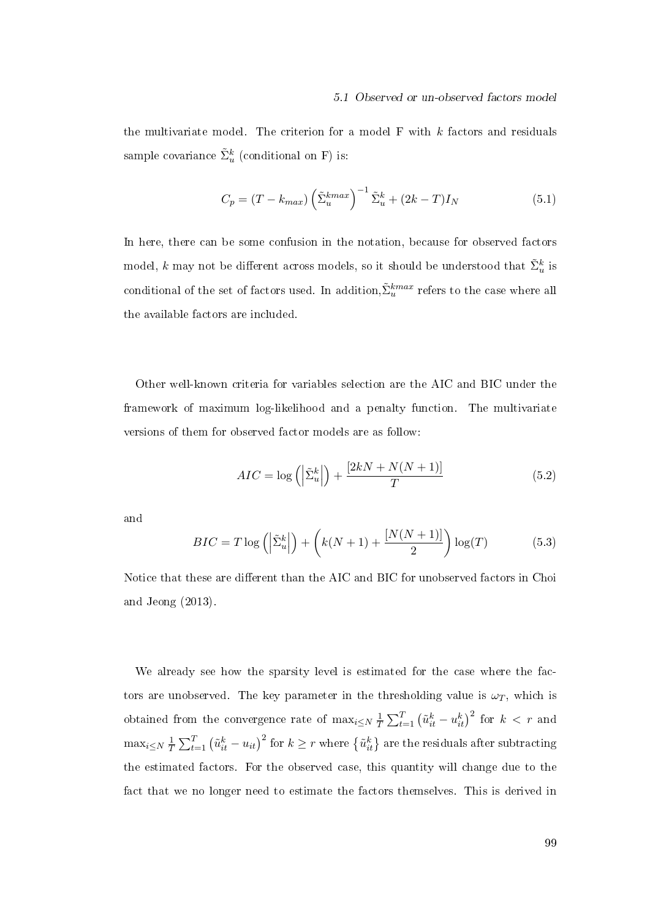the multivariate model. The criterion for a model F with $k$ factors and residuals sample covariance $\tilde{\Sigma}_u^k$ (conditional on F) is:

$$C_p = (T - k_{max}) \left(\tilde{\Sigma}_u^{kmax}\right)^{-1} \tilde{\Sigma}_u^k + (2k - T) I_N \tag{5.1}$$

In here, there can be some confusion in the notation, because for observed factors model, $k$ may not be different across models, so it should be understood that $\tilde{\Sigma}_u^k$ is conditional of the set of factors used. In addition,$\tilde{\Sigma}_u^{kmax}$ refers to the case where all the available factors are included.

Other well-known criteria for variables selection are the AIC and BIC under the framework of maximum log-likelihood and a penalty function. The multivariate versions of them for observed factor models are as follow:

$$AIC = \log\left(\left|\tilde{\Sigma}_u^k\right|\right) + \frac{[2kN + N(N+1)]}{T} \tag{5.2}$$

and

$$BIC = T \log\left(\left|\tilde{\Sigma}_u^k\right|\right) + \left(k(N+1) + \frac{[N(N+1)]}{2}\right) \log(T) \tag{5.3}$$

Notice that these are different than the AIC and BIC for unobserved factors in Choi and Jeong (2013).

We already see how the sparsity level is estimated for the case where the factors are unobserved. The key parameter in the thresholding value is $\omega_T$, which is obtained from the convergence rate of $\max_{i \leq N} \frac{1}{T} \sum_{t=1}^{T} \left(\tilde{u}_{it}^k - u_{it}^k\right)^2$ for $k < r$ and $\max_{i \leq N} \frac{1}{T} \sum_{t=1}^{T} \left(\tilde{u}_{it}^k - u_{it}\right)^2$ for $k \geq r$ where $\left\{\tilde{u}_{it}^k\right\}$ are the residuals after subtracting the estimated factors. For the observed case, this quantity will change due to the fact that we no longer need to estimate the factors themselves. This is derived in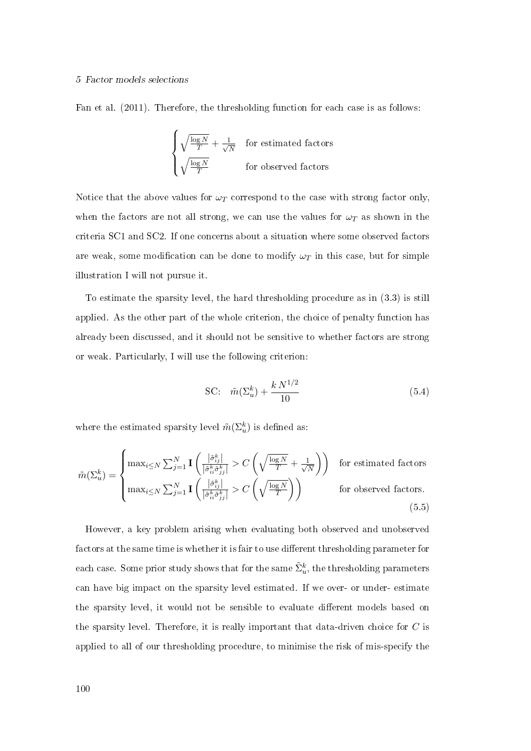Fan et al. (2011). Therefore, the thresholding function for each case is as follows:

$$
\begin{cases} \sqrt{\frac{\log N}{T}} + \frac{1}{\sqrt{N}} & \text{for estimated factors} \\ \sqrt{\frac{\log N}{T}} & \text{for observed factors} \end{cases}
$$

Notice that the above values for $\omega_T$ correspond to the case with strong factor only, when the factors are not all strong, we can use the values for $\omega_T$ as shown in the criteria SC1 and SC2. If one concerns about a situation where some observed factors are weak, some modification can be done to modify $\omega_T$ in this case, but for simple illustration I will not pursue it.

To estimate the sparsity level, the hard thresholding procedure as in (3.3) is still applied. As the other part of the whole criterion, the choice of penalty function has already been discussed, and it should not be sensitive to whether factors are strong or weak. Particularly, I will use the following criterion:

$$
\text{SC:} \quad \tilde{m}(\Sigma_u^k) + \frac{k\,N^{1/2}}{10} \tag{5.4}
$$

where the estimated sparsity level $\tilde{m}(\Sigma_u^k)$ is defined as:

$$
\tilde{m}(\Sigma_u^k) = \begin{cases} \max_{i \le N} \sum_{j=1}^{N} \mathbf{I}\left( \frac{|\tilde{\sigma}_{ij}^k|}{|\tilde{\sigma}_{ii}^k \tilde{\sigma}_{jj}^k|} > C\left( \sqrt{\frac{\log N}{T}} + \frac{1}{\sqrt{N}} \right) \right) & \text{for estimated factors} \\ \max_{i \le N} \sum_{j=1}^{N} \mathbf{I}\left( \frac{|\tilde{\sigma}_{ij}^k|}{|\tilde{\sigma}_{ii}^k \tilde{\sigma}_{jj}^k|} > C\left( \sqrt{\frac{\log N}{T}} \right) \right) & \text{for observed factors.} \end{cases} \tag{5.5}
$$

However, a key problem arising when evaluating both observed and unobserved factors at the same time is whether it is fair to use different thresholding parameter for each case. Some prior study shows that for the same $\tilde{\Sigma}_u^k$, the thresholding parameters can have big impact on the sparsity level estimated. If we over- or under- estimate the sparsity level, it would not be sensible to evaluate different models based on the sparsity level. Therefore, it is really important that data-driven choice for $C$ is applied to all of our thresholding procedure, to minimise the risk of mis-specify the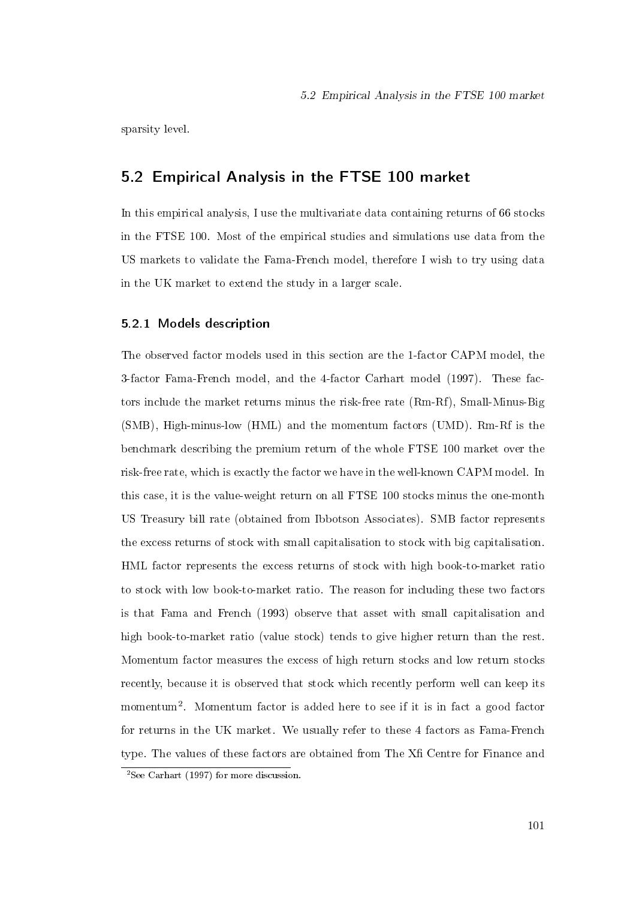sparsity level.

## 5.2 Empirical Analysis in the FTSE 100 market

In this empirical analysis, I use the multivariate data containing returns of 66 stocks in the FTSE 100. Most of the empirical studies and simulations use data from the US markets to validate the Fama-French model, therefore I wish to try using data in the UK market to extend the study in a larger scale.

### 5.2.1 Models description

The observed factor models used in this section are the 1-factor CAPM model, the 3-factor Fama-French model, and the 4-factor Carhart model (1997). These factors include the market returns minus the risk-free rate (Rm-Rf), Small-Minus-Big (SMB), High-minus-low (HML) and the momentum factors (UMD). Rm-Rf is the benchmark describing the premium return of the whole FTSE 100 market over the risk-free rate, which is exactly the factor we have in the well-known CAPM model. In this case, it is the value-weight return on all FTSE 100 stocks minus the one-month US Treasury bill rate (obtained from Ibbotson Associates). SMB factor represents the excess returns of stock with small capitalisation to stock with big capitalisation. HML factor represents the excess returns of stock with high book-to-market ratio to stock with low book-to-market ratio. The reason for including these two factors is that Fama and French (1993) observe that asset with small capitalisation and high book-to-market ratio (value stock) tends to give higher return than the rest. Momentum factor measures the excess of high return stocks and low return stocks recently, because it is observed that stock which recently perform well can keep its momentum[2]. Momentum factor is added here to see if it is in fact a good factor for returns in the UK market. We usually refer to these 4 factors as Fama-French type. The values of these factors are obtained from The Xfi Centre for Finance and

[2]See Carhart (1997) for more discussion.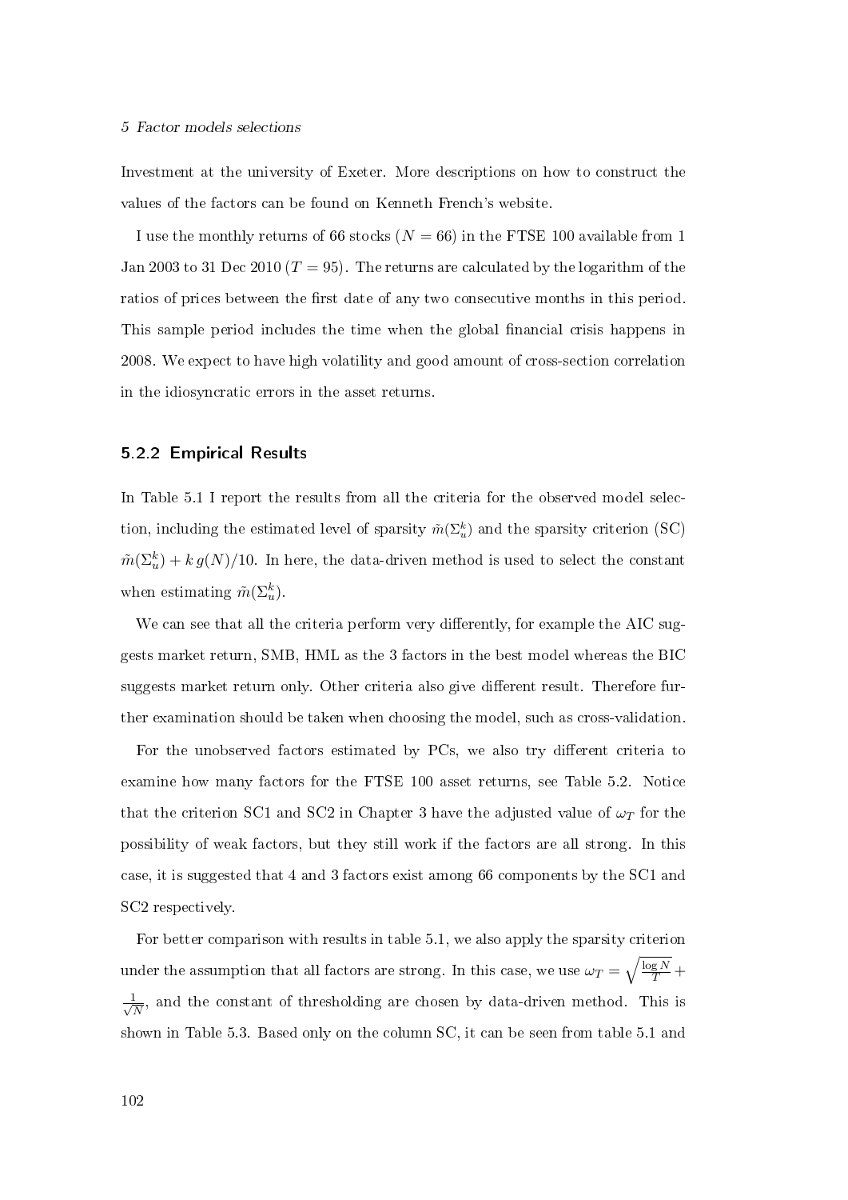Investment at the university of Exeter. More descriptions on how to construct the values of the factors can be found on Kenneth French's website.

I use the monthly returns of 66 stocks ($N = 66$) in the FTSE 100 available from 1 Jan 2003 to 31 Dec 2010 ($T = 95$). The returns are calculated by the logarithm of the ratios of prices between the first date of any two consecutive months in this period. This sample period includes the time when the global financial crisis happens in 2008. We expect to have high volatility and good amount of cross-section correlation in the idiosyncratic errors in the asset returns.

### 5.2.2 Empirical Results

In Table 5.1 I report the results from all the criteria for the observed model selection, including the estimated level of sparsity $\tilde{m}(\Sigma_u^k)$ and the sparsity criterion (SC) $\tilde{m}(\Sigma_u^k) + k\, g(N)/10$. In here, the data-driven method is used to select the constant when estimating $\tilde{m}(\Sigma_u^k)$.

We can see that all the criteria perform very differently, for example the AIC suggests market return, SMB, HML as the 3 factors in the best model whereas the BIC suggests market return only. Other criteria also give different result. Therefore further examination should be taken when choosing the model, such as cross-validation.

For the unobserved factors estimated by PCs, we also try different criteria to examine how many factors for the FTSE 100 asset returns, see Table 5.2. Notice that the criterion SC1 and SC2 in Chapter 3 have the adjusted value of $\omega_T$ for the possibility of weak factors, but they still work if the factors are all strong. In this case, it is suggested that 4 and 3 factors exist among 66 components by the SC1 and SC2 respectively.

For better comparison with results in table 5.1, we also apply the sparsity criterion under the assumption that all factors are strong. In this case, we use $\omega_T = \sqrt{\frac{\log N}{T}} + \frac{1}{\sqrt{N}}$, and the constant of thresholding are chosen by data-driven method. This is shown in Table 5.3. Based only on the column SC, it can be seen from table 5.1 and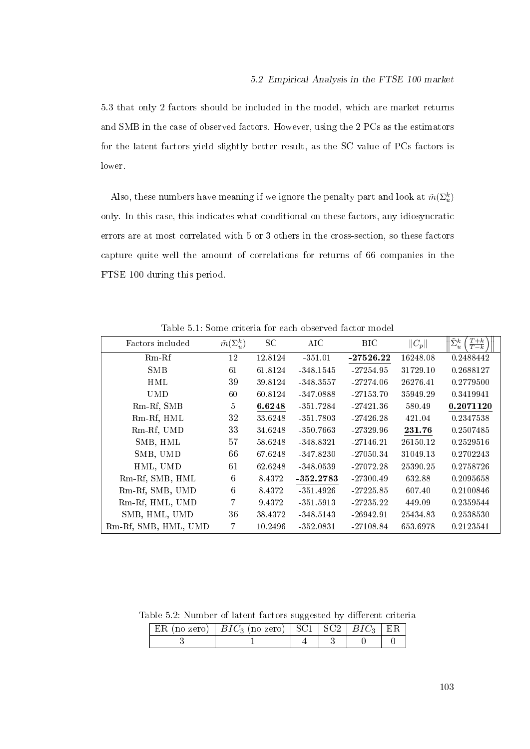5.3 that only 2 factors should be included in the model, which are market returns and SMB in the case of observed factors. However, using the 2 PCs as the estimators for the latent factors yield slightly better result, as the SC value of PCs factors is lower.

Also, these numbers have meaning if we ignore the penalty part and look at $\tilde{m}(\Sigma_u^k)$ only. In this case, this indicates what conditional on these factors, any idiosyncratic errors are at most correlated with 5 or 3 others in the cross-section, so these factors capture quite well the amount of correlations for returns of 66 companies in the FTSE 100 during this period.

Table 5.1: Some criteria for each observed factor model

| Factors included | $\tilde{m}(\Sigma_u^k)$ | SC | AIC | BIC | $\lVert C_p \rVert$ | $\left\lVert \hat{\Sigma}_u^k \left(\frac{T+k}{T-k}\right) \right\rVert$ |
|---|---|---|---|---|---|---|
| Rm-Rf | 12 | 12.8124 | -351.01 | **-27526.22** | 16248.08 | 0.2488442 |
| SMB | 61 | 61.8124 | -348.1545 | -27254.95 | 31729.10 | 0.2688127 |
| HML | 39 | 39.8124 | -348.3557 | -27274.06 | 26276.41 | 0.2779500 |
| UMD | 60 | 60.8124 | -347.0888 | -27153.70 | 35949.29 | 0.3419941 |
| Rm-Rf, SMB | 5 | **6.6248** | -351.7284 | -27421.36 | 580.49 | **0.2071120** |
| Rm-Rf, HML | 32 | 33.6248 | -351.7803 | -27426.28 | 421.04 | 0.2347538 |
| Rm-Rf, UMD | 33 | 34.6248 | -350.7663 | -27329.96 | **231.76** | 0.2507485 |
| SMB, HML | 57 | 58.6248 | -348.8321 | -27146.21 | 26150.12 | 0.2529516 |
| SMB, UMD | 66 | 67.6248 | -347.8230 | -27050.34 | 31049.13 | 0.2702243 |
| HML, UMD | 61 | 62.6248 | -348.0539 | -27072.28 | 25390.25 | 0.2758726 |
| Rm-Rf, SMB, HML | 6 | 8.4372 | **-352.2783** | -27300.49 | 632.88 | 0.2095658 |
| Rm-Rf, SMB, UMD | 6 | 8.4372 | -351.4926 | -27225.85 | 607.40 | 0.2100846 |
| Rm-Rf, HML, UMD | 7 | 9.4372 | -351.5913 | -27235.22 | 449.09 | 0.2359544 |
| SMB, HML, UMD | 36 | 38.4372 | -348.5143 | -26942.91 | 25434.83 | 0.2538530 |
| Rm-Rf, SMB, HML, UMD | 7 | 10.2496 | -352.0831 | -27108.84 | 653.6978 | 0.2123541 |

Table 5.2: Number of latent factors suggested by different criteria

| ER (no zero) | $BIC_3$ (no zero) | SC1 | SC2 | $BIC_3$ | ER |
|---|---|---|---|---|---|
| 3 | 1 | 4 | 3 | 0 | 0 |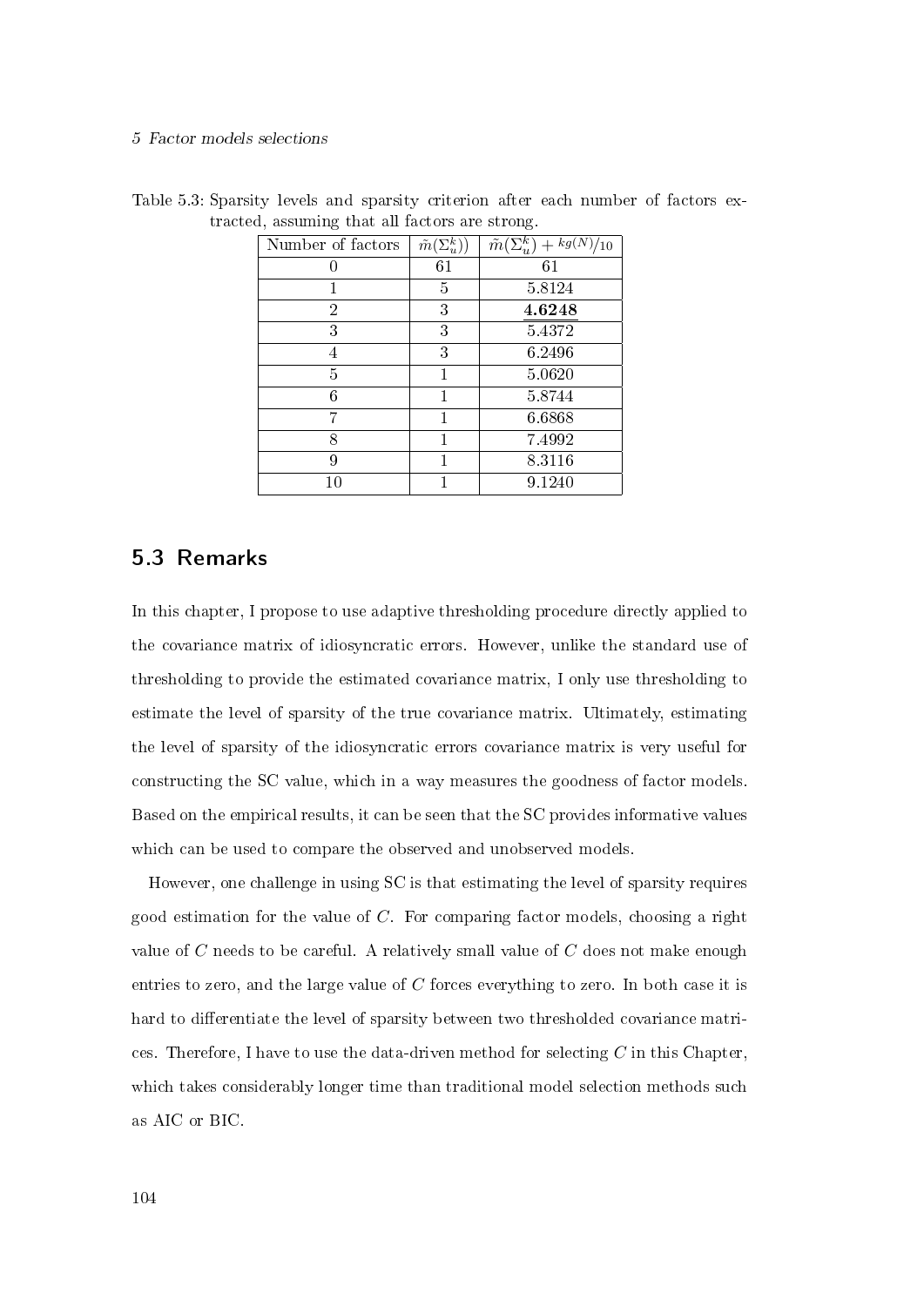Table 5.3: Sparsity levels and sparsity criterion after each number of factors extracted, assuming that all factors are strong.

| Number of factors | $\tilde{m}(\Sigma_u^k))$ | $\tilde{m}(\Sigma_u^k) + kg(N)/10$ |
|---|---|---|
| 0 | 61 | 61 |
| 1 | 5 | 5.8124 |
| 2 | 3 | **4.6248** |
| 3 | 3 | 5.4372 |
| 4 | 3 | 6.2496 |
| 5 | 1 | 5.0620 |
| 6 | 1 | 5.8744 |
| 7 | 1 | 6.6868 |
| 8 | 1 | 7.4992 |
| 9 | 1 | 8.3116 |
| 10 | 1 | 9.1240 |

## 5.3 Remarks

In this chapter, I propose to use adaptive thresholding procedure directly applied to the covariance matrix of idiosyncratic errors. However, unlike the standard use of thresholding to provide the estimated covariance matrix, I only use thresholding to estimate the level of sparsity of the true covariance matrix. Ultimately, estimating the level of sparsity of the idiosyncratic errors covariance matrix is very useful for constructing the SC value, which in a way measures the goodness of factor models. Based on the empirical results, it can be seen that the SC provides informative values which can be used to compare the observed and unobserved models.

However, one challenge in using SC is that estimating the level of sparsity requires good estimation for the value of $C$. For comparing factor models, choosing a right value of $C$ needs to be careful. A relatively small value of $C$ does not make enough entries to zero, and the large value of $C$ forces everything to zero. In both case it is hard to differentiate the level of sparsity between two thresholded covariance matrices. Therefore, I have to use the data-driven method for selecting $C$ in this Chapter, which takes considerably longer time than traditional model selection methods such as AIC or BIC.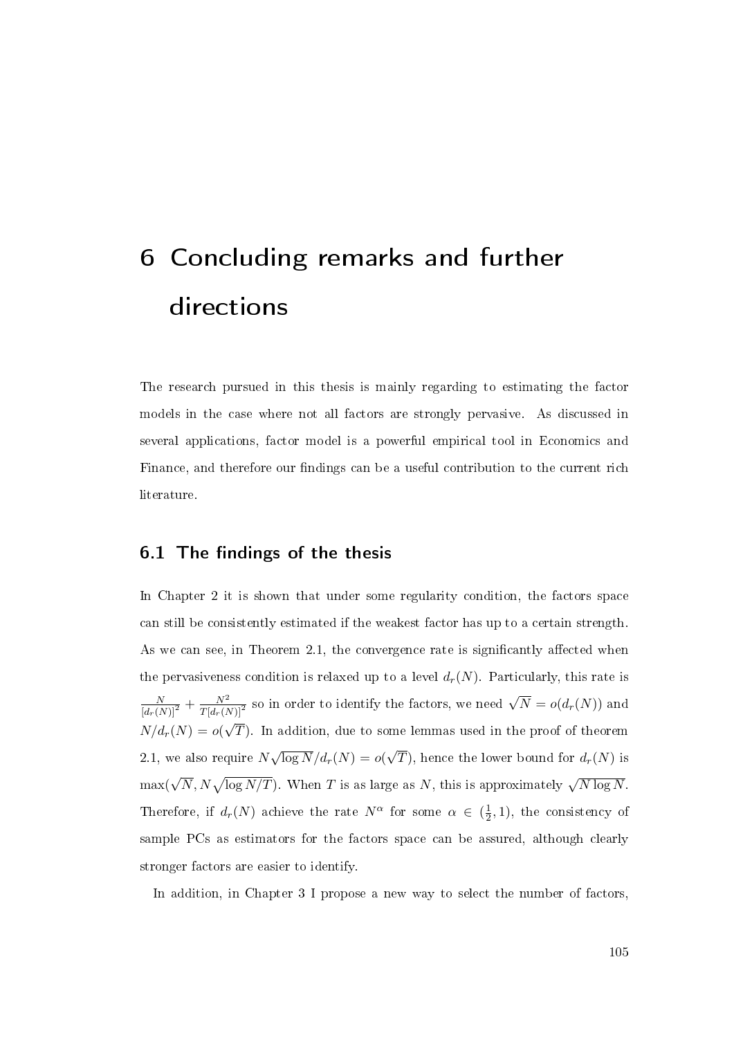# 6 Concluding remarks and further directions

The research pursued in this thesis is mainly regarding to estimating the factor models in the case where not all factors are strongly pervasive. As discussed in several applications, factor model is a powerful empirical tool in Economics and Finance, and therefore our findings can be a useful contribution to the current rich literature.

## 6.1 The findings of the thesis

In Chapter 2 it is shown that under some regularity condition, the factors space can still be consistently estimated if the weakest factor has up to a certain strength. As we can see, in Theorem 2.1, the convergence rate is significantly affected when the pervasiveness condition is relaxed up to a level $d_r(N)$. Particularly, this rate is $\frac{N}{[d_r(N)]^2} + \frac{N^2}{T[d_r(N)]^2}$ so in order to identify the factors, we need $\sqrt{N} = o(d_r(N))$ and $N/d_r(N) = o(\sqrt{T})$. In addition, due to some lemmas used in the proof of theorem 2.1, we also require $N\sqrt{\log N}/d_r(N) = o(\sqrt{T})$, hence the lower bound for $d_r(N)$ is $\max(\sqrt{N}, N\sqrt{\log N/T})$. When $T$ is as large as $N$, this is approximately $\sqrt{N \log N}$. Therefore, if $d_r(N)$ achieve the rate $N^\alpha$ for some $\alpha \in (\frac{1}{2}, 1)$, the consistency of sample PCs as estimators for the factors space can be assured, although clearly stronger factors are easier to identify.

In addition, in Chapter 3 I propose a new way to select the number of factors,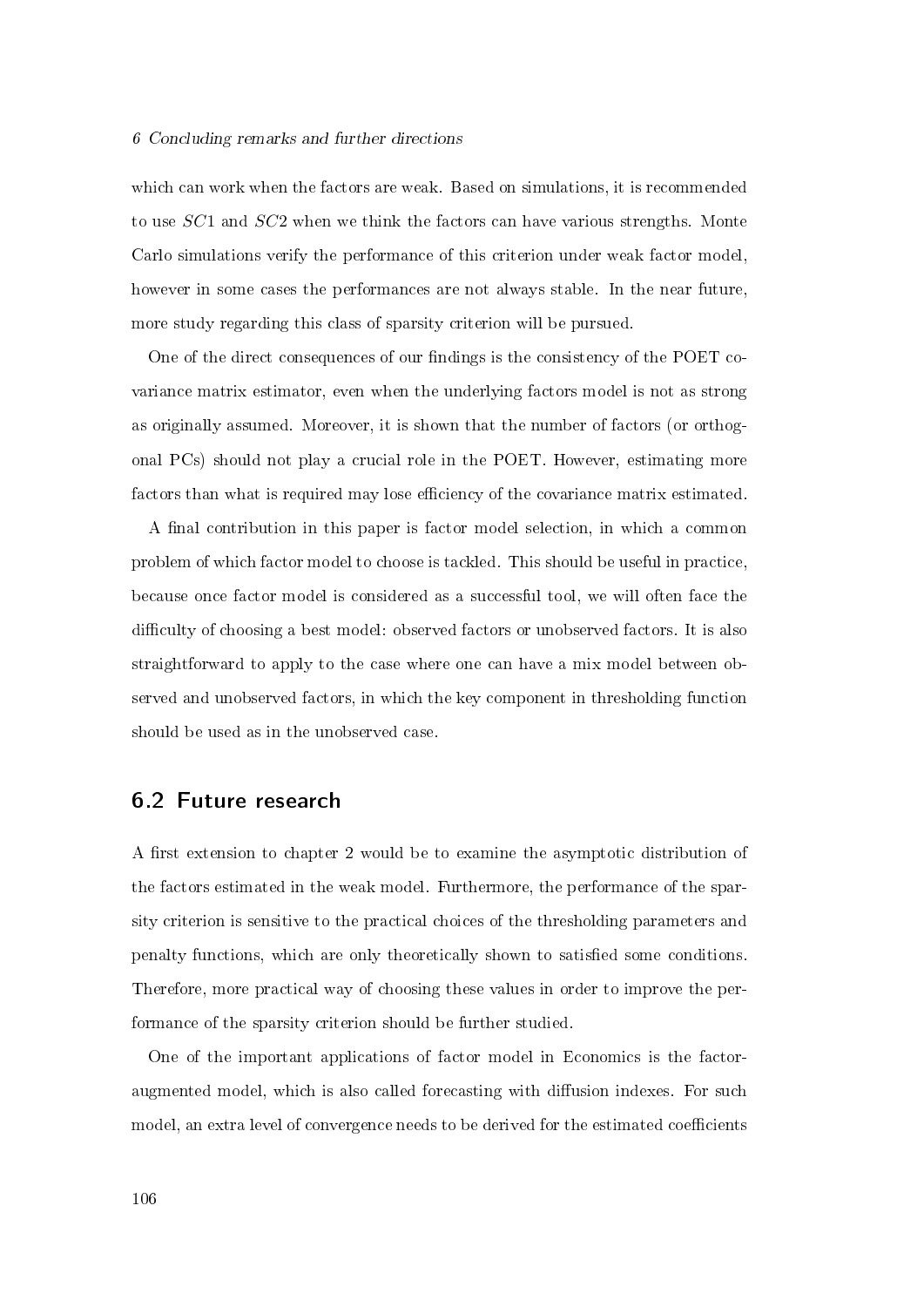which can work when the factors are weak. Based on simulations, it is recommended to use $SC1$ and $SC2$ when we think the factors can have various strengths. Monte Carlo simulations verify the performance of this criterion under weak factor model, however in some cases the performances are not always stable. In the near future, more study regarding this class of sparsity criterion will be pursued.

One of the direct consequences of our findings is the consistency of the POET covariance matrix estimator, even when the underlying factors model is not as strong as originally assumed. Moreover, it is shown that the number of factors (or orthogonal PCs) should not play a crucial role in the POET. However, estimating more factors than what is required may lose efficiency of the covariance matrix estimated.

A final contribution in this paper is factor model selection, in which a common problem of which factor model to choose is tackled. This should be useful in practice, because once factor model is considered as a successful tool, we will often face the difficulty of choosing a best model: observed factors or unobserved factors. It is also straightforward to apply to the case where one can have a mix model between observed and unobserved factors, in which the key component in thresholding function should be used as in the unobserved case.

## 6.2 Future research

A first extension to chapter 2 would be to examine the asymptotic distribution of the factors estimated in the weak model. Furthermore, the performance of the sparsity criterion is sensitive to the practical choices of the thresholding parameters and penalty functions, which are only theoretically shown to satisfied some conditions. Therefore, more practical way of choosing these values in order to improve the performance of the sparsity criterion should be further studied.

One of the important applications of factor model in Economics is the factor-augmented model, which is also called forecasting with diffusion indexes. For such model, an extra level of convergence needs to be derived for the estimated coefficients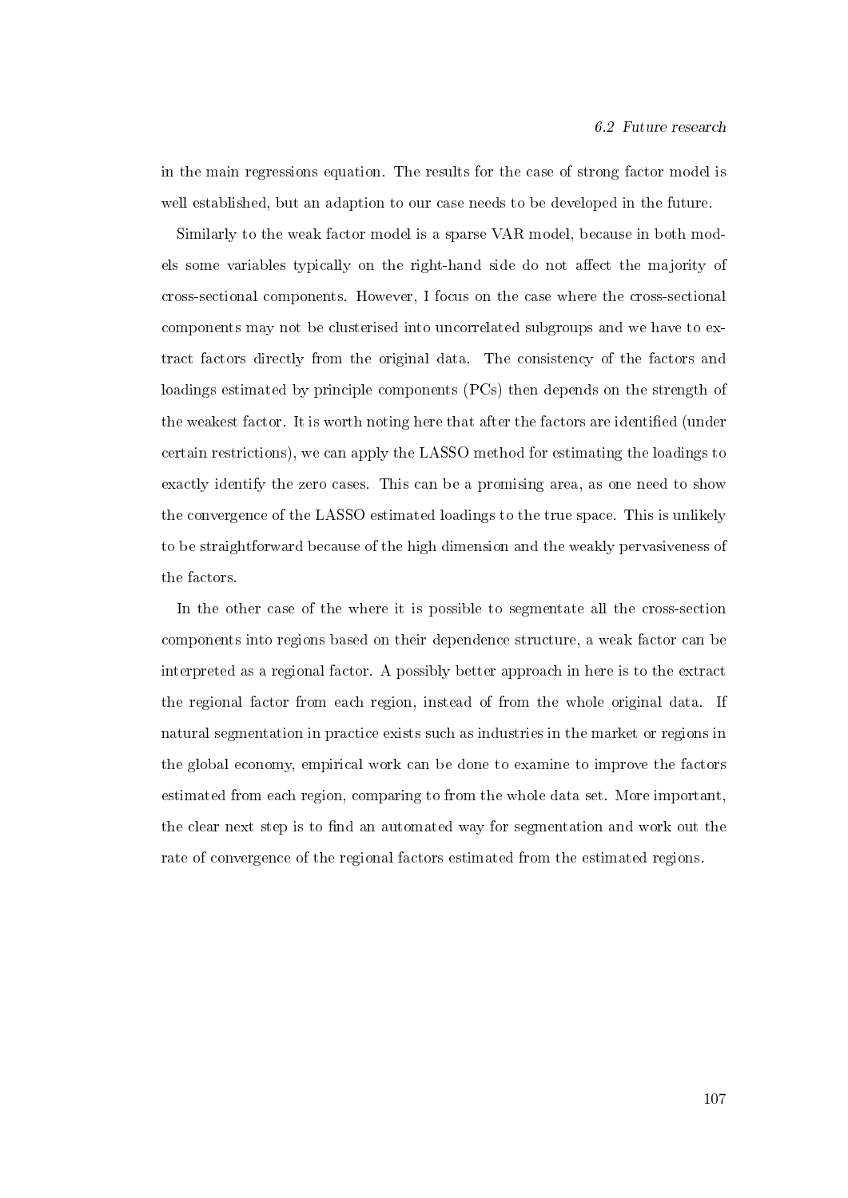in the main regressions equation. The results for the case of strong factor model is well established, but an adaption to our case needs to be developed in the future.

Similarly to the weak factor model is a sparse VAR model, because in both models some variables typically on the right-hand side do not affect the majority of cross-sectional components. However, I focus on the case where the cross-sectional components may not be clusterised into uncorrelated subgroups and we have to extract factors directly from the original data. The consistency of the factors and loadings estimated by principle components (PCs) then depends on the strength of the weakest factor. It is worth noting here that after the factors are identified (under certain restrictions), we can apply the LASSO method for estimating the loadings to exactly identify the zero cases. This can be a promising area, as one need to show the convergence of the LASSO estimated loadings to the true space. This is unlikely to be straightforward because of the high dimension and the weakly pervasiveness of the factors.

In the other case of the where it is possible to segmentate all the cross-section components into regions based on their dependence structure, a weak factor can be interpreted as a regional factor. A possibly better approach in here is to the extract the regional factor from each region, instead of from the whole original data. If natural segmentation in practice exists such as industries in the market or regions in the global economy, empirical work can be done to examine to improve the factors estimated from each region, comparing to from the whole data set. More important, the clear next step is to find an automated way for segmentation and work out the rate of convergence of the regional factors estimated from the estimated regions.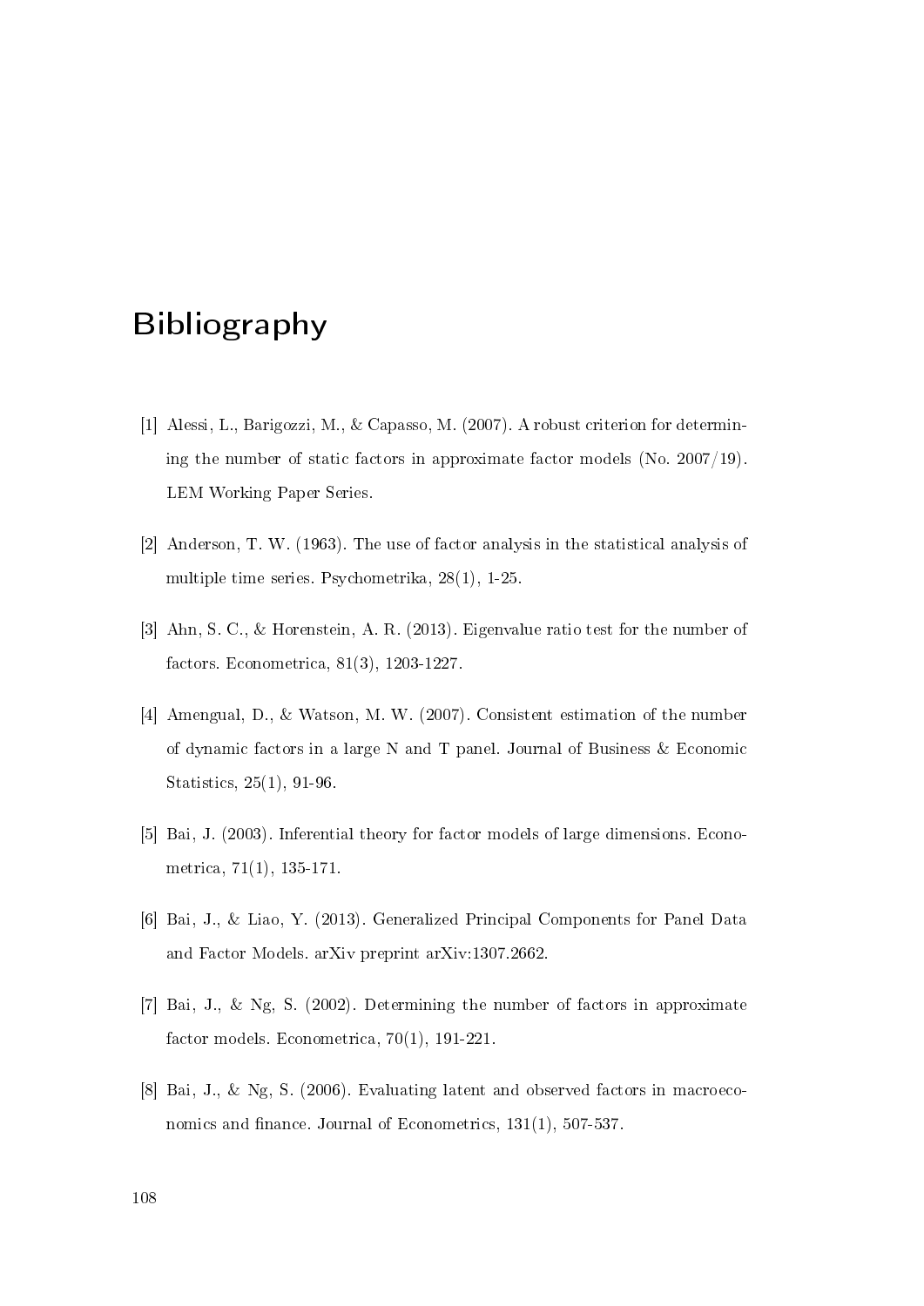# Bibliography

[1] Alessi, L., Barigozzi, M., & Capasso, M. (2007). A robust criterion for determining the number of static factors in approximate factor models (No. 2007/19). LEM Working Paper Series.

[2] Anderson, T. W. (1963). The use of factor analysis in the statistical analysis of multiple time series. Psychometrika, 28(1), 1-25.

[3] Ahn, S. C., & Horenstein, A. R. (2013). Eigenvalue ratio test for the number of factors. Econometrica, 81(3), 1203-1227.

[4] Amengual, D., & Watson, M. W. (2007). Consistent estimation of the number of dynamic factors in a large N and T panel. Journal of Business & Economic Statistics, 25(1), 91-96.

[5] Bai, J. (2003). Inferential theory for factor models of large dimensions. Econometrica, 71(1), 135-171.

[6] Bai, J., & Liao, Y. (2013). Generalized Principal Components for Panel Data and Factor Models. arXiv preprint arXiv:1307.2662.

[7] Bai, J., & Ng, S. (2002). Determining the number of factors in approximate factor models. Econometrica, 70(1), 191-221.

[8] Bai, J., & Ng, S. (2006). Evaluating latent and observed factors in macroeconomics and finance. Journal of Econometrics, 131(1), 507-537.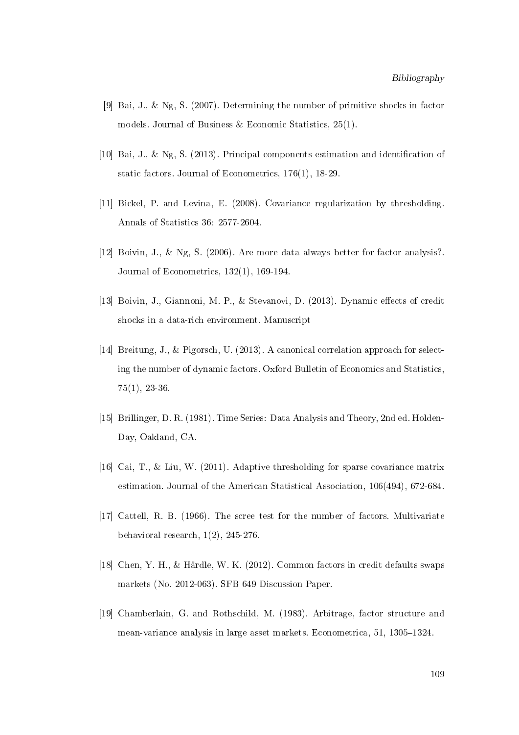[9] Bai, J., & Ng, S. (2007). Determining the number of primitive shocks in factor models. Journal of Business & Economic Statistics, 25(1).

[10] Bai, J., & Ng, S. (2013). Principal components estimation and identification of static factors. Journal of Econometrics, 176(1), 18-29.

[11] Bickel, P. and Levina, E. (2008). Covariance regularization by thresholding. Annals of Statistics 36: 2577-2604.

[12] Boivin, J., & Ng, S. (2006). Are more data always better for factor analysis?. Journal of Econometrics, 132(1), 169-194.

[13] Boivin, J., Giannoni, M. P., & Stevanovi, D. (2013). Dynamic effects of credit shocks in a data-rich environment. Manuscript

[14] Breitung, J., & Pigorsch, U. (2013). A canonical correlation approach for selecting the number of dynamic factors. Oxford Bulletin of Economics and Statistics, 75(1), 23-36.

[15] Brillinger, D. R. (1981). Time Series: Data Analysis and Theory, 2nd ed. Holden-Day, Oakland, CA.

[16] Cai, T., & Liu, W. (2011). Adaptive thresholding for sparse covariance matrix estimation. Journal of the American Statistical Association, 106(494), 672-684.

[17] Cattell, R. B. (1966). The scree test for the number of factors. Multivariate behavioral research, 1(2), 245-276.

[18] Chen, Y. H., & Härdle, W. K. (2012). Common factors in credit defaults swaps markets (No. 2012-063). SFB 649 Discussion Paper.

[19] Chamberlain, G. and Rothschild, M. (1983). Arbitrage, factor structure and mean-variance analysis in large asset markets. Econometrica, 51, 1305–1324.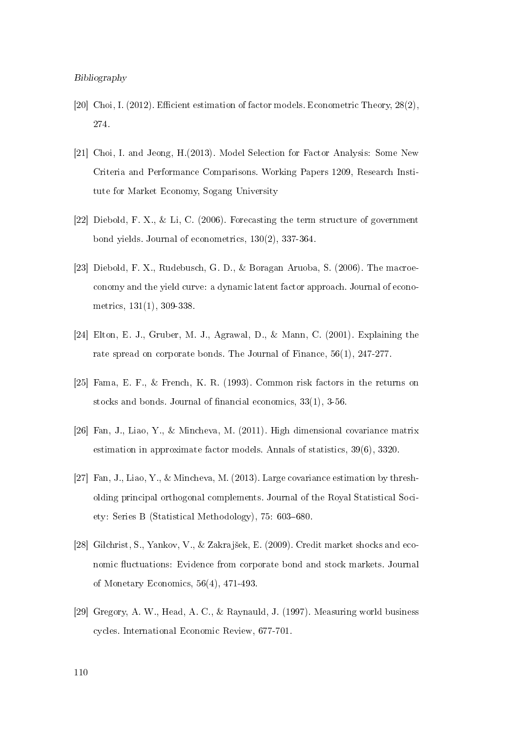[20] Choi, I. (2012). Efficient estimation of factor models. Econometric Theory, 28(2), 274.

[21] Choi, I. and Jeong, H.(2013). Model Selection for Factor Analysis: Some New Criteria and Performance Comparisons. Working Papers 1209, Research Institute for Market Economy, Sogang University

[22] Diebold, F. X., & Li, C. (2006). Forecasting the term structure of government bond yields. Journal of econometrics, 130(2), 337-364.

[23] Diebold, F. X., Rudebusch, G. D., & Boragan Aruoba, S. (2006). The macroeconomy and the yield curve: a dynamic latent factor approach. Journal of econometrics, 131(1), 309-338.

[24] Elton, E. J., Gruber, M. J., Agrawal, D., & Mann, C. (2001). Explaining the rate spread on corporate bonds. The Journal of Finance, 56(1), 247-277.

[25] Fama, E. F., & French, K. R. (1993). Common risk factors in the returns on stocks and bonds. Journal of financial economics, 33(1), 3-56.

[26] Fan, J., Liao, Y., & Mincheva, M. (2011). High dimensional covariance matrix estimation in approximate factor models. Annals of statistics, 39(6), 3320.

[27] Fan, J., Liao, Y., & Mincheva, M. (2013). Large covariance estimation by thresholding principal orthogonal complements. Journal of the Royal Statistical Society: Series B (Statistical Methodology), 75: 603–680.

[28] Gilchrist, S., Yankov, V., & Zakrajšek, E. (2009). Credit market shocks and economic fluctuations: Evidence from corporate bond and stock markets. Journal of Monetary Economics, 56(4), 471-493.

[29] Gregory, A. W., Head, A. C., & Raynauld, J. (1997). Measuring world business cycles. International Economic Review, 677-701.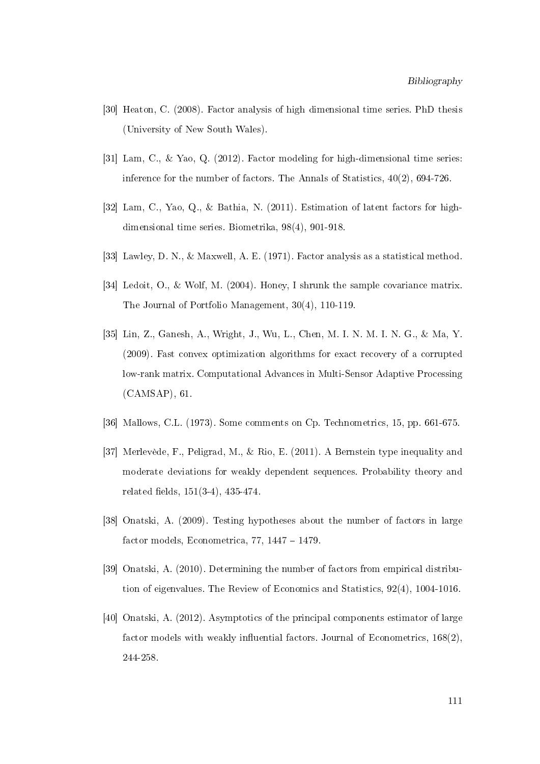[30] Heaton, C. (2008). Factor analysis of high dimensional time series. PhD thesis (University of New South Wales).

[31] Lam, C., & Yao, Q. (2012). Factor modeling for high-dimensional time series: inference for the number of factors. The Annals of Statistics, 40(2), 694-726.

[32] Lam, C., Yao, Q., & Bathia, N. (2011). Estimation of latent factors for high-dimensional time series. Biometrika, 98(4), 901-918.

[33] Lawley, D. N., & Maxwell, A. E. (1971). Factor analysis as a statistical method.

[34] Ledoit, O., & Wolf, M. (2004). Honey, I shrunk the sample covariance matrix. The Journal of Portfolio Management, 30(4), 110-119.

[35] Lin, Z., Ganesh, A., Wright, J., Wu, L., Chen, M. I. N. M. I. N. G., & Ma, Y. (2009). Fast convex optimization algorithms for exact recovery of a corrupted low-rank matrix. Computational Advances in Multi-Sensor Adaptive Processing (CAMSAP), 61.

[36] Mallows, C.L. (1973). Some comments on Cp. Technometrics, 15, pp. 661-675.

[37] Merlevède, F., Peligrad, M., & Rio, E. (2011). A Bernstein type inequality and moderate deviations for weakly dependent sequences. Probability theory and related fields, 151(3-4), 435-474.

[38] Onatski, A. (2009). Testing hypotheses about the number of factors in large factor models, Econometrica, 77, 1447 – 1479.

[39] Onatski, A. (2010). Determining the number of factors from empirical distribution of eigenvalues. The Review of Economics and Statistics, 92(4), 1004-1016.

[40] Onatski, A. (2012). Asymptotics of the principal components estimator of large factor models with weakly influential factors. Journal of Econometrics, 168(2), 244-258.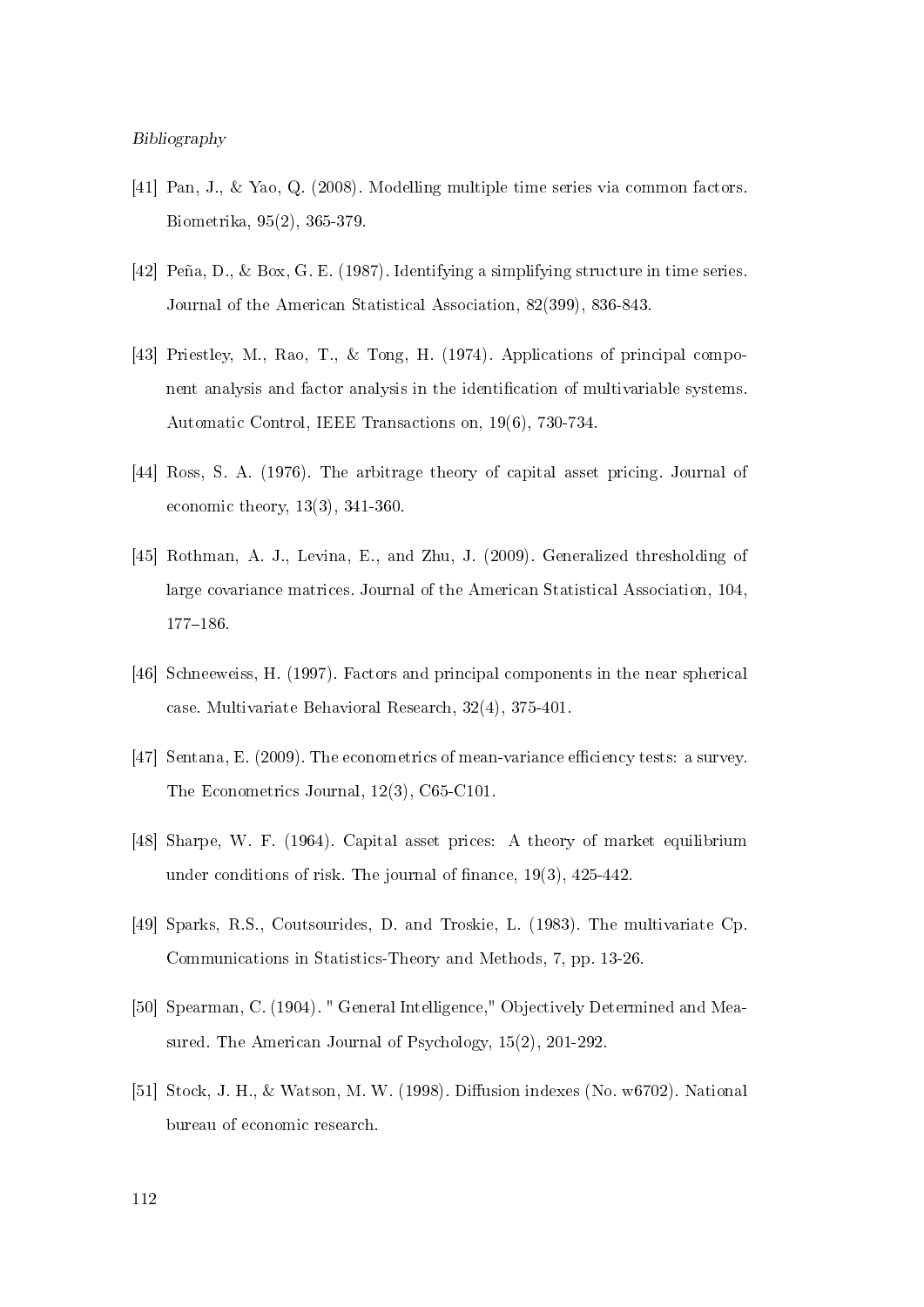[41] Pan, J., & Yao, Q. (2008). Modelling multiple time series via common factors. Biometrika, 95(2), 365-379.

[42] Peña, D., & Box, G. E. (1987). Identifying a simplifying structure in time series. Journal of the American Statistical Association, 82(399), 836-843.

[43] Priestley, M., Rao, T., & Tong, H. (1974). Applications of principal component analysis and factor analysis in the identification of multivariable systems. Automatic Control, IEEE Transactions on, 19(6), 730-734.

[44] Ross, S. A. (1976). The arbitrage theory of capital asset pricing. Journal of economic theory, 13(3), 341-360.

[45] Rothman, A. J., Levina, E., and Zhu, J. (2009). Generalized thresholding of large covariance matrices. Journal of the American Statistical Association, 104, 177–186.

[46] Schneeweiss, H. (1997). Factors and principal components in the near spherical case. Multivariate Behavioral Research, 32(4), 375-401.

[47] Sentana, E. (2009). The econometrics of mean-variance efficiency tests: a survey. The Econometrics Journal, 12(3), C65-C101.

[48] Sharpe, W. F. (1964). Capital asset prices: A theory of market equilibrium under conditions of risk. The journal of finance, 19(3), 425-442.

[49] Sparks, R.S., Coutsourides, D. and Troskie, L. (1983). The multivariate Cp. Communications in Statistics-Theory and Methods, 7, pp. 13-26.

[50] Spearman, C. (1904). " General Intelligence," Objectively Determined and Measured. The American Journal of Psychology, 15(2), 201-292.

[51] Stock, J. H., & Watson, M. W. (1998). Diffusion indexes (No. w6702). National bureau of economic research.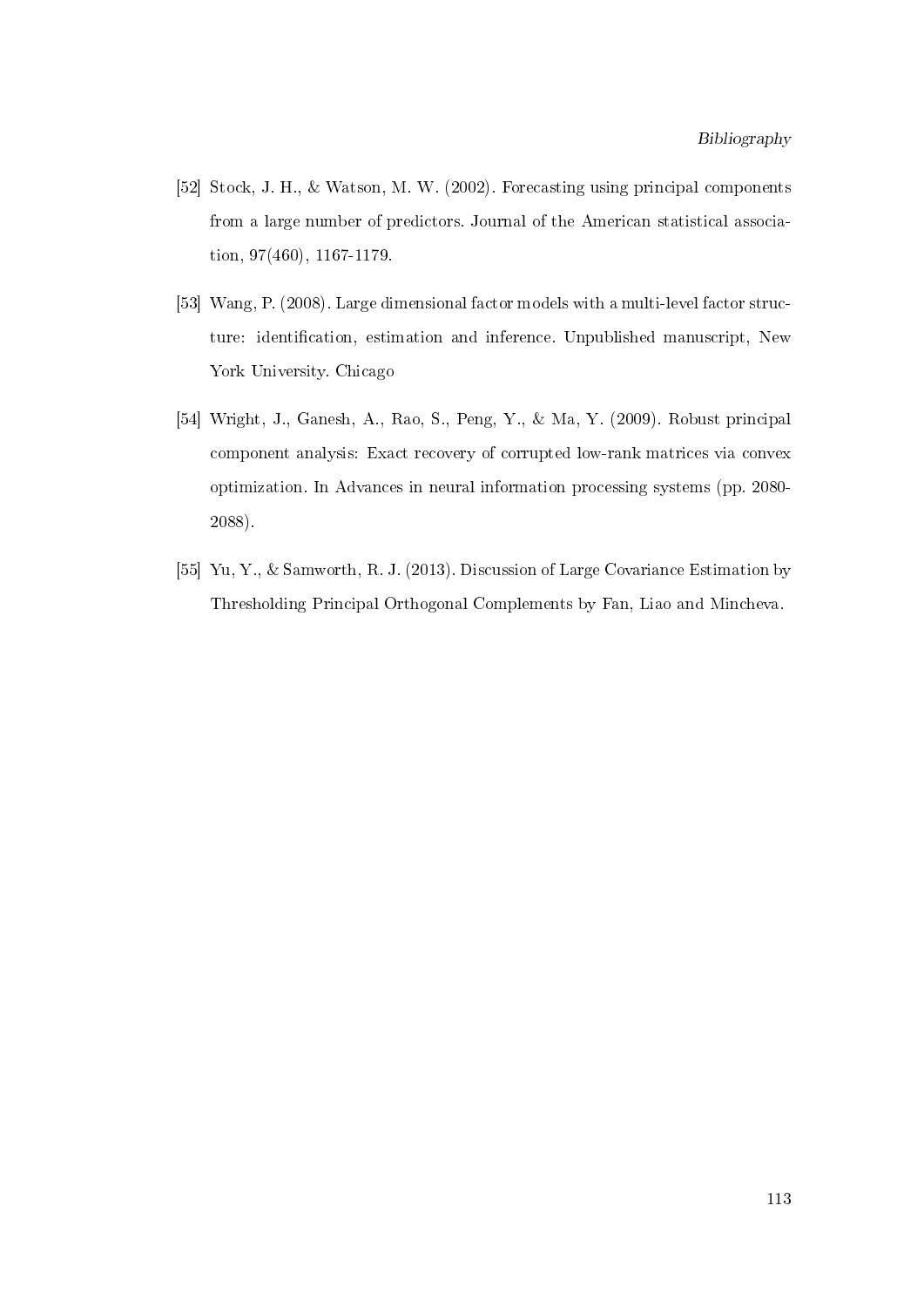[52] Stock, J. H., & Watson, M. W. (2002). Forecasting using principal components from a large number of predictors. Journal of the American statistical association, 97(460), 1167-1179.

[53] Wang, P. (2008). Large dimensional factor models with a multi-level factor structure: identification, estimation and inference. Unpublished manuscript, New York University. Chicago

[54] Wright, J., Ganesh, A., Rao, S., Peng, Y., & Ma, Y. (2009). Robust principal component analysis: Exact recovery of corrupted low-rank matrices via convex optimization. In Advances in neural information processing systems (pp. 2080-2088).

[55] Yu, Y., & Samworth, R. J. (2013). Discussion of Large Covariance Estimation by Thresholding Principal Orthogonal Complements by Fan, Liao and Mincheva.